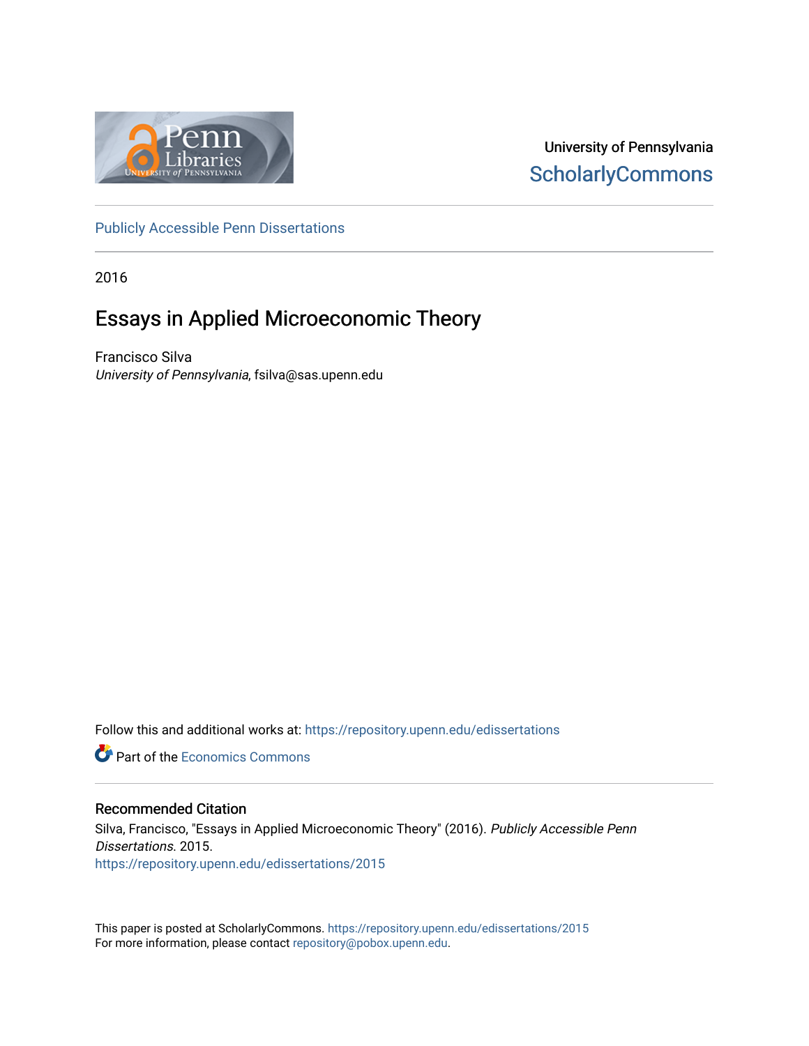University of Pennsylvania
ScholarlyCommons

Publicly Accessible Penn Dissertations

2016

# Essays in Applied Microeconomic Theory

Francisco Silva
*University of Pennsylvania*, fsilva@sas.upenn.edu

Follow this and additional works at: https://repository.upenn.edu/edissertations

Part of the Economics Commons

## Recommended Citation

Silva, Francisco, "Essays in Applied Microeconomic Theory" (2016). *Publicly Accessible Penn Dissertations*. 2015.
https://repository.upenn.edu/edissertations/2015

This paper is posted at ScholarlyCommons. https://repository.upenn.edu/edissertations/2015
For more information, please contact repository@pobox.upenn.edu.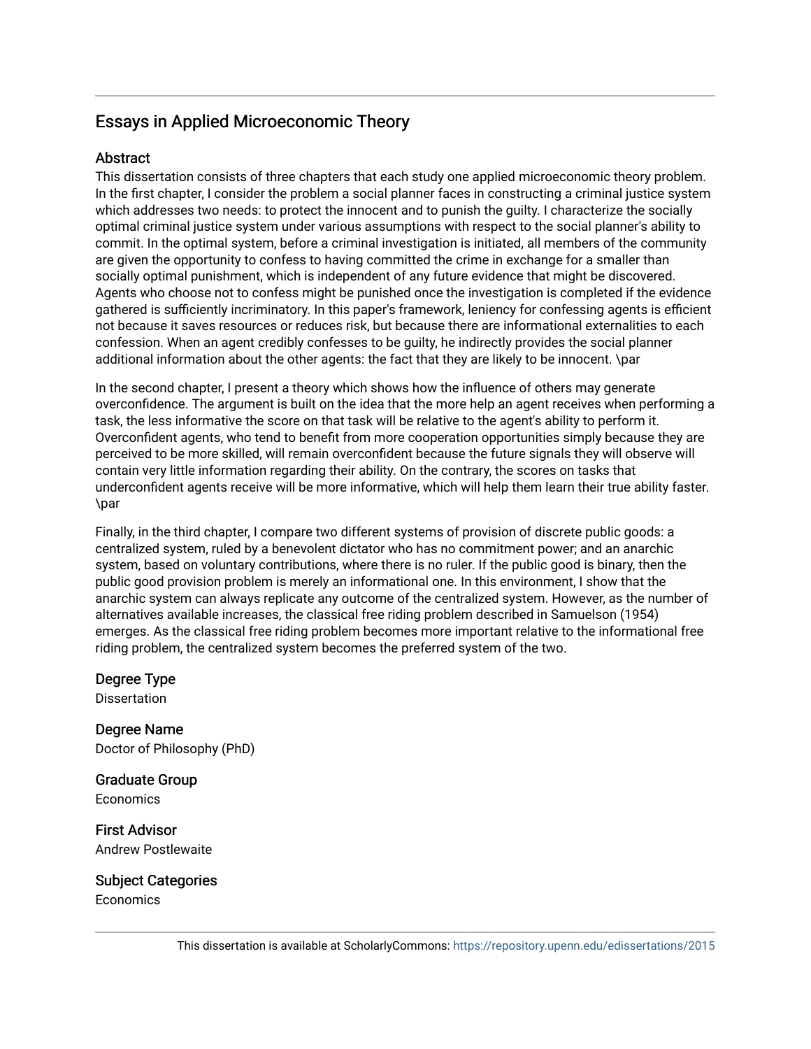# Essays in Applied Microeconomic Theory

## Abstract

This dissertation consists of three chapters that each study one applied microeconomic theory problem. In the first chapter, I consider the problem a social planner faces in constructing a criminal justice system which addresses two needs: to protect the innocent and to punish the guilty. I characterize the socially optimal criminal justice system under various assumptions with respect to the social planner's ability to commit. In the optimal system, before a criminal investigation is initiated, all members of the community are given the opportunity to confess to having committed the crime in exchange for a smaller than socially optimal punishment, which is independent of any future evidence that might be discovered. Agents who choose not to confess might be punished once the investigation is completed if the evidence gathered is sufficiently incriminatory. In this paper's framework, leniency for confessing agents is efficient not because it saves resources or reduces risk, but because there are informational externalities to each confession. When an agent credibly confesses to be guilty, he indirectly provides the social planner additional information about the other agents: the fact that they are likely to be innocent. \par

In the second chapter, I present a theory which shows how the influence of others may generate overconfidence. The argument is built on the idea that the more help an agent receives when performing a task, the less informative the score on that task will be relative to the agent's ability to perform it. Overconfident agents, who tend to benefit from more cooperation opportunities simply because they are perceived to be more skilled, will remain overconfident because the future signals they will observe will contain very little information regarding their ability. On the contrary, the scores on tasks that underconfident agents receive will be more informative, which will help them learn their true ability faster. \par

Finally, in the third chapter, I compare two different systems of provision of discrete public goods: a centralized system, ruled by a benevolent dictator who has no commitment power; and an anarchic system, based on voluntary contributions, where there is no ruler. If the public good is binary, then the public good provision problem is merely an informational one. In this environment, I show that the anarchic system can always replicate any outcome of the centralized system. However, as the number of alternatives available increases, the classical free riding problem described in Samuelson (1954) emerges. As the classical free riding problem becomes more important relative to the informational free riding problem, the centralized system becomes the preferred system of the two.

## Degree Type

Dissertation

## Degree Name

Doctor of Philosophy (PhD)

## Graduate Group

Economics

## First Advisor

Andrew Postlewaite

## Subject Categories

Economics

This dissertation is available at ScholarlyCommons: https://repository.upenn.edu/edissertations/2015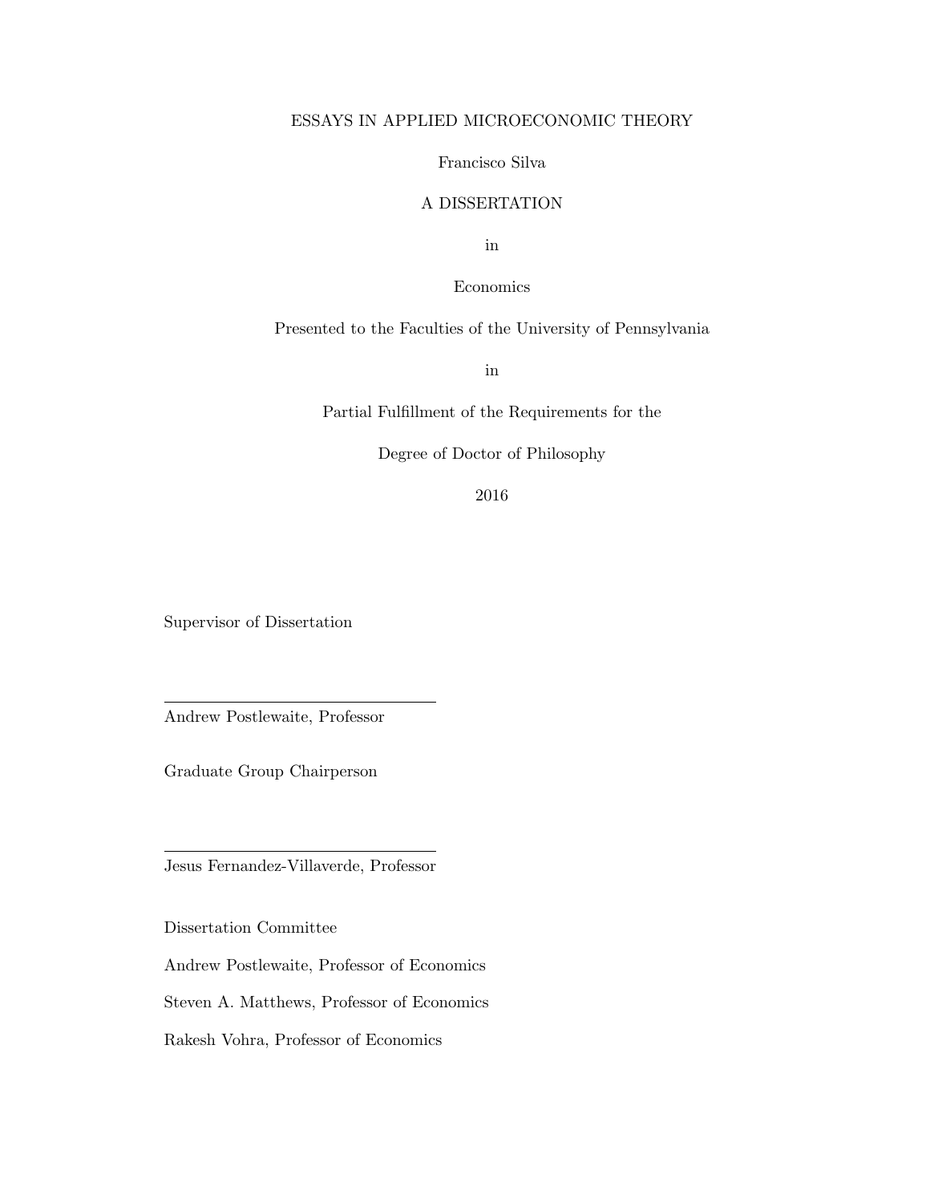# ESSAYS IN APPLIED MICROECONOMIC THEORY

Francisco Silva

A DISSERTATION

in

Economics

Presented to the Faculties of the University of Pennsylvania

in

Partial Fulfillment of the Requirements for the

Degree of Doctor of Philosophy

2016

Supervisor of Dissertation

Andrew Postlewaite, Professor

Graduate Group Chairperson

Jesus Fernandez-Villaverde, Professor

Dissertation Committee

Andrew Postlewaite, Professor of Economics

Steven A. Matthews, Professor of Economics

Rakesh Vohra, Professor of Economics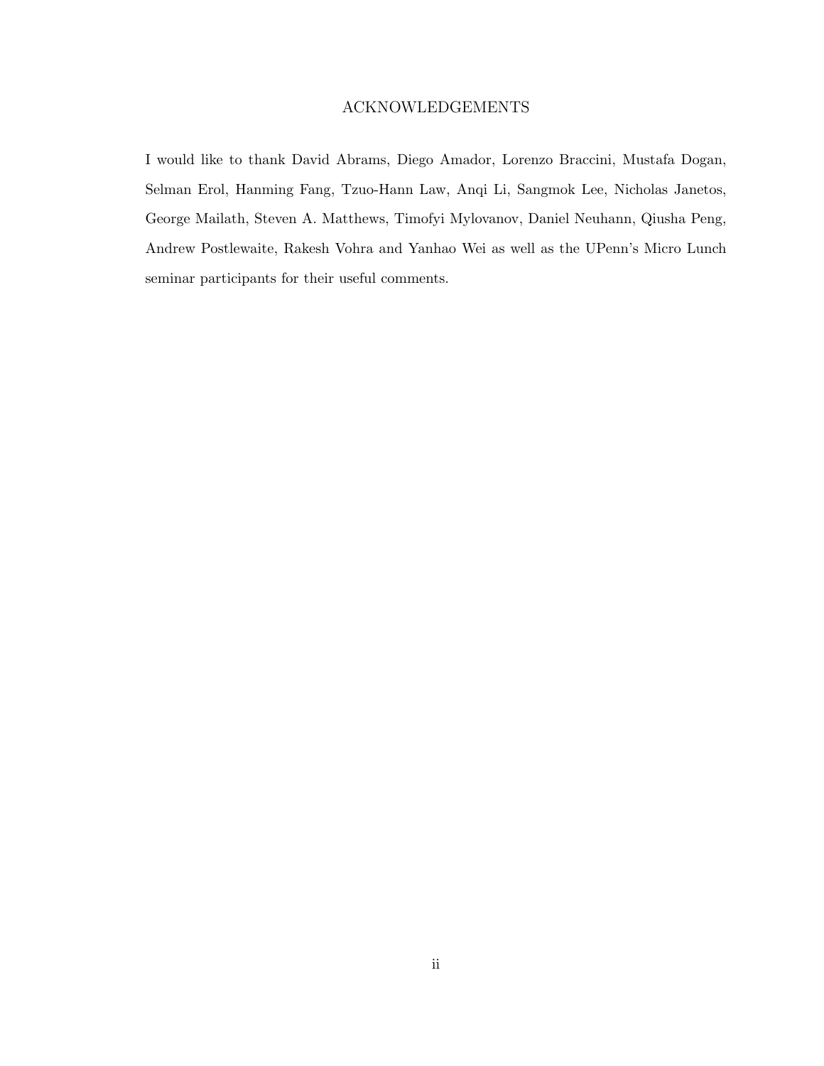# ACKNOWLEDGEMENTS

I would like to thank David Abrams, Diego Amador, Lorenzo Braccini, Mustafa Dogan, Selman Erol, Hanming Fang, Tzuo-Hann Law, Anqi Li, Sangmok Lee, Nicholas Janetos, George Mailath, Steven A. Matthews, Timofyi Mylovanov, Daniel Neuhann, Qiusha Peng, Andrew Postlewaite, Rakesh Vohra and Yanhao Wei as well as the UPenn's Micro Lunch seminar participants for their useful comments.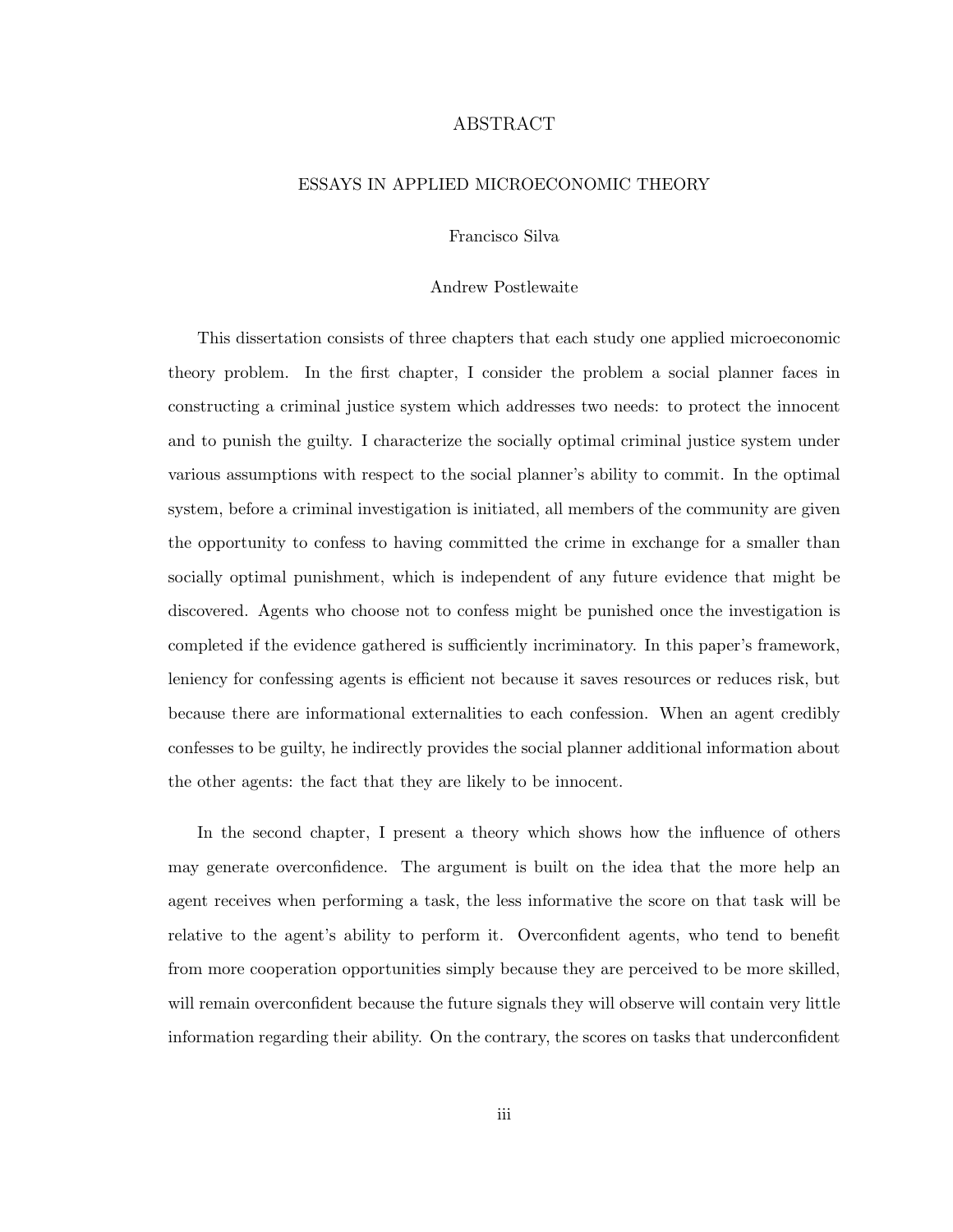# ABSTRACT

## ESSAYS IN APPLIED MICROECONOMIC THEORY

Francisco Silva

Andrew Postlewaite

This dissertation consists of three chapters that each study one applied microeconomic theory problem. In the first chapter, I consider the problem a social planner faces in constructing a criminal justice system which addresses two needs: to protect the innocent and to punish the guilty. I characterize the socially optimal criminal justice system under various assumptions with respect to the social planner's ability to commit. In the optimal system, before a criminal investigation is initiated, all members of the community are given the opportunity to confess to having committed the crime in exchange for a smaller than socially optimal punishment, which is independent of any future evidence that might be discovered. Agents who choose not to confess might be punished once the investigation is completed if the evidence gathered is sufficiently incriminatory. In this paper's framework, leniency for confessing agents is efficient not because it saves resources or reduces risk, but because there are informational externalities to each confession. When an agent credibly confesses to be guilty, he indirectly provides the social planner additional information about the other agents: the fact that they are likely to be innocent.

In the second chapter, I present a theory which shows how the influence of others may generate overconfidence. The argument is built on the idea that the more help an agent receives when performing a task, the less informative the score on that task will be relative to the agent's ability to perform it. Overconfident agents, who tend to benefit from more cooperation opportunities simply because they are perceived to be more skilled, will remain overconfident because the future signals they will observe will contain very little information regarding their ability. On the contrary, the scores on tasks that underconfident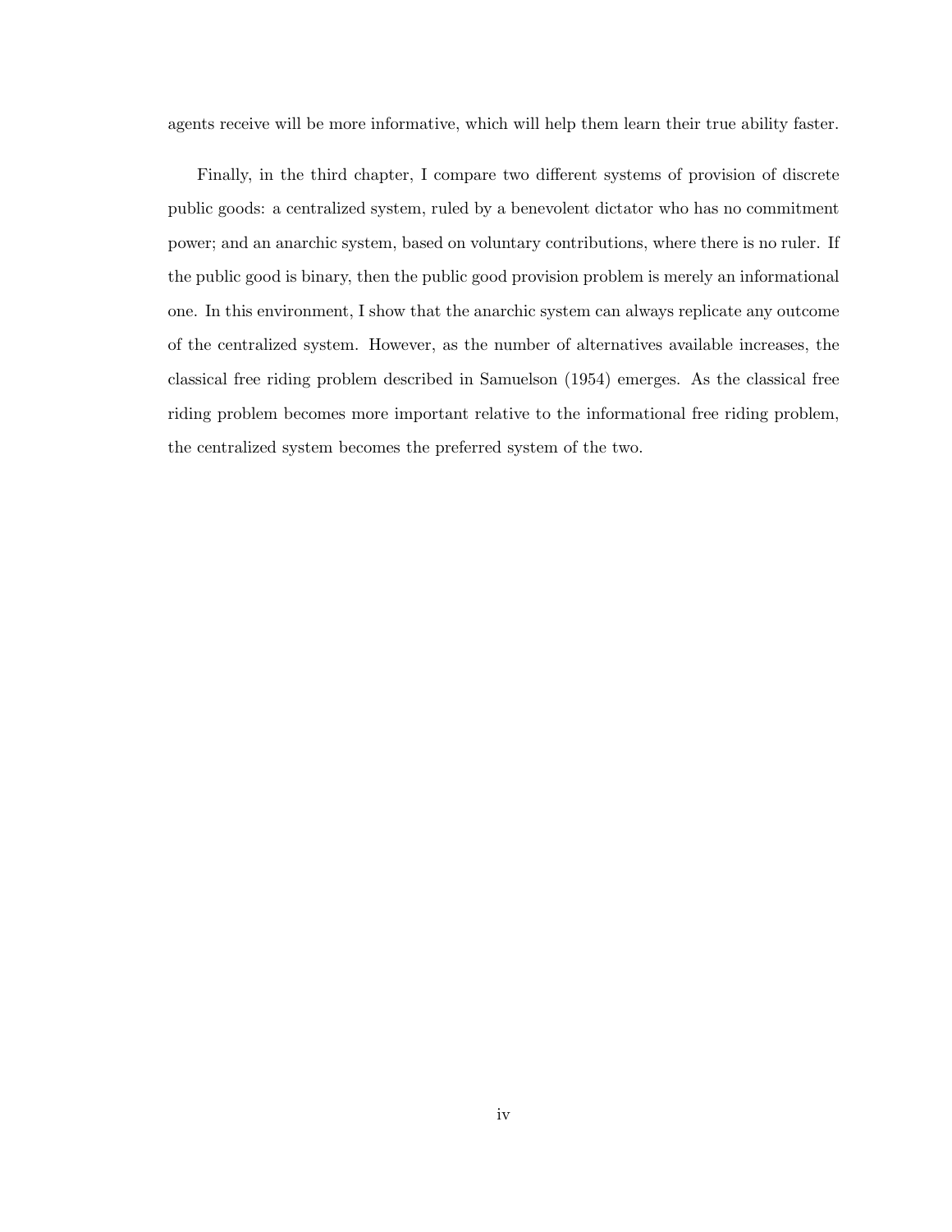agents receive will be more informative, which will help them learn their true ability faster.

Finally, in the third chapter, I compare two different systems of provision of discrete public goods: a centralized system, ruled by a benevolent dictator who has no commitment power; and an anarchic system, based on voluntary contributions, where there is no ruler. If the public good is binary, then the public good provision problem is merely an informational one. In this environment, I show that the anarchic system can always replicate any outcome of the centralized system. However, as the number of alternatives available increases, the classical free riding problem described in Samuelson (1954) emerges. As the classical free riding problem becomes more important relative to the informational free riding problem, the centralized system becomes the preferred system of the two.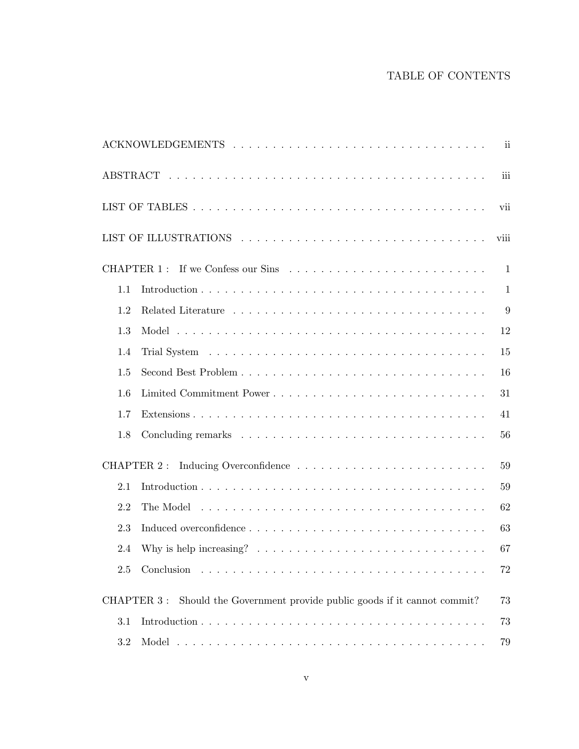# TABLE OF CONTENTS

ACKNOWLEDGEMENTS . . . . . . . . . . . . . . . . . . . . . . . . . . . . . . . . . ii

ABSTRACT . . . . . . . . . . . . . . . . . . . . . . . . . . . . . . . . . . . . . . iii

LIST OF TABLES . . . . . . . . . . . . . . . . . . . . . . . . . . . . . . . . . . vii

LIST OF ILLUSTRATIONS . . . . . . . . . . . . . . . . . . . . . . . . . . . . . viii

CHAPTER 1 : If we Confess our Sins . . . . . . . . . . . . . . . . . . . . . . . . 1

- 1.1 Introduction . . . . . . . . . . . . . . . . . . . . . . . . . . . . . . . . 1
- 1.2 Related Literature . . . . . . . . . . . . . . . . . . . . . . . . . . . . . 9
- 1.3 Model . . . . . . . . . . . . . . . . . . . . . . . . . . . . . . . . . . . 12
- 1.4 Trial System . . . . . . . . . . . . . . . . . . . . . . . . . . . . . . . . 15
- 1.5 Second Best Problem . . . . . . . . . . . . . . . . . . . . . . . . . . . . 16
- 1.6 Limited Commitment Power . . . . . . . . . . . . . . . . . . . . . . . . . 31
- 1.7 Extensions . . . . . . . . . . . . . . . . . . . . . . . . . . . . . . . . . 41
- 1.8 Concluding remarks . . . . . . . . . . . . . . . . . . . . . . . . . . . . 56

CHAPTER 2 : Inducing Overconfidence . . . . . . . . . . . . . . . . . . . . . . . 59

- 2.1 Introduction . . . . . . . . . . . . . . . . . . . . . . . . . . . . . . . . 59
- 2.2 The Model . . . . . . . . . . . . . . . . . . . . . . . . . . . . . . . . . 62
- 2.3 Induced overconfidence . . . . . . . . . . . . . . . . . . . . . . . . . . . 63
- 2.4 Why is help increasing? . . . . . . . . . . . . . . . . . . . . . . . . . . 67
- 2.5 Conclusion . . . . . . . . . . . . . . . . . . . . . . . . . . . . . . . . . 72

CHAPTER 3 : Should the Government provide public goods if it cannot commit? 73

- 3.1 Introduction . . . . . . . . . . . . . . . . . . . . . . . . . . . . . . . . 73
- 3.2 Model . . . . . . . . . . . . . . . . . . . . . . . . . . . . . . . . . . . 79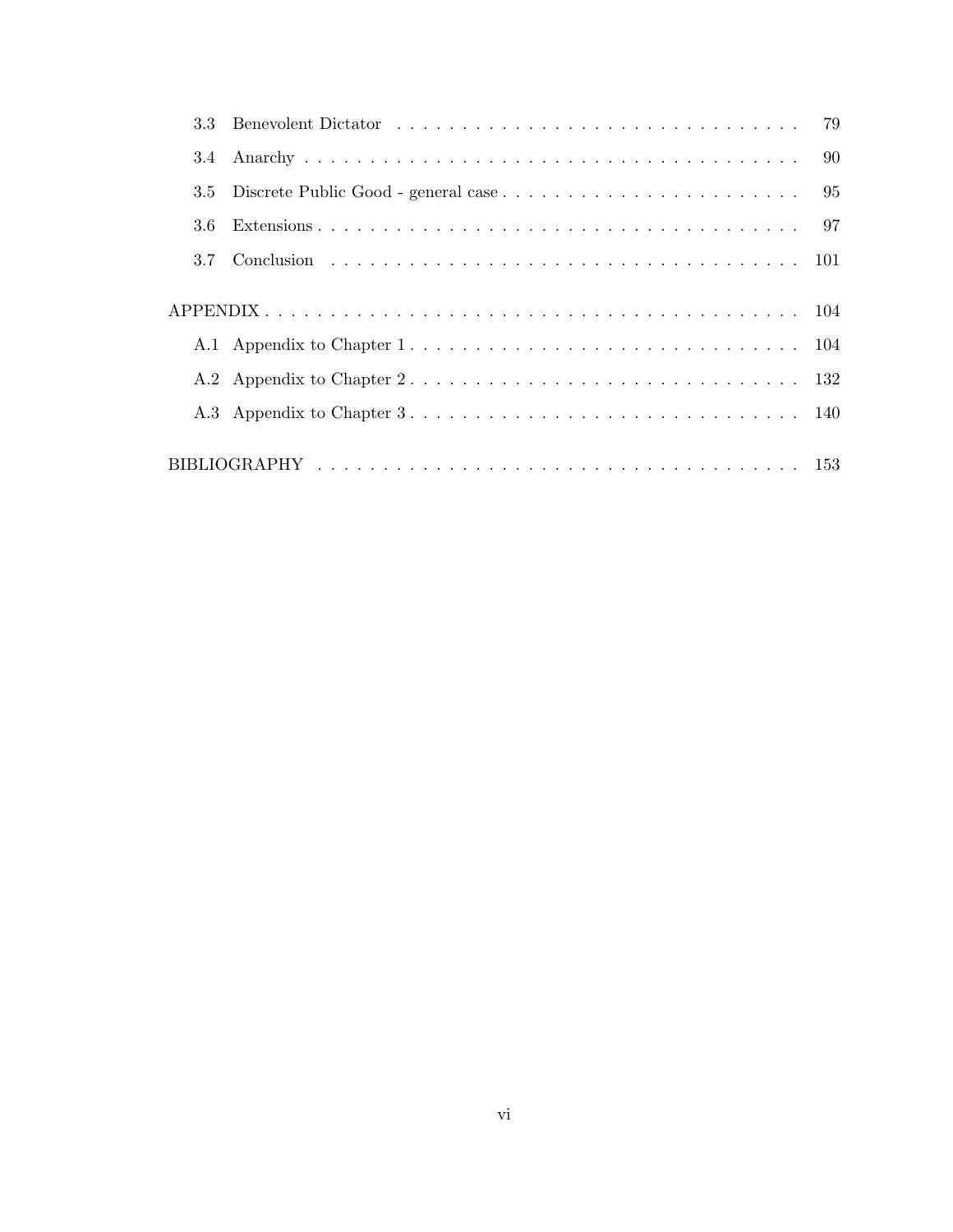3.3 Benevolent Dictator . . . . . . . . . . . . . . . . . . . . . . . . . . . . . . . 79

3.4 Anarchy . . . . . . . . . . . . . . . . . . . . . . . . . . . . . . . . . . . . . 90

3.5 Discrete Public Good - general case . . . . . . . . . . . . . . . . . . . . . . 95

3.6 Extensions . . . . . . . . . . . . . . . . . . . . . . . . . . . . . . . . . . . 97

3.7 Conclusion . . . . . . . . . . . . . . . . . . . . . . . . . . . . . . . . . . . 101

APPENDIX . . . . . . . . . . . . . . . . . . . . . . . . . . . . . . . . . . . . . . 104

A.1 Appendix to Chapter 1 . . . . . . . . . . . . . . . . . . . . . . . . . . . . . 104

A.2 Appendix to Chapter 2 . . . . . . . . . . . . . . . . . . . . . . . . . . . . . 132

A.3 Appendix to Chapter 3 . . . . . . . . . . . . . . . . . . . . . . . . . . . . . 140

BIBLIOGRAPHY . . . . . . . . . . . . . . . . . . . . . . . . . . . . . . . . . . . . 153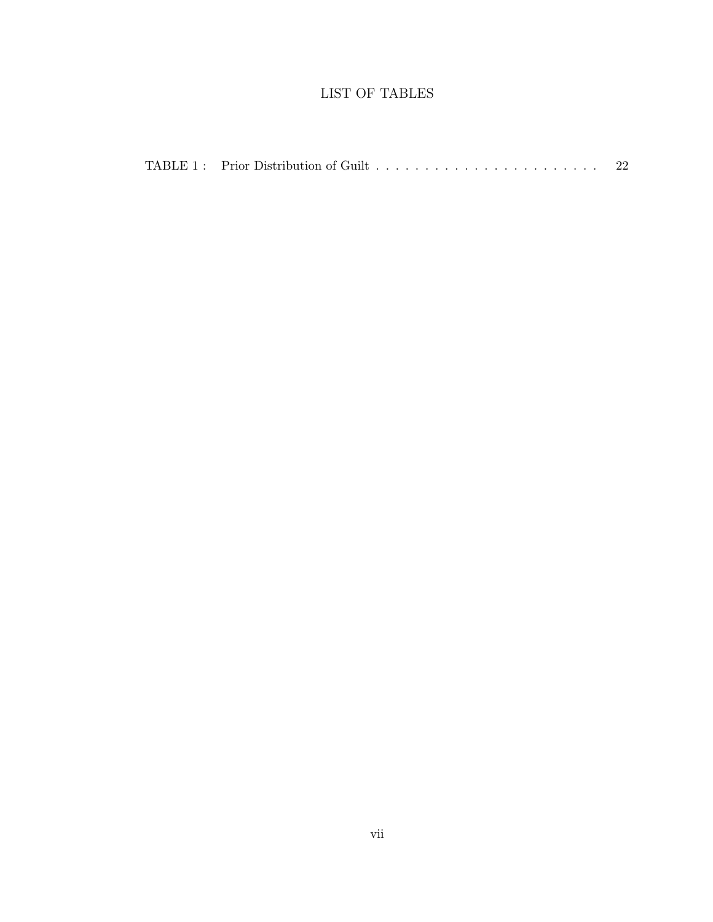# LIST OF TABLES

TABLE 1 : Prior Distribution of Guilt . . . . . . . . . . . . . . . . . . . . . . . . 22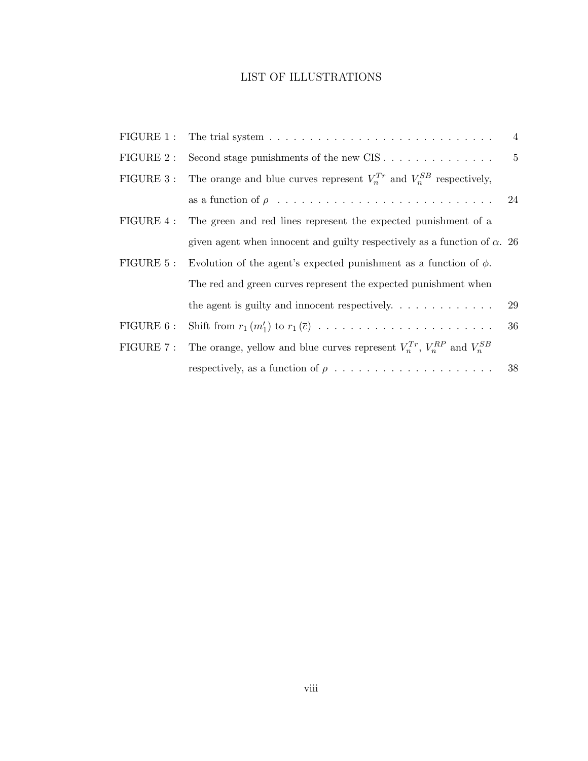# LIST OF ILLUSTRATIONS

FIGURE 1 : The trial system . . . . . . . . . . . . . . . . . . . . . . . . . . . . . 4

FIGURE 2 : Second stage punishments of the new CIS . . . . . . . . . . . . . . 5

FIGURE 3 : The orange and blue curves represent $V_n^{Tr}$ and $V_n^{SB}$ respectively, as a function of $\rho$ . . . . . . . . . . . . . . . . . . . . . . . . . . . 24

FIGURE 4 : The green and red lines represent the expected punishment of a given agent when innocent and guilty respectively as a function of $\alpha$. 26

FIGURE 5 : Evolution of the agent's expected punishment as a function of $\phi$. The red and green curves represent the expected punishment when the agent is guilty and innocent respectively. . . . . . . . . . . . . 29

FIGURE 6 : Shift from $r_1(m_1')$ to $r_1(\overline{c})$ . . . . . . . . . . . . . . . . . . . . . . . 36

FIGURE 7 : The orange, yellow and blue curves represent $V_n^{Tr}$, $V_n^{RP}$ and $V_n^{SB}$ respectively, as a function of $\rho$ . . . . . . . . . . . . . . . . . . . . 38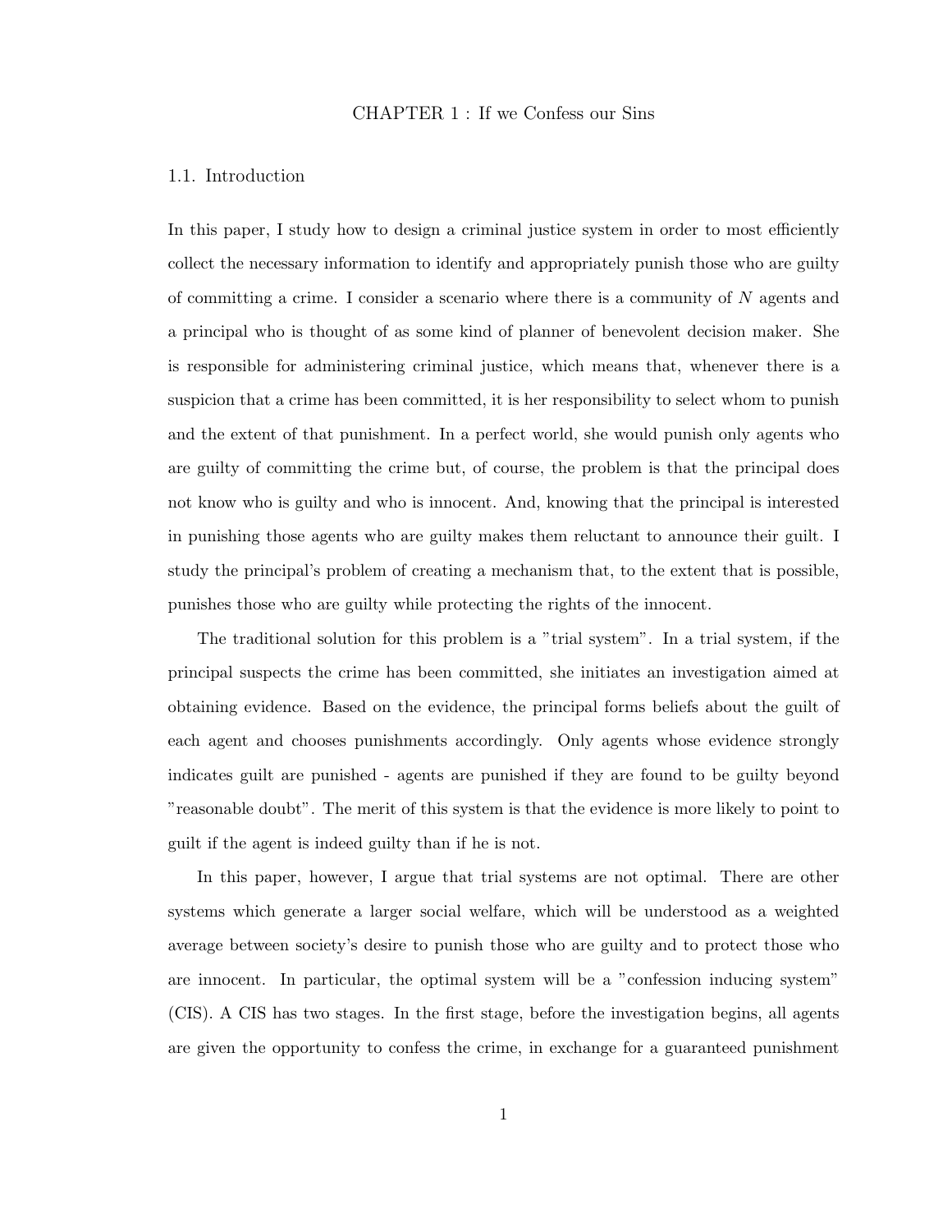# CHAPTER 1 : If we Confess our Sins

## 1.1. Introduction

In this paper, I study how to design a criminal justice system in order to most efficiently collect the necessary information to identify and appropriately punish those who are guilty of committing a crime. I consider a scenario where there is a community of $N$ agents and a principal who is thought of as some kind of planner of benevolent decision maker. She is responsible for administering criminal justice, which means that, whenever there is a suspicion that a crime has been committed, it is her responsibility to select whom to punish and the extent of that punishment. In a perfect world, she would punish only agents who are guilty of committing the crime but, of course, the problem is that the principal does not know who is guilty and who is innocent. And, knowing that the principal is interested in punishing those agents who are guilty makes them reluctant to announce their guilt. I study the principal's problem of creating a mechanism that, to the extent that is possible, punishes those who are guilty while protecting the rights of the innocent.

The traditional solution for this problem is a "trial system". In a trial system, if the principal suspects the crime has been committed, she initiates an investigation aimed at obtaining evidence. Based on the evidence, the principal forms beliefs about the guilt of each agent and chooses punishments accordingly. Only agents whose evidence strongly indicates guilt are punished - agents are punished if they are found to be guilty beyond "reasonable doubt". The merit of this system is that the evidence is more likely to point to guilt if the agent is indeed guilty than if he is not.

In this paper, however, I argue that trial systems are not optimal. There are other systems which generate a larger social welfare, which will be understood as a weighted average between society's desire to punish those who are guilty and to protect those who are innocent. In particular, the optimal system will be a "confession inducing system" (CIS). A CIS has two stages. In the first stage, before the investigation begins, all agents are given the opportunity to confess the crime, in exchange for a guaranteed punishment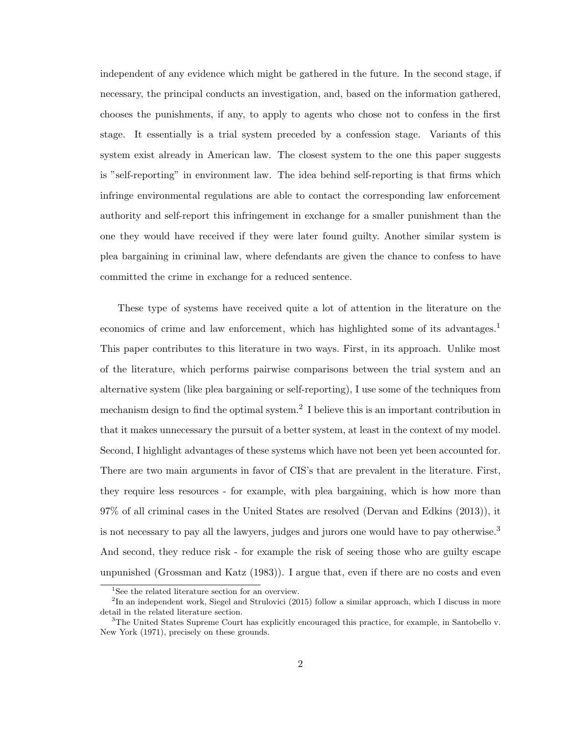independent of any evidence which might be gathered in the future. In the second stage, if necessary, the principal conducts an investigation, and, based on the information gathered, chooses the punishments, if any, to apply to agents who chose not to confess in the first stage. It essentially is a trial system preceded by a confession stage. Variants of this system exist already in American law. The closest system to the one this paper suggests is "self-reporting" in environment law. The idea behind self-reporting is that firms which infringe environmental regulations are able to contact the corresponding law enforcement authority and self-report this infringement in exchange for a smaller punishment than the one they would have received if they were later found guilty. Another similar system is plea bargaining in criminal law, where defendants are given the chance to confess to have committed the crime in exchange for a reduced sentence.

These type of systems have received quite a lot of attention in the literature on the economics of crime and law enforcement, which has highlighted some of its advantages.[1] This paper contributes to this literature in two ways. First, in its approach. Unlike most of the literature, which performs pairwise comparisons between the trial system and an alternative system (like plea bargaining or self-reporting), I use some of the techniques from mechanism design to find the optimal system.[2] I believe this is an important contribution in that it makes unnecessary the pursuit of a better system, at least in the context of my model. Second, I highlight advantages of these systems which have not been yet been accounted for. There are two main arguments in favor of CIS's that are prevalent in the literature. First, they require less resources - for example, with plea bargaining, which is how more than 97% of all criminal cases in the United States are resolved (Dervan and Edkins (2013)), it is not necessary to pay all the lawyers, judges and jurors one would have to pay otherwise.[3] And second, they reduce risk - for example the risk of seeing those who are guilty escape unpunished (Grossman and Katz (1983)). I argue that, even if there are no costs and even

[1] See the related literature section for an overview.

[2] In an independent work, Siegel and Strulovici (2015) follow a similar approach, which I discuss in more detail in the related literature section.

[3] The United States Supreme Court has explicitly encouraged this practice, for example, in Santobello v. New York (1971), precisely on these grounds.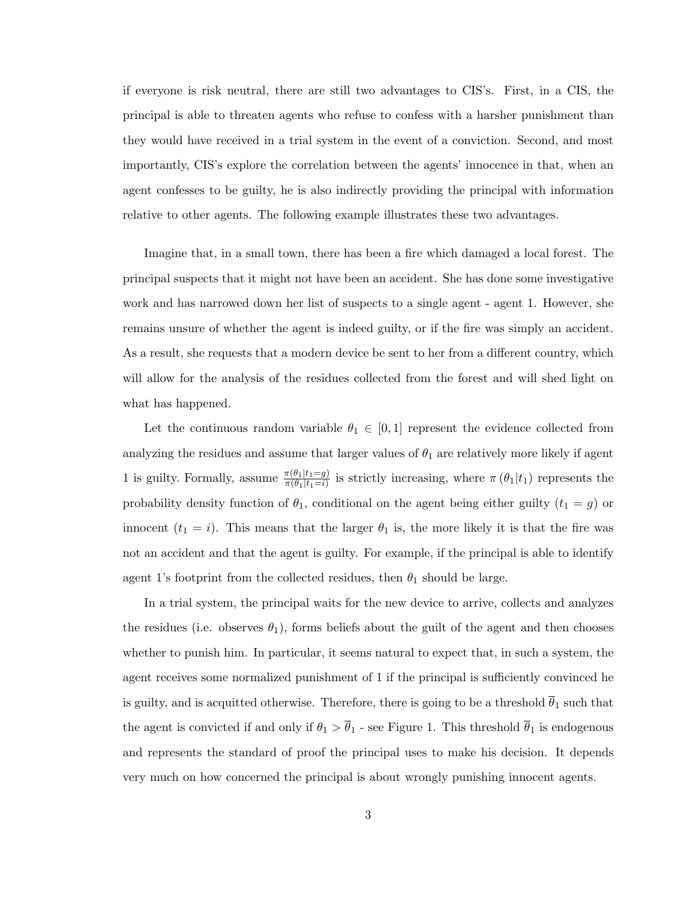if everyone is risk neutral, there are still two advantages to CIS's. First, in a CIS, the principal is able to threaten agents who refuse to confess with a harsher punishment than they would have received in a trial system in the event of a conviction. Second, and most importantly, CIS's explore the correlation between the agents' innocence in that, when an agent confesses to be guilty, he is also indirectly providing the principal with information relative to other agents. The following example illustrates these two advantages.

Imagine that, in a small town, there has been a fire which damaged a local forest. The principal suspects that it might not have been an accident. She has done some investigative work and has narrowed down her list of suspects to a single agent - agent 1. However, she remains unsure of whether the agent is indeed guilty, or if the fire was simply an accident. As a result, she requests that a modern device be sent to her from a different country, which will allow for the analysis of the residues collected from the forest and will shed light on what has happened.

Let the continuous random variable $\theta_1 \in [0, 1]$ represent the evidence collected from analyzing the residues and assume that larger values of $\theta_1$ are relatively more likely if agent 1 is guilty. Formally, assume $\frac{\pi(\theta_1|t_1=g)}{\pi(\theta_1|t_1=i)}$ is strictly increasing, where $\pi(\theta_1|t_1)$ represents the probability density function of $\theta_1$, conditional on the agent being either guilty ($t_1 = g$) or innocent ($t_1 = i$). This means that the larger $\theta_1$ is, the more likely it is that the fire was not an accident and that the agent is guilty. For example, if the principal is able to identify agent 1's footprint from the collected residues, then $\theta_1$ should be large.

In a trial system, the principal waits for the new device to arrive, collects and analyzes the residues (i.e. observes $\theta_1$), forms beliefs about the guilt of the agent and then chooses whether to punish him. In particular, it seems natural to expect that, in such a system, the agent receives some normalized punishment of 1 if the principal is sufficiently convinced he is guilty, and is acquitted otherwise. Therefore, there is going to be a threshold $\overline{\theta}_1$ such that the agent is convicted if and only if $\theta_1 > \overline{\theta}_1$ - see Figure 1. This threshold $\overline{\theta}_1$ is endogenous and represents the standard of proof the principal uses to make his decision. It depends very much on how concerned the principal is about wrongly punishing innocent agents.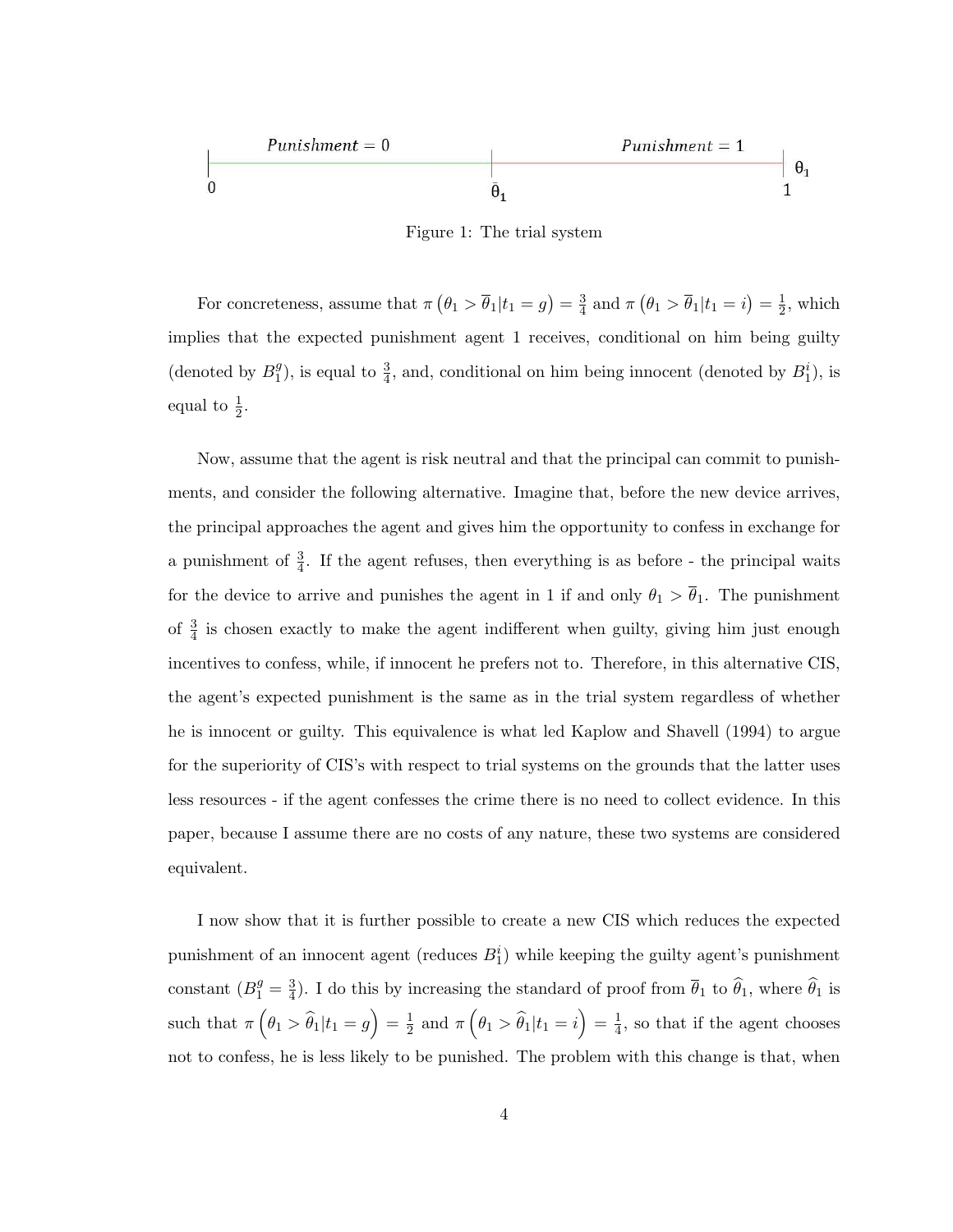Punishment = 0 — Punishment = 1

$0$ — $\bar{\theta}_1$ — $1$ — $\theta_1$

Figure 1: The trial system

For concreteness, assume that $\pi\left(\theta_1 > \overline{\theta}_1 | t_1 = g\right) = \frac{3}{4}$ and $\pi\left(\theta_1 > \overline{\theta}_1 | t_1 = i\right) = \frac{1}{2}$, which implies that the expected punishment agent 1 receives, conditional on him being guilty (denoted by $B_1^g$), is equal to $\frac{3}{4}$, and, conditional on him being innocent (denoted by $B_1^i$), is equal to $\frac{1}{2}$.

Now, assume that the agent is risk neutral and that the principal can commit to punishments, and consider the following alternative. Imagine that, before the new device arrives, the principal approaches the agent and gives him the opportunity to confess in exchange for a punishment of $\frac{3}{4}$. If the agent refuses, then everything is as before - the principal waits for the device to arrive and punishes the agent in 1 if and only $\theta_1 > \overline{\theta}_1$. The punishment of $\frac{3}{4}$ is chosen exactly to make the agent indifferent when guilty, giving him just enough incentives to confess, while, if innocent he prefers not to. Therefore, in this alternative CIS, the agent's expected punishment is the same as in the trial system regardless of whether he is innocent or guilty. This equivalence is what led Kaplow and Shavell (1994) to argue for the superiority of CIS's with respect to trial systems on the grounds that the latter uses less resources - if the agent confesses the crime there is no need to collect evidence. In this paper, because I assume there are no costs of any nature, these two systems are considered equivalent.

I now show that it is further possible to create a new CIS which reduces the expected punishment of an innocent agent (reduces $B_1^i$) while keeping the guilty agent's punishment constant ($B_1^g = \frac{3}{4}$). I do this by increasing the standard of proof from $\overline{\theta}_1$ to $\widehat{\theta}_1$, where $\widehat{\theta}_1$ is such that $\pi\left(\theta_1 > \widehat{\theta}_1 | t_1 = g\right) = \frac{1}{2}$ and $\pi\left(\theta_1 > \widehat{\theta}_1 | t_1 = i\right) = \frac{1}{4}$, so that if the agent chooses not to confess, he is less likely to be punished. The problem with this change is that, when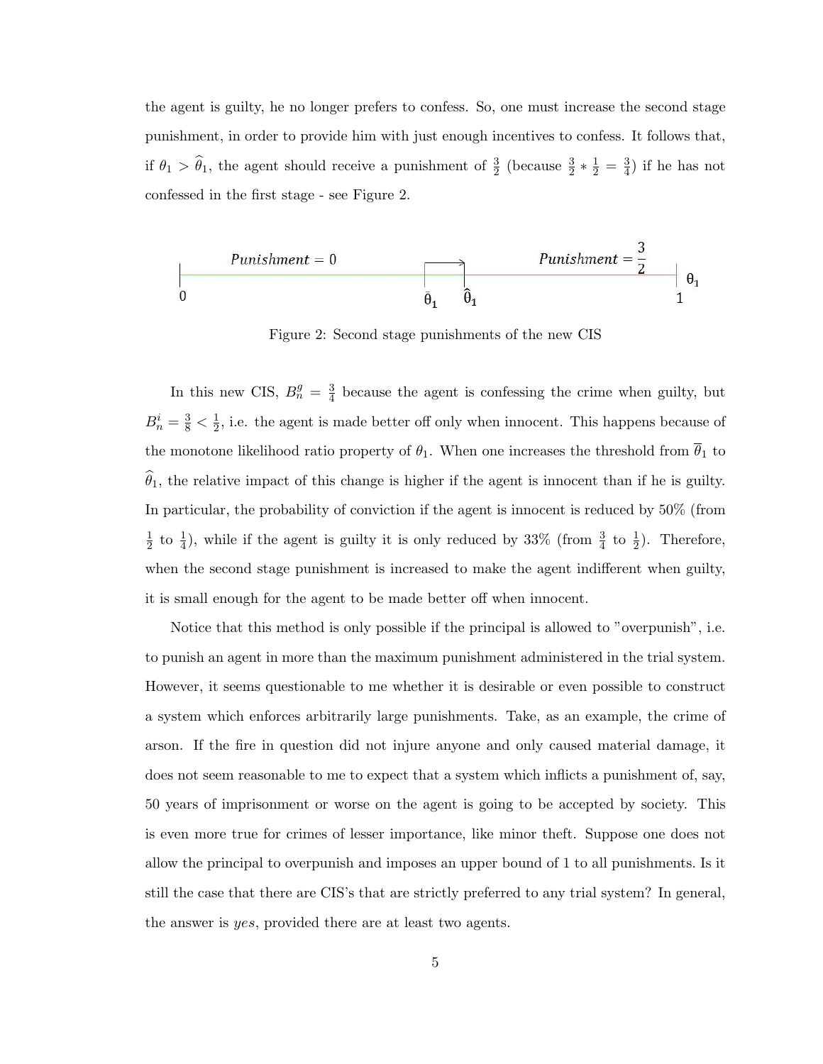the agent is guilty, he no longer prefers to confess. So, one must increase the second stage punishment, in order to provide him with just enough incentives to confess. It follows that, if $\theta_1 > \widehat{\theta}_1$, the agent should receive a punishment of $\frac{3}{2}$ (because $\frac{3}{2} * \frac{1}{2} = \frac{3}{4}$) if he has not confessed in the first stage - see Figure 2.

Figure 2: Second stage punishments of the new CIS

In this new CIS, $B_n^g = \frac{3}{4}$ because the agent is confessing the crime when guilty, but $B_n^i = \frac{3}{8} < \frac{1}{2}$, i.e. the agent is made better off only when innocent. This happens because of the monotone likelihood ratio property of $\theta_1$. When one increases the threshold from $\overline{\theta}_1$ to $\widehat{\theta}_1$, the relative impact of this change is higher if the agent is innocent than if he is guilty. In particular, the probability of conviction if the agent is innocent is reduced by 50% (from $\frac{1}{2}$ to $\frac{1}{4}$), while if the agent is guilty it is only reduced by 33% (from $\frac{3}{4}$ to $\frac{1}{2}$). Therefore, when the second stage punishment is increased to make the agent indifferent when guilty, it is small enough for the agent to be made better off when innocent.

Notice that this method is only possible if the principal is allowed to "overpunish", i.e. to punish an agent in more than the maximum punishment administered in the trial system. However, it seems questionable to me whether it is desirable or even possible to construct a system which enforces arbitrarily large punishments. Take, as an example, the crime of arson. If the fire in question did not injure anyone and only caused material damage, it does not seem reasonable to me to expect that a system which inflicts a punishment of, say, 50 years of imprisonment or worse on the agent is going to be accepted by society. This is even more true for crimes of lesser importance, like minor theft. Suppose one does not allow the principal to overpunish and imposes an upper bound of 1 to all punishments. Is it still the case that there are CIS's that are strictly preferred to any trial system? In general, the answer is *yes*, provided there are at least two agents.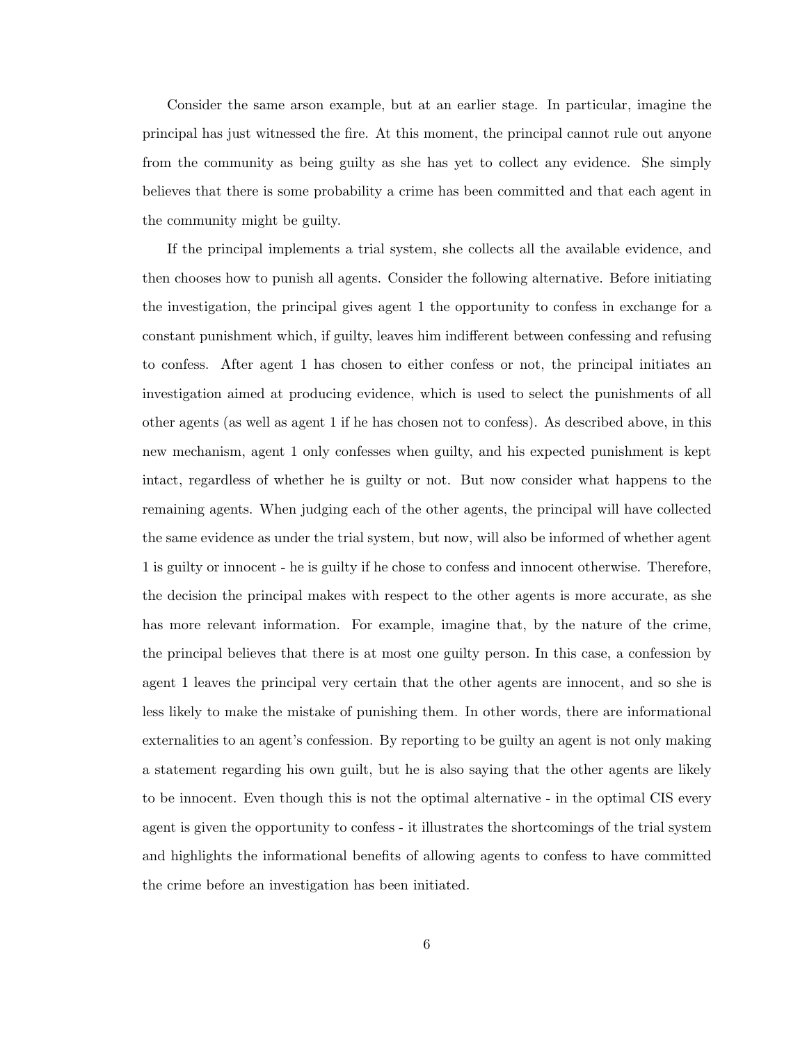Consider the same arson example, but at an earlier stage. In particular, imagine the principal has just witnessed the fire. At this moment, the principal cannot rule out anyone from the community as being guilty as she has yet to collect any evidence. She simply believes that there is some probability a crime has been committed and that each agent in the community might be guilty.

If the principal implements a trial system, she collects all the available evidence, and then chooses how to punish all agents. Consider the following alternative. Before initiating the investigation, the principal gives agent 1 the opportunity to confess in exchange for a constant punishment which, if guilty, leaves him indifferent between confessing and refusing to confess. After agent 1 has chosen to either confess or not, the principal initiates an investigation aimed at producing evidence, which is used to select the punishments of all other agents (as well as agent 1 if he has chosen not to confess). As described above, in this new mechanism, agent 1 only confesses when guilty, and his expected punishment is kept intact, regardless of whether he is guilty or not. But now consider what happens to the remaining agents. When judging each of the other agents, the principal will have collected the same evidence as under the trial system, but now, will also be informed of whether agent 1 is guilty or innocent - he is guilty if he chose to confess and innocent otherwise. Therefore, the decision the principal makes with respect to the other agents is more accurate, as she has more relevant information. For example, imagine that, by the nature of the crime, the principal believes that there is at most one guilty person. In this case, a confession by agent 1 leaves the principal very certain that the other agents are innocent, and so she is less likely to make the mistake of punishing them. In other words, there are informational externalities to an agent's confession. By reporting to be guilty an agent is not only making a statement regarding his own guilt, but he is also saying that the other agents are likely to be innocent. Even though this is not the optimal alternative - in the optimal CIS every agent is given the opportunity to confess - it illustrates the shortcomings of the trial system and highlights the informational benefits of allowing agents to confess to have committed the crime before an investigation has been initiated.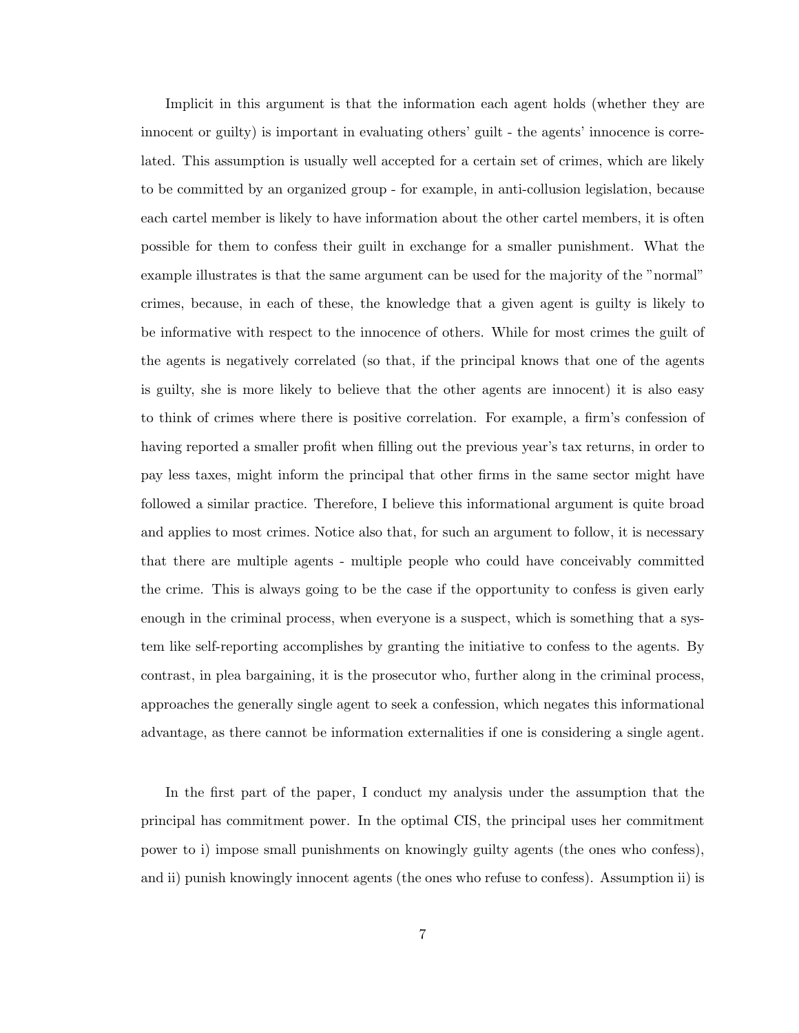Implicit in this argument is that the information each agent holds (whether they are innocent or guilty) is important in evaluating others' guilt - the agents' innocence is correlated. This assumption is usually well accepted for a certain set of crimes, which are likely to be committed by an organized group - for example, in anti-collusion legislation, because each cartel member is likely to have information about the other cartel members, it is often possible for them to confess their guilt in exchange for a smaller punishment. What the example illustrates is that the same argument can be used for the majority of the "normal" crimes, because, in each of these, the knowledge that a given agent is guilty is likely to be informative with respect to the innocence of others. While for most crimes the guilt of the agents is negatively correlated (so that, if the principal knows that one of the agents is guilty, she is more likely to believe that the other agents are innocent) it is also easy to think of crimes where there is positive correlation. For example, a firm's confession of having reported a smaller profit when filling out the previous year's tax returns, in order to pay less taxes, might inform the principal that other firms in the same sector might have followed a similar practice. Therefore, I believe this informational argument is quite broad and applies to most crimes. Notice also that, for such an argument to follow, it is necessary that there are multiple agents - multiple people who could have conceivably committed the crime. This is always going to be the case if the opportunity to confess is given early enough in the criminal process, when everyone is a suspect, which is something that a system like self-reporting accomplishes by granting the initiative to confess to the agents. By contrast, in plea bargaining, it is the prosecutor who, further along in the criminal process, approaches the generally single agent to seek a confession, which negates this informational advantage, as there cannot be information externalities if one is considering a single agent.

In the first part of the paper, I conduct my analysis under the assumption that the principal has commitment power. In the optimal CIS, the principal uses her commitment power to i) impose small punishments on knowingly guilty agents (the ones who confess), and ii) punish knowingly innocent agents (the ones who refuse to confess). Assumption ii) is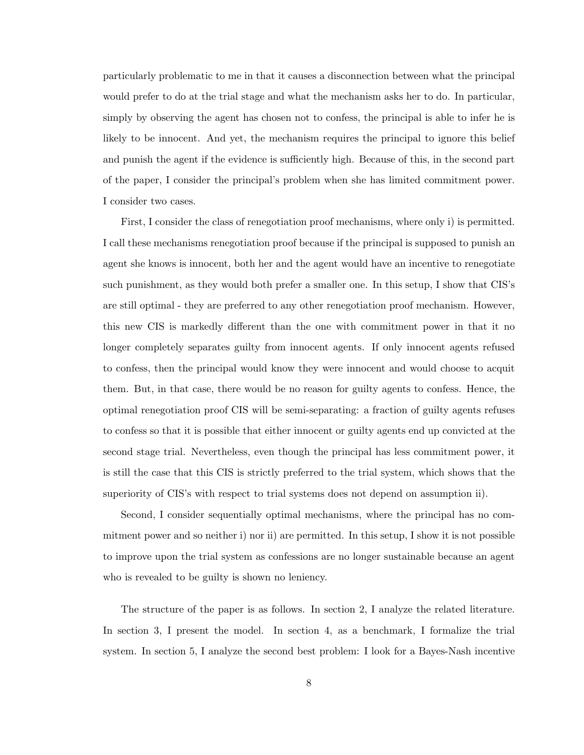particularly problematic to me in that it causes a disconnection between what the principal would prefer to do at the trial stage and what the mechanism asks her to do. In particular, simply by observing the agent has chosen not to confess, the principal is able to infer he is likely to be innocent. And yet, the mechanism requires the principal to ignore this belief and punish the agent if the evidence is sufficiently high. Because of this, in the second part of the paper, I consider the principal's problem when she has limited commitment power. I consider two cases.

First, I consider the class of renegotiation proof mechanisms, where only i) is permitted. I call these mechanisms renegotiation proof because if the principal is supposed to punish an agent she knows is innocent, both her and the agent would have an incentive to renegotiate such punishment, as they would both prefer a smaller one. In this setup, I show that CIS's are still optimal - they are preferred to any other renegotiation proof mechanism. However, this new CIS is markedly different than the one with commitment power in that it no longer completely separates guilty from innocent agents. If only innocent agents refused to confess, then the principal would know they were innocent and would choose to acquit them. But, in that case, there would be no reason for guilty agents to confess. Hence, the optimal renegotiation proof CIS will be semi-separating: a fraction of guilty agents refuses to confess so that it is possible that either innocent or guilty agents end up convicted at the second stage trial. Nevertheless, even though the principal has less commitment power, it is still the case that this CIS is strictly preferred to the trial system, which shows that the superiority of CIS's with respect to trial systems does not depend on assumption ii).

Second, I consider sequentially optimal mechanisms, where the principal has no commitment power and so neither i) nor ii) are permitted. In this setup, I show it is not possible to improve upon the trial system as confessions are no longer sustainable because an agent who is revealed to be guilty is shown no leniency.

The structure of the paper is as follows. In section 2, I analyze the related literature. In section 3, I present the model. In section 4, as a benchmark, I formalize the trial system. In section 5, I analyze the second best problem: I look for a Bayes-Nash incentive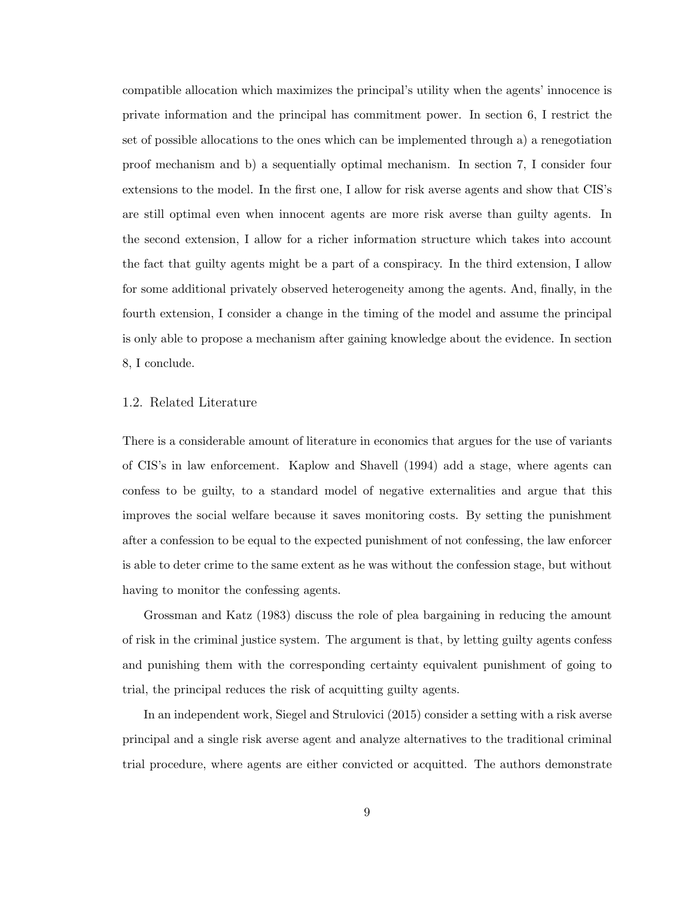compatible allocation which maximizes the principal's utility when the agents' innocence is private information and the principal has commitment power. In section 6, I restrict the set of possible allocations to the ones which can be implemented through a) a renegotiation proof mechanism and b) a sequentially optimal mechanism. In section 7, I consider four extensions to the model. In the first one, I allow for risk averse agents and show that CIS's are still optimal even when innocent agents are more risk averse than guilty agents. In the second extension, I allow for a richer information structure which takes into account the fact that guilty agents might be a part of a conspiracy. In the third extension, I allow for some additional privately observed heterogeneity among the agents. And, finally, in the fourth extension, I consider a change in the timing of the model and assume the principal is only able to propose a mechanism after gaining knowledge about the evidence. In section 8, I conclude.

### 1.2. Related Literature

There is a considerable amount of literature in economics that argues for the use of variants of CIS's in law enforcement. Kaplow and Shavell (1994) add a stage, where agents can confess to be guilty, to a standard model of negative externalities and argue that this improves the social welfare because it saves monitoring costs. By setting the punishment after a confession to be equal to the expected punishment of not confessing, the law enforcer is able to deter crime to the same extent as he was without the confession stage, but without having to monitor the confessing agents.

Grossman and Katz (1983) discuss the role of plea bargaining in reducing the amount of risk in the criminal justice system. The argument is that, by letting guilty agents confess and punishing them with the corresponding certainty equivalent punishment of going to trial, the principal reduces the risk of acquitting guilty agents.

In an independent work, Siegel and Strulovici (2015) consider a setting with a risk averse principal and a single risk averse agent and analyze alternatives to the traditional criminal trial procedure, where agents are either convicted or acquitted. The authors demonstrate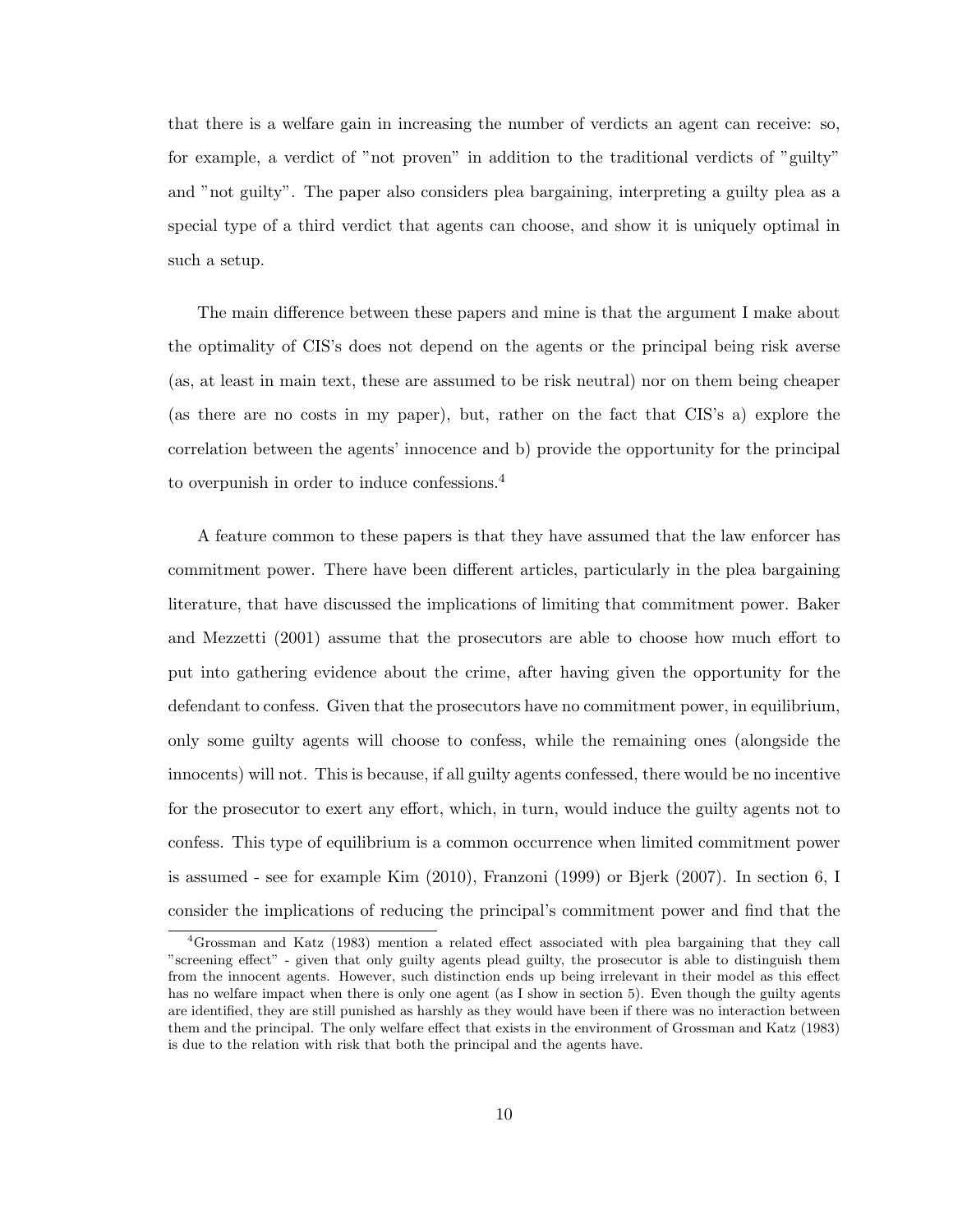that there is a welfare gain in increasing the number of verdicts an agent can receive: so, for example, a verdict of "not proven" in addition to the traditional verdicts of "guilty" and "not guilty". The paper also considers plea bargaining, interpreting a guilty plea as a special type of a third verdict that agents can choose, and show it is uniquely optimal in such a setup.

The main difference between these papers and mine is that the argument I make about the optimality of CIS's does not depend on the agents or the principal being risk averse (as, at least in main text, these are assumed to be risk neutral) nor on them being cheaper (as there are no costs in my paper), but, rather on the fact that CIS's a) explore the correlation between the agents' innocence and b) provide the opportunity for the principal to overpunish in order to induce confessions.[4]

A feature common to these papers is that they have assumed that the law enforcer has commitment power. There have been different articles, particularly in the plea bargaining literature, that have discussed the implications of limiting that commitment power. Baker and Mezzetti (2001) assume that the prosecutors are able to choose how much effort to put into gathering evidence about the crime, after having given the opportunity for the defendant to confess. Given that the prosecutors have no commitment power, in equilibrium, only some guilty agents will choose to confess, while the remaining ones (alongside the innocents) will not. This is because, if all guilty agents confessed, there would be no incentive for the prosecutor to exert any effort, which, in turn, would induce the guilty agents not to confess. This type of equilibrium is a common occurrence when limited commitment power is assumed - see for example Kim (2010), Franzoni (1999) or Bjerk (2007). In section 6, I consider the implications of reducing the principal's commitment power and find that the

[4] Grossman and Katz (1983) mention a related effect associated with plea bargaining that they call "screening effect" - given that only guilty agents plead guilty, the prosecutor is able to distinguish them from the innocent agents. However, such distinction ends up being irrelevant in their model as this effect has no welfare impact when there is only one agent (as I show in section 5). Even though the guilty agents are identified, they are still punished as harshly as they would have been if there was no interaction between them and the principal. The only welfare effect that exists in the environment of Grossman and Katz (1983) is due to the relation with risk that both the principal and the agents have.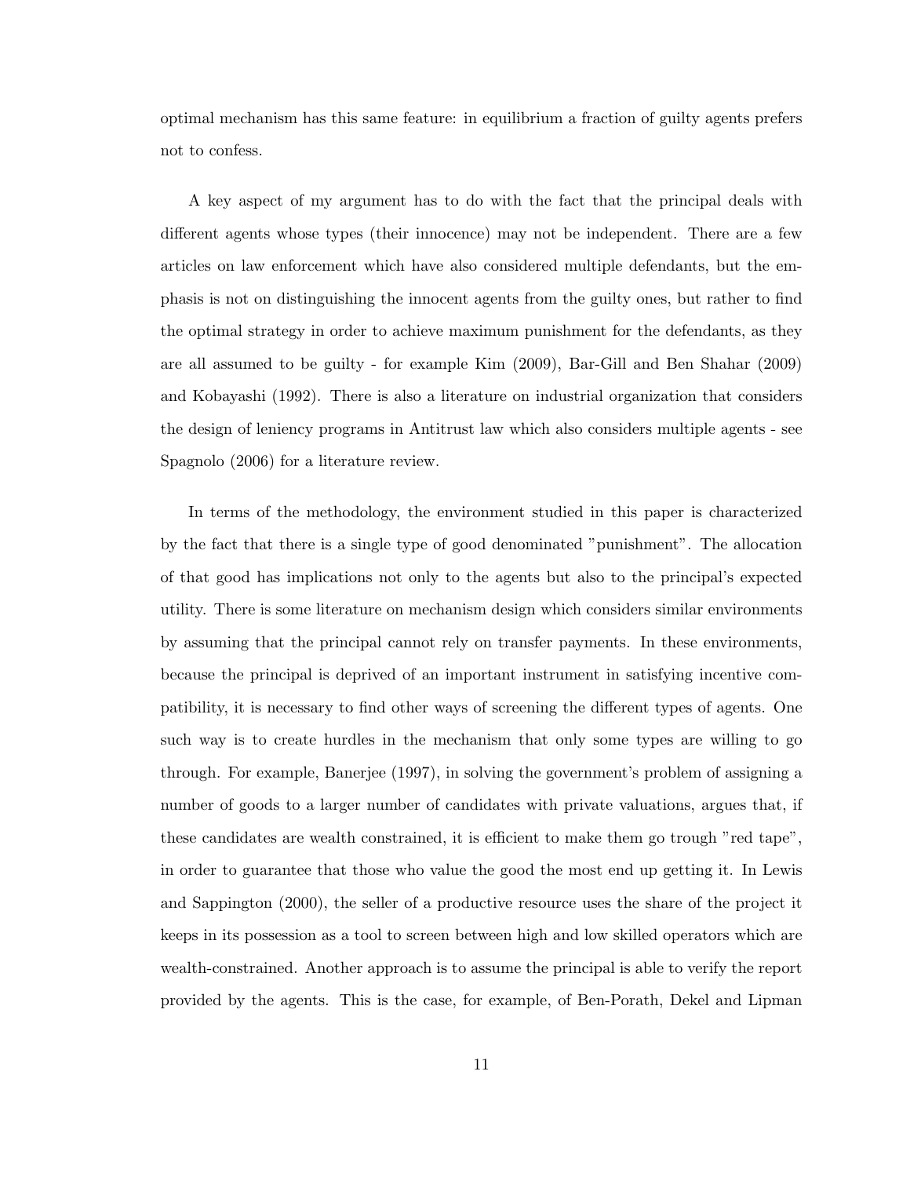optimal mechanism has this same feature: in equilibrium a fraction of guilty agents prefers not to confess.

A key aspect of my argument has to do with the fact that the principal deals with different agents whose types (their innocence) may not be independent. There are a few articles on law enforcement which have also considered multiple defendants, but the emphasis is not on distinguishing the innocent agents from the guilty ones, but rather to find the optimal strategy in order to achieve maximum punishment for the defendants, as they are all assumed to be guilty - for example Kim (2009), Bar-Gill and Ben Shahar (2009) and Kobayashi (1992). There is also a literature on industrial organization that considers the design of leniency programs in Antitrust law which also considers multiple agents - see Spagnolo (2006) for a literature review.

In terms of the methodology, the environment studied in this paper is characterized by the fact that there is a single type of good denominated "punishment". The allocation of that good has implications not only to the agents but also to the principal's expected utility. There is some literature on mechanism design which considers similar environments by assuming that the principal cannot rely on transfer payments. In these environments, because the principal is deprived of an important instrument in satisfying incentive compatibility, it is necessary to find other ways of screening the different types of agents. One such way is to create hurdles in the mechanism that only some types are willing to go through. For example, Banerjee (1997), in solving the government's problem of assigning a number of goods to a larger number of candidates with private valuations, argues that, if these candidates are wealth constrained, it is efficient to make them go trough "red tape", in order to guarantee that those who value the good the most end up getting it. In Lewis and Sappington (2000), the seller of a productive resource uses the share of the project it keeps in its possession as a tool to screen between high and low skilled operators which are wealth-constrained. Another approach is to assume the principal is able to verify the report provided by the agents. This is the case, for example, of Ben-Porath, Dekel and Lipman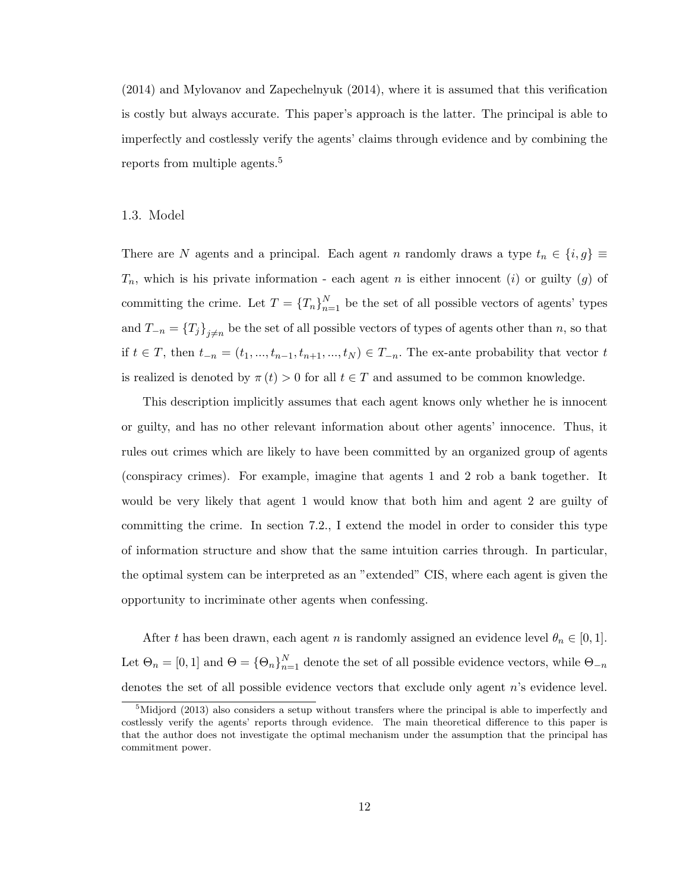(2014) and Mylovanov and Zapechelnyuk (2014), where it is assumed that this verification is costly but always accurate. This paper's approach is the latter. The principal is able to imperfectly and costlessly verify the agents' claims through evidence and by combining the reports from multiple agents.[5]

### 1.3. Model

There are $N$ agents and a principal. Each agent $n$ randomly draws a type $t_n \in \{i, g\} \equiv T_n$, which is his private information - each agent $n$ is either innocent ($i$) or guilty ($g$) of committing the crime. Let $T = \{T_n\}_{n=1}^{N}$ be the set of all possible vectors of agents' types and $T_{-n} = \{T_j\}_{j \neq n}$ be the set of all possible vectors of types of agents other than $n$, so that if $t \in T$, then $t_{-n} = (t_1, ..., t_{n-1}, t_{n+1}, ..., t_N) \in T_{-n}$. The ex-ante probability that vector $t$ is realized is denoted by $\pi(t) > 0$ for all $t \in T$ and assumed to be common knowledge.

This description implicitly assumes that each agent knows only whether he is innocent or guilty, and has no other relevant information about other agents' innocence. Thus, it rules out crimes which are likely to have been committed by an organized group of agents (conspiracy crimes). For example, imagine that agents 1 and 2 rob a bank together. It would be very likely that agent 1 would know that both him and agent 2 are guilty of committing the crime. In section 7.2., I extend the model in order to consider this type of information structure and show that the same intuition carries through. In particular, the optimal system can be interpreted as an "extended" CIS, where each agent is given the opportunity to incriminate other agents when confessing.

After $t$ has been drawn, each agent $n$ is randomly assigned an evidence level $\theta_n \in [0, 1]$. Let $\Theta_n = [0, 1]$ and $\Theta = \{\Theta_n\}_{n=1}^{N}$ denote the set of all possible evidence vectors, while $\Theta_{-n}$ denotes the set of all possible evidence vectors that exclude only agent $n$'s evidence level.

[5] Midjord (2013) also considers a setup without transfers where the principal is able to imperfectly and costlessly verify the agents' reports through evidence. The main theoretical difference to this paper is that the author does not investigate the optimal mechanism under the assumption that the principal has commitment power.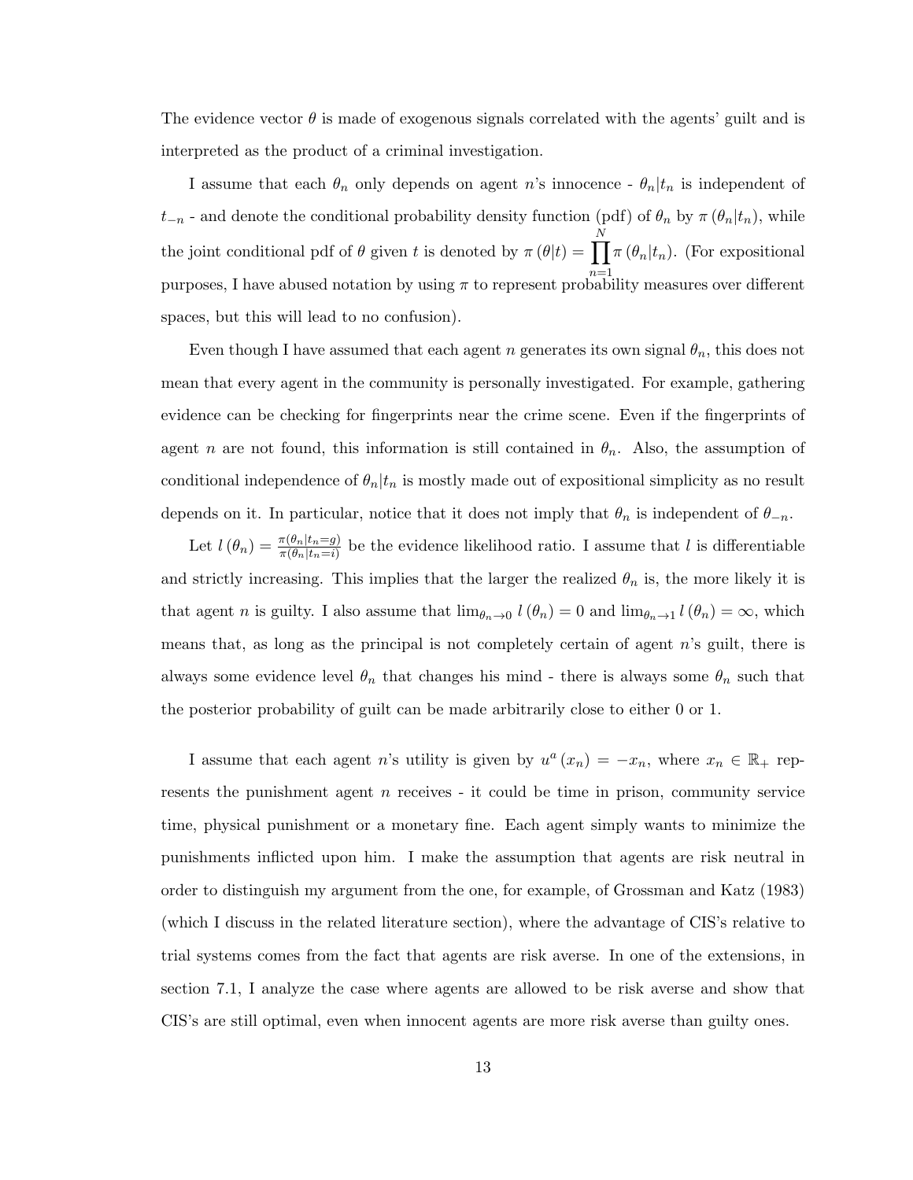The evidence vector $\theta$ is made of exogenous signals correlated with the agents' guilt and is interpreted as the product of a criminal investigation.

I assume that each $\theta_n$ only depends on agent $n$'s innocence - $\theta_n|t_n$ is independent of $t_{-n}$ - and denote the conditional probability density function (pdf) of $\theta_n$ by $\pi(\theta_n|t_n)$, while the joint conditional pdf of $\theta$ given $t$ is denoted by $\pi(\theta|t) = \prod_{n=1}^{N} \pi(\theta_n|t_n)$. (For expositional purposes, I have abused notation by using $\pi$ to represent probability measures over different spaces, but this will lead to no confusion).

Even though I have assumed that each agent $n$ generates its own signal $\theta_n$, this does not mean that every agent in the community is personally investigated. For example, gathering evidence can be checking for fingerprints near the crime scene. Even if the fingerprints of agent $n$ are not found, this information is still contained in $\theta_n$. Also, the assumption of conditional independence of $\theta_n|t_n$ is mostly made out of expositional simplicity as no result depends on it. In particular, notice that it does not imply that $\theta_n$ is independent of $\theta_{-n}$.

Let $l(\theta_n) = \frac{\pi(\theta_n|t_n=g)}{\pi(\theta_n|t_n=i)}$ be the evidence likelihood ratio. I assume that $l$ is differentiable and strictly increasing. This implies that the larger the realized $\theta_n$ is, the more likely it is that agent $n$ is guilty. I also assume that $\lim_{\theta_n \to 0} l(\theta_n) = 0$ and $\lim_{\theta_n \to 1} l(\theta_n) = \infty$, which means that, as long as the principal is not completely certain of agent $n$'s guilt, there is always some evidence level $\theta_n$ that changes his mind - there is always some $\theta_n$ such that the posterior probability of guilt can be made arbitrarily close to either 0 or 1.

I assume that each agent $n$'s utility is given by $u^a(x_n) = -x_n$, where $x_n \in \mathbb{R}_+$ represents the punishment agent $n$ receives - it could be time in prison, community service time, physical punishment or a monetary fine. Each agent simply wants to minimize the punishments inflicted upon him. I make the assumption that agents are risk neutral in order to distinguish my argument from the one, for example, of Grossman and Katz (1983) (which I discuss in the related literature section), where the advantage of CIS's relative to trial systems comes from the fact that agents are risk averse. In one of the extensions, in section 7.1, I analyze the case where agents are allowed to be risk averse and show that CIS's are still optimal, even when innocent agents are more risk averse than guilty ones.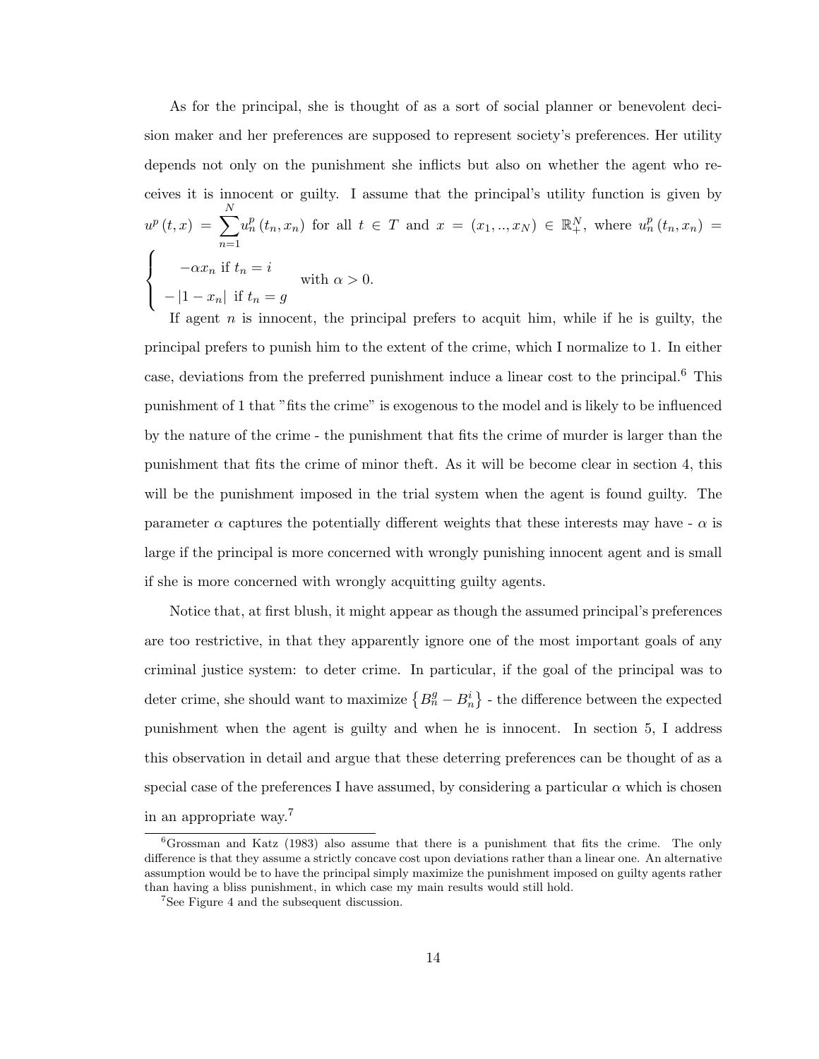As for the principal, she is thought of as a sort of social planner or benevolent decision maker and her preferences are supposed to represent society's preferences. Her utility depends not only on the punishment she inflicts but also on whether the agent who receives it is innocent or guilty. I assume that the principal's utility function is given by $u^p(t,x) = \sum_{n=1}^{N} u_n^p(t_n, x_n)$ for all $t \in T$ and $x = (x_1, .., x_N) \in \mathbb{R}_+^N$, where $u_n^p(t_n, x_n) = \begin{cases} -\alpha x_n \text{ if } t_n = i \\ -|1 - x_n| \text{ if } t_n = g \end{cases}$ with $\alpha > 0$.

If agent $n$ is innocent, the principal prefers to acquit him, while if he is guilty, the principal prefers to punish him to the extent of the crime, which I normalize to 1. In either case, deviations from the preferred punishment induce a linear cost to the principal.[6] This punishment of 1 that "fits the crime" is exogenous to the model and is likely to be influenced by the nature of the crime - the punishment that fits the crime of murder is larger than the punishment that fits the crime of minor theft. As it will be become clear in section 4, this will be the punishment imposed in the trial system when the agent is found guilty. The parameter $\alpha$ captures the potentially different weights that these interests may have - $\alpha$ is large if the principal is more concerned with wrongly punishing innocent agent and is small if she is more concerned with wrongly acquitting guilty agents.

Notice that, at first blush, it might appear as though the assumed principal's preferences are too restrictive, in that they apparently ignore one of the most important goals of any criminal justice system: to deter crime. In particular, if the goal of the principal was to deter crime, she should want to maximize $\{B_n^g - B_n^i\}$ - the difference between the expected punishment when the agent is guilty and when he is innocent. In section 5, I address this observation in detail and argue that these deterring preferences can be thought of as a special case of the preferences I have assumed, by considering a particular $\alpha$ which is chosen in an appropriate way.[7]

---

[6] Grossman and Katz (1983) also assume that there is a punishment that fits the crime. The only difference is that they assume a strictly concave cost upon deviations rather than a linear one. An alternative assumption would be to have the principal simply maximize the punishment imposed on guilty agents rather than having a bliss punishment, in which case my main results would still hold.

[7] See Figure 4 and the subsequent discussion.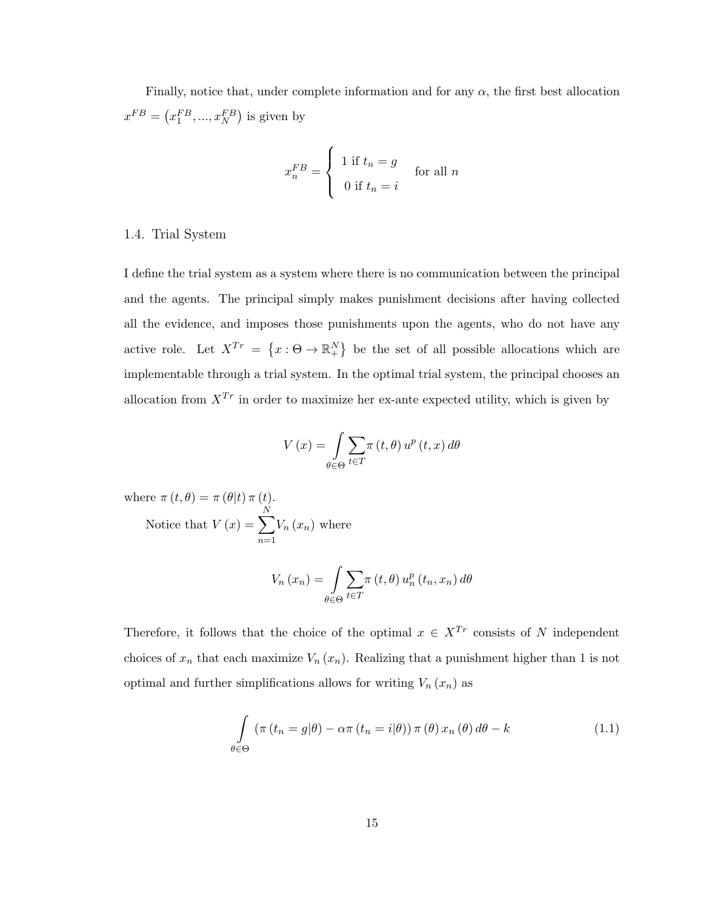Finally, notice that, under complete information and for any $\alpha$, the first best allocation $x^{FB} = \left(x_1^{FB}, ..., x_N^{FB}\right)$ is given by

$$x_n^{FB} = \begin{cases} 1 \text{ if } t_n = g \\ 0 \text{ if } t_n = i \end{cases} \quad \text{for all } n$$

## 1.4. Trial System

I define the trial system as a system where there is no communication between the principal and the agents. The principal simply makes punishment decisions after having collected all the evidence, and imposes those punishments upon the agents, who do not have any active role. Let $X^{Tr} = \left\{x : \Theta \to \mathbb{R}_+^N\right\}$ be the set of all possible allocations which are implementable through a trial system. In the optimal trial system, the principal chooses an allocation from $X^{Tr}$ in order to maximize her ex-ante expected utility, which is given by

$$V(x) = \int_{\theta \in \Theta} \sum_{t \in T} \pi(t, \theta)\, u^p(t, x)\, d\theta$$

where $\pi(t, \theta) = \pi(\theta|t)\, \pi(t)$.

Notice that $V(x) = \sum_{n=1}^{N} V_n(x_n)$ where

$$V_n(x_n) = \int_{\theta \in \Theta} \sum_{t \in T} \pi(t, \theta)\, u_n^p(t_n, x_n)\, d\theta$$

Therefore, it follows that the choice of the optimal $x \in X^{Tr}$ consists of $N$ independent choices of $x_n$ that each maximize $V_n(x_n)$. Realizing that a punishment higher than 1 is not optimal and further simplifications allows for writing $V_n(x_n)$ as

$$\int_{\theta \in \Theta} \left(\pi(t_n = g|\theta) - \alpha \pi(t_n = i|\theta)\right) \pi(\theta)\, x_n(\theta)\, d\theta - k \tag{1.1}$$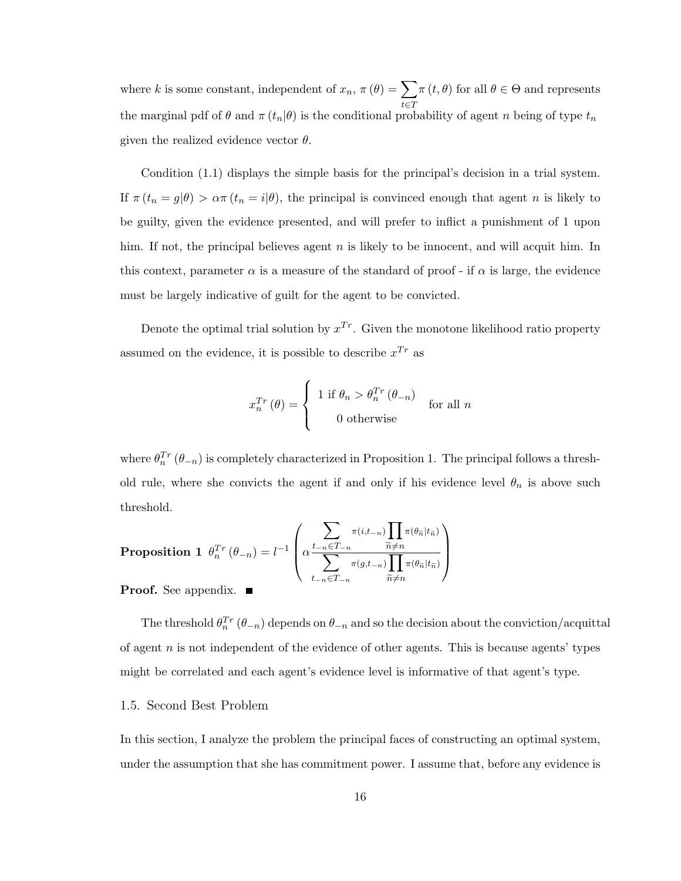where $k$ is some constant, independent of $x_n$, $\pi(\theta) = \sum_{t \in T} \pi(t, \theta)$ for all $\theta \in \Theta$ and represents the marginal pdf of $\theta$ and $\pi(t_n|\theta)$ is the conditional probability of agent $n$ being of type $t_n$ given the realized evidence vector $\theta$.

Condition (1.1) displays the simple basis for the principal's decision in a trial system. If $\pi(t_n = g|\theta) > \alpha \pi(t_n = i|\theta)$, the principal is convinced enough that agent $n$ is likely to be guilty, given the evidence presented, and will prefer to inflict a punishment of 1 upon him. If not, the principal believes agent $n$ is likely to be innocent, and will acquit him. In this context, parameter $\alpha$ is a measure of the standard of proof - if $\alpha$ is large, the evidence must be largely indicative of guilt for the agent to be convicted.

Denote the optimal trial solution by $x^{Tr}$. Given the monotone likelihood ratio property assumed on the evidence, it is possible to describe $x^{Tr}$ as

$$x_n^{Tr}(\theta) = \begin{cases} 1 \text{ if } \theta_n > \theta_n^{Tr}(\theta_{-n}) \\ 0 \text{ otherwise} \end{cases} \quad \text{for all } n$$

where $\theta_n^{Tr}(\theta_{-n})$ is completely characterized in Proposition 1. The principal follows a threshold rule, where she convicts the agent if and only if his evidence level $\theta_n$ is above such threshold.

**Proposition 1** $\theta_n^{Tr}(\theta_{-n}) = l^{-1}\left(\alpha \frac{\sum_{t_{-n} \in T_{-n}} \pi(i, t_{-n}) \prod_{\widetilde{n} \neq n} \pi(\theta_{\widetilde{n}}|t_{\widetilde{n}})}{\sum_{t_{-n} \in T_{-n}} \pi(g, t_{-n}) \prod_{\widetilde{n} \neq n} \pi(\theta_{\widetilde{n}}|t_{\widetilde{n}})}\right)$

**Proof.** See appendix. ■

The threshold $\theta_n^{Tr}(\theta_{-n})$ depends on $\theta_{-n}$ and so the decision about the conviction/acquittal of agent $n$ is not independent of the evidence of other agents. This is because agents' types might be correlated and each agent's evidence level is informative of that agent's type.

## 1.5. Second Best Problem

In this section, I analyze the problem the principal faces of constructing an optimal system, under the assumption that she has commitment power. I assume that, before any evidence is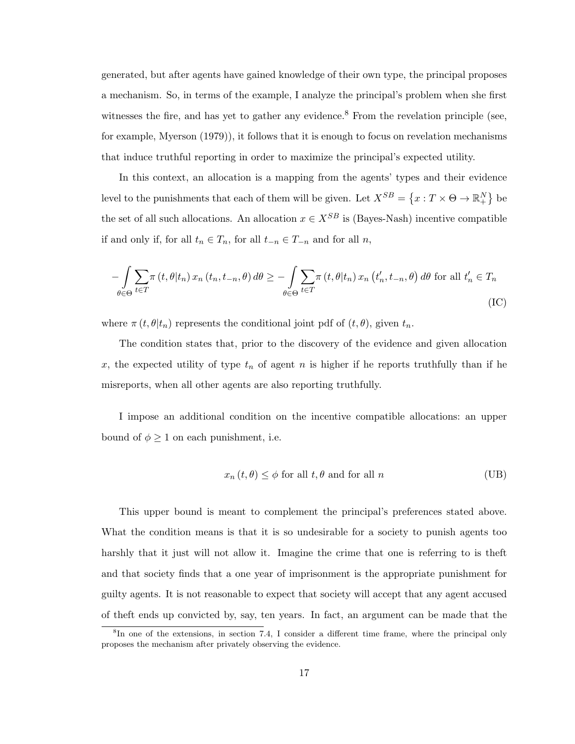generated, but after agents have gained knowledge of their own type, the principal proposes a mechanism. So, in terms of the example, I analyze the principal's problem when she first witnesses the fire, and has yet to gather any evidence.[8] From the revelation principle (see, for example, Myerson (1979)), it follows that it is enough to focus on revelation mechanisms that induce truthful reporting in order to maximize the principal's expected utility.

In this context, an allocation is a mapping from the agents' types and their evidence level to the punishments that each of them will be given. Let $X^{SB} = \{x : T \times \Theta \to \mathbb{R}_+^N\}$ be the set of all such allocations. An allocation $x \in X^{SB}$ is (Bayes-Nash) incentive compatible if and only if, for all $t_n \in T_n$, for all $t_{-n} \in T_{-n}$ and for all $n$,

$$-\int_{\theta \in \Theta} \sum_{t \in T} \pi(t, \theta | t_n) \, x_n(t_n, t_{-n}, \theta) \, d\theta \geq -\int_{\theta \in \Theta} \sum_{t \in T} \pi(t, \theta | t_n) \, x_n(t'_n, t_{-n}, \theta) \, d\theta \text{ for all } t'_n \in T_n \tag{IC}$$

where $\pi(t, \theta | t_n)$ represents the conditional joint pdf of $(t, \theta)$, given $t_n$.

The condition states that, prior to the discovery of the evidence and given allocation $x$, the expected utility of type $t_n$ of agent $n$ is higher if he reports truthfully than if he misreports, when all other agents are also reporting truthfully.

I impose an additional condition on the incentive compatible allocations: an upper bound of $\phi \geq 1$ on each punishment, i.e.

$$x_n(t, \theta) \leq \phi \text{ for all } t, \theta \text{ and for all } n \tag{UB}$$

This upper bound is meant to complement the principal's preferences stated above. What the condition means is that it is so undesirable for a society to punish agents too harshly that it just will not allow it. Imagine the crime that one is referring to is theft and that society finds that a one year of imprisonment is the appropriate punishment for guilty agents. It is not reasonable to expect that society will accept that any agent accused of theft ends up convicted by, say, ten years. In fact, an argument can be made that the

[8] In one of the extensions, in section 7.4, I consider a different time frame, where the principal only proposes the mechanism after privately observing the evidence.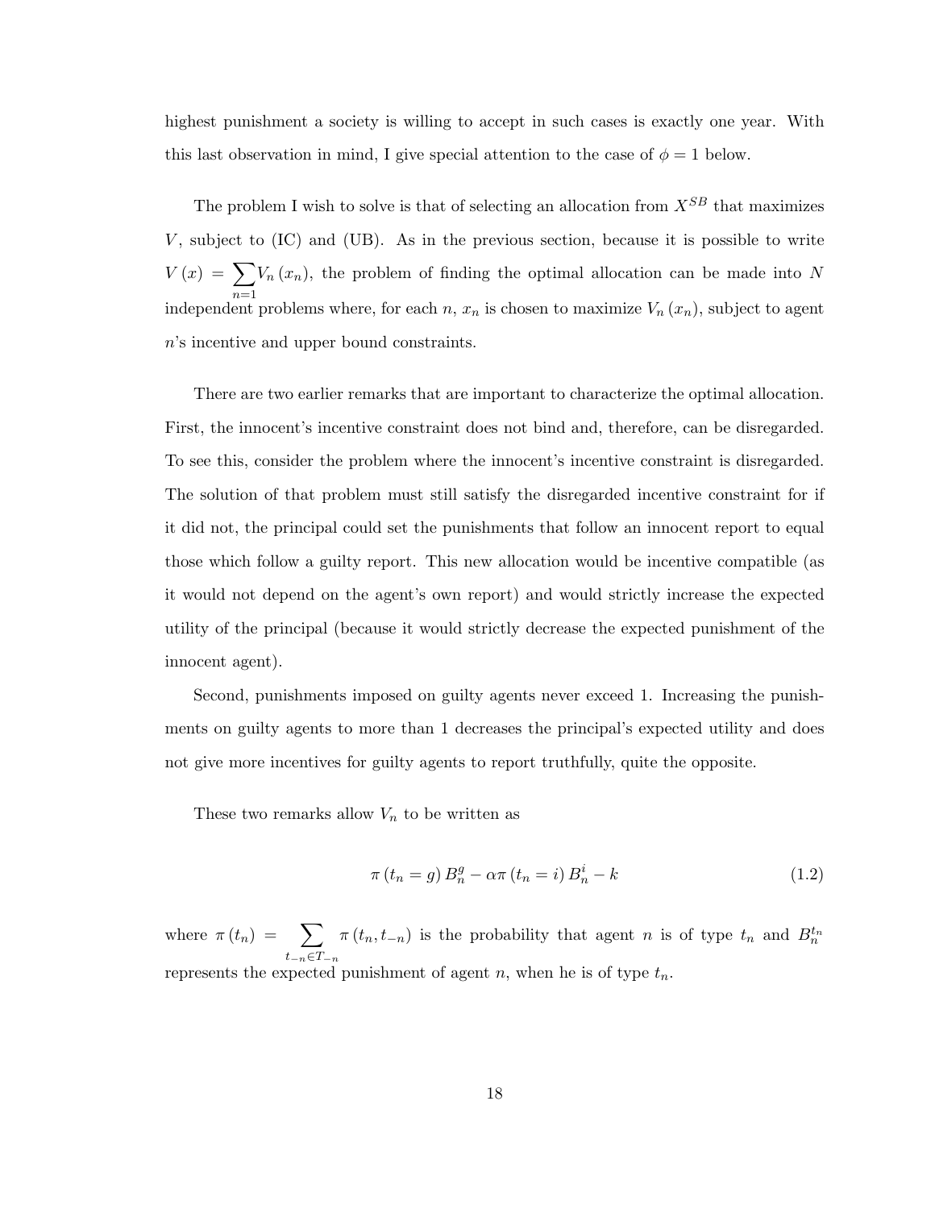highest punishment a society is willing to accept in such cases is exactly one year. With this last observation in mind, I give special attention to the case of $\phi = 1$ below.

The problem I wish to solve is that of selecting an allocation from $X^{SB}$ that maximizes $V$, subject to (IC) and (UB). As in the previous section, because it is possible to write $V(x) = \sum_{n=1} V_n(x_n)$, the problem of finding the optimal allocation can be made into $N$ independent problems where, for each $n$, $x_n$ is chosen to maximize $V_n(x_n)$, subject to agent $n$'s incentive and upper bound constraints.

There are two earlier remarks that are important to characterize the optimal allocation. First, the innocent's incentive constraint does not bind and, therefore, can be disregarded. To see this, consider the problem where the innocent's incentive constraint is disregarded. The solution of that problem must still satisfy the disregarded incentive constraint for if it did not, the principal could set the punishments that follow an innocent report to equal those which follow a guilty report. This new allocation would be incentive compatible (as it would not depend on the agent's own report) and would strictly increase the expected utility of the principal (because it would strictly decrease the expected punishment of the innocent agent).

Second, punishments imposed on guilty agents never exceed 1. Increasing the punishments on guilty agents to more than 1 decreases the principal's expected utility and does not give more incentives for guilty agents to report truthfully, quite the opposite.

These two remarks allow $V_n$ to be written as

$$\pi(t_n = g) B_n^g - \alpha \pi(t_n = i) B_n^i - k \tag{1.2}$$

where $\pi(t_n) = \sum_{t_{-n} \in T_{-n}} \pi(t_n, t_{-n})$ is the probability that agent $n$ is of type $t_n$ and $B_n^{t_n}$ represents the expected punishment of agent $n$, when he is of type $t_n$.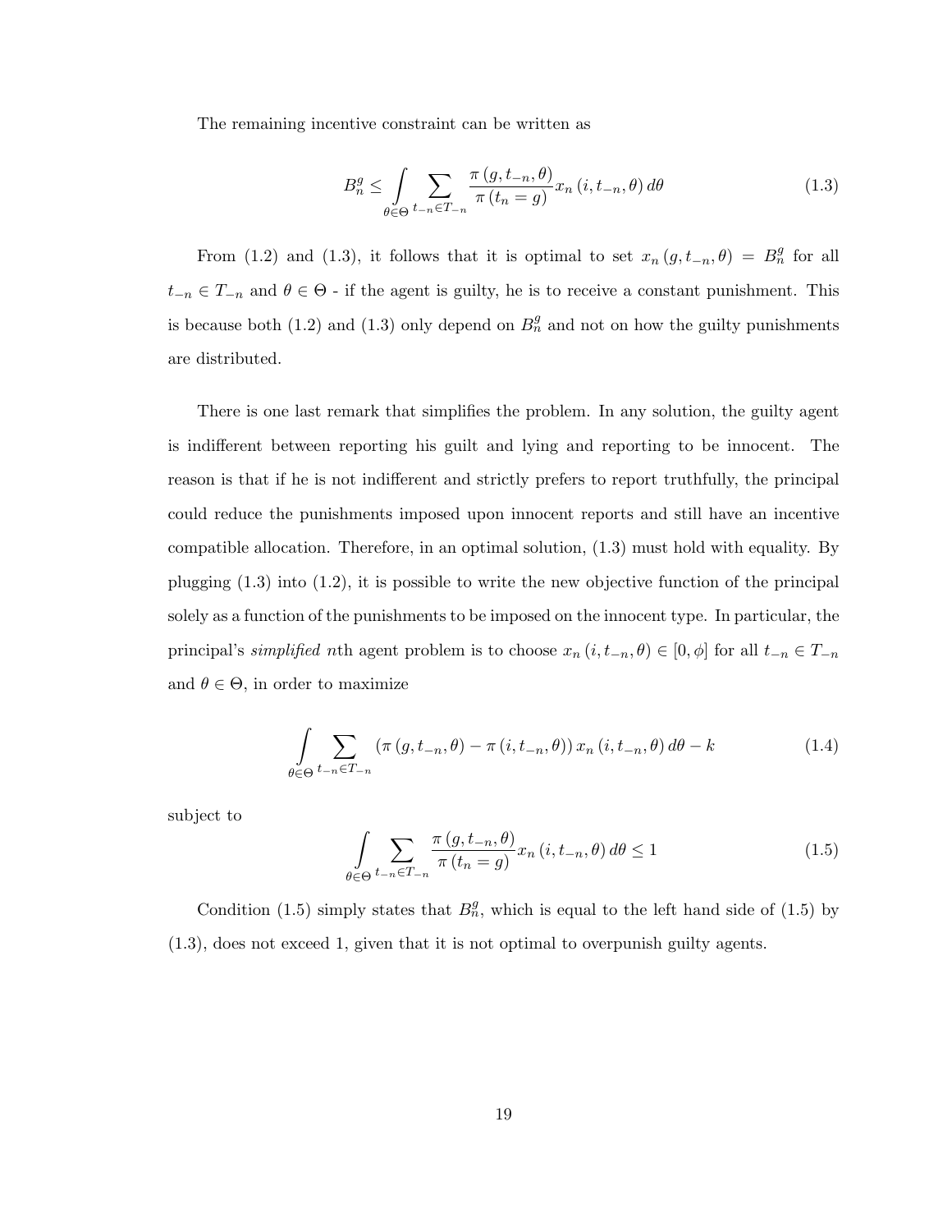The remaining incentive constraint can be written as

$$B_n^g \leq \int_{\theta \in \Theta} \sum_{t_{-n} \in T_{-n}} \frac{\pi(g, t_{-n}, \theta)}{\pi(t_n = g)} x_n(i, t_{-n}, \theta) \, d\theta \tag{1.3}$$

From (1.2) and (1.3), it follows that it is optimal to set $x_n(g, t_{-n}, \theta) = B_n^g$ for all $t_{-n} \in T_{-n}$ and $\theta \in \Theta$ - if the agent is guilty, he is to receive a constant punishment. This is because both (1.2) and (1.3) only depend on $B_n^g$ and not on how the guilty punishments are distributed.

There is one last remark that simplifies the problem. In any solution, the guilty agent is indifferent between reporting his guilt and lying and reporting to be innocent. The reason is that if he is not indifferent and strictly prefers to report truthfully, the principal could reduce the punishments imposed upon innocent reports and still have an incentive compatible allocation. Therefore, in an optimal solution, (1.3) must hold with equality. By plugging (1.3) into (1.2), it is possible to write the new objective function of the principal solely as a function of the punishments to be imposed on the innocent type. In particular, the principal's *simplified* $n$th agent problem is to choose $x_n(i, t_{-n}, \theta) \in [0, \phi]$ for all $t_{-n} \in T_{-n}$ and $\theta \in \Theta$, in order to maximize

$$\int_{\theta \in \Theta} \sum_{t_{-n} \in T_{-n}} (\pi(g, t_{-n}, \theta) - \pi(i, t_{-n}, \theta)) \, x_n(i, t_{-n}, \theta) \, d\theta - k \tag{1.4}$$

subject to

$$\int_{\theta \in \Theta} \sum_{t_{-n} \in T_{-n}} \frac{\pi(g, t_{-n}, \theta)}{\pi(t_n = g)} x_n(i, t_{-n}, \theta) \, d\theta \leq 1 \tag{1.5}$$

Condition (1.5) simply states that $B_n^g$, which is equal to the left hand side of (1.5) by (1.3), does not exceed 1, given that it is not optimal to overpunish guilty agents.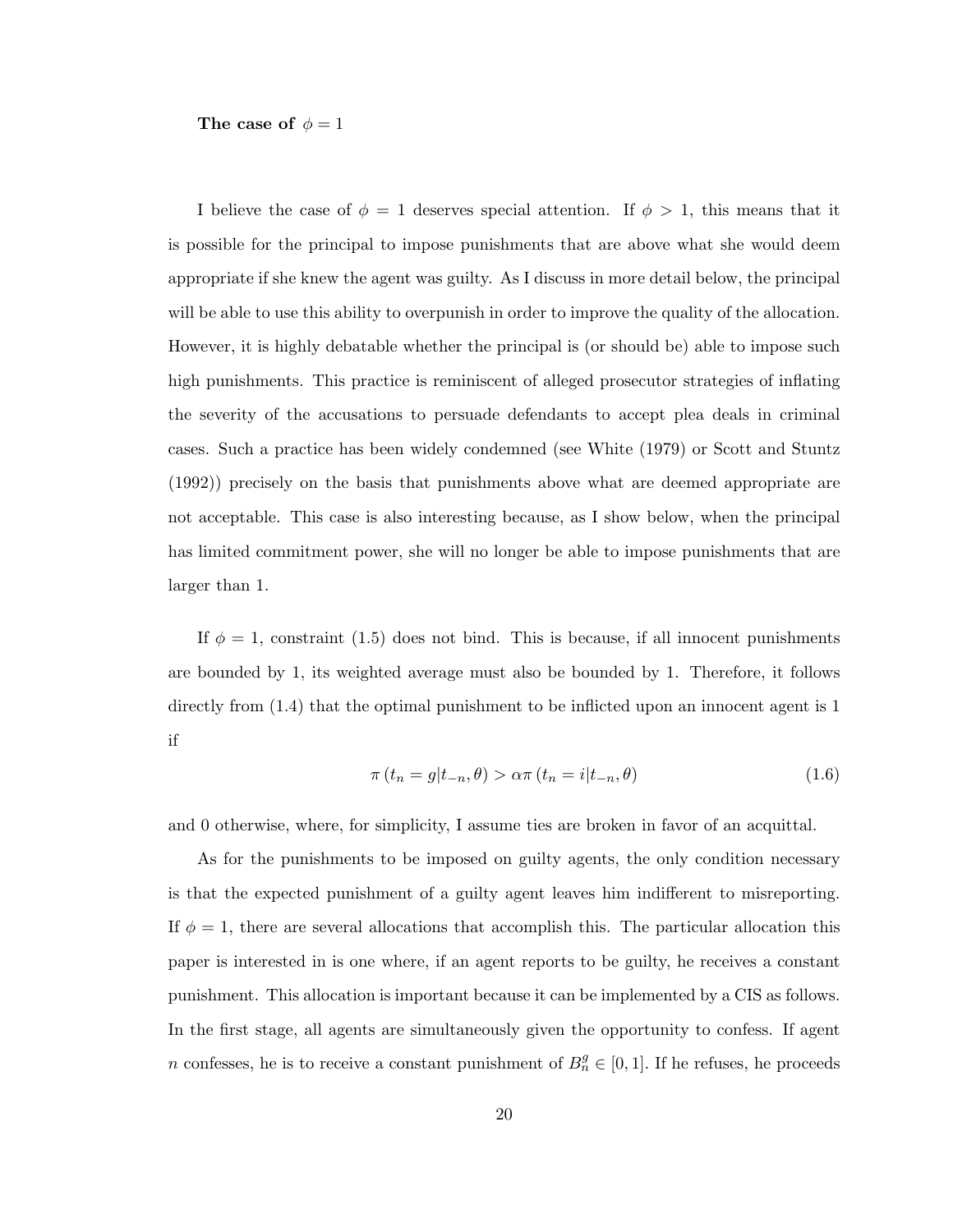**The case of $\phi = 1$**

I believe the case of $\phi = 1$ deserves special attention. If $\phi > 1$, this means that it is possible for the principal to impose punishments that are above what she would deem appropriate if she knew the agent was guilty. As I discuss in more detail below, the principal will be able to use this ability to overpunish in order to improve the quality of the allocation. However, it is highly debatable whether the principal is (or should be) able to impose such high punishments. This practice is reminiscent of alleged prosecutor strategies of inflating the severity of the accusations to persuade defendants to accept plea deals in criminal cases. Such a practice has been widely condemned (see White (1979) or Scott and Stuntz (1992)) precisely on the basis that punishments above what are deemed appropriate are not acceptable. This case is also interesting because, as I show below, when the principal has limited commitment power, she will no longer be able to impose punishments that are larger than 1.

If $\phi = 1$, constraint (1.5) does not bind. This is because, if all innocent punishments are bounded by 1, its weighted average must also be bounded by 1. Therefore, it follows directly from (1.4) that the optimal punishment to be inflicted upon an innocent agent is 1 if

$$\pi(t_n = g | t_{-n}, \theta) > \alpha \pi(t_n = i | t_{-n}, \theta) \tag{1.6}$$

and 0 otherwise, where, for simplicity, I assume ties are broken in favor of an acquittal.

As for the punishments to be imposed on guilty agents, the only condition necessary is that the expected punishment of a guilty agent leaves him indifferent to misreporting. If $\phi = 1$, there are several allocations that accomplish this. The particular allocation this paper is interested in is one where, if an agent reports to be guilty, he receives a constant punishment. This allocation is important because it can be implemented by a CIS as follows. In the first stage, all agents are simultaneously given the opportunity to confess. If agent $n$ confesses, he is to receive a constant punishment of $B_n^g \in [0, 1]$. If he refuses, he proceeds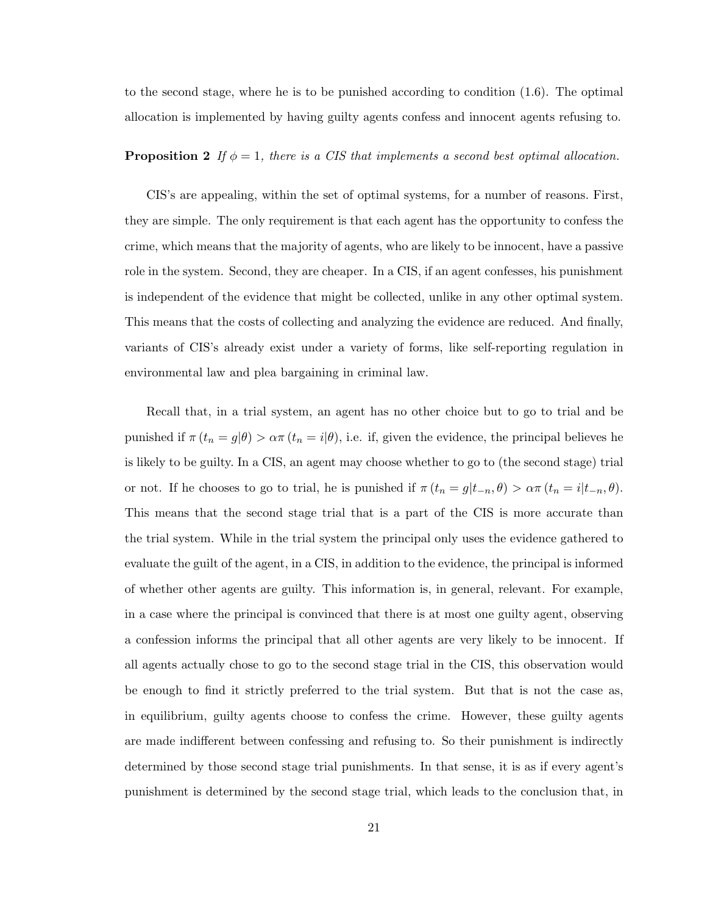to the second stage, where he is to be punished according to condition (1.6). The optimal allocation is implemented by having guilty agents confess and innocent agents refusing to.

**Proposition 2** *If $\phi = 1$, there is a CIS that implements a second best optimal allocation.*

CIS's are appealing, within the set of optimal systems, for a number of reasons. First, they are simple. The only requirement is that each agent has the opportunity to confess the crime, which means that the majority of agents, who are likely to be innocent, have a passive role in the system. Second, they are cheaper. In a CIS, if an agent confesses, his punishment is independent of the evidence that might be collected, unlike in any other optimal system. This means that the costs of collecting and analyzing the evidence are reduced. And finally, variants of CIS's already exist under a variety of forms, like self-reporting regulation in environmental law and plea bargaining in criminal law.

Recall that, in a trial system, an agent has no other choice but to go to trial and be punished if $\pi(t_n = g|\theta) > \alpha\pi(t_n = i|\theta)$, i.e. if, given the evidence, the principal believes he is likely to be guilty. In a CIS, an agent may choose whether to go to (the second stage) trial or not. If he chooses to go to trial, he is punished if $\pi(t_n = g|t_{-n}, \theta) > \alpha\pi(t_n = i|t_{-n}, \theta)$. This means that the second stage trial that is a part of the CIS is more accurate than the trial system. While in the trial system the principal only uses the evidence gathered to evaluate the guilt of the agent, in a CIS, in addition to the evidence, the principal is informed of whether other agents are guilty. This information is, in general, relevant. For example, in a case where the principal is convinced that there is at most one guilty agent, observing a confession informs the principal that all other agents are very likely to be innocent. If all agents actually chose to go to the second stage trial in the CIS, this observation would be enough to find it strictly preferred to the trial system. But that is not the case as, in equilibrium, guilty agents choose to confess the crime. However, these guilty agents are made indifferent between confessing and refusing to. So their punishment is indirectly determined by those second stage trial punishments. In that sense, it is as if every agent's punishment is determined by the second stage trial, which leads to the conclusion that, in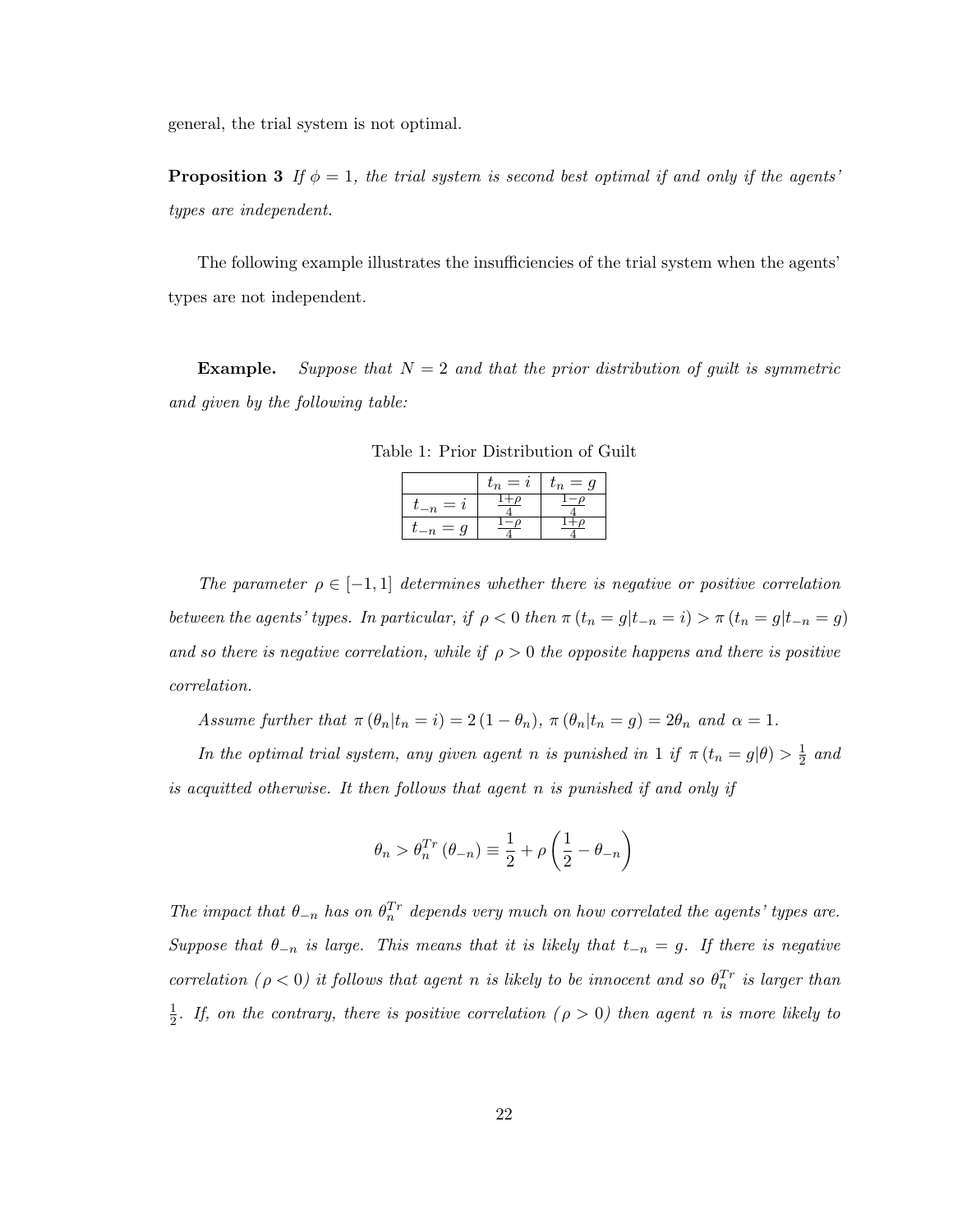general, the trial system is not optimal.

**Proposition 3** *If $\phi = 1$, the trial system is second best optimal if and only if the agents' types are independent.*

The following example illustrates the insufficiencies of the trial system when the agents' types are not independent.

**Example.** *Suppose that $N = 2$ and that the prior distribution of guilt is symmetric and given by the following table:*

Table 1: Prior Distribution of Guilt

| | $t_n = i$ | $t_n = g$ |
|---|---|---|
| $t_{-n} = i$ | $\frac{1+\rho}{4}$ | $\frac{1-\rho}{4}$ |
| $t_{-n} = g$ | $\frac{1-\rho}{4}$ | $\frac{1+\rho}{4}$ |

*The parameter $\rho \in [-1, 1]$ determines whether there is negative or positive correlation between the agents' types. In particular, if $\rho < 0$ then $\pi(t_n = g|t_{-n} = i) > \pi(t_n = g|t_{-n} = g)$ and so there is negative correlation, while if $\rho > 0$ the opposite happens and there is positive correlation.*

*Assume further that $\pi(\theta_n|t_n = i) = 2(1 - \theta_n)$, $\pi(\theta_n|t_n = g) = 2\theta_n$ and $\alpha = 1$.*

*In the optimal trial system, any given agent $n$ is punished in 1 if $\pi(t_n = g|\theta) > \frac{1}{2}$ and is acquitted otherwise. It then follows that agent $n$ is punished if and only if*

$$\theta_n > \theta_n^{Tr}(\theta_{-n}) \equiv \frac{1}{2} + \rho\left(\frac{1}{2} - \theta_{-n}\right)$$

*The impact that $\theta_{-n}$ has on $\theta_n^{Tr}$ depends very much on how correlated the agents' types are. Suppose that $\theta_{-n}$ is large. This means that it is likely that $t_{-n} = g$. If there is negative correlation ($\rho < 0$) it follows that agent $n$ is likely to be innocent and so $\theta_n^{Tr}$ is larger than $\frac{1}{2}$. If, on the contrary, there is positive correlation ($\rho > 0$) then agent $n$ is more likely to*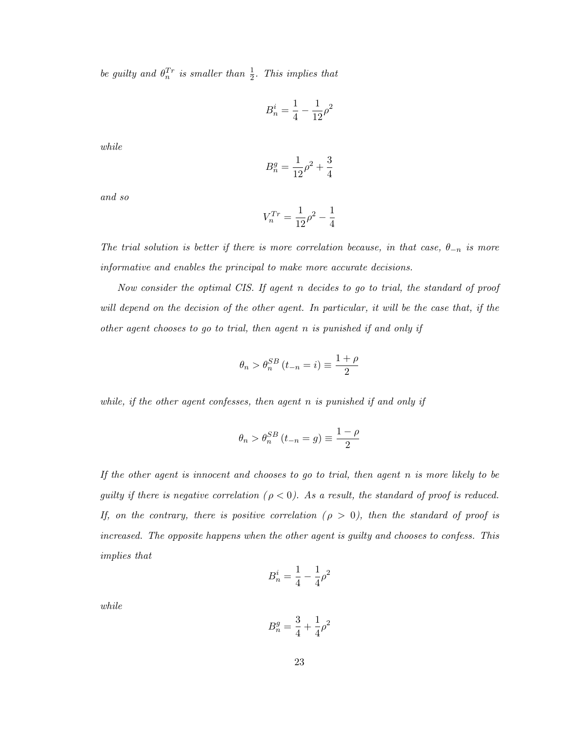*be guilty and $\theta_n^{Tr}$ is smaller than $\frac{1}{2}$. This implies that*

$$B_n^i = \frac{1}{4} - \frac{1}{12}\rho^2$$

*while*

$$B_n^g = \frac{1}{12}\rho^2 + \frac{3}{4}$$

*and so*

$$V_n^{Tr} = \frac{1}{12}\rho^2 - \frac{1}{4}$$

*The trial solution is better if there is more correlation because, in that case, $\theta_{-n}$ is more informative and enables the principal to make more accurate decisions.*

*Now consider the optimal CIS. If agent $n$ decides to go to trial, the standard of proof will depend on the decision of the other agent. In particular, it will be the case that, if the other agent chooses to go to trial, then agent $n$ is punished if and only if*

$$\theta_n > \theta_n^{SB}(t_{-n} = i) \equiv \frac{1+\rho}{2}$$

*while, if the other agent confesses, then agent $n$ is punished if and only if*

$$\theta_n > \theta_n^{SB}(t_{-n} = g) \equiv \frac{1-\rho}{2}$$

*If the other agent is innocent and chooses to go to trial, then agent $n$ is more likely to be guilty if there is negative correlation ($\rho < 0$). As a result, the standard of proof is reduced. If, on the contrary, there is positive correlation ($\rho > 0$), then the standard of proof is increased. The opposite happens when the other agent is guilty and chooses to confess. This implies that*

$$B_n^i = \frac{1}{4} - \frac{1}{4}\rho^2$$

*while*

$$B_n^g = \frac{3}{4} + \frac{1}{4}\rho^2$$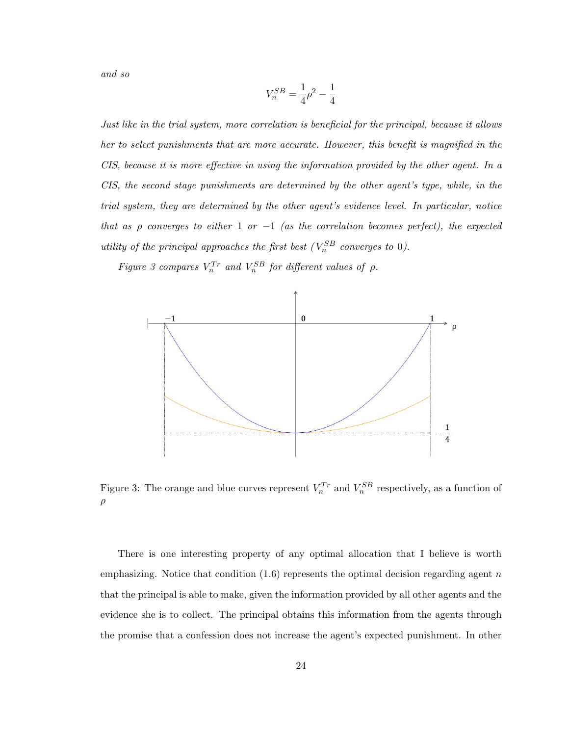*and so*

$$V_n^{SB} = \frac{1}{4}\rho^2 - \frac{1}{4}$$

*Just like in the trial system, more correlation is beneficial for the principal, because it allows her to select punishments that are more accurate. However, this benefit is magnified in the CIS, because it is more effective in using the information provided by the other agent. In a CIS, the second stage punishments are determined by the other agent's type, while, in the trial system, they are determined by the other agent's evidence level. In particular, notice that as $\rho$ converges to either 1 or $-1$ (as the correlation becomes perfect), the expected utility of the principal approaches the first best ($V_n^{SB}$ converges to 0).*

*Figure 3 compares $V_n^{Tr}$ and $V_n^{SB}$ for different values of $\rho$.*

Figure 3: The orange and blue curves represent $V_n^{Tr}$ and $V_n^{SB}$ respectively, as a function of $\rho$

There is one interesting property of any optimal allocation that I believe is worth emphasizing. Notice that condition (1.6) represents the optimal decision regarding agent $n$ that the principal is able to make, given the information provided by all other agents and the evidence she is to collect. The principal obtains this information from the agents through the promise that a confession does not increase the agent's expected punishment. In other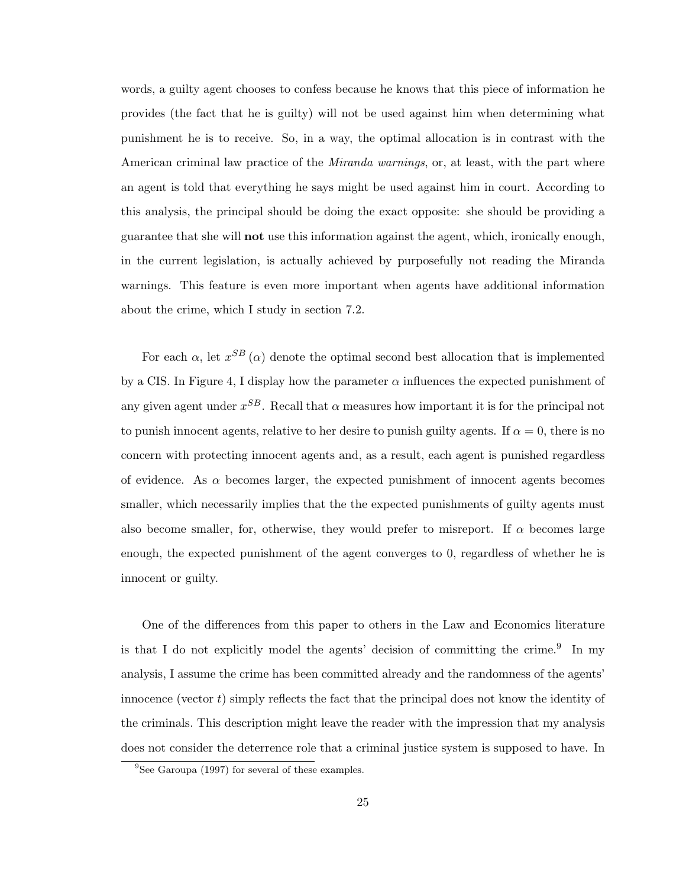words, a guilty agent chooses to confess because he knows that this piece of information he provides (the fact that he is guilty) will not be used against him when determining what punishment he is to receive. So, in a way, the optimal allocation is in contrast with the American criminal law practice of the *Miranda warnings*, or, at least, with the part where an agent is told that everything he says might be used against him in court. According to this analysis, the principal should be doing the exact opposite: she should be providing a guarantee that she will **not** use this information against the agent, which, ironically enough, in the current legislation, is actually achieved by purposefully not reading the Miranda warnings. This feature is even more important when agents have additional information about the crime, which I study in section 7.2.

For each $\alpha$, let $x^{SB}(\alpha)$ denote the optimal second best allocation that is implemented by a CIS. In Figure 4, I display how the parameter $\alpha$ influences the expected punishment of any given agent under $x^{SB}$. Recall that $\alpha$ measures how important it is for the principal not to punish innocent agents, relative to her desire to punish guilty agents. If $\alpha = 0$, there is no concern with protecting innocent agents and, as a result, each agent is punished regardless of evidence. As $\alpha$ becomes larger, the expected punishment of innocent agents becomes smaller, which necessarily implies that the the expected punishments of guilty agents must also become smaller, for, otherwise, they would prefer to misreport. If $\alpha$ becomes large enough, the expected punishment of the agent converges to 0, regardless of whether he is innocent or guilty.

One of the differences from this paper to others in the Law and Economics literature is that I do not explicitly model the agents' decision of committing the crime.[9] In my analysis, I assume the crime has been committed already and the randomness of the agents' innocence (vector $t$) simply reflects the fact that the principal does not know the identity of the criminals. This description might leave the reader with the impression that my analysis does not consider the deterrence role that a criminal justice system is supposed to have. In

[9] See Garoupa (1997) for several of these examples.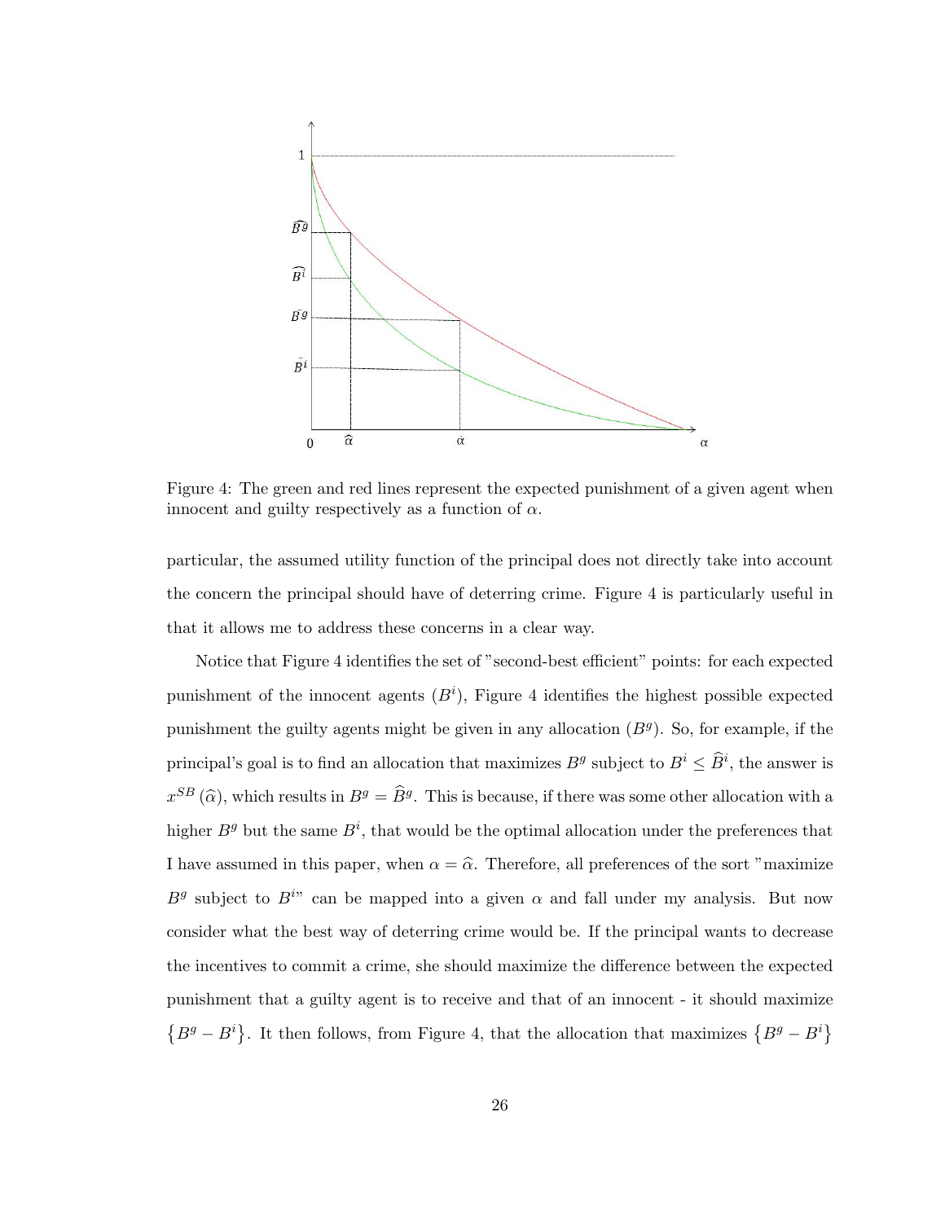Figure 4: The green and red lines represent the expected punishment of a given agent when innocent and guilty respectively as a function of $\alpha$.

particular, the assumed utility function of the principal does not directly take into account the concern the principal should have of deterring crime. Figure 4 is particularly useful in that it allows me to address these concerns in a clear way.

Notice that Figure 4 identifies the set of "second-best efficient" points: for each expected punishment of the innocent agents ($B^i$), Figure 4 identifies the highest possible expected punishment the guilty agents might be given in any allocation ($B^g$). So, for example, if the principal's goal is to find an allocation that maximizes $B^g$ subject to $B^i \leq \widehat{B}^i$, the answer is $x^{SB}(\widehat{\alpha})$, which results in $B^g = \widehat{B}^g$. This is because, if there was some other allocation with a higher $B^g$ but the same $B^i$, that would be the optimal allocation under the preferences that I have assumed in this paper, when $\alpha = \widehat{\alpha}$. Therefore, all preferences of the sort "maximize $B^g$ subject to $B^i$" can be mapped into a given $\alpha$ and fall under my analysis. But now consider what the best way of deterring crime would be. If the principal wants to decrease the incentives to commit a crime, she should maximize the difference between the expected punishment that a guilty agent is to receive and that of an innocent - it should maximize $\{B^g - B^i\}$. It then follows, from Figure 4, that the allocation that maximizes $\{B^g - B^i\}$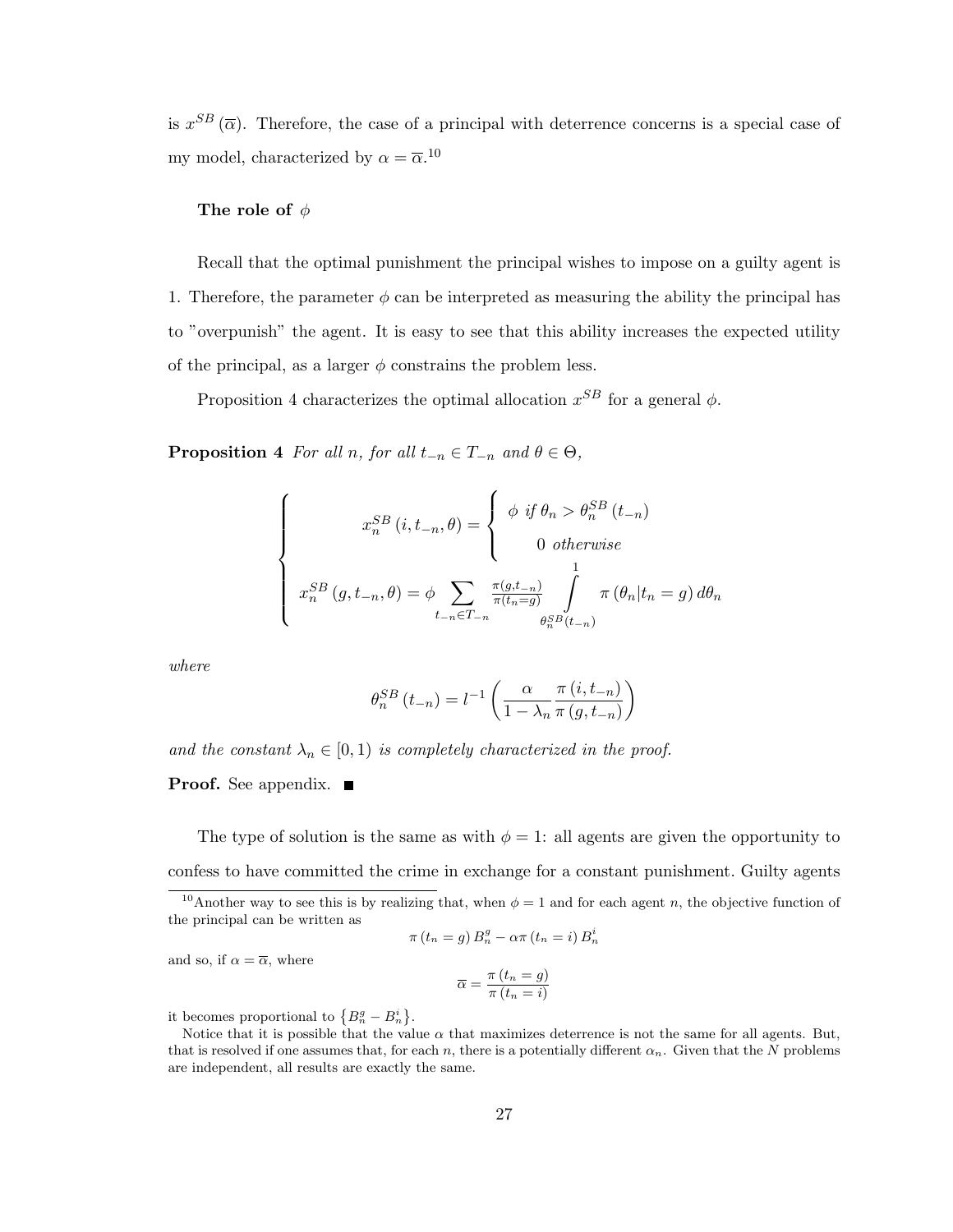is $x^{SB}(\overline{\alpha})$. Therefore, the case of a principal with deterrence concerns is a special case of my model, characterized by $\alpha = \overline{\alpha}$.[10]

**The role of $\phi$**

Recall that the optimal punishment the principal wishes to impose on a guilty agent is 1. Therefore, the parameter $\phi$ can be interpreted as measuring the ability the principal has to "overpunish" the agent. It is easy to see that this ability increases the expected utility of the principal, as a larger $\phi$ constrains the problem less.

Proposition 4 characterizes the optimal allocation $x^{SB}$ for a general $\phi$.

**Proposition 4** *For all $n$, for all $t_{-n} \in T_{-n}$ and $\theta \in \Theta$,*

$$
\begin{cases}
x_n^{SB}(i, t_{-n}, \theta) = \begin{cases} \phi \text{ if } \theta_n > \theta_n^{SB}(t_{-n}) \\ 0 \text{ otherwise} \end{cases} \\
x_n^{SB}(g, t_{-n}, \theta) = \phi \displaystyle\sum_{t_{-n} \in T_{-n}} \frac{\pi(g, t_{-n})}{\pi(t_n = g)} \int_{\theta_n^{SB}(t_{-n})}^{1} \pi(\theta_n | t_n = g) \, d\theta_n
\end{cases}
$$

*where*

$$
\theta_n^{SB}(t_{-n}) = l^{-1}\left( \frac{\alpha}{1 - \lambda_n} \frac{\pi(i, t_{-n})}{\pi(g, t_{-n})} \right)
$$

*and the constant $\lambda_n \in [0, 1)$ is completely characterized in the proof.*

**Proof.** See appendix. ■

The type of solution is the same as with $\phi = 1$: all agents are given the opportunity to confess to have committed the crime in exchange for a constant punishment. Guilty agents

---

[10] Another way to see this is by realizing that, when $\phi = 1$ and for each agent $n$, the objective function of the principal can be written as

$$
\pi(t_n = g) B_n^g - \alpha \pi(t_n = i) B_n^i
$$

and so, if $\alpha = \overline{\alpha}$, where

$$
\overline{\alpha} = \frac{\pi(t_n = g)}{\pi(t_n = i)}
$$

it becomes proportional to $\{B_n^g - B_n^i\}$.

Notice that it is possible that the value $\alpha$ that maximizes deterrence is not the same for all agents. But, that is resolved if one assumes that, for each $n$, there is a potentially different $\alpha_n$. Given that the $N$ problems are independent, all results are exactly the same.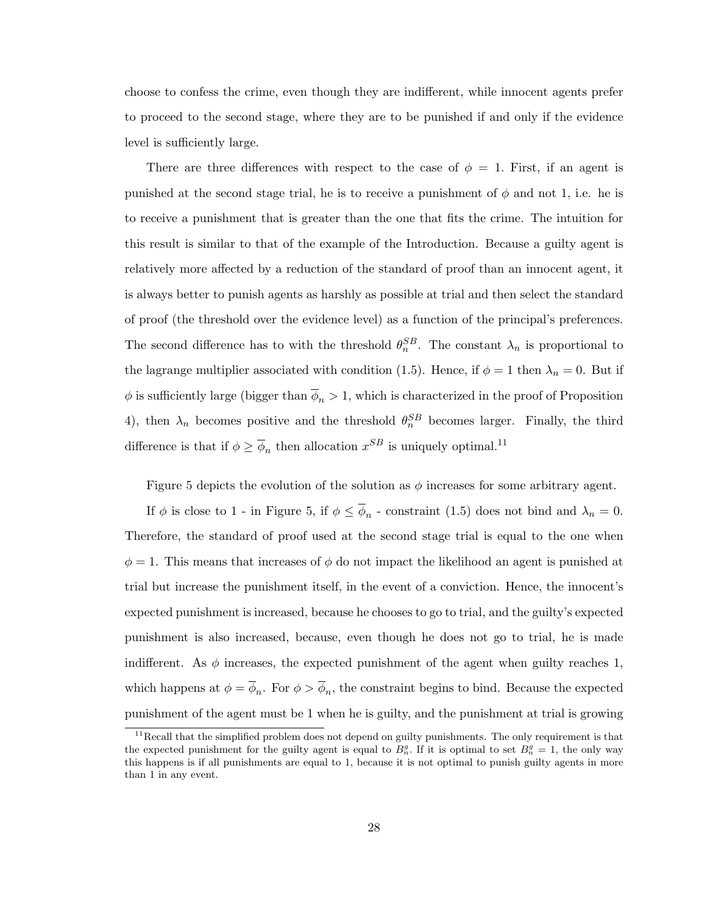choose to confess the crime, even though they are indifferent, while innocent agents prefer to proceed to the second stage, where they are to be punished if and only if the evidence level is sufficiently large.

There are three differences with respect to the case of $\phi = 1$. First, if an agent is punished at the second stage trial, he is to receive a punishment of $\phi$ and not 1, i.e. he is to receive a punishment that is greater than the one that fits the crime. The intuition for this result is similar to that of the example of the Introduction. Because a guilty agent is relatively more affected by a reduction of the standard of proof than an innocent agent, it is always better to punish agents as harshly as possible at trial and then select the standard of proof (the threshold over the evidence level) as a function of the principal's preferences. The second difference has to with the threshold $\theta_n^{SB}$. The constant $\lambda_n$ is proportional to the lagrange multiplier associated with condition (1.5). Hence, if $\phi = 1$ then $\lambda_n = 0$. But if $\phi$ is sufficiently large (bigger than $\overline{\phi}_n > 1$, which is characterized in the proof of Proposition 4), then $\lambda_n$ becomes positive and the threshold $\theta_n^{SB}$ becomes larger. Finally, the third difference is that if $\phi \geq \overline{\phi}_n$ then allocation $x^{SB}$ is uniquely optimal.[11]

Figure 5 depicts the evolution of the solution as $\phi$ increases for some arbitrary agent.

If $\phi$ is close to 1 - in Figure 5, if $\phi \leq \overline{\phi}_n$ - constraint (1.5) does not bind and $\lambda_n = 0$. Therefore, the standard of proof used at the second stage trial is equal to the one when $\phi = 1$. This means that increases of $\phi$ do not impact the likelihood an agent is punished at trial but increase the punishment itself, in the event of a conviction. Hence, the innocent's expected punishment is increased, because he chooses to go to trial, and the guilty's expected punishment is also increased, because, even though he does not go to trial, he is made indifferent. As $\phi$ increases, the expected punishment of the agent when guilty reaches 1, which happens at $\phi = \overline{\phi}_n$. For $\phi > \overline{\phi}_n$, the constraint begins to bind. Because the expected punishment of the agent must be 1 when he is guilty, and the punishment at trial is growing

[11] Recall that the simplified problem does not depend on guilty punishments. The only requirement is that the expected punishment for the guilty agent is equal to $B_n^g$. If it is optimal to set $B_n^g = 1$, the only way this happens is if all punishments are equal to 1, because it is not optimal to punish guilty agents in more than 1 in any event.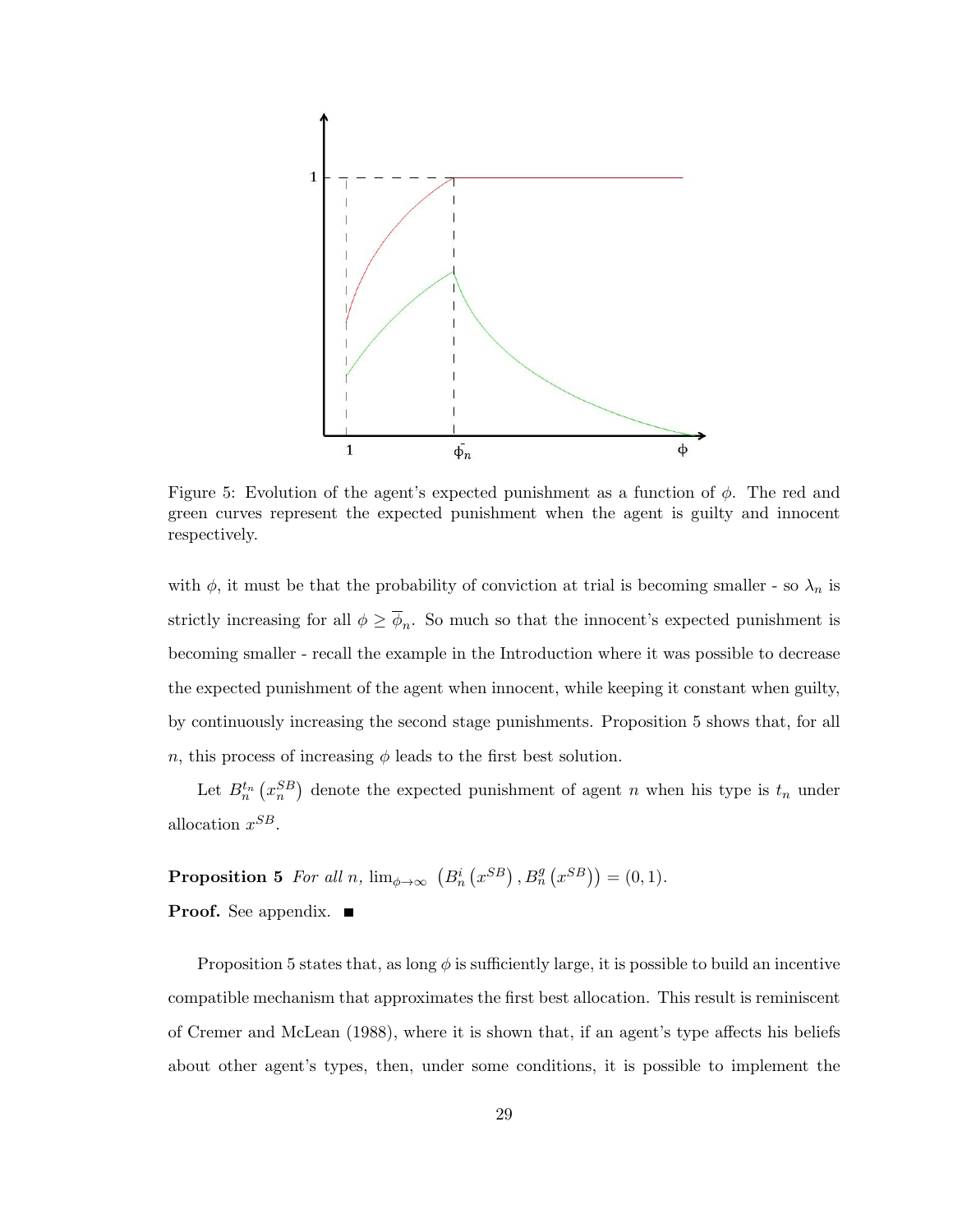Figure 5: Evolution of the agent's expected punishment as a function of $\phi$. The red and green curves represent the expected punishment when the agent is guilty and innocent respectively.

with $\phi$, it must be that the probability of conviction at trial is becoming smaller - so $\lambda_n$ is strictly increasing for all $\phi \geq \overline{\phi}_n$. So much so that the innocent's expected punishment is becoming smaller - recall the example in the Introduction where it was possible to decrease the expected punishment of the agent when innocent, while keeping it constant when guilty, by continuously increasing the second stage punishments. Proposition 5 shows that, for all $n$, this process of increasing $\phi$ leads to the first best solution.

Let $B_n^{t_n}\left(x_n^{SB}\right)$ denote the expected punishment of agent $n$ when his type is $t_n$ under allocation $x^{SB}$.

**Proposition 5** *For all $n$, $\lim_{\phi \to \infty} \left(B_n^i\left(x^{SB}\right), B_n^g\left(x^{SB}\right)\right) = (0, 1)$.*

**Proof.** See appendix. ■

Proposition 5 states that, as long $\phi$ is sufficiently large, it is possible to build an incentive compatible mechanism that approximates the first best allocation. This result is reminiscent of Cremer and McLean (1988), where it is shown that, if an agent's type affects his beliefs about other agent's types, then, under some conditions, it is possible to implement the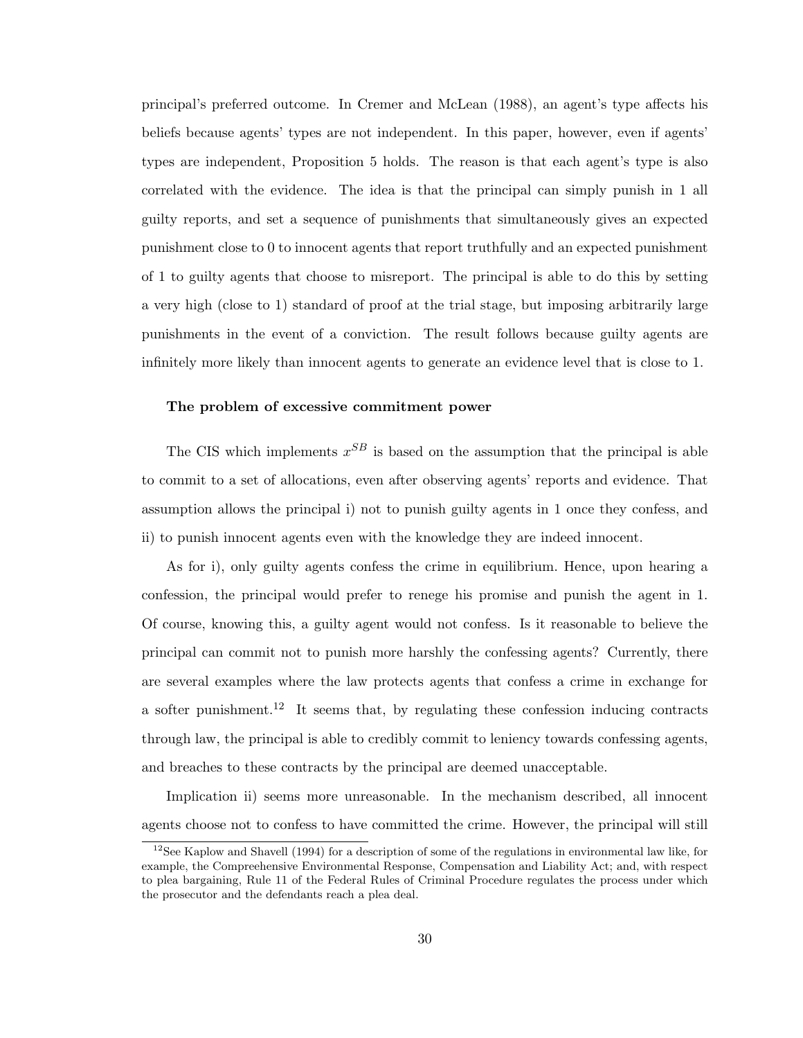principal's preferred outcome. In Cremer and McLean (1988), an agent's type affects his beliefs because agents' types are not independent. In this paper, however, even if agents' types are independent, Proposition 5 holds. The reason is that each agent's type is also correlated with the evidence. The idea is that the principal can simply punish in 1 all guilty reports, and set a sequence of punishments that simultaneously gives an expected punishment close to 0 to innocent agents that report truthfully and an expected punishment of 1 to guilty agents that choose to misreport. The principal is able to do this by setting a very high (close to 1) standard of proof at the trial stage, but imposing arbitrarily large punishments in the event of a conviction. The result follows because guilty agents are infinitely more likely than innocent agents to generate an evidence level that is close to 1.

#### The problem of excessive commitment power

The CIS which implements $x^{SB}$ is based on the assumption that the principal is able to commit to a set of allocations, even after observing agents' reports and evidence. That assumption allows the principal i) not to punish guilty agents in 1 once they confess, and ii) to punish innocent agents even with the knowledge they are indeed innocent.

As for i), only guilty agents confess the crime in equilibrium. Hence, upon hearing a confession, the principal would prefer to renege his promise and punish the agent in 1. Of course, knowing this, a guilty agent would not confess. Is it reasonable to believe the principal can commit not to punish more harshly the confessing agents? Currently, there are several examples where the law protects agents that confess a crime in exchange for a softer punishment.[12] It seems that, by regulating these confession inducing contracts through law, the principal is able to credibly commit to leniency towards confessing agents, and breaches to these contracts by the principal are deemed unacceptable.

Implication ii) seems more unreasonable. In the mechanism described, all innocent agents choose not to confess to have committed the crime. However, the principal will still

[12] See Kaplow and Shavell (1994) for a description of some of the regulations in environmental law like, for example, the Compreehensive Environmental Response, Compensation and Liability Act; and, with respect to plea bargaining, Rule 11 of the Federal Rules of Criminal Procedure regulates the process under which the prosecutor and the defendants reach a plea deal.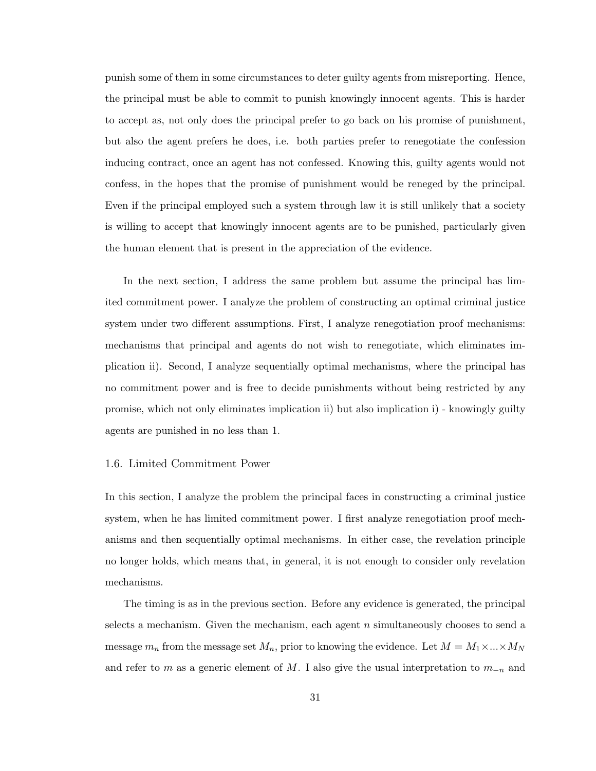punish some of them in some circumstances to deter guilty agents from misreporting. Hence, the principal must be able to commit to punish knowingly innocent agents. This is harder to accept as, not only does the principal prefer to go back on his promise of punishment, but also the agent prefers he does, i.e. both parties prefer to renegotiate the confession inducing contract, once an agent has not confessed. Knowing this, guilty agents would not confess, in the hopes that the promise of punishment would be reneged by the principal. Even if the principal employed such a system through law it is still unlikely that a society is willing to accept that knowingly innocent agents are to be punished, particularly given the human element that is present in the appreciation of the evidence.

In the next section, I address the same problem but assume the principal has limited commitment power. I analyze the problem of constructing an optimal criminal justice system under two different assumptions. First, I analyze renegotiation proof mechanisms: mechanisms that principal and agents do not wish to renegotiate, which eliminates implication ii). Second, I analyze sequentially optimal mechanisms, where the principal has no commitment power and is free to decide punishments without being restricted by any promise, which not only eliminates implication ii) but also implication i) - knowingly guilty agents are punished in no less than 1.

## 1.6. Limited Commitment Power

In this section, I analyze the problem the principal faces in constructing a criminal justice system, when he has limited commitment power. I first analyze renegotiation proof mechanisms and then sequentially optimal mechanisms. In either case, the revelation principle no longer holds, which means that, in general, it is not enough to consider only revelation mechanisms.

The timing is as in the previous section. Before any evidence is generated, the principal selects a mechanism. Given the mechanism, each agent $n$ simultaneously chooses to send a message $m_n$ from the message set $M_n$, prior to knowing the evidence. Let $M = M_1 \times ... \times M_N$ and refer to $m$ as a generic element of $M$. I also give the usual interpretation to $m_{-n}$ and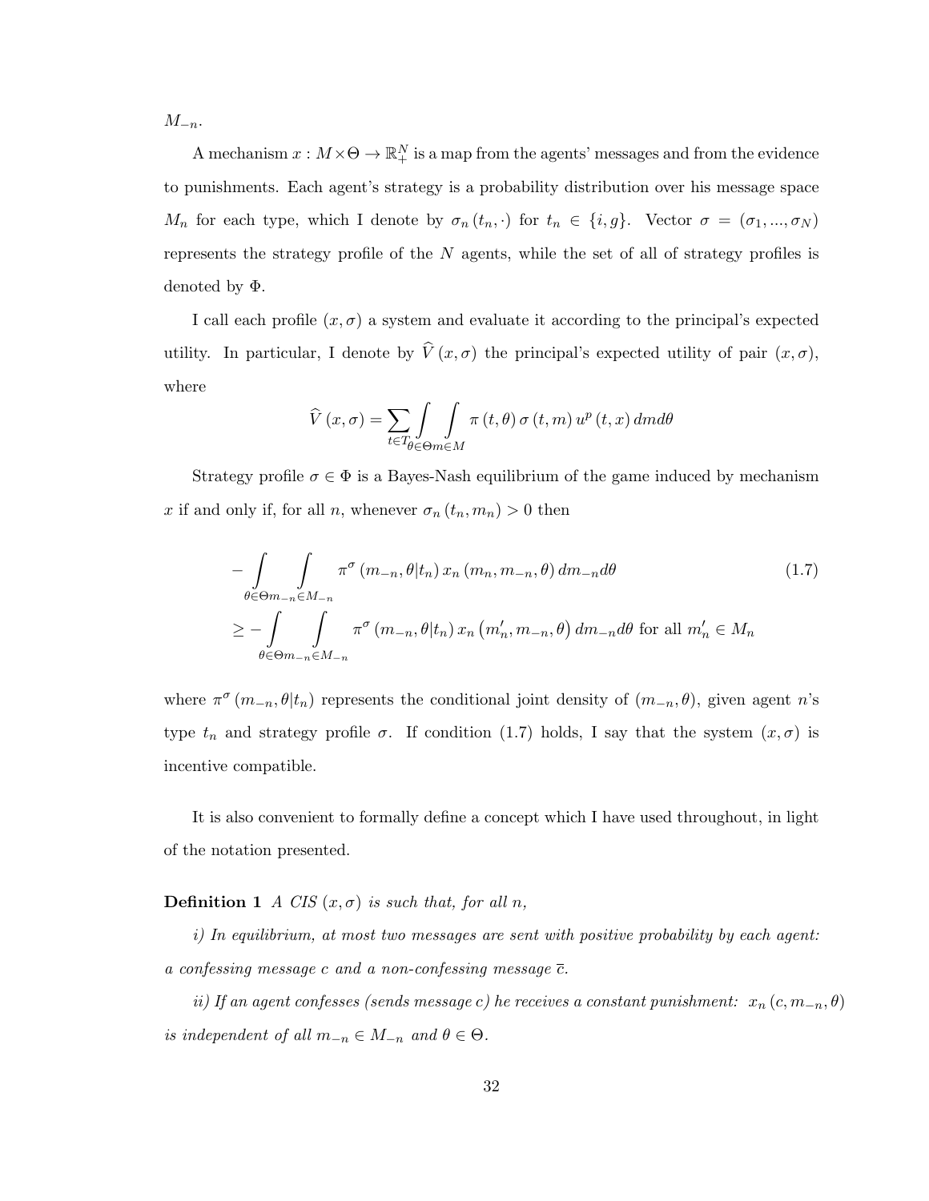$M_{-n}$.

A mechanism $x : M \times \Theta \to \mathbb{R}_+^N$ is a map from the agents' messages and from the evidence to punishments. Each agent's strategy is a probability distribution over his message space $M_n$ for each type, which I denote by $\sigma_n(t_n, \cdot)$ for $t_n \in \{i, g\}$. Vector $\sigma = (\sigma_1, ..., \sigma_N)$ represents the strategy profile of the $N$ agents, while the set of all of strategy profiles is denoted by $\Phi$.

I call each profile $(x, \sigma)$ a system and evaluate it according to the principal's expected utility. In particular, I denote by $\widehat{V}(x, \sigma)$ the principal's expected utility of pair $(x, \sigma)$, where

$$\widehat{V}(x, \sigma) = \sum_{t \in T} \int_{\theta \in \Theta} \int_{m \in M} \pi(t, \theta) \sigma(t, m) u^p(t, x) \, dm d\theta$$

Strategy profile $\sigma \in \Phi$ is a Bayes-Nash equilibrium of the game induced by mechanism $x$ if and only if, for all $n$, whenever $\sigma_n(t_n, m_n) > 0$ then

$$\begin{aligned} & -\int_{\theta \in \Theta} \int_{m_{-n} \in M_{-n}} \pi^\sigma(m_{-n}, \theta | t_n) \, x_n(m_n, m_{-n}, \theta) \, dm_{-n} d\theta \\ & \geq -\int_{\theta \in \Theta} \int_{m_{-n} \in M_{-n}} \pi^\sigma(m_{-n}, \theta | t_n) \, x_n(m_n', m_{-n}, \theta) \, dm_{-n} d\theta \text{ for all } m_n' \in M_n \end{aligned} \tag{1.7}$$

where $\pi^\sigma(m_{-n}, \theta | t_n)$ represents the conditional joint density of $(m_{-n}, \theta)$, given agent $n$'s type $t_n$ and strategy profile $\sigma$. If condition (1.7) holds, I say that the system $(x, \sigma)$ is incentive compatible.

It is also convenient to formally define a concept which I have used throughout, in light of the notation presented.

**Definition 1** *A CIS $(x, \sigma)$ is such that, for all $n$,*

*i) In equilibrium, at most two messages are sent with positive probability by each agent: a confessing message $c$ and a non-confessing message $\overline{c}$.*

*ii) If an agent confesses (sends message $c$) he receives a constant punishment: $x_n(c, m_{-n}, \theta)$ is independent of all $m_{-n} \in M_{-n}$ and $\theta \in \Theta$.*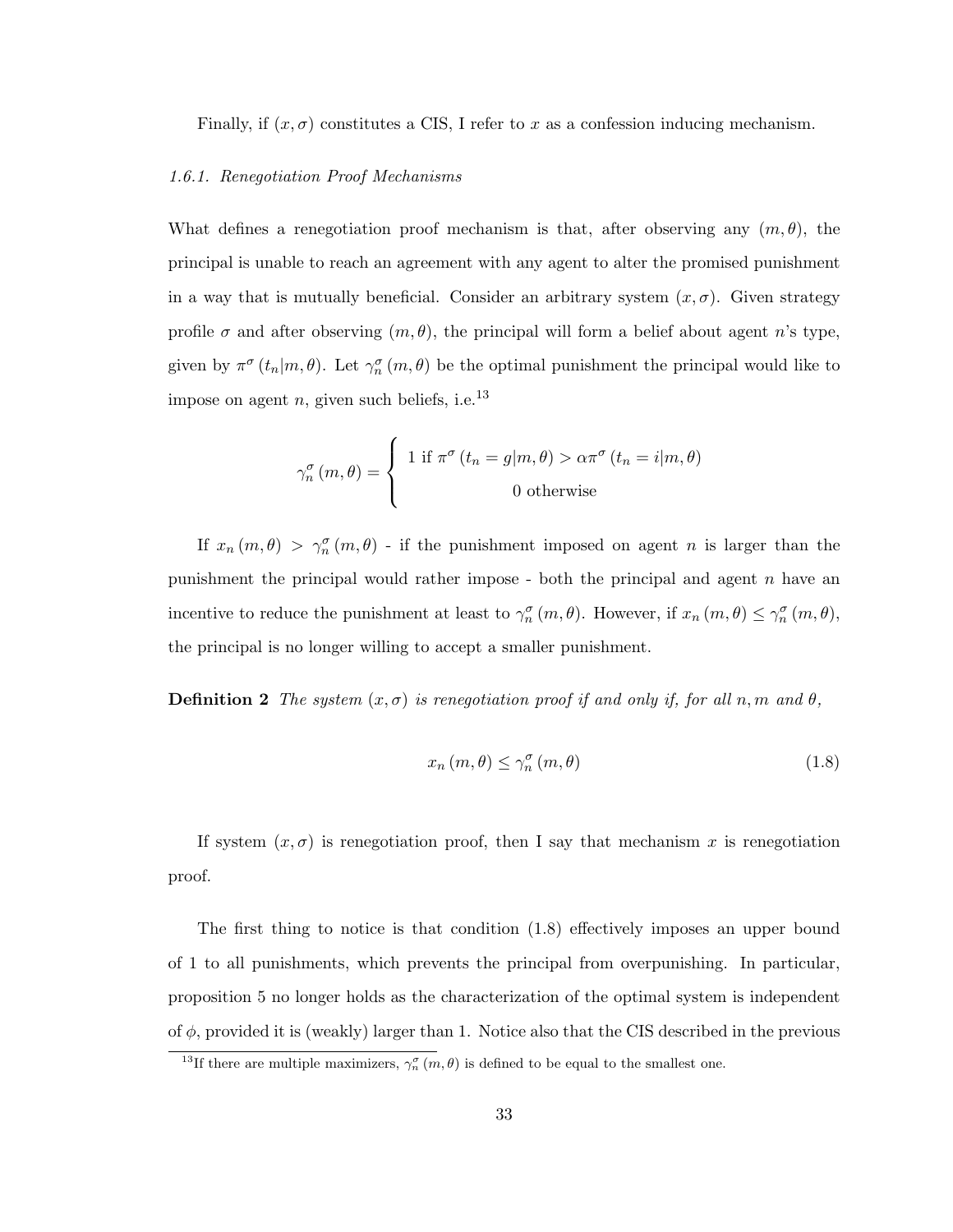Finally, if $(x, \sigma)$ constitutes a CIS, I refer to $x$ as a confession inducing mechanism.

### *1.6.1. Renegotiation Proof Mechanisms*

What defines a renegotiation proof mechanism is that, after observing any $(m, \theta)$, the principal is unable to reach an agreement with any agent to alter the promised punishment in a way that is mutually beneficial. Consider an arbitrary system $(x, \sigma)$. Given strategy profile $\sigma$ and after observing $(m, \theta)$, the principal will form a belief about agent $n$'s type, given by $\pi^{\sigma}(t_n|m, \theta)$. Let $\gamma_n^{\sigma}(m, \theta)$ be the optimal punishment the principal would like to impose on agent $n$, given such beliefs, i.e.[13]

$$
\gamma_n^{\sigma}(m, \theta) = \begin{cases} 1 \text{ if } \pi^{\sigma}(t_n = g|m, \theta) > \alpha \pi^{\sigma}(t_n = i|m, \theta) \\ 0 \text{ otherwise} \end{cases}
$$

If $x_n(m, \theta) > \gamma_n^{\sigma}(m, \theta)$ - if the punishment imposed on agent $n$ is larger than the punishment the principal would rather impose - both the principal and agent $n$ have an incentive to reduce the punishment at least to $\gamma_n^{\sigma}(m, \theta)$. However, if $x_n(m, \theta) \leq \gamma_n^{\sigma}(m, \theta)$, the principal is no longer willing to accept a smaller punishment.

**Definition 2** *The system $(x, \sigma)$ is renegotiation proof if and only if, for all $n, m$ and $\theta$,*

$$
x_n(m, \theta) \leq \gamma_n^{\sigma}(m, \theta) \tag{1.8}
$$

If system $(x, \sigma)$ is renegotiation proof, then I say that mechanism $x$ is renegotiation proof.

The first thing to notice is that condition (1.8) effectively imposes an upper bound of 1 to all punishments, which prevents the principal from overpunishing. In particular, proposition 5 no longer holds as the characterization of the optimal system is independent of $\phi$, provided it is (weakly) larger than 1. Notice also that the CIS described in the previous

[13] If there are multiple maximizers, $\gamma_n^{\sigma}(m, \theta)$ is defined to be equal to the smallest one.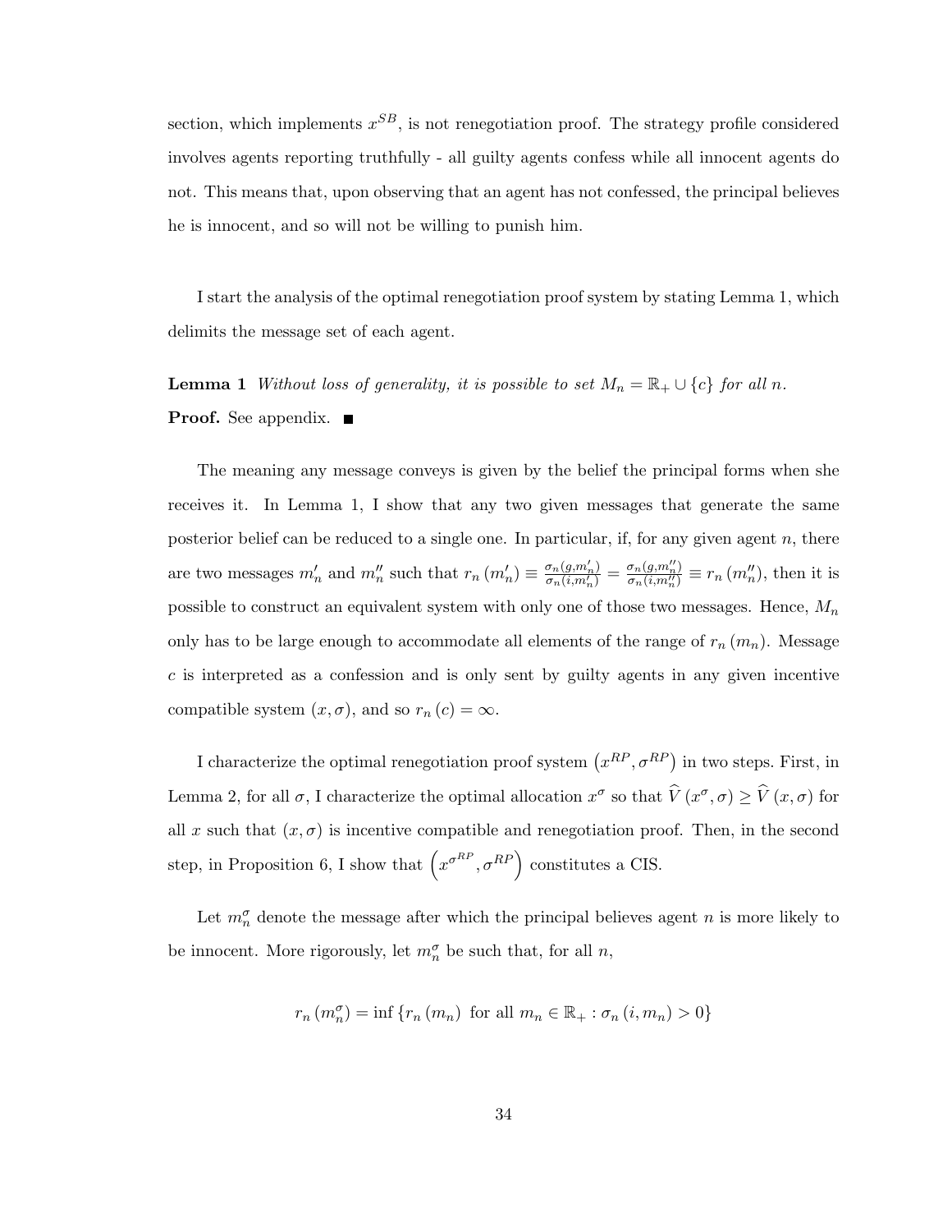section, which implements $x^{SB}$, is not renegotiation proof. The strategy profile considered involves agents reporting truthfully - all guilty agents confess while all innocent agents do not. This means that, upon observing that an agent has not confessed, the principal believes he is innocent, and so will not be willing to punish him.

I start the analysis of the optimal renegotiation proof system by stating Lemma 1, which delimits the message set of each agent.

**Lemma 1** *Without loss of generality, it is possible to set $M_n = \mathbb{R}_+ \cup \{c\}$ for all $n$.*

**Proof.** See appendix. ■

The meaning any message conveys is given by the belief the principal forms when she receives it. In Lemma 1, I show that any two given messages that generate the same posterior belief can be reduced to a single one. In particular, if, for any given agent $n$, there are two messages $m'_n$ and $m''_n$ such that $r_n(m'_n) \equiv \frac{\sigma_n(g,m'_n)}{\sigma_n(i,m'_n)} = \frac{\sigma_n(g,m''_n)}{\sigma_n(i,m''_n)} \equiv r_n(m''_n)$, then it is possible to construct an equivalent system with only one of those two messages. Hence, $M_n$ only has to be large enough to accommodate all elements of the range of $r_n(m_n)$. Message $c$ is interpreted as a confession and is only sent by guilty agents in any given incentive compatible system $(x, \sigma)$, and so $r_n(c) = \infty$.

I characterize the optimal renegotiation proof system $\left(x^{RP}, \sigma^{RP}\right)$ in two steps. First, in Lemma 2, for all $\sigma$, I characterize the optimal allocation $x^{\sigma}$ so that $\widehat{V}(x^{\sigma}, \sigma) \geq \widehat{V}(x, \sigma)$ for all $x$ such that $(x, \sigma)$ is incentive compatible and renegotiation proof. Then, in the second step, in Proposition 6, I show that $\left(x^{\sigma^{RP}}, \sigma^{RP}\right)$ constitutes a CIS.

Let $m_n^{\sigma}$ denote the message after which the principal believes agent $n$ is more likely to be innocent. More rigorously, let $m_n^{\sigma}$ be such that, for all $n$,

$$r_n(m_n^{\sigma}) = \inf\{r_n(m_n) \text{ for all } m_n \in \mathbb{R}_+ : \sigma_n(i, m_n) > 0\}$$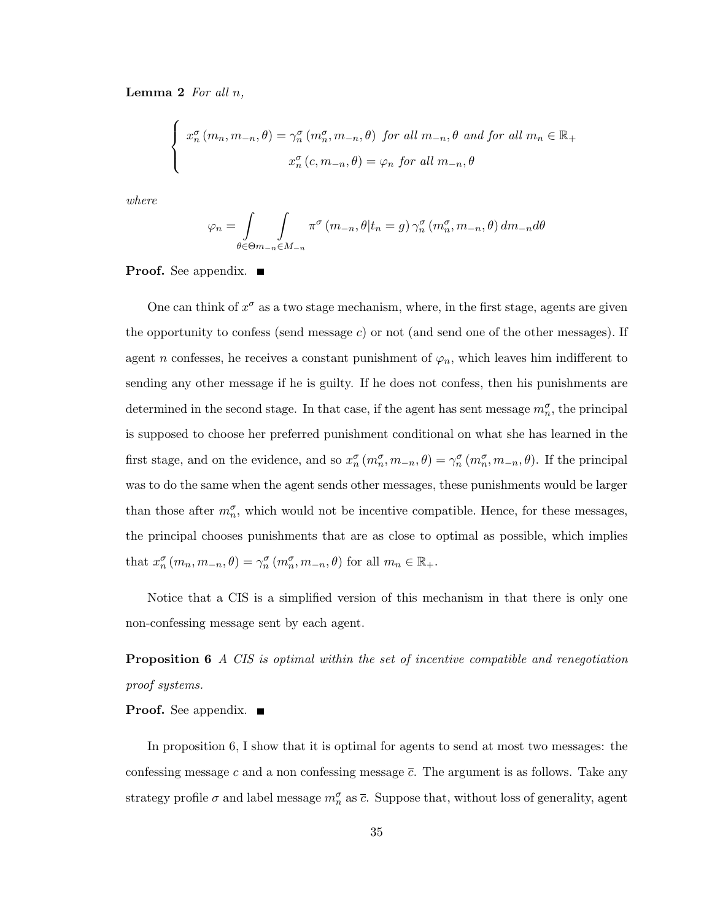**Lemma 2** *For all n,*

$$\begin{cases} x_n^\sigma (m_n, m_{-n}, \theta) = \gamma_n^\sigma (m_n^\sigma, m_{-n}, \theta) \text{ for all } m_{-n}, \theta \text{ and for all } m_n \in \mathbb{R}_+ \\ x_n^\sigma (c, m_{-n}, \theta) = \varphi_n \text{ for all } m_{-n}, \theta \end{cases}$$

*where*

$$\varphi_n = \int_{\theta \in \Theta} \int_{m_{-n} \in M_{-n}} \pi^\sigma (m_{-n}, \theta | t_n = g) \, \gamma_n^\sigma (m_n^\sigma, m_{-n}, \theta) \, dm_{-n} d\theta$$

**Proof.** See appendix. ■

One can think of $x^\sigma$ as a two stage mechanism, where, in the first stage, agents are given the opportunity to confess (send message $c$) or not (and send one of the other messages). If agent $n$ confesses, he receives a constant punishment of $\varphi_n$, which leaves him indifferent to sending any other message if he is guilty. If he does not confess, then his punishments are determined in the second stage. In that case, if the agent has sent message $m_n^\sigma$, the principal is supposed to choose her preferred punishment conditional on what she has learned in the first stage, and on the evidence, and so $x_n^\sigma (m_n^\sigma, m_{-n}, \theta) = \gamma_n^\sigma (m_n^\sigma, m_{-n}, \theta)$. If the principal was to do the same when the agent sends other messages, these punishments would be larger than those after $m_n^\sigma$, which would not be incentive compatible. Hence, for these messages, the principal chooses punishments that are as close to optimal as possible, which implies that $x_n^\sigma (m_n, m_{-n}, \theta) = \gamma_n^\sigma (m_n^\sigma, m_{-n}, \theta)$ for all $m_n \in \mathbb{R}_+$.

Notice that a CIS is a simplified version of this mechanism in that there is only one non-confessing message sent by each agent.

**Proposition 6** *A CIS is optimal within the set of incentive compatible and renegotiation proof systems.*

**Proof.** See appendix. ■

In proposition 6, I show that it is optimal for agents to send at most two messages: the confessing message $c$ and a non confessing message $\bar{c}$. The argument is as follows. Take any strategy profile $\sigma$ and label message $m_n^\sigma$ as $\bar{c}$. Suppose that, without loss of generality, agent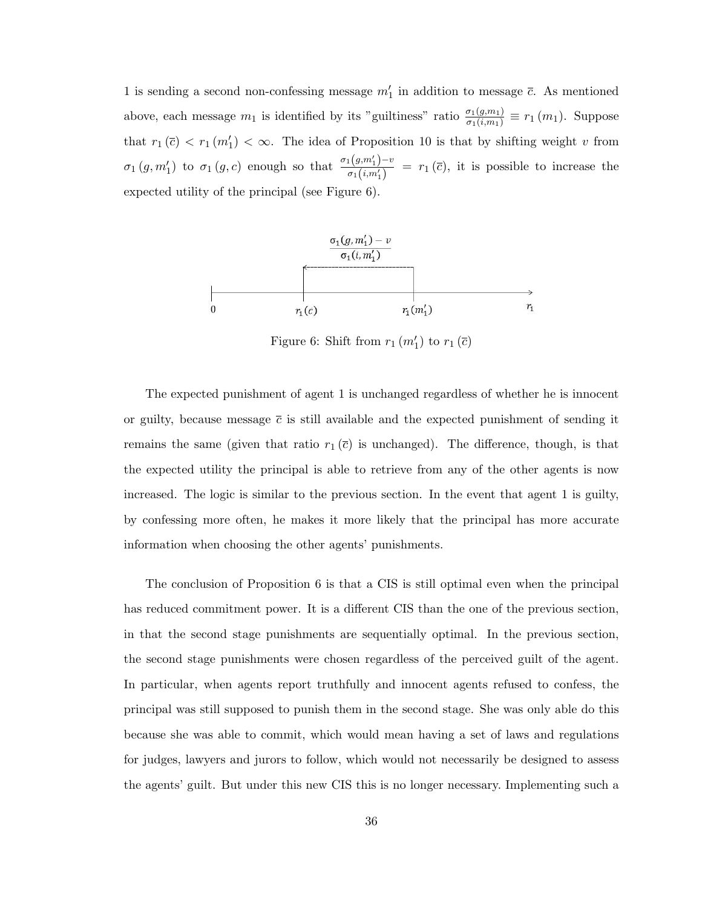1 is sending a second non-confessing message $m_1'$ in addition to message $\overline{c}$. As mentioned above, each message $m_1$ is identified by its "guiltiness" ratio $\frac{\sigma_1(g,m_1)}{\sigma_1(i,m_1)} \equiv r_1(m_1)$. Suppose that $r_1(\overline{c}) < r_1(m_1') < \infty$. The idea of Proposition 10 is that by shifting weight $v$ from $\sigma_1(g, m_1')$ to $\sigma_1(g, c)$ enough so that $\frac{\sigma_1(g,m_1')-v}{\sigma_1(i,m_1')} = r_1(\overline{c})$, it is possible to increase the expected utility of the principal (see Figure 6).

Figure 6: Shift from $r_1(m_1')$ to $r_1(\overline{c})$

The expected punishment of agent 1 is unchanged regardless of whether he is innocent or guilty, because message $\overline{c}$ is still available and the expected punishment of sending it remains the same (given that ratio $r_1(\overline{c})$ is unchanged). The difference, though, is that the expected utility the principal is able to retrieve from any of the other agents is now increased. The logic is similar to the previous section. In the event that agent 1 is guilty, by confessing more often, he makes it more likely that the principal has more accurate information when choosing the other agents' punishments.

The conclusion of Proposition 6 is that a CIS is still optimal even when the principal has reduced commitment power. It is a different CIS than the one of the previous section, in that the second stage punishments are sequentially optimal. In the previous section, the second stage punishments were chosen regardless of the perceived guilt of the agent. In particular, when agents report truthfully and innocent agents refused to confess, the principal was still supposed to punish them in the second stage. She was only able do this because she was able to commit, which would mean having a set of laws and regulations for judges, lawyers and jurors to follow, which would not necessarily be designed to assess the agents' guilt. But under this new CIS this is no longer necessary. Implementing such a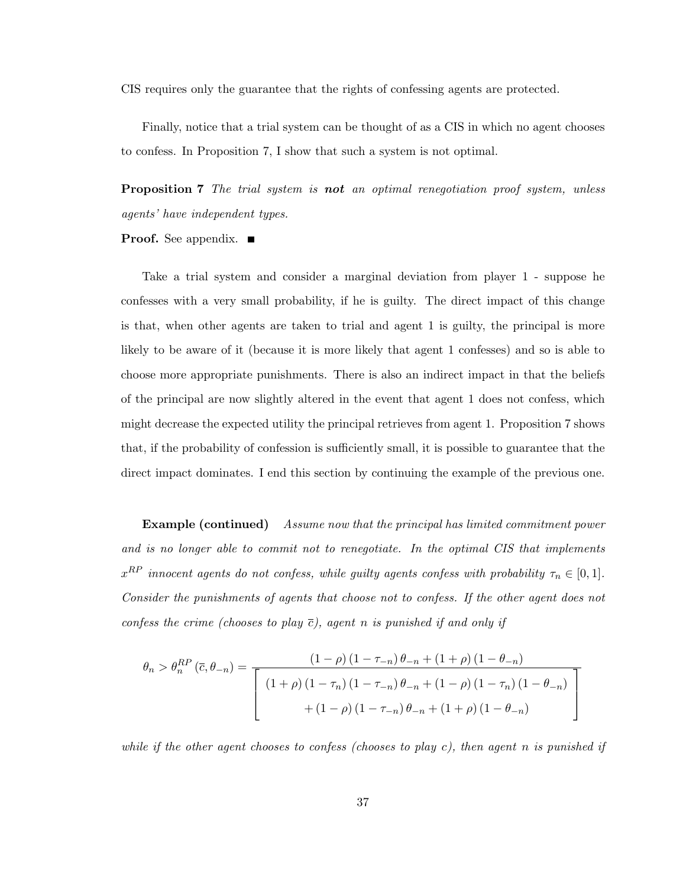CIS requires only the guarantee that the rights of confessing agents are protected.

Finally, notice that a trial system can be thought of as a CIS in which no agent chooses to confess. In Proposition 7, I show that such a system is not optimal.

**Proposition 7** *The trial system is* ***not*** *an optimal renegotiation proof system, unless agents' have independent types.*

**Proof.** See appendix. ■

Take a trial system and consider a marginal deviation from player 1 - suppose he confesses with a very small probability, if he is guilty. The direct impact of this change is that, when other agents are taken to trial and agent 1 is guilty, the principal is more likely to be aware of it (because it is more likely that agent 1 confesses) and so is able to choose more appropriate punishments. There is also an indirect impact in that the beliefs of the principal are now slightly altered in the event that agent 1 does not confess, which might decrease the expected utility the principal retrieves from agent 1. Proposition 7 shows that, if the probability of confession is sufficiently small, it is possible to guarantee that the direct impact dominates. I end this section by continuing the example of the previous one.

**Example (continued)** *Assume now that the principal has limited commitment power and is no longer able to commit not to renegotiate. In the optimal CIS that implements $x^{RP}$ innocent agents do not confess, while guilty agents confess with probability $\tau_n \in [0, 1]$. Consider the punishments of agents that choose not to confess. If the other agent does not confess the crime (chooses to play $\overline{c}$), agent $n$ is punished if and only if*

$$\theta_n > \theta_n^{RP}(\overline{c}, \theta_{-n}) = \frac{(1-\rho)(1-\tau_{-n})\theta_{-n} + (1+\rho)(1-\theta_{-n})}{\left[\begin{array}{c}(1+\rho)(1-\tau_n)(1-\tau_{-n})\theta_{-n} + (1-\rho)(1-\tau_n)(1-\theta_{-n}) \\ +(1-\rho)(1-\tau_{-n})\theta_{-n} + (1+\rho)(1-\theta_{-n})\end{array}\right]}$$

*while if the other agent chooses to confess (chooses to play $c$), then agent $n$ is punished if*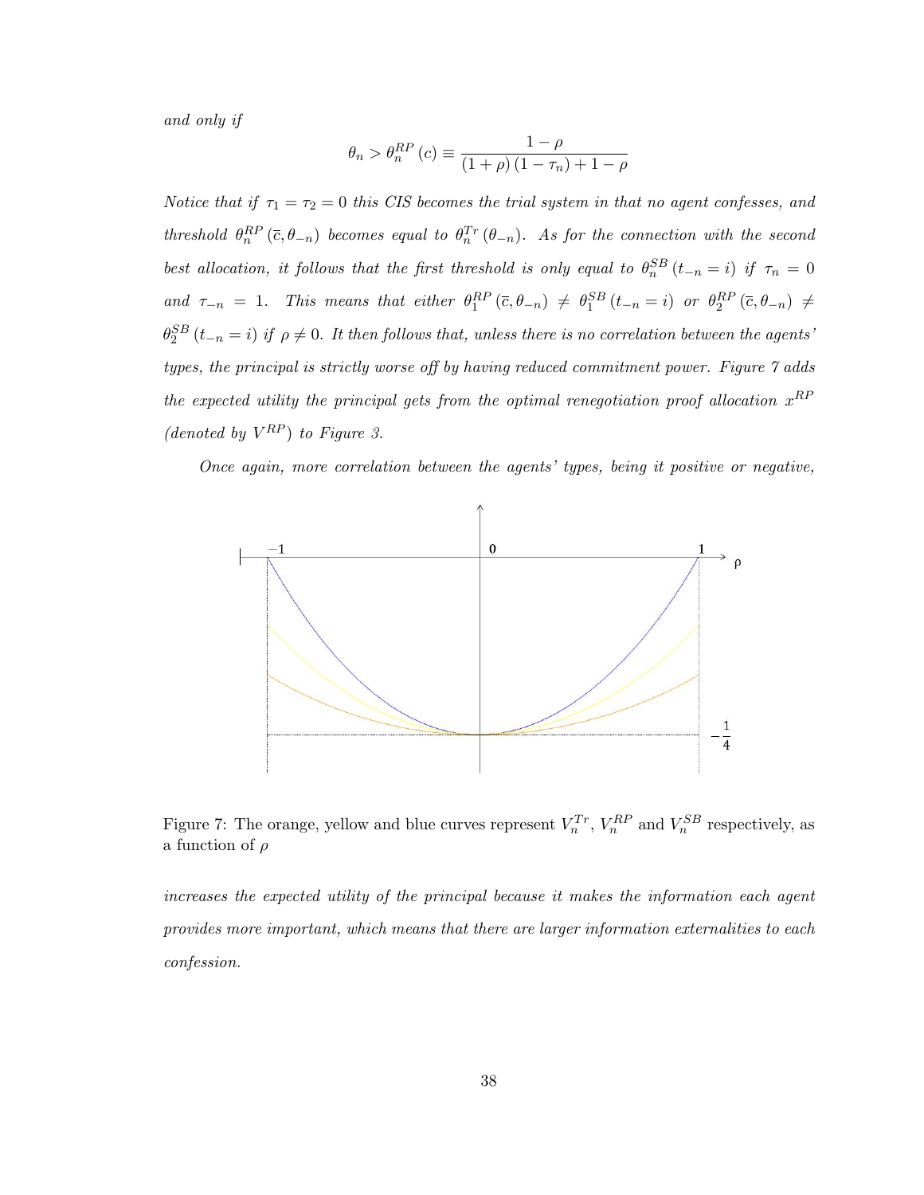*and only if*

$$\theta_n > \theta_n^{RP}(c) \equiv \frac{1-\rho}{(1+\rho)(1-\tau_n)+1-\rho}$$

*Notice that if $\tau_1 = \tau_2 = 0$ this CIS becomes the trial system in that no agent confesses, and threshold $\theta_n^{RP}(\bar{c}, \theta_{-n})$ becomes equal to $\theta_n^{Tr}(\theta_{-n})$. As for the connection with the second best allocation, it follows that the first threshold is only equal to $\theta_n^{SB}(t_{-n} = i)$ if $\tau_n = 0$ and $\tau_{-n} = 1$. This means that either $\theta_1^{RP}(\bar{c}, \theta_{-n}) \neq \theta_1^{SB}(t_{-n} = i)$ or $\theta_2^{RP}(\bar{c}, \theta_{-n}) \neq \theta_2^{SB}(t_{-n} = i)$ if $\rho \neq 0$. It then follows that, unless there is no correlation between the agents' types, the principal is strictly worse off by having reduced commitment power. Figure 7 adds the expected utility the principal gets from the optimal renegotiation proof allocation $x^{RP}$ (denoted by $V^{RP}$) to Figure 3.*

*Once again, more correlation between the agents' types, being it positive or negative,*

Figure 7: The orange, yellow and blue curves represent $V_n^{Tr}$, $V_n^{RP}$ and $V_n^{SB}$ respectively, as a function of $\rho$

*increases the expected utility of the principal because it makes the information each agent provides more important, which means that there are larger information externalities to each confession.*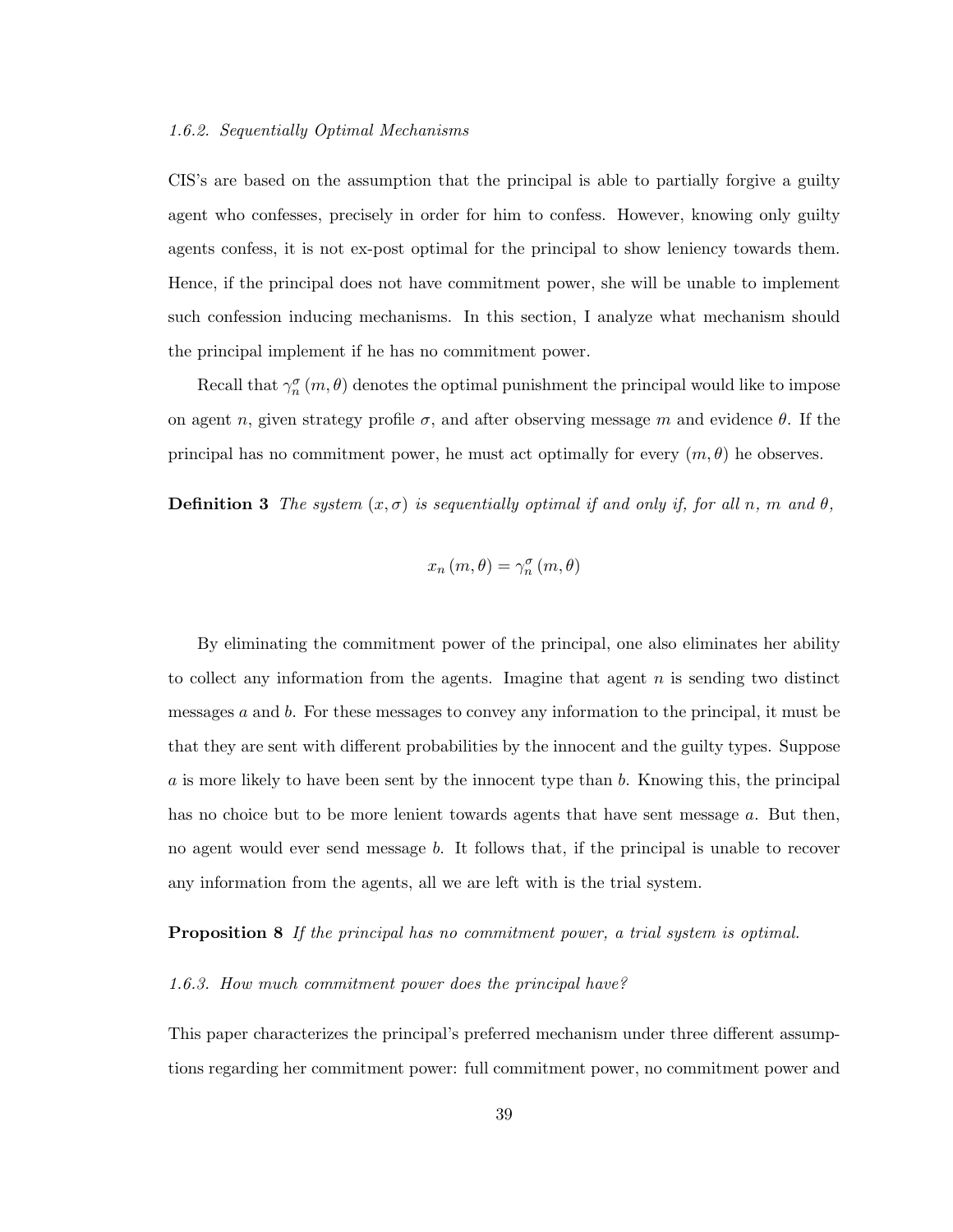### *1.6.2. Sequentially Optimal Mechanisms*

CIS's are based on the assumption that the principal is able to partially forgive a guilty agent who confesses, precisely in order for him to confess. However, knowing only guilty agents confess, it is not ex-post optimal for the principal to show leniency towards them. Hence, if the principal does not have commitment power, she will be unable to implement such confession inducing mechanisms. In this section, I analyze what mechanism should the principal implement if he has no commitment power.

Recall that $\gamma_n^\sigma(m, \theta)$ denotes the optimal punishment the principal would like to impose on agent $n$, given strategy profile $\sigma$, and after observing message $m$ and evidence $\theta$. If the principal has no commitment power, he must act optimally for every $(m, \theta)$ he observes.

**Definition 3** *The system $(x, \sigma)$ is sequentially optimal if and only if, for all $n$, $m$ and $\theta$,*

$$x_n(m, \theta) = \gamma_n^\sigma(m, \theta)$$

By eliminating the commitment power of the principal, one also eliminates her ability to collect any information from the agents. Imagine that agent $n$ is sending two distinct messages $a$ and $b$. For these messages to convey any information to the principal, it must be that they are sent with different probabilities by the innocent and the guilty types. Suppose $a$ is more likely to have been sent by the innocent type than $b$. Knowing this, the principal has no choice but to be more lenient towards agents that have sent message $a$. But then, no agent would ever send message $b$. It follows that, if the principal is unable to recover any information from the agents, all we are left with is the trial system.

**Proposition 8** *If the principal has no commitment power, a trial system is optimal.*

### *1.6.3. How much commitment power does the principal have?*

This paper characterizes the principal's preferred mechanism under three different assumptions regarding her commitment power: full commitment power, no commitment power and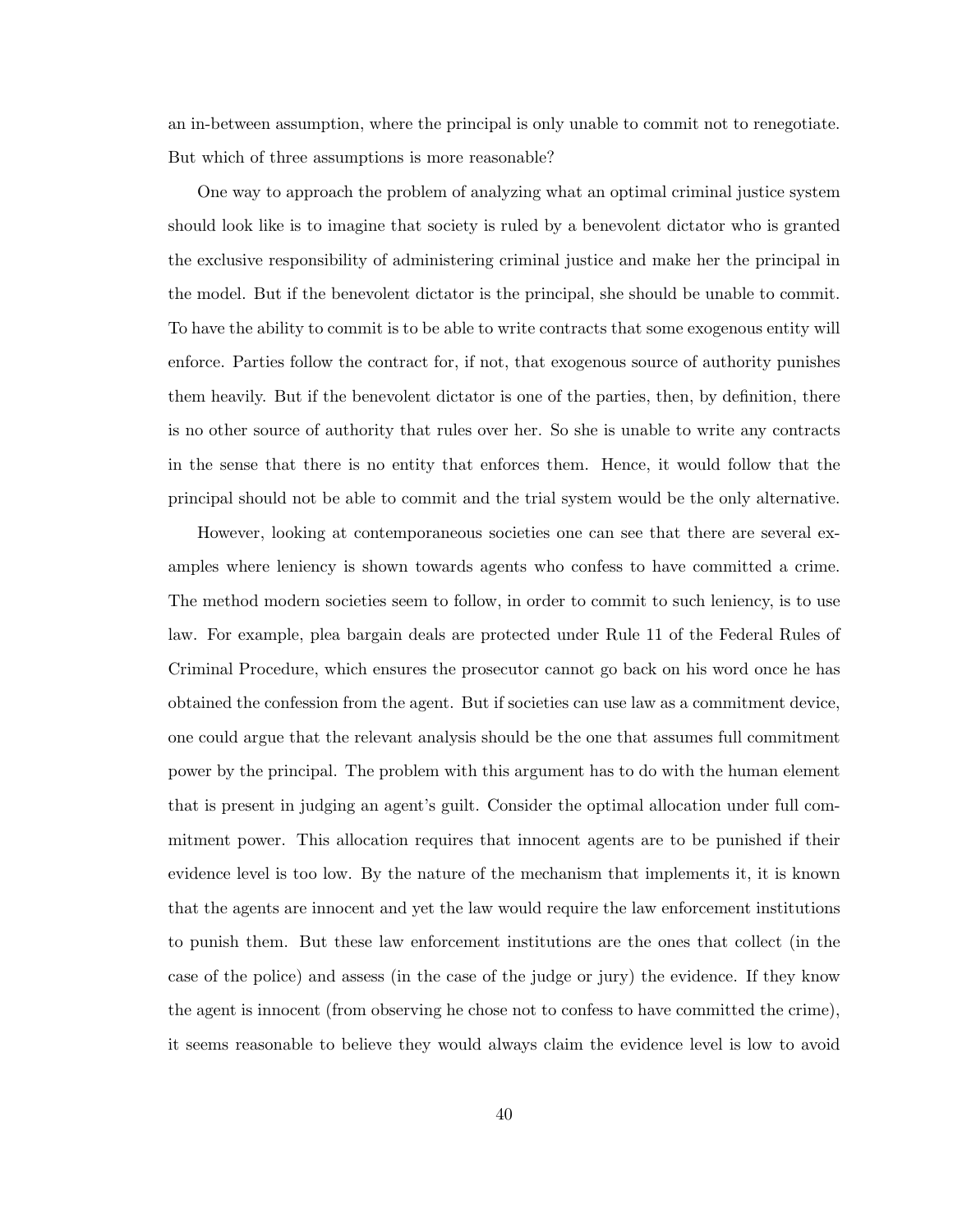an in-between assumption, where the principal is only unable to commit not to renegotiate. But which of three assumptions is more reasonable?

One way to approach the problem of analyzing what an optimal criminal justice system should look like is to imagine that society is ruled by a benevolent dictator who is granted the exclusive responsibility of administering criminal justice and make her the principal in the model. But if the benevolent dictator is the principal, she should be unable to commit. To have the ability to commit is to be able to write contracts that some exogenous entity will enforce. Parties follow the contract for, if not, that exogenous source of authority punishes them heavily. But if the benevolent dictator is one of the parties, then, by definition, there is no other source of authority that rules over her. So she is unable to write any contracts in the sense that there is no entity that enforces them. Hence, it would follow that the principal should not be able to commit and the trial system would be the only alternative.

However, looking at contemporaneous societies one can see that there are several examples where leniency is shown towards agents who confess to have committed a crime. The method modern societies seem to follow, in order to commit to such leniency, is to use law. For example, plea bargain deals are protected under Rule 11 of the Federal Rules of Criminal Procedure, which ensures the prosecutor cannot go back on his word once he has obtained the confession from the agent. But if societies can use law as a commitment device, one could argue that the relevant analysis should be the one that assumes full commitment power by the principal. The problem with this argument has to do with the human element that is present in judging an agent's guilt. Consider the optimal allocation under full commitment power. This allocation requires that innocent agents are to be punished if their evidence level is too low. By the nature of the mechanism that implements it, it is known that the agents are innocent and yet the law would require the law enforcement institutions to punish them. But these law enforcement institutions are the ones that collect (in the case of the police) and assess (in the case of the judge or jury) the evidence. If they know the agent is innocent (from observing he chose not to confess to have committed the crime), it seems reasonable to believe they would always claim the evidence level is low to avoid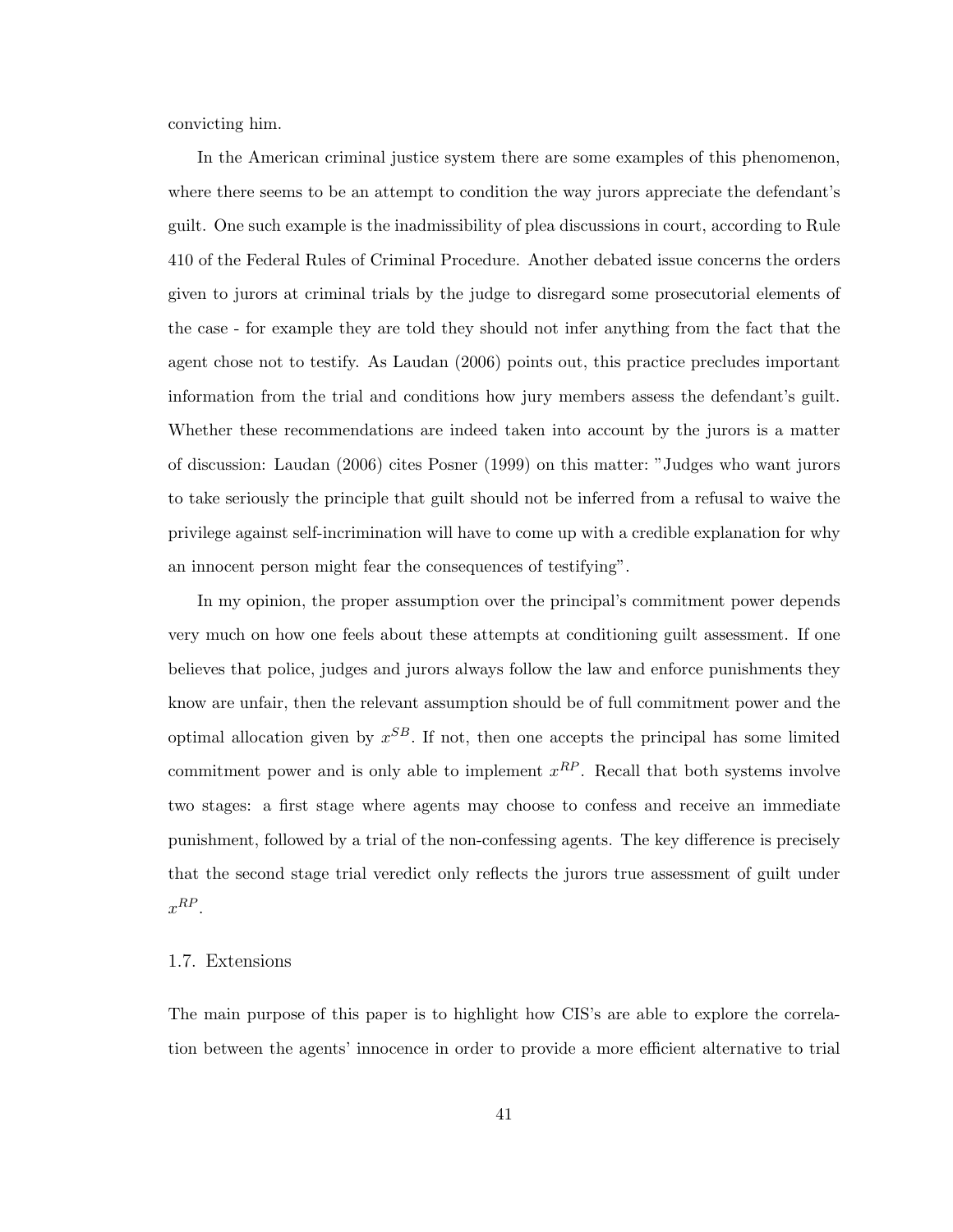convicting him.

In the American criminal justice system there are some examples of this phenomenon, where there seems to be an attempt to condition the way jurors appreciate the defendant's guilt. One such example is the inadmissibility of plea discussions in court, according to Rule 410 of the Federal Rules of Criminal Procedure. Another debated issue concerns the orders given to jurors at criminal trials by the judge to disregard some prosecutorial elements of the case - for example they are told they should not infer anything from the fact that the agent chose not to testify. As Laudan (2006) points out, this practice precludes important information from the trial and conditions how jury members assess the defendant's guilt. Whether these recommendations are indeed taken into account by the jurors is a matter of discussion: Laudan (2006) cites Posner (1999) on this matter: "Judges who want jurors to take seriously the principle that guilt should not be inferred from a refusal to waive the privilege against self-incrimination will have to come up with a credible explanation for why an innocent person might fear the consequences of testifying".

In my opinion, the proper assumption over the principal's commitment power depends very much on how one feels about these attempts at conditioning guilt assessment. If one believes that police, judges and jurors always follow the law and enforce punishments they know are unfair, then the relevant assumption should be of full commitment power and the optimal allocation given by $x^{SB}$. If not, then one accepts the principal has some limited commitment power and is only able to implement $x^{RP}$. Recall that both systems involve two stages: a first stage where agents may choose to confess and receive an immediate punishment, followed by a trial of the non-confessing agents. The key difference is precisely that the second stage trial verdict only reflects the jurors true assessment of guilt under $x^{RP}$.

## 1.7. Extensions

The main purpose of this paper is to highlight how CIS's are able to explore the correlation between the agents' innocence in order to provide a more efficient alternative to trial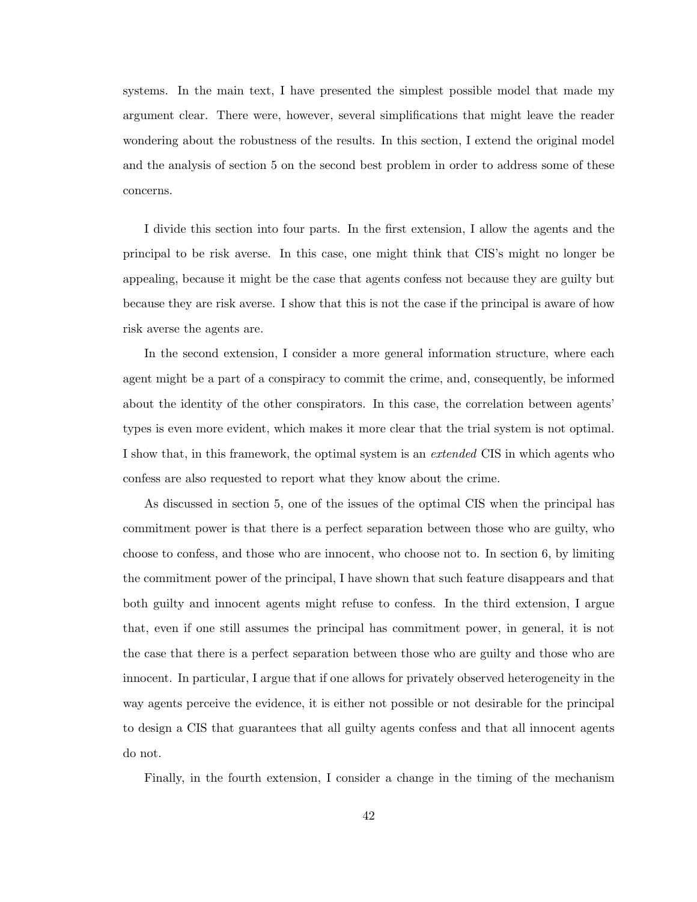systems. In the main text, I have presented the simplest possible model that made my argument clear. There were, however, several simplifications that might leave the reader wondering about the robustness of the results. In this section, I extend the original model and the analysis of section 5 on the second best problem in order to address some of these concerns.

I divide this section into four parts. In the first extension, I allow the agents and the principal to be risk averse. In this case, one might think that CIS's might no longer be appealing, because it might be the case that agents confess not because they are guilty but because they are risk averse. I show that this is not the case if the principal is aware of how risk averse the agents are.

In the second extension, I consider a more general information structure, where each agent might be a part of a conspiracy to commit the crime, and, consequently, be informed about the identity of the other conspirators. In this case, the correlation between agents' types is even more evident, which makes it more clear that the trial system is not optimal. I show that, in this framework, the optimal system is an *extended* CIS in which agents who confess are also requested to report what they know about the crime.

As discussed in section 5, one of the issues of the optimal CIS when the principal has commitment power is that there is a perfect separation between those who are guilty, who choose to confess, and those who are innocent, who choose not to. In section 6, by limiting the commitment power of the principal, I have shown that such feature disappears and that both guilty and innocent agents might refuse to confess. In the third extension, I argue that, even if one still assumes the principal has commitment power, in general, it is not the case that there is a perfect separation between those who are guilty and those who are innocent. In particular, I argue that if one allows for privately observed heterogeneity in the way agents perceive the evidence, it is either not possible or not desirable for the principal to design a CIS that guarantees that all guilty agents confess and that all innocent agents do not.

Finally, in the fourth extension, I consider a change in the timing of the mechanism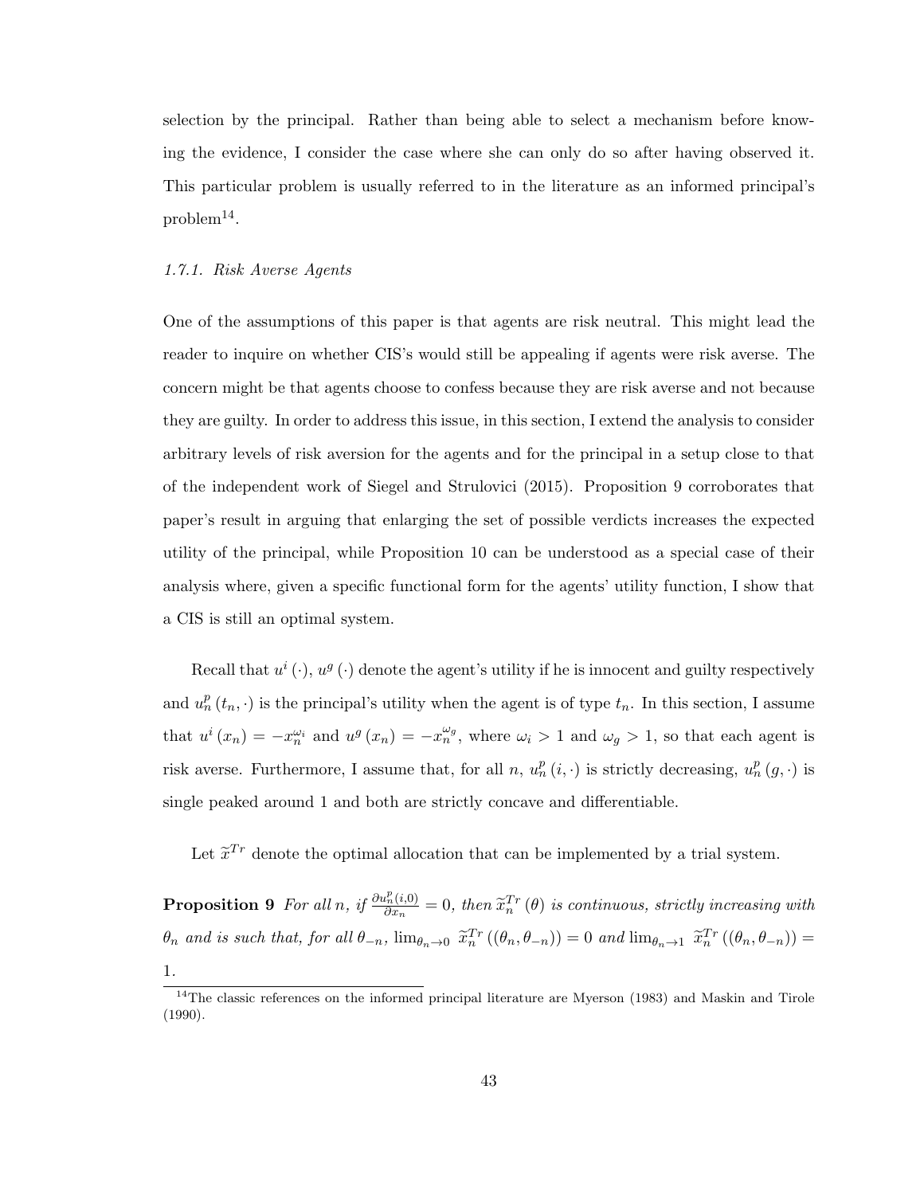selection by the principal. Rather than being able to select a mechanism before knowing the evidence, I consider the case where she can only do so after having observed it. This particular problem is usually referred to in the literature as an informed principal's problem[14].

### *1.7.1. Risk Averse Agents*

One of the assumptions of this paper is that agents are risk neutral. This might lead the reader to inquire on whether CIS's would still be appealing if agents were risk averse. The concern might be that agents choose to confess because they are risk averse and not because they are guilty. In order to address this issue, in this section, I extend the analysis to consider arbitrary levels of risk aversion for the agents and for the principal in a setup close to that of the independent work of Siegel and Strulovici (2015). Proposition 9 corroborates that paper's result in arguing that enlarging the set of possible verdicts increases the expected utility of the principal, while Proposition 10 can be understood as a special case of their analysis where, given a specific functional form for the agents' utility function, I show that a CIS is still an optimal system.

Recall that $u^i(\cdot)$, $u^g(\cdot)$ denote the agent's utility if he is innocent and guilty respectively and $u_n^p(t_n, \cdot)$ is the principal's utility when the agent is of type $t_n$. In this section, I assume that $u^i(x_n) = -x_n^{\omega_i}$ and $u^g(x_n) = -x_n^{\omega_g}$, where $\omega_i > 1$ and $\omega_g > 1$, so that each agent is risk averse. Furthermore, I assume that, for all $n$, $u_n^p(i, \cdot)$ is strictly decreasing, $u_n^p(g, \cdot)$ is single peaked around 1 and both are strictly concave and differentiable.

Let $\widetilde{x}^{Tr}$ denote the optimal allocation that can be implemented by a trial system.

**Proposition 9** *For all $n$, if $\frac{\partial u_n^p(i,0)}{\partial x_n} = 0$, then $\widetilde{x}_n^{Tr}(\theta)$ is continuous, strictly increasing with $\theta_n$ and is such that, for all $\theta_{-n}$, $\lim_{\theta_n \to 0} \widetilde{x}_n^{Tr}((\theta_n, \theta_{-n})) = 0$ and $\lim_{\theta_n \to 1} \widetilde{x}_n^{Tr}((\theta_n, \theta_{-n})) = 1$.*

[14] The classic references on the informed principal literature are Myerson (1983) and Maskin and Tirole (1990).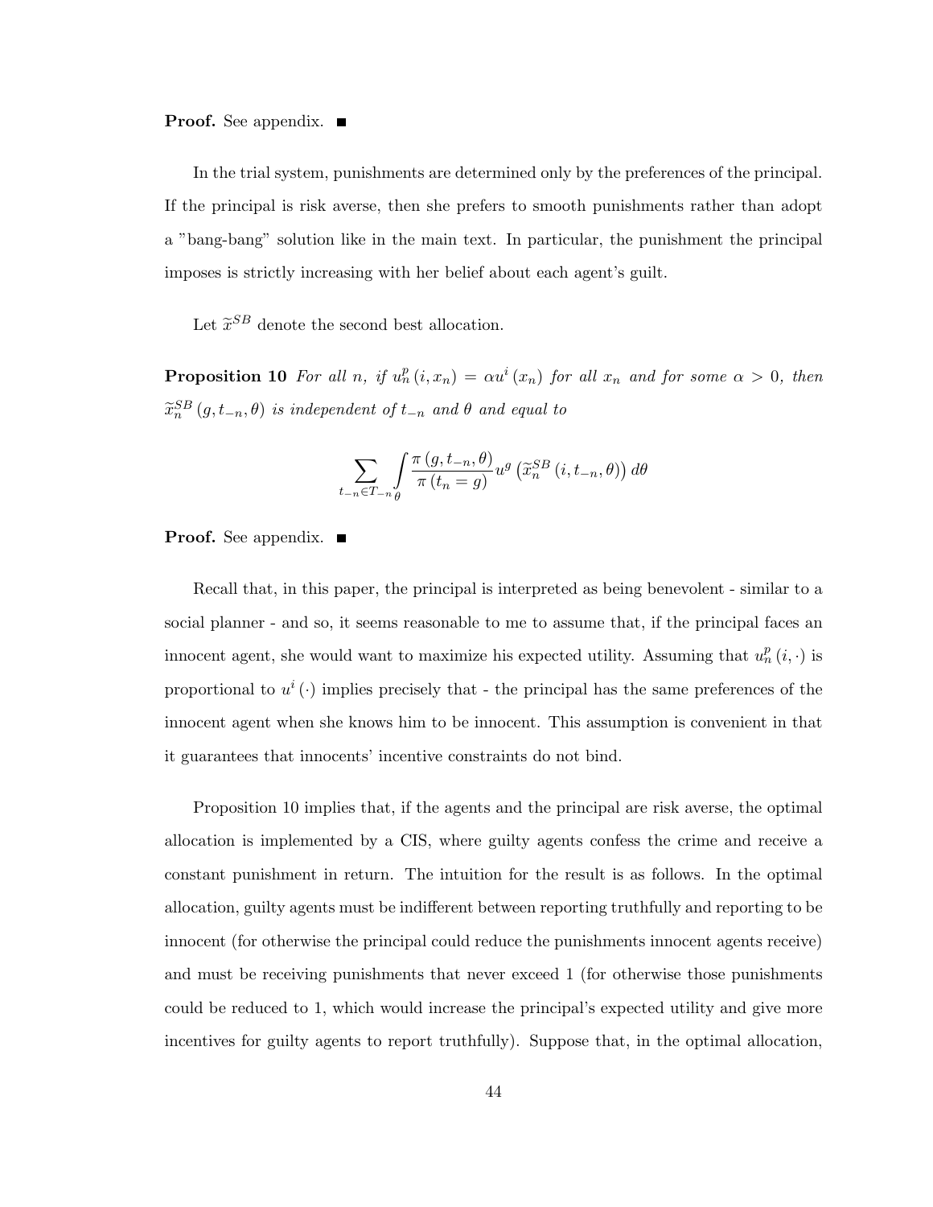**Proof.** See appendix. ■

In the trial system, punishments are determined only by the preferences of the principal. If the principal is risk averse, then she prefers to smooth punishments rather than adopt a "bang-bang" solution like in the main text. In particular, the punishment the principal imposes is strictly increasing with her belief about each agent's guilt.

Let $\widetilde{x}^{SB}$ denote the second best allocation.

**Proposition 10** *For all $n$, if $u_n^p(i, x_n) = \alpha u^i(x_n)$ for all $x_n$ and for some $\alpha > 0$, then $\widetilde{x}_n^{SB}(g, t_{-n}, \theta)$ is independent of $t_{-n}$ and $\theta$ and equal to*

$$\sum_{t_{-n} \in T_{-n}} \int_{\theta} \frac{\pi(g, t_{-n}, \theta)}{\pi(t_n = g)} u^g\left(\widetilde{x}_n^{SB}(i, t_{-n}, \theta)\right) d\theta$$

**Proof.** See appendix. ■

Recall that, in this paper, the principal is interpreted as being benevolent - similar to a social planner - and so, it seems reasonable to me to assume that, if the principal faces an innocent agent, she would want to maximize his expected utility. Assuming that $u_n^p(i, \cdot)$ is proportional to $u^i(\cdot)$ implies precisely that - the principal has the same preferences of the innocent agent when she knows him to be innocent. This assumption is convenient in that it guarantees that innocents' incentive constraints do not bind.

Proposition 10 implies that, if the agents and the principal are risk averse, the optimal allocation is implemented by a CIS, where guilty agents confess the crime and receive a constant punishment in return. The intuition for the result is as follows. In the optimal allocation, guilty agents must be indifferent between reporting truthfully and reporting to be innocent (for otherwise the principal could reduce the punishments innocent agents receive) and must be receiving punishments that never exceed 1 (for otherwise those punishments could be reduced to 1, which would increase the principal's expected utility and give more incentives for guilty agents to report truthfully). Suppose that, in the optimal allocation,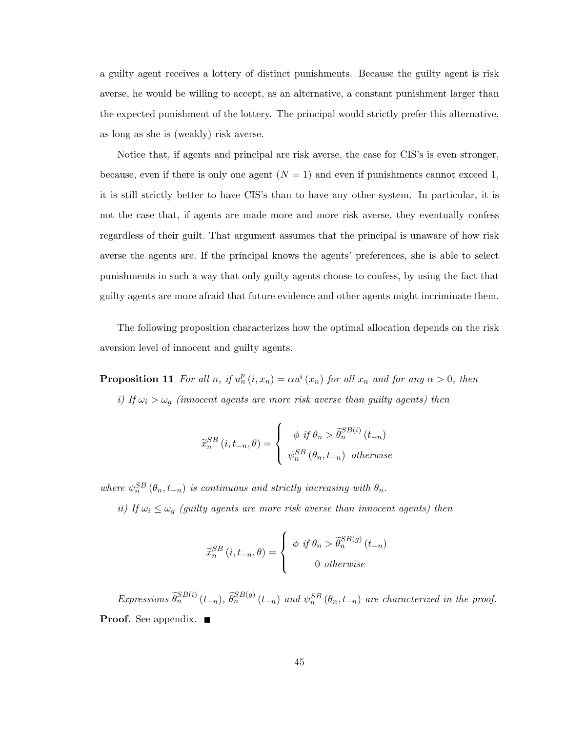a guilty agent receives a lottery of distinct punishments. Because the guilty agent is risk averse, he would be willing to accept, as an alternative, a constant punishment larger than the expected punishment of the lottery. The principal would strictly prefer this alternative, as long as she is (weakly) risk averse.

Notice that, if agents and principal are risk averse, the case for CIS's is even stronger, because, even if there is only one agent ($N = 1$) and even if punishments cannot exceed 1, it is still strictly better to have CIS's than to have any other system. In particular, it is not the case that, if agents are made more and more risk averse, they eventually confess regardless of their guilt. That argument assumes that the principal is unaware of how risk averse the agents are. If the principal knows the agents' preferences, she is able to select punishments in such a way that only guilty agents choose to confess, by using the fact that guilty agents are more afraid that future evidence and other agents might incriminate them.

The following proposition characterizes how the optimal allocation depends on the risk aversion level of innocent and guilty agents.

**Proposition 11** *For all $n$, if $u_n^p(i, x_n) = \alpha u^i(x_n)$ for all $x_n$ and for any $\alpha > 0$, then*

*i) If $\omega_i > \omega_g$ (innocent agents are more risk averse than guilty agents) then*

$$\widetilde{x}_n^{SB}(i, t_{-n}, \theta) = \begin{cases} \phi \text{ if } \theta_n > \widetilde{\theta}_n^{SB(i)}(t_{-n}) \\ \psi_n^{SB}(\theta_n, t_{-n}) \text{ otherwise} \end{cases}$$

*where $\psi_n^{SB}(\theta_n, t_{-n})$ is continuous and strictly increasing with $\theta_n$.*

*ii) If $\omega_i \leq \omega_g$ (guilty agents are more risk averse than innocent agents) then*

$$\widetilde{x}_n^{SB}(i, t_{-n}, \theta) = \begin{cases} \phi \text{ if } \theta_n > \widetilde{\theta}_n^{SB(g)}(t_{-n}) \\ 0 \text{ otherwise} \end{cases}$$

*Expressions $\widetilde{\theta}_n^{SB(i)}(t_{-n})$, $\widetilde{\theta}_n^{SB(g)}(t_{-n})$ and $\psi_n^{SB}(\theta_n, t_{-n})$ are characterized in the proof.*

**Proof.** See appendix. ■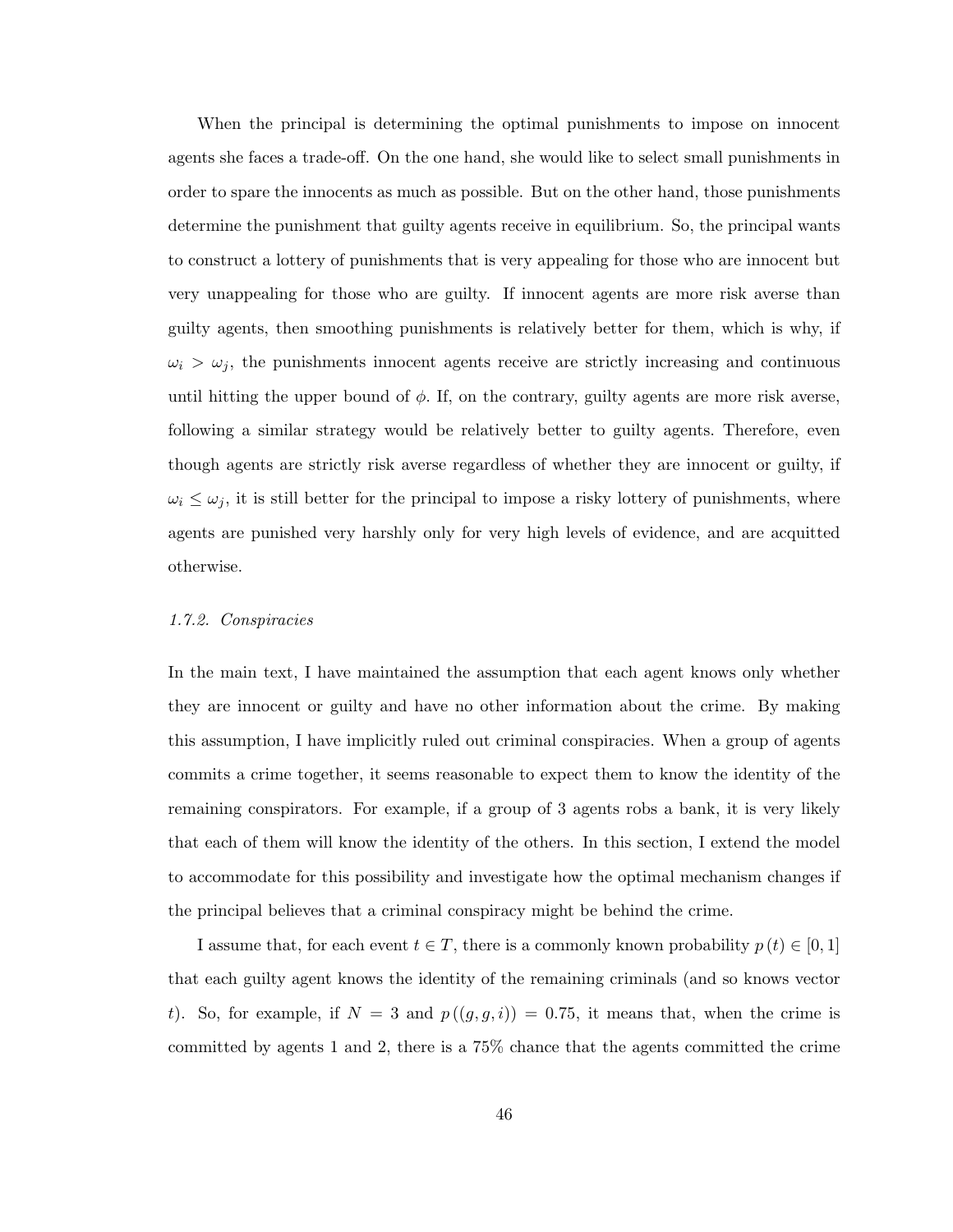When the principal is determining the optimal punishments to impose on innocent agents she faces a trade-off. On the one hand, she would like to select small punishments in order to spare the innocents as much as possible. But on the other hand, those punishments determine the punishment that guilty agents receive in equilibrium. So, the principal wants to construct a lottery of punishments that is very appealing for those who are innocent but very unappealing for those who are guilty. If innocent agents are more risk averse than guilty agents, then smoothing punishments is relatively better for them, which is why, if $\omega_i > \omega_j$, the punishments innocent agents receive are strictly increasing and continuous until hitting the upper bound of $\phi$. If, on the contrary, guilty agents are more risk averse, following a similar strategy would be relatively better to guilty agents. Therefore, even though agents are strictly risk averse regardless of whether they are innocent or guilty, if $\omega_i \leq \omega_j$, it is still better for the principal to impose a risky lottery of punishments, where agents are punished very harshly only for very high levels of evidence, and are acquitted otherwise.

### *1.7.2. Conspiracies*

In the main text, I have maintained the assumption that each agent knows only whether they are innocent or guilty and have no other information about the crime. By making this assumption, I have implicitly ruled out criminal conspiracies. When a group of agents commits a crime together, it seems reasonable to expect them to know the identity of the remaining conspirators. For example, if a group of 3 agents robs a bank, it is very likely that each of them will know the identity of the others. In this section, I extend the model to accommodate for this possibility and investigate how the optimal mechanism changes if the principal believes that a criminal conspiracy might be behind the crime.

I assume that, for each event $t \in T$, there is a commonly known probability $p(t) \in [0, 1]$ that each guilty agent knows the identity of the remaining criminals (and so knows vector $t$). So, for example, if $N = 3$ and $p((g, g, i)) = 0.75$, it means that, when the crime is committed by agents 1 and 2, there is a 75% chance that the agents committed the crime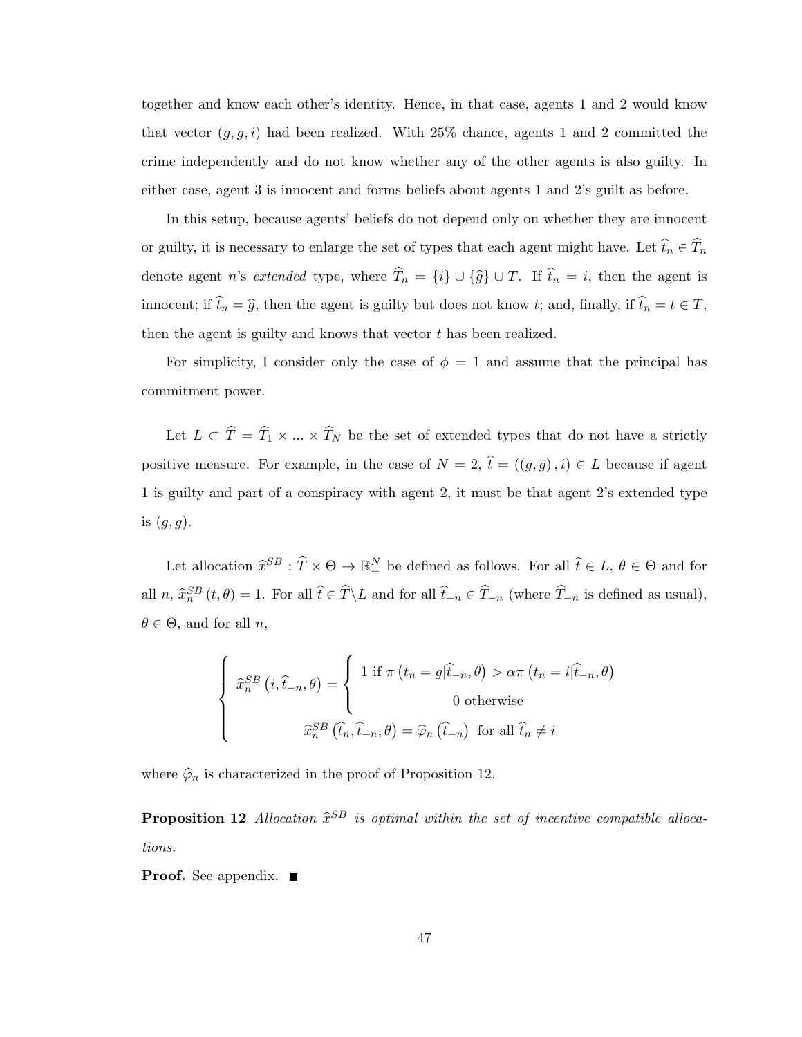together and know each other's identity. Hence, in that case, agents 1 and 2 would know that vector $(g, g, i)$ had been realized. With 25% chance, agents 1 and 2 committed the crime independently and do not know whether any of the other agents is also guilty. In either case, agent 3 is innocent and forms beliefs about agents 1 and 2's guilt as before.

In this setup, because agents' beliefs do not depend only on whether they are innocent or guilty, it is necessary to enlarge the set of types that each agent might have. Let $\widehat{t}_n \in \widehat{T}_n$ denote agent $n$'s *extended* type, where $\widehat{T}_n = \{i\} \cup \{\widehat{g}\} \cup T$. If $\widehat{t}_n = i$, then the agent is innocent; if $\widehat{t}_n = \widehat{g}$, then the agent is guilty but does not know $t$; and, finally, if $\widehat{t}_n = t \in T$, then the agent is guilty and knows that vector $t$ has been realized.

For simplicity, I consider only the case of $\phi = 1$ and assume that the principal has commitment power.

Let $L \subset \widehat{T} = \widehat{T}_1 \times ... \times \widehat{T}_N$ be the set of extended types that do not have a strictly positive measure. For example, in the case of $N = 2$, $\widehat{t} = ((g, g), i) \in L$ because if agent 1 is guilty and part of a conspiracy with agent 2, it must be that agent 2's extended type is $(g, g)$.

Let allocation $\widehat{x}^{SB} : \widehat{T} \times \Theta \to \mathbb{R}^N_+$ be defined as follows. For all $\widehat{t} \in L$, $\theta \in \Theta$ and for all $n$, $\widehat{x}^{SB}_n(t, \theta) = 1$. For all $\widehat{t} \in \widehat{T} \backslash L$ and for all $\widehat{t}_{-n} \in \widehat{T}_{-n}$ (where $\widehat{T}_{-n}$ is defined as usual), $\theta \in \Theta$, and for all $n$,

$$
\begin{cases}
\widehat{x}^{SB}_n\left(i, \widehat{t}_{-n}, \theta\right) = \begin{cases} 1 \text{ if } \pi\left(t_n = g | \widehat{t}_{-n}, \theta\right) > \alpha \pi\left(t_n = i | \widehat{t}_{-n}, \theta\right) \\ 0 \text{ otherwise} \end{cases} \\
\widehat{x}^{SB}_n\left(\widehat{t}_n, \widehat{t}_{-n}, \theta\right) = \widehat{\varphi}_n\left(\widehat{t}_{-n}\right) \text{ for all } \widehat{t}_n \neq i
\end{cases}
$$

where $\widehat{\varphi}_n$ is characterized in the proof of Proposition 12.

**Proposition 12** *Allocation $\widehat{x}^{SB}$ is optimal within the set of incentive compatible allocations.*

**Proof.** See appendix. ■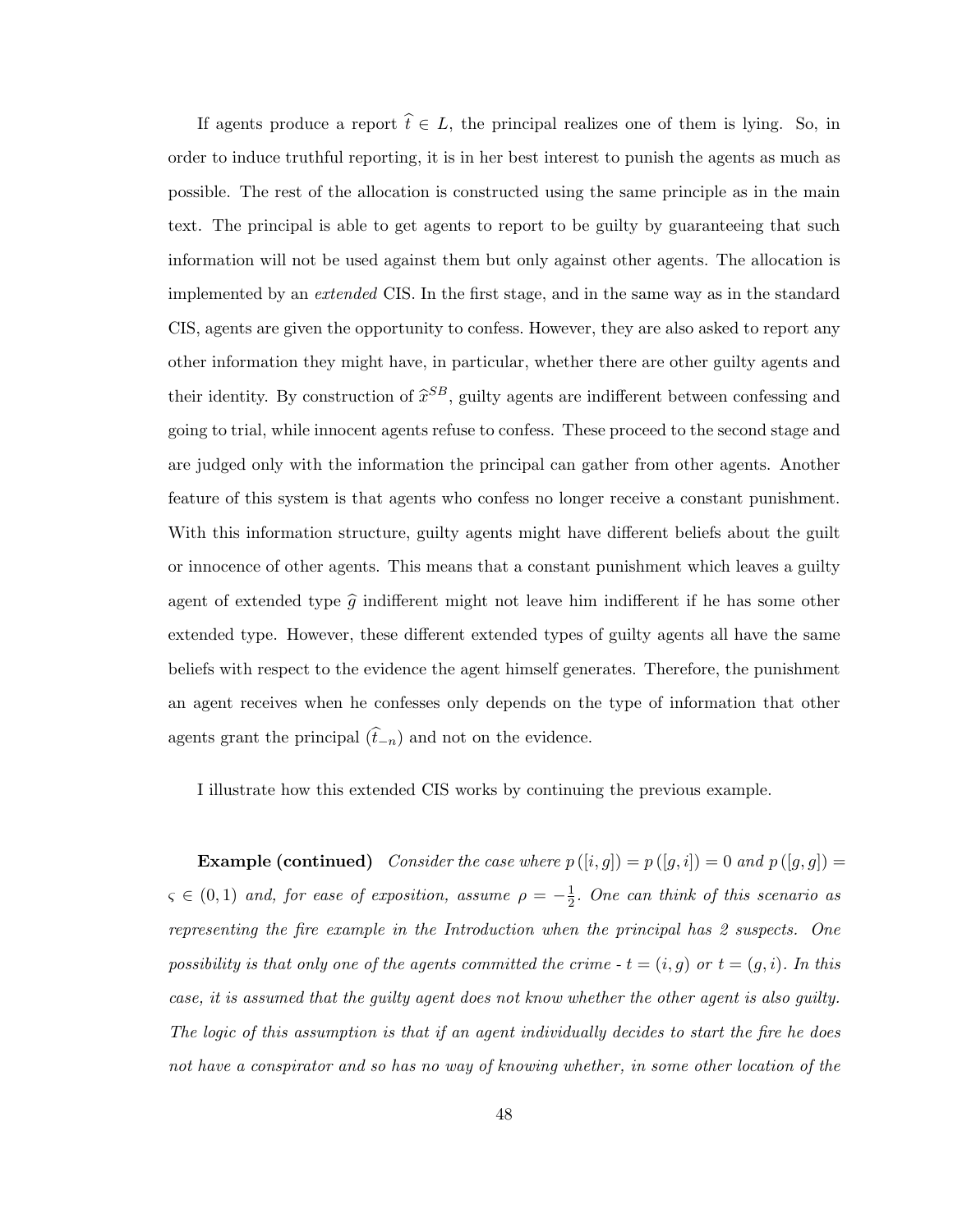If agents produce a report $\widehat{t} \in L$, the principal realizes one of them is lying. So, in order to induce truthful reporting, it is in her best interest to punish the agents as much as possible. The rest of the allocation is constructed using the same principle as in the main text. The principal is able to get agents to report to be guilty by guaranteeing that such information will not be used against them but only against other agents. The allocation is implemented by an *extended* CIS. In the first stage, and in the same way as in the standard CIS, agents are given the opportunity to confess. However, they are also asked to report any other information they might have, in particular, whether there are other guilty agents and their identity. By construction of $\widehat{x}^{SB}$, guilty agents are indifferent between confessing and going to trial, while innocent agents refuse to confess. These proceed to the second stage and are judged only with the information the principal can gather from other agents. Another feature of this system is that agents who confess no longer receive a constant punishment. With this information structure, guilty agents might have different beliefs about the guilt or innocence of other agents. This means that a constant punishment which leaves a guilty agent of extended type $\widehat{g}$ indifferent might not leave him indifferent if he has some other extended type. However, these different extended types of guilty agents all have the same beliefs with respect to the evidence the agent himself generates. Therefore, the punishment an agent receives when he confesses only depends on the type of information that other agents grant the principal ($\widehat{t}_{-n}$) and not on the evidence.

I illustrate how this extended CIS works by continuing the previous example.

**Example (continued)** *Consider the case where $p([i,g]) = p([g,i]) = 0$ and $p([g,g]) = \varsigma \in (0,1)$ and, for ease of exposition, assume $\rho = -\frac{1}{2}$. One can think of this scenario as representing the fire example in the Introduction when the principal has 2 suspects. One possibility is that only one of the agents committed the crime - $t = (i,g)$ or $t = (g,i)$. In this case, it is assumed that the guilty agent does not know whether the other agent is also guilty. The logic of this assumption is that if an agent individually decides to start the fire he does not have a conspirator and so has no way of knowing whether, in some other location of the*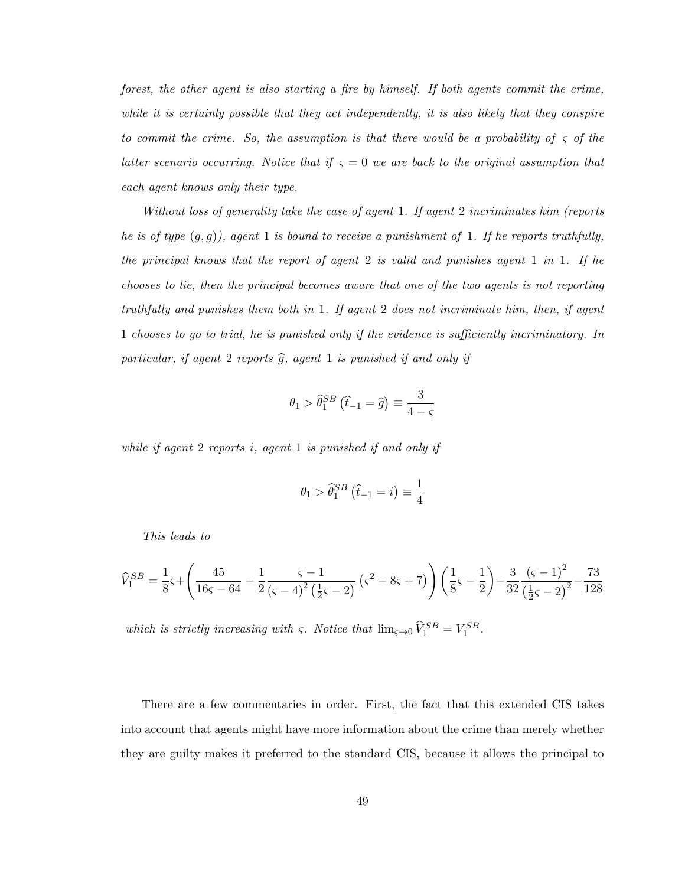*forest, the other agent is also starting a fire by himself. If both agents commit the crime, while it is certainly possible that they act independently, it is also likely that they conspire to commit the crime. So, the assumption is that there would be a probability of $\varsigma$ of the latter scenario occurring. Notice that if $\varsigma = 0$ we are back to the original assumption that each agent knows only their type.*

*Without loss of generality take the case of agent 1. If agent 2 incriminates him (reports he is of type $(g, g)$), agent 1 is bound to receive a punishment of 1. If he reports truthfully, the principal knows that the report of agent 2 is valid and punishes agent 1 in 1. If he chooses to lie, then the principal becomes aware that one of the two agents is not reporting truthfully and punishes them both in 1. If agent 2 does not incriminate him, then, if agent 1 chooses to go to trial, he is punished only if the evidence is sufficiently incriminatory. In particular, if agent 2 reports $\widehat{g}$, agent 1 is punished if and only if*

$$\theta_1 > \widehat{\theta}_1^{SB}\left(\widehat{t}_{-1} = \widehat{g}\right) \equiv \frac{3}{4 - \varsigma}$$

*while if agent 2 reports $i$, agent 1 is punished if and only if*

$$\theta_1 > \widehat{\theta}_1^{SB}\left(\widehat{t}_{-1} = i\right) \equiv \frac{1}{4}$$

*This leads to*

$$\widehat{V}_1^{SB} = \frac{1}{8}\varsigma + \left(\frac{45}{16\varsigma - 64} - \frac{1}{2}\frac{\varsigma - 1}{(\varsigma - 4)^2\left(\frac{1}{2}\varsigma - 2\right)}\left(\varsigma^2 - 8\varsigma + 7\right)\right)\left(\frac{1}{8}\varsigma - \frac{1}{2}\right) - \frac{3}{32}\frac{(\varsigma - 1)^2}{\left(\frac{1}{2}\varsigma - 2\right)^2} - \frac{73}{128}$$

*which is strictly increasing with $\varsigma$. Notice that $\lim_{\varsigma \to 0} \widehat{V}_1^{SB} = V_1^{SB}$.*

There are a few commentaries in order. First, the fact that this extended CIS takes into account that agents might have more information about the crime than merely whether they are guilty makes it preferred to the standard CIS, because it allows the principal to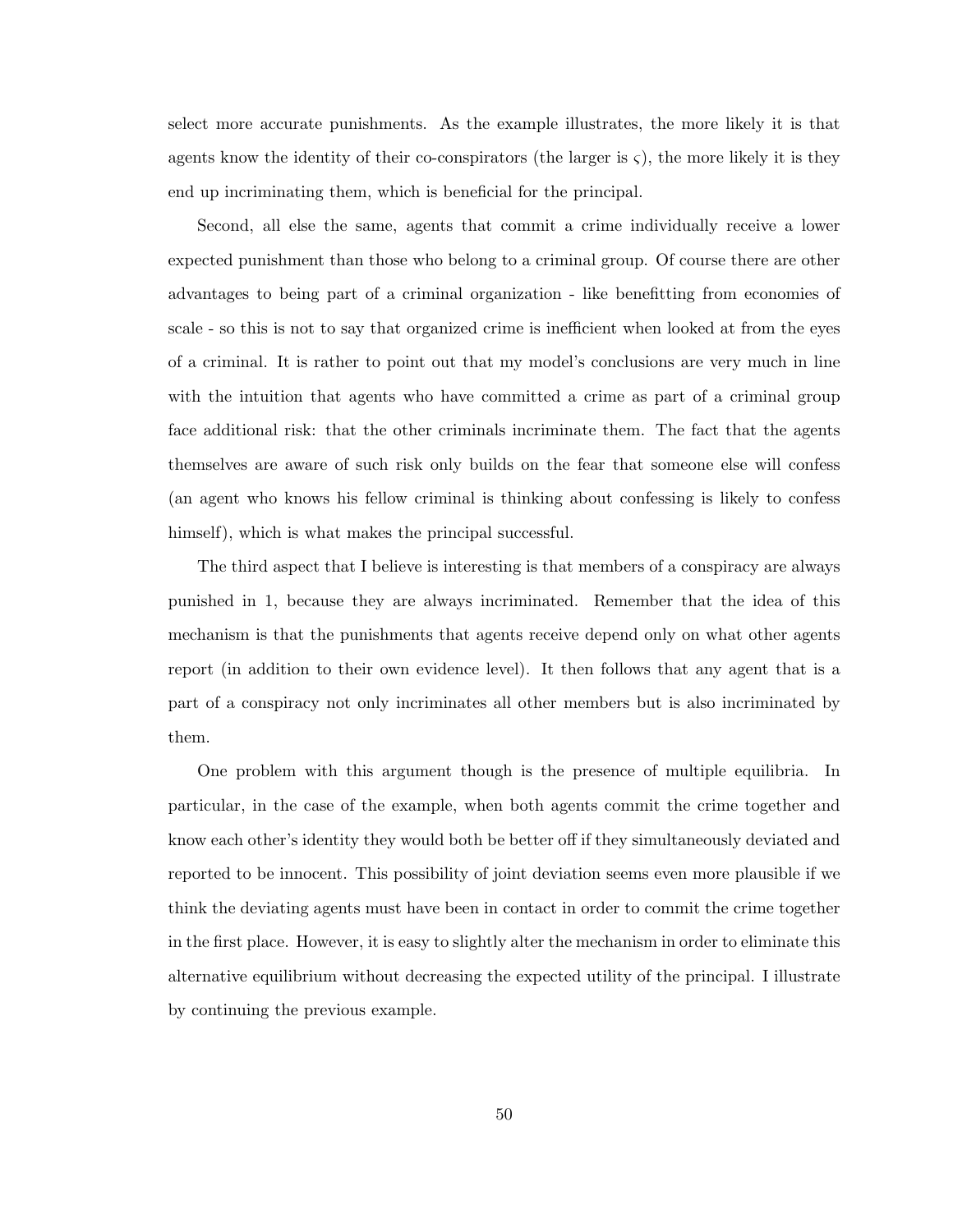select more accurate punishments. As the example illustrates, the more likely it is that agents know the identity of their co-conspirators (the larger is $\varsigma$), the more likely it is they end up incriminating them, which is beneficial for the principal.

Second, all else the same, agents that commit a crime individually receive a lower expected punishment than those who belong to a criminal group. Of course there are other advantages to being part of a criminal organization - like benefitting from economies of scale - so this is not to say that organized crime is inefficient when looked at from the eyes of a criminal. It is rather to point out that my model's conclusions are very much in line with the intuition that agents who have committed a crime as part of a criminal group face additional risk: that the other criminals incriminate them. The fact that the agents themselves are aware of such risk only builds on the fear that someone else will confess (an agent who knows his fellow criminal is thinking about confessing is likely to confess himself), which is what makes the principal successful.

The third aspect that I believe is interesting is that members of a conspiracy are always punished in 1, because they are always incriminated. Remember that the idea of this mechanism is that the punishments that agents receive depend only on what other agents report (in addition to their own evidence level). It then follows that any agent that is a part of a conspiracy not only incriminates all other members but is also incriminated by them.

One problem with this argument though is the presence of multiple equilibria. In particular, in the case of the example, when both agents commit the crime together and know each other's identity they would both be better off if they simultaneously deviated and reported to be innocent. This possibility of joint deviation seems even more plausible if we think the deviating agents must have been in contact in order to commit the crime together in the first place. However, it is easy to slightly alter the mechanism in order to eliminate this alternative equilibrium without decreasing the expected utility of the principal. I illustrate by continuing the previous example.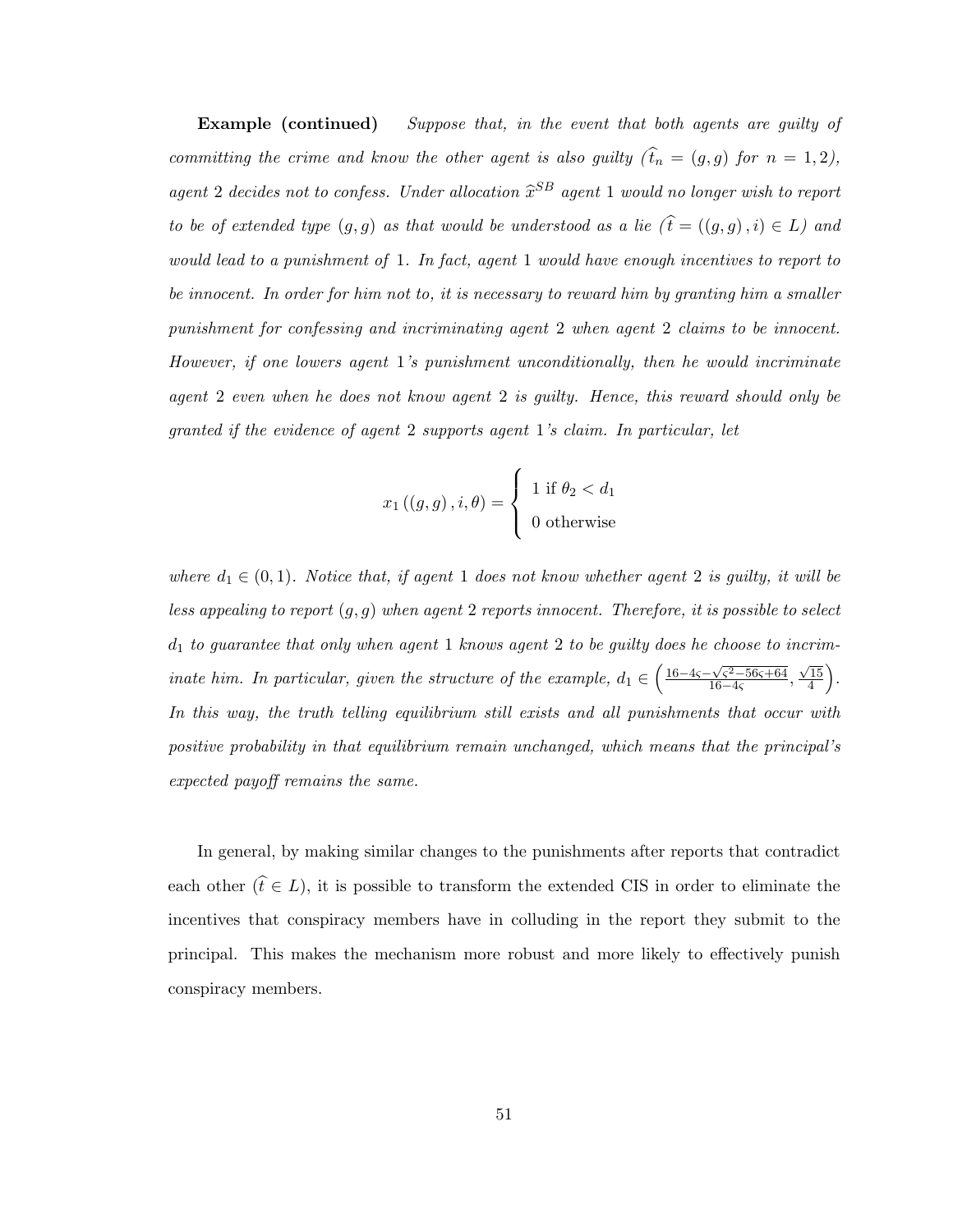**Example (continued)** *Suppose that, in the event that both agents are guilty of committing the crime and know the other agent is also guilty ($\widehat{t}_n = (g, g)$ for $n = 1, 2$), agent 2 decides not to confess. Under allocation $\widehat{x}^{SB}$ agent 1 would no longer wish to report to be of extended type $(g, g)$ as that would be understood as a lie ($\widehat{t} = ((g, g), i) \in L$) and would lead to a punishment of 1. In fact, agent 1 would have enough incentives to report to be innocent. In order for him not to, it is necessary to reward him by granting him a smaller punishment for confessing and incriminating agent 2 when agent 2 claims to be innocent. However, if one lowers agent 1's punishment unconditionally, then he would incriminate agent 2 even when he does not know agent 2 is guilty. Hence, this reward should only be granted if the evidence of agent 2 supports agent 1's claim. In particular, let*

$$x_1((g, g), i, \theta) = \begin{cases} 1 \text{ if } \theta_2 < d_1 \\ 0 \text{ otherwise} \end{cases}$$

*where $d_1 \in (0, 1)$. Notice that, if agent 1 does not know whether agent 2 is guilty, it will be less appealing to report $(g, g)$ when agent 2 reports innocent. Therefore, it is possible to select $d_1$ to guarantee that only when agent 1 knows agent 2 to be guilty does he choose to incriminate him. In particular, given the structure of the example, $d_1 \in \left( \frac{16 - 4\varsigma - \sqrt{\varsigma^2 - 56\varsigma + 64}}{16 - 4\varsigma}, \frac{\sqrt{15}}{4} \right)$. In this way, the truth telling equilibrium still exists and all punishments that occur with positive probability in that equilibrium remain unchanged, which means that the principal's expected payoff remains the same.*

In general, by making similar changes to the punishments after reports that contradict each other ($\widehat{t} \in L$), it is possible to transform the extended CIS in order to eliminate the incentives that conspiracy members have in colluding in the report they submit to the principal. This makes the mechanism more robust and more likely to effectively punish conspiracy members.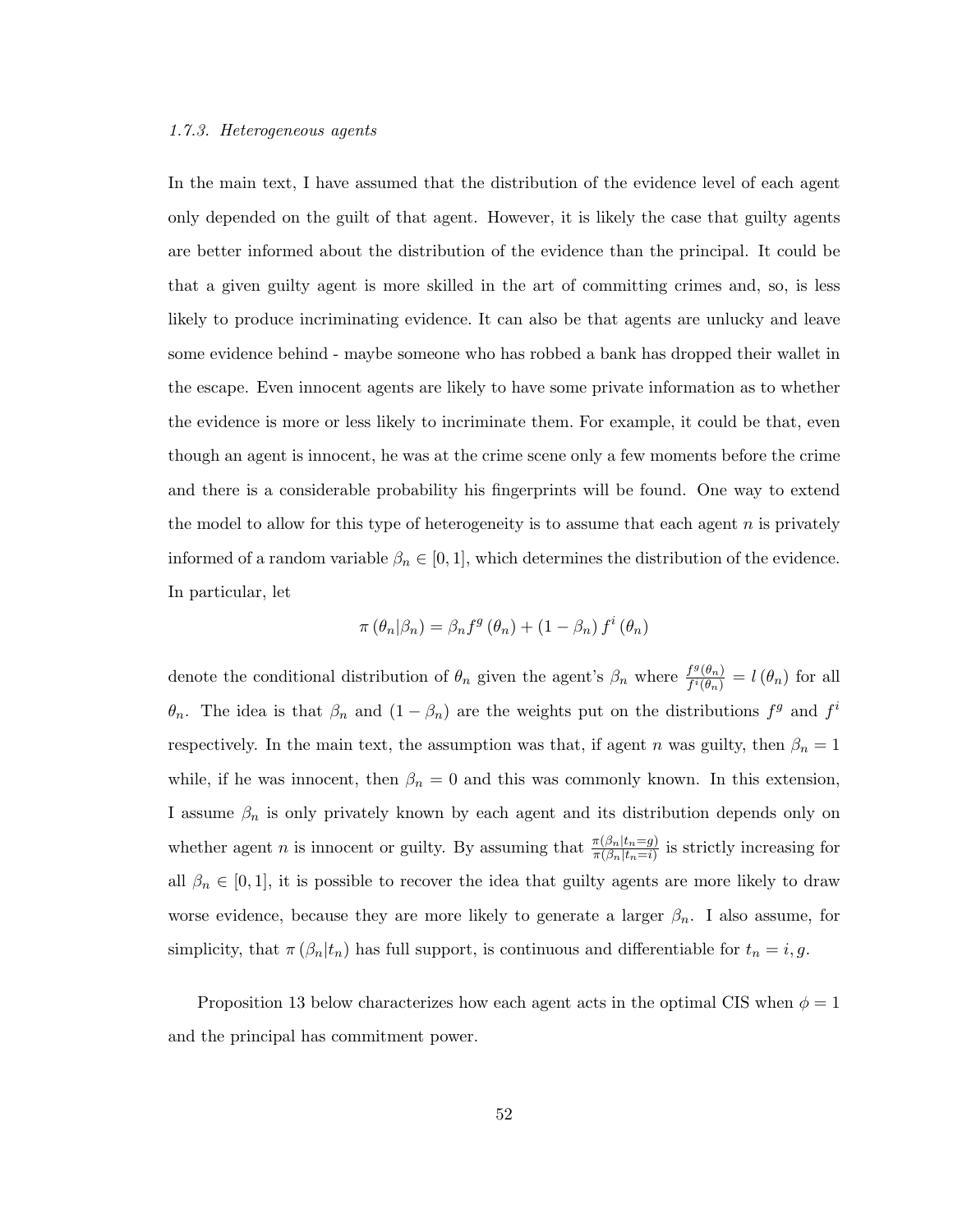#### *1.7.3. Heterogeneous agents*

In the main text, I have assumed that the distribution of the evidence level of each agent only depended on the guilt of that agent. However, it is likely the case that guilty agents are better informed about the distribution of the evidence than the principal. It could be that a given guilty agent is more skilled in the art of committing crimes and, so, is less likely to produce incriminating evidence. It can also be that agents are unlucky and leave some evidence behind - maybe someone who has robbed a bank has dropped their wallet in the escape. Even innocent agents are likely to have some private information as to whether the evidence is more or less likely to incriminate them. For example, it could be that, even though an agent is innocent, he was at the crime scene only a few moments before the crime and there is a considerable probability his fingerprints will be found. One way to extend the model to allow for this type of heterogeneity is to assume that each agent $n$ is privately informed of a random variable $\beta_n \in [0, 1]$, which determines the distribution of the evidence. In particular, let

$$\pi\left(\theta_n|\beta_n\right) = \beta_n f^g\left(\theta_n\right) + \left(1 - \beta_n\right) f^i\left(\theta_n\right)$$

denote the conditional distribution of $\theta_n$ given the agent's $\beta_n$ where $\frac{f^g(\theta_n)}{f^i(\theta_n)} = l\left(\theta_n\right)$ for all $\theta_n$. The idea is that $\beta_n$ and $(1 - \beta_n)$ are the weights put on the distributions $f^g$ and $f^i$ respectively. In the main text, the assumption was that, if agent $n$ was guilty, then $\beta_n = 1$ while, if he was innocent, then $\beta_n = 0$ and this was commonly known. In this extension, I assume $\beta_n$ is only privately known by each agent and its distribution depends only on whether agent $n$ is innocent or guilty. By assuming that $\frac{\pi(\beta_n|t_n=g)}{\pi(\beta_n|t_n=i)}$ is strictly increasing for all $\beta_n \in [0, 1]$, it is possible to recover the idea that guilty agents are more likely to draw worse evidence, because they are more likely to generate a larger $\beta_n$. I also assume, for simplicity, that $\pi\left(\beta_n|t_n\right)$ has full support, is continuous and differentiable for $t_n = i, g$.

Proposition 13 below characterizes how each agent acts in the optimal CIS when $\phi = 1$ and the principal has commitment power.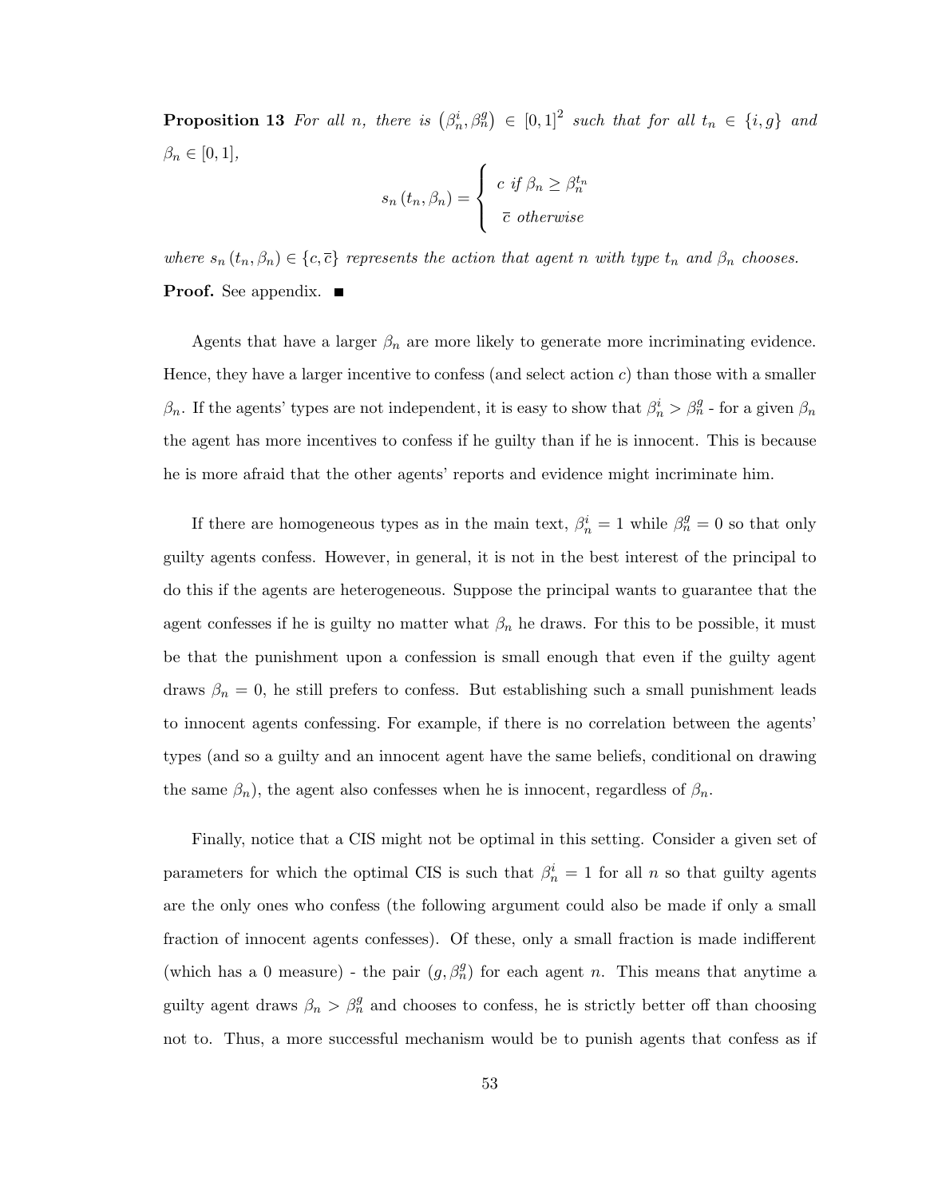**Proposition 13** *For all $n$, there is $\left(\beta_n^i, \beta_n^g\right) \in [0,1]^2$ such that for all $t_n \in \{i, g\}$ and $\beta_n \in [0,1]$,*

$$s_n\left(t_n, \beta_n\right) = \begin{cases} c \text{ if } \beta_n \geq \beta_n^{t_n} \\ \overline{c} \text{ otherwise} \end{cases}$$

*where $s_n\left(t_n, \beta_n\right) \in \{c, \overline{c}\}$ represents the action that agent $n$ with type $t_n$ and $\beta_n$ chooses.*

**Proof.** See appendix. ■

Agents that have a larger $\beta_n$ are more likely to generate more incriminating evidence. Hence, they have a larger incentive to confess (and select action $c$) than those with a smaller $\beta_n$. If the agents' types are not independent, it is easy to show that $\beta_n^i > \beta_n^g$ - for a given $\beta_n$ the agent has more incentives to confess if he guilty than if he is innocent. This is because he is more afraid that the other agents' reports and evidence might incriminate him.

If there are homogeneous types as in the main text, $\beta_n^i = 1$ while $\beta_n^g = 0$ so that only guilty agents confess. However, in general, it is not in the best interest of the principal to do this if the agents are heterogeneous. Suppose the principal wants to guarantee that the agent confesses if he is guilty no matter what $\beta_n$ he draws. For this to be possible, it must be that the punishment upon a confession is small enough that even if the guilty agent draws $\beta_n = 0$, he still prefers to confess. But establishing such a small punishment leads to innocent agents confessing. For example, if there is no correlation between the agents' types (and so a guilty and an innocent agent have the same beliefs, conditional on drawing the same $\beta_n$), the agent also confesses when he is innocent, regardless of $\beta_n$.

Finally, notice that a CIS might not be optimal in this setting. Consider a given set of parameters for which the optimal CIS is such that $\beta_n^i = 1$ for all $n$ so that guilty agents are the only ones who confess (the following argument could also be made if only a small fraction of innocent agents confesses). Of these, only a small fraction is made indifferent (which has a 0 measure) - the pair $(g, \beta_n^g)$ for each agent $n$. This means that anytime a guilty agent draws $\beta_n > \beta_n^g$ and chooses to confess, he is strictly better off than choosing not to. Thus, a more successful mechanism would be to punish agents that confess as if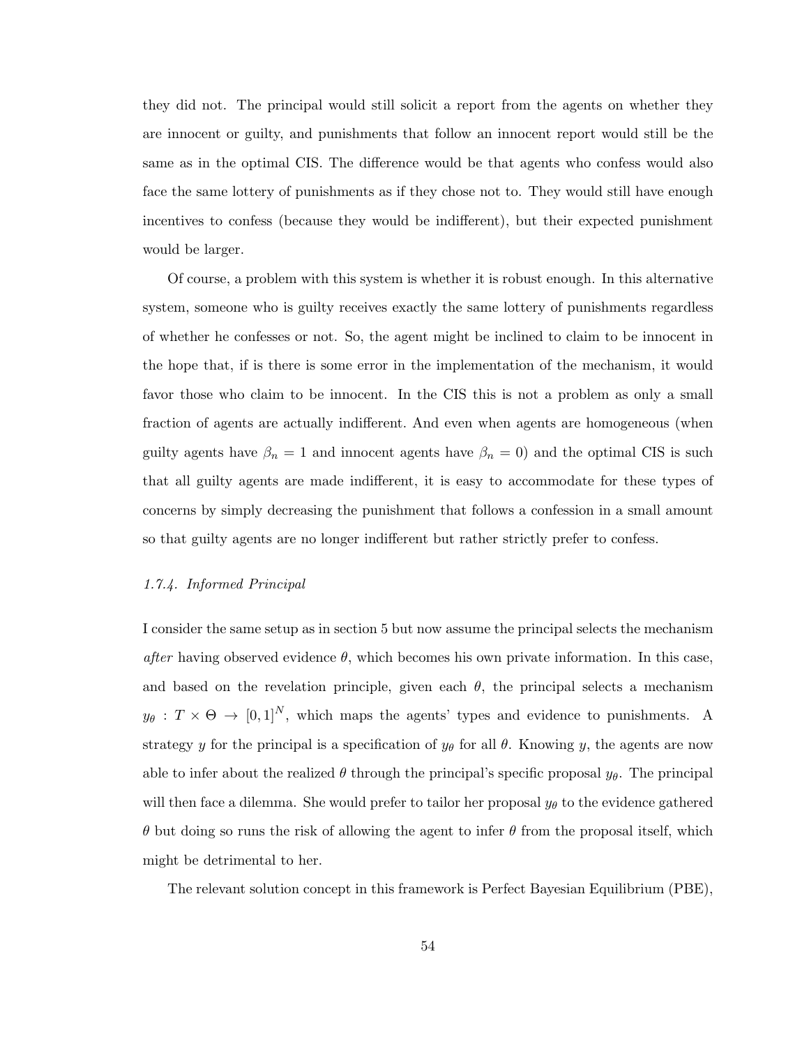they did not. The principal would still solicit a report from the agents on whether they are innocent or guilty, and punishments that follow an innocent report would still be the same as in the optimal CIS. The difference would be that agents who confess would also face the same lottery of punishments as if they chose not to. They would still have enough incentives to confess (because they would be indifferent), but their expected punishment would be larger.

Of course, a problem with this system is whether it is robust enough. In this alternative system, someone who is guilty receives exactly the same lottery of punishments regardless of whether he confesses or not. So, the agent might be inclined to claim to be innocent in the hope that, if is there is some error in the implementation of the mechanism, it would favor those who claim to be innocent. In the CIS this is not a problem as only a small fraction of agents are actually indifferent. And even when agents are homogeneous (when guilty agents have $\beta_n = 1$ and innocent agents have $\beta_n = 0$) and the optimal CIS is such that all guilty agents are made indifferent, it is easy to accommodate for these types of concerns by simply decreasing the punishment that follows a confession in a small amount so that guilty agents are no longer indifferent but rather strictly prefer to confess.

### *1.7.4. Informed Principal*

I consider the same setup as in section 5 but now assume the principal selects the mechanism *after* having observed evidence $\theta$, which becomes his own private information. In this case, and based on the revelation principle, given each $\theta$, the principal selects a mechanism $y_\theta : T \times \Theta \to [0,1]^N$, which maps the agents' types and evidence to punishments. A strategy $y$ for the principal is a specification of $y_\theta$ for all $\theta$. Knowing $y$, the agents are now able to infer about the realized $\theta$ through the principal's specific proposal $y_\theta$. The principal will then face a dilemma. She would prefer to tailor her proposal $y_\theta$ to the evidence gathered $\theta$ but doing so runs the risk of allowing the agent to infer $\theta$ from the proposal itself, which might be detrimental to her.

The relevant solution concept in this framework is Perfect Bayesian Equilibrium (PBE),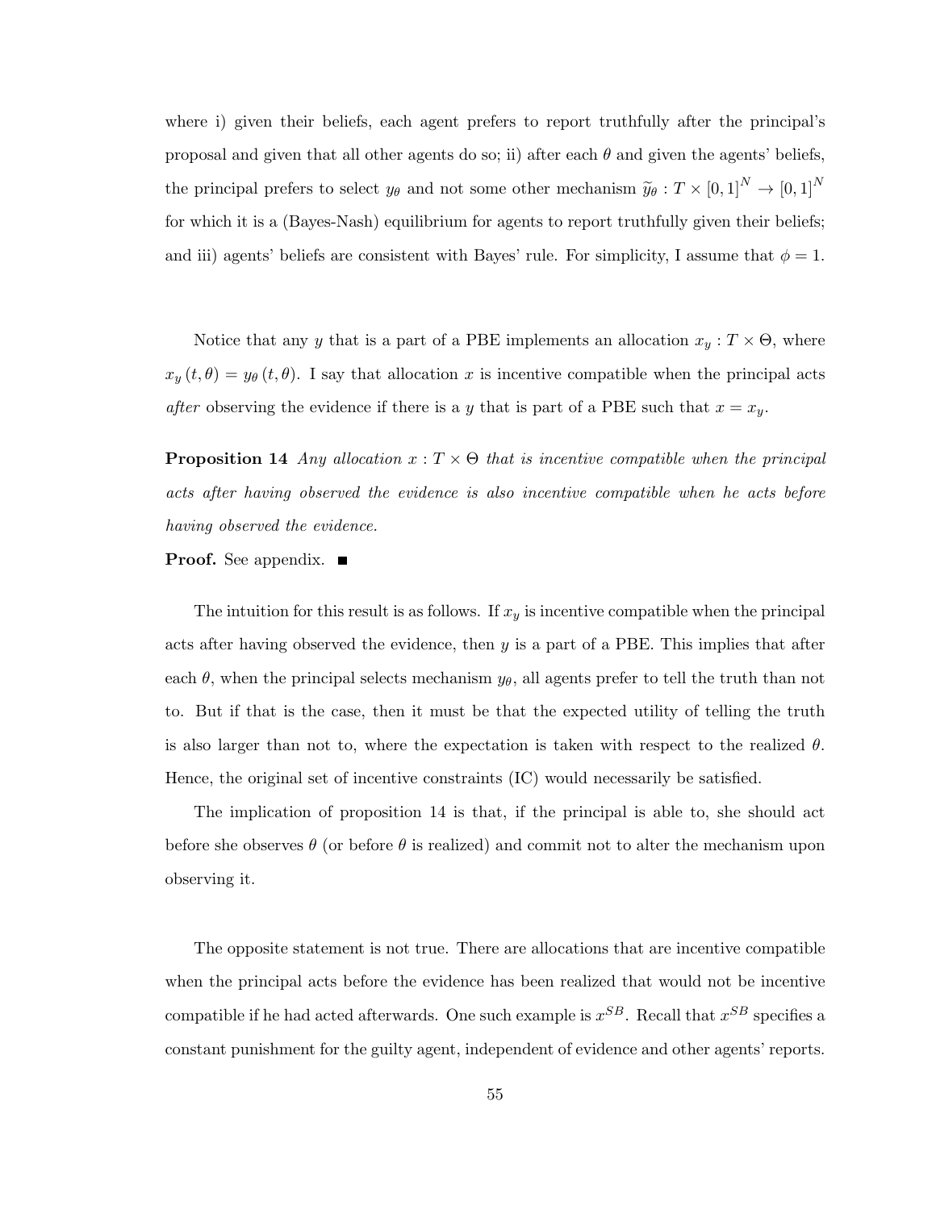where i) given their beliefs, each agent prefers to report truthfully after the principal's proposal and given that all other agents do so; ii) after each $\theta$ and given the agents' beliefs, the principal prefers to select $y_\theta$ and not some other mechanism $\widetilde{y}_\theta : T \times [0,1]^N \rightarrow [0,1]^N$ for which it is a (Bayes-Nash) equilibrium for agents to report truthfully given their beliefs; and iii) agents' beliefs are consistent with Bayes' rule. For simplicity, I assume that $\phi = 1$.

Notice that any $y$ that is a part of a PBE implements an allocation $x_y : T \times \Theta$, where $x_y(t, \theta) = y_\theta(t, \theta)$. I say that allocation $x$ is incentive compatible when the principal acts *after* observing the evidence if there is a $y$ that is part of a PBE such that $x = x_y$.

**Proposition 14** *Any allocation $x : T \times \Theta$ that is incentive compatible when the principal acts after having observed the evidence is also incentive compatible when he acts before having observed the evidence.*

**Proof.** See appendix. ■

The intuition for this result is as follows. If $x_y$ is incentive compatible when the principal acts after having observed the evidence, then $y$ is a part of a PBE. This implies that after each $\theta$, when the principal selects mechanism $y_\theta$, all agents prefer to tell the truth than not to. But if that is the case, then it must be that the expected utility of telling the truth is also larger than not to, where the expectation is taken with respect to the realized $\theta$. Hence, the original set of incentive constraints (IC) would necessarily be satisfied.

The implication of proposition 14 is that, if the principal is able to, she should act before she observes $\theta$ (or before $\theta$ is realized) and commit not to alter the mechanism upon observing it.

The opposite statement is not true. There are allocations that are incentive compatible when the principal acts before the evidence has been realized that would not be incentive compatible if he had acted afterwards. One such example is $x^{SB}$. Recall that $x^{SB}$ specifies a constant punishment for the guilty agent, independent of evidence and other agents' reports.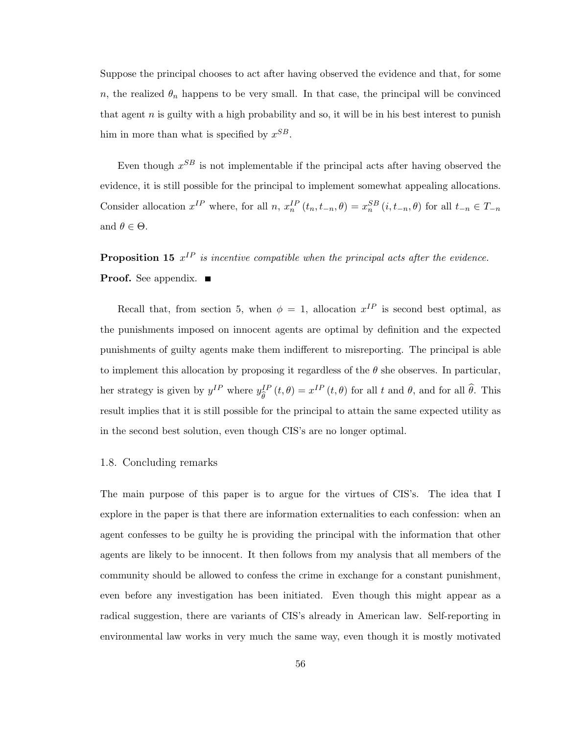Suppose the principal chooses to act after having observed the evidence and that, for some $n$, the realized $\theta_n$ happens to be very small. In that case, the principal will be convinced that agent $n$ is guilty with a high probability and so, it will be in his best interest to punish him in more than what is specified by $x^{SB}$.

Even though $x^{SB}$ is not implementable if the principal acts after having observed the evidence, it is still possible for the principal to implement somewhat appealing allocations. Consider allocation $x^{IP}$ where, for all $n$, $x_n^{IP}(t_n, t_{-n}, \theta) = x_n^{SB}(i, t_{-n}, \theta)$ for all $t_{-n} \in T_{-n}$ and $\theta \in \Theta$.

**Proposition 15** *$x^{IP}$ is incentive compatible when the principal acts after the evidence.*

**Proof.** See appendix. ■

Recall that, from section 5, when $\phi = 1$, allocation $x^{IP}$ is second best optimal, as the punishments imposed on innocent agents are optimal by definition and the expected punishments of guilty agents make them indifferent to misreporting. The principal is able to implement this allocation by proposing it regardless of the $\theta$ she observes. In particular, her strategy is given by $y^{IP}$ where $y_{\widehat{\theta}}^{IP}(t, \theta) = x^{IP}(t, \theta)$ for all $t$ and $\theta$, and for all $\widehat{\theta}$. This result implies that it is still possible for the principal to attain the same expected utility as in the second best solution, even though CIS's are no longer optimal.

## 1.8. Concluding remarks

The main purpose of this paper is to argue for the virtues of CIS's. The idea that I explore in the paper is that there are information externalities to each confession: when an agent confesses to be guilty he is providing the principal with the information that other agents are likely to be innocent. It then follows from my analysis that all members of the community should be allowed to confess the crime in exchange for a constant punishment, even before any investigation has been initiated. Even though this might appear as a radical suggestion, there are variants of CIS's already in American law. Self-reporting in environmental law works in very much the same way, even though it is mostly motivated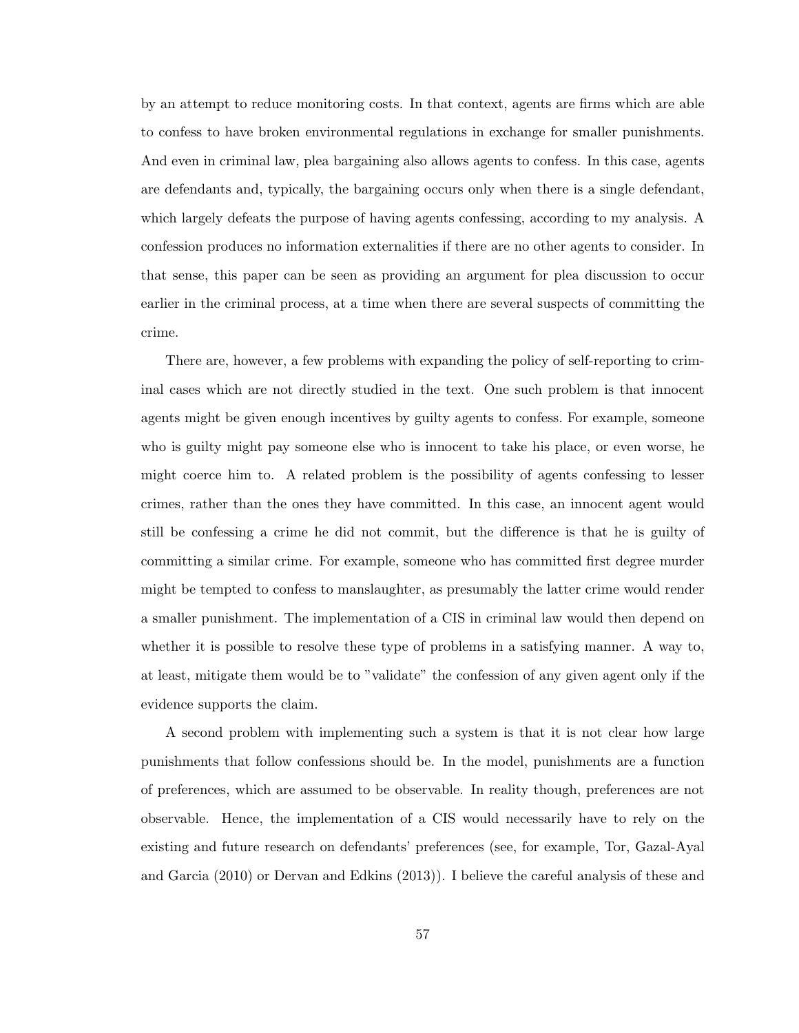by an attempt to reduce monitoring costs. In that context, agents are firms which are able to confess to have broken environmental regulations in exchange for smaller punishments. And even in criminal law, plea bargaining also allows agents to confess. In this case, agents are defendants and, typically, the bargaining occurs only when there is a single defendant, which largely defeats the purpose of having agents confessing, according to my analysis. A confession produces no information externalities if there are no other agents to consider. In that sense, this paper can be seen as providing an argument for plea discussion to occur earlier in the criminal process, at a time when there are several suspects of committing the crime.

There are, however, a few problems with expanding the policy of self-reporting to criminal cases which are not directly studied in the text. One such problem is that innocent agents might be given enough incentives by guilty agents to confess. For example, someone who is guilty might pay someone else who is innocent to take his place, or even worse, he might coerce him to. A related problem is the possibility of agents confessing to lesser crimes, rather than the ones they have committed. In this case, an innocent agent would still be confessing a crime he did not commit, but the difference is that he is guilty of committing a similar crime. For example, someone who has committed first degree murder might be tempted to confess to manslaughter, as presumably the latter crime would render a smaller punishment. The implementation of a CIS in criminal law would then depend on whether it is possible to resolve these type of problems in a satisfying manner. A way to, at least, mitigate them would be to "validate" the confession of any given agent only if the evidence supports the claim.

A second problem with implementing such a system is that it is not clear how large punishments that follow confessions should be. In the model, punishments are a function of preferences, which are assumed to be observable. In reality though, preferences are not observable. Hence, the implementation of a CIS would necessarily have to rely on the existing and future research on defendants' preferences (see, for example, Tor, Gazal-Ayal and Garcia (2010) or Dervan and Edkins (2013)). I believe the careful analysis of these and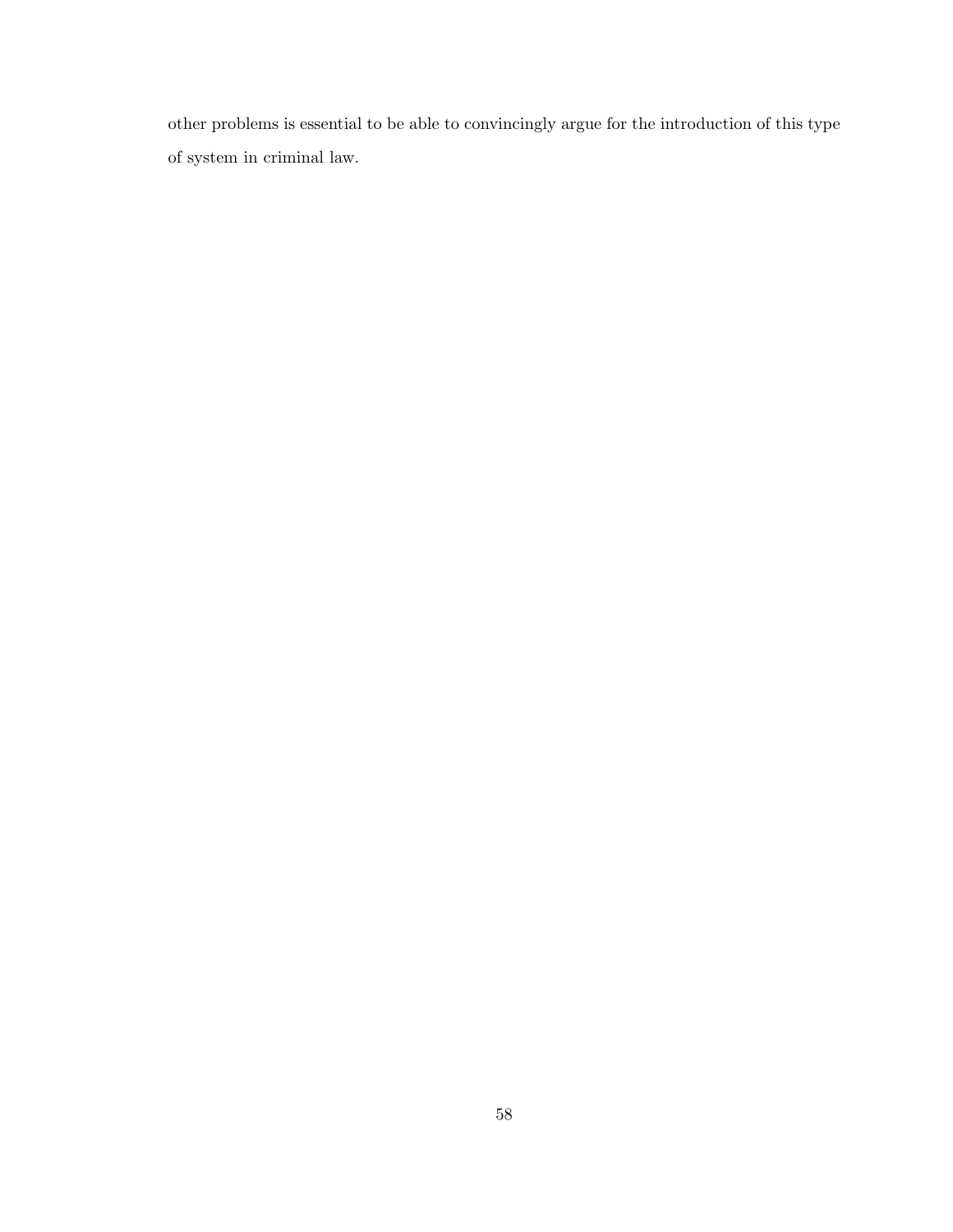other problems is essential to be able to convincingly argue for the introduction of this type of system in criminal law.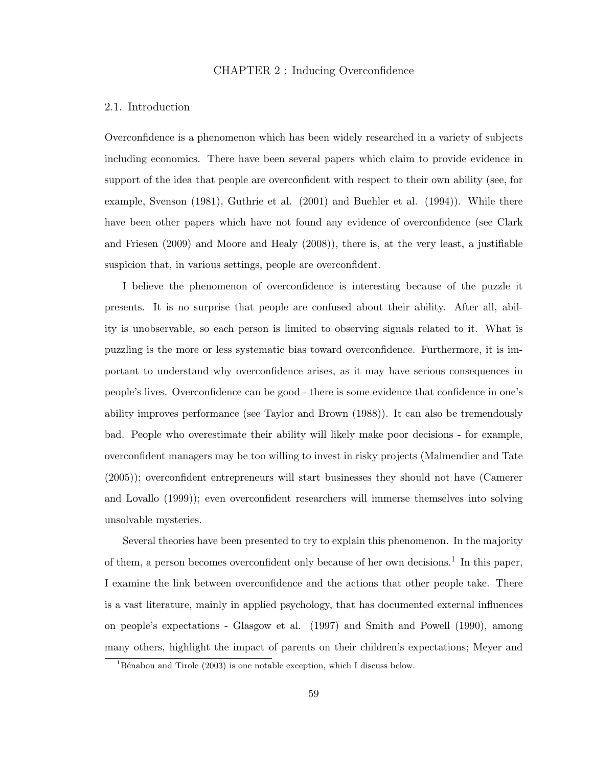# CHAPTER 2 : Inducing Overconfidence

## 2.1. Introduction

Overconfidence is a phenomenon which has been widely researched in a variety of subjects including economics. There have been several papers which claim to provide evidence in support of the idea that people are overconfident with respect to their own ability (see, for example, Svenson (1981), Guthrie et al. (2001) and Buehler et al. (1994)). While there have been other papers which have not found any evidence of overconfidence (see Clark and Friesen (2009) and Moore and Healy (2008)), there is, at the very least, a justifiable suspicion that, in various settings, people are overconfident.

I believe the phenomenon of overconfidence is interesting because of the puzzle it presents. It is no surprise that people are confused about their ability. After all, ability is unobservable, so each person is limited to observing signals related to it. What is puzzling is the more or less systematic bias toward overconfidence. Furthermore, it is important to understand why overconfidence arises, as it may have serious consequences in people's lives. Overconfidence can be good - there is some evidence that confidence in one's ability improves performance (see Taylor and Brown (1988)). It can also be tremendously bad. People who overestimate their ability will likely make poor decisions - for example, overconfident managers may be too willing to invest in risky projects (Malmendier and Tate (2005)); overconfident entrepreneurs will start businesses they should not have (Camerer and Lovallo (1999)); even overconfident researchers will immerse themselves into solving unsolvable mysteries.

Several theories have been presented to try to explain this phenomenon. In the majority of them, a person becomes overconfident only because of her own decisions.[1] In this paper, I examine the link between overconfidence and the actions that other people take. There is a vast literature, mainly in applied psychology, that has documented external influences on people's expectations - Glasgow et al. (1997) and Smith and Powell (1990), among many others, highlight the impact of parents on their children's expectations; Meyer and

[1] Bénabou and Tirole (2003) is one notable exception, which I discuss below.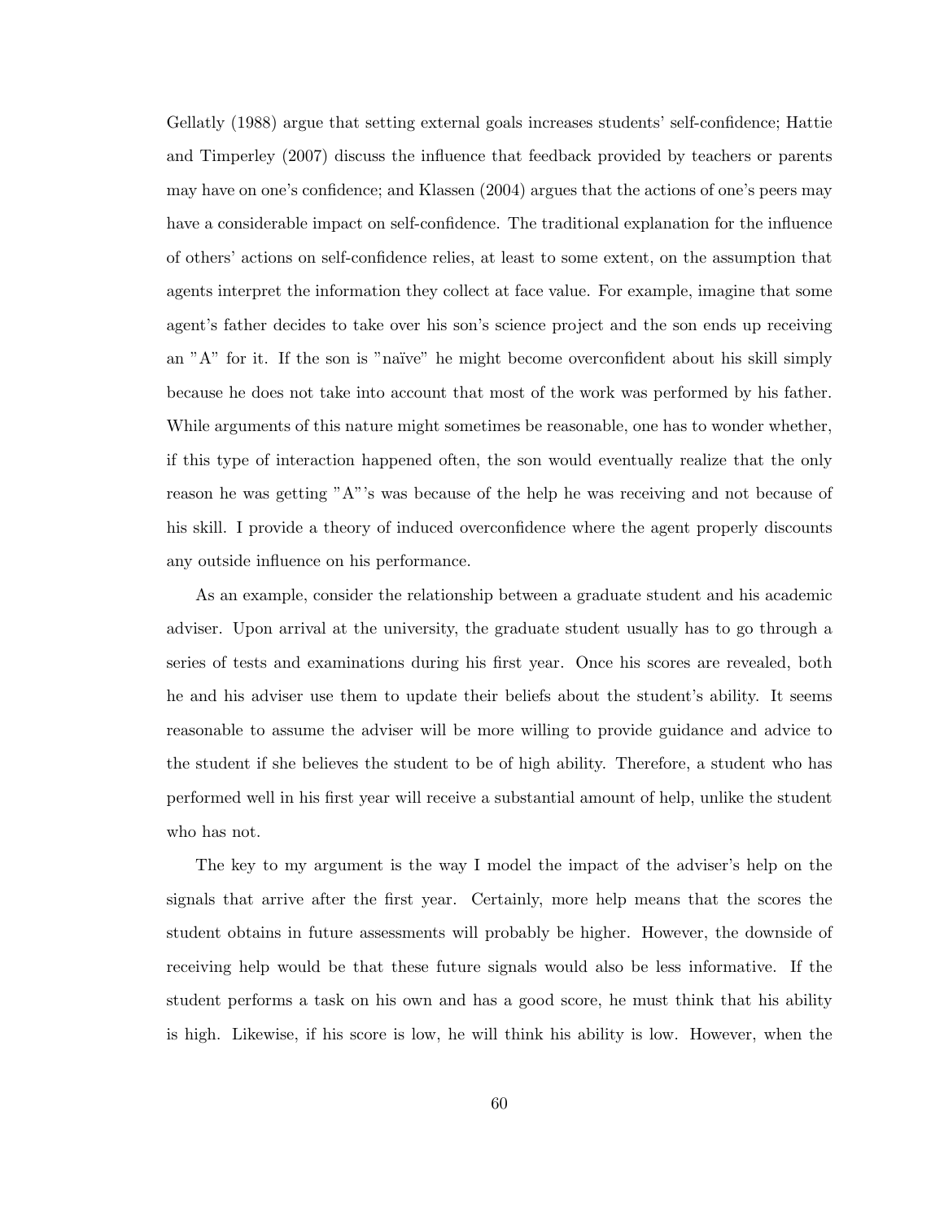Gellatly (1988) argue that setting external goals increases students' self-confidence; Hattie and Timperley (2007) discuss the influence that feedback provided by teachers or parents may have on one's confidence; and Klassen (2004) argues that the actions of one's peers may have a considerable impact on self-confidence. The traditional explanation for the influence of others' actions on self-confidence relies, at least to some extent, on the assumption that agents interpret the information they collect at face value. For example, imagine that some agent's father decides to take over his son's science project and the son ends up receiving an "A" for it. If the son is "naïve" he might become overconfident about his skill simply because he does not take into account that most of the work was performed by his father. While arguments of this nature might sometimes be reasonable, one has to wonder whether, if this type of interaction happened often, the son would eventually realize that the only reason he was getting "A"'s was because of the help he was receiving and not because of his skill. I provide a theory of induced overconfidence where the agent properly discounts any outside influence on his performance.

As an example, consider the relationship between a graduate student and his academic adviser. Upon arrival at the university, the graduate student usually has to go through a series of tests and examinations during his first year. Once his scores are revealed, both he and his adviser use them to update their beliefs about the student's ability. It seems reasonable to assume the adviser will be more willing to provide guidance and advice to the student if she believes the student to be of high ability. Therefore, a student who has performed well in his first year will receive a substantial amount of help, unlike the student who has not.

The key to my argument is the way I model the impact of the adviser's help on the signals that arrive after the first year. Certainly, more help means that the scores the student obtains in future assessments will probably be higher. However, the downside of receiving help would be that these future signals would also be less informative. If the student performs a task on his own and has a good score, he must think that his ability is high. Likewise, if his score is low, he will think his ability is low. However, when the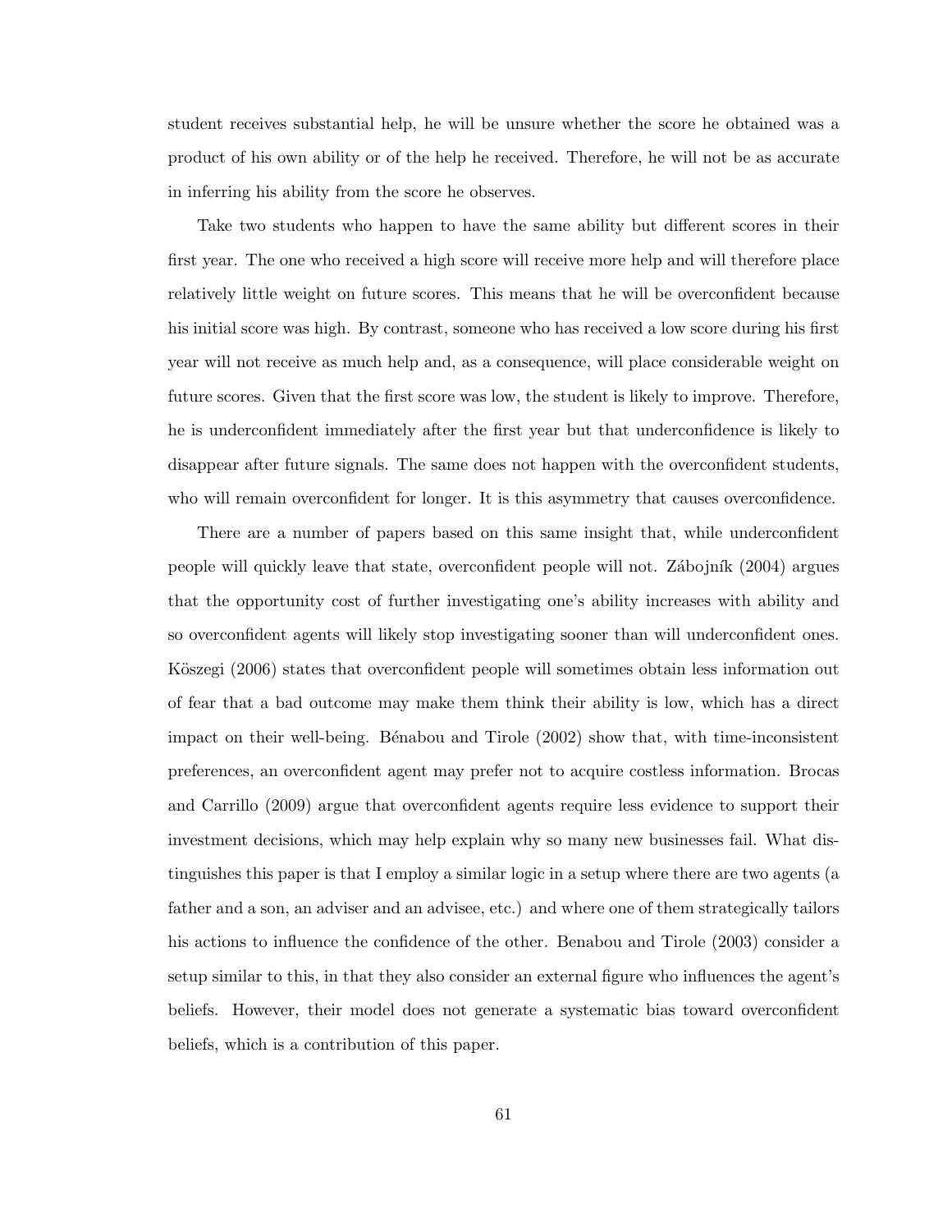student receives substantial help, he will be unsure whether the score he obtained was a product of his own ability or of the help he received. Therefore, he will not be as accurate in inferring his ability from the score he observes.

Take two students who happen to have the same ability but different scores in their first year. The one who received a high score will receive more help and will therefore place relatively little weight on future scores. This means that he will be overconfident because his initial score was high. By contrast, someone who has received a low score during his first year will not receive as much help and, as a consequence, will place considerable weight on future scores. Given that the first score was low, the student is likely to improve. Therefore, he is underconfident immediately after the first year but that underconfidence is likely to disappear after future signals. The same does not happen with the overconfident students, who will remain overconfident for longer. It is this asymmetry that causes overconfidence.

There are a number of papers based on this same insight that, while underconfident people will quickly leave that state, overconfident people will not. Zábojník (2004) argues that the opportunity cost of further investigating one's ability increases with ability and so overconfident agents will likely stop investigating sooner than will underconfident ones. Köszegi (2006) states that overconfident people will sometimes obtain less information out of fear that a bad outcome may make them think their ability is low, which has a direct impact on their well-being. Bénabou and Tirole (2002) show that, with time-inconsistent preferences, an overconfident agent may prefer not to acquire costless information. Brocas and Carrillo (2009) argue that overconfident agents require less evidence to support their investment decisions, which may help explain why so many new businesses fail. What distinguishes this paper is that I employ a similar logic in a setup where there are two agents (a father and a son, an adviser and an advisee, etc.) and where one of them strategically tailors his actions to influence the confidence of the other. Benabou and Tirole (2003) consider a setup similar to this, in that they also consider an external figure who influences the agent's beliefs. However, their model does not generate a systematic bias toward overconfident beliefs, which is a contribution of this paper.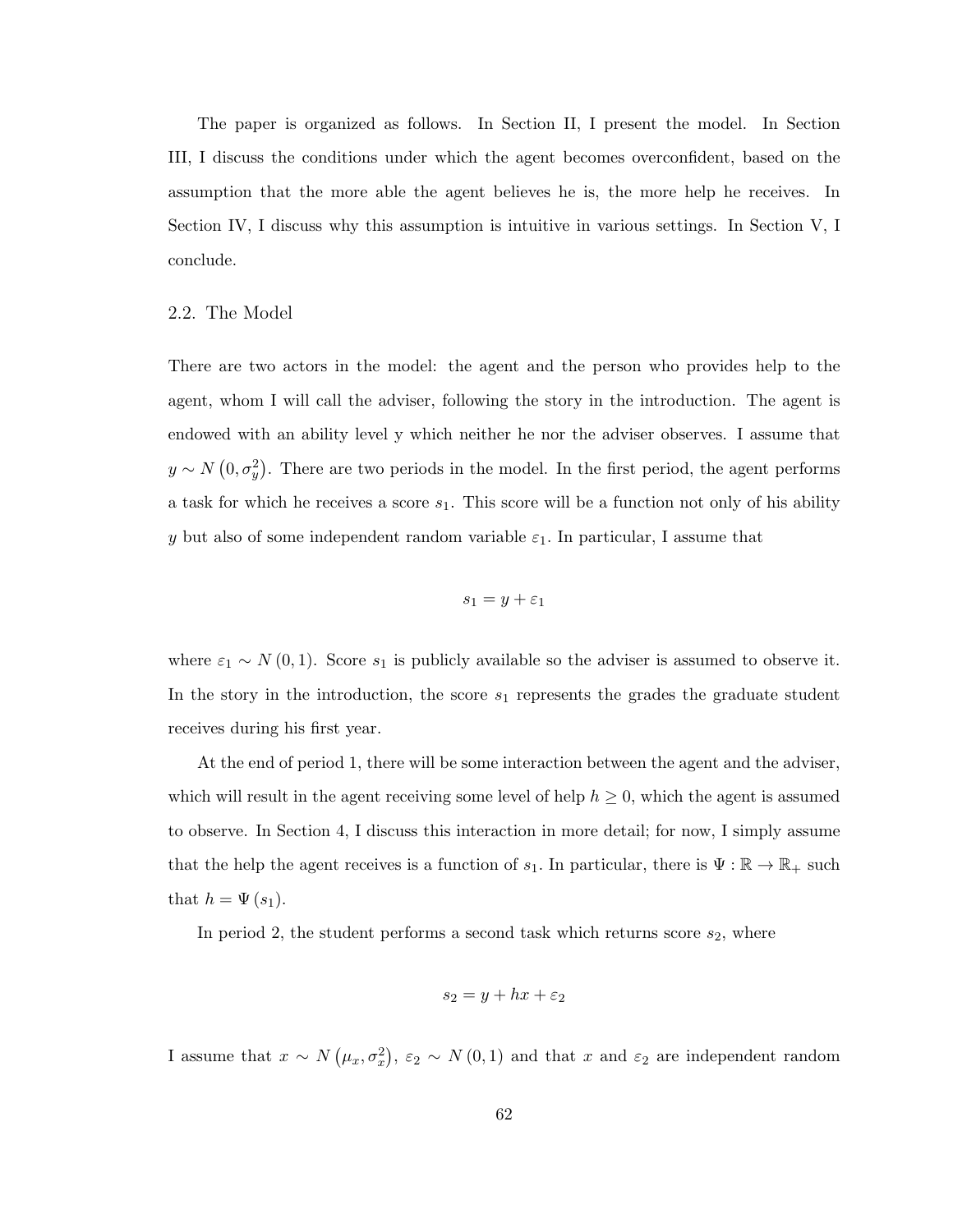The paper is organized as follows. In Section II, I present the model. In Section III, I discuss the conditions under which the agent becomes overconfident, based on the assumption that the more able the agent believes he is, the more help he receives. In Section IV, I discuss why this assumption is intuitive in various settings. In Section V, I conclude.

## 2.2. The Model

There are two actors in the model: the agent and the person who provides help to the agent, whom I will call the adviser, following the story in the introduction. The agent is endowed with an ability level y which neither he nor the adviser observes. I assume that $y \sim N\left(0, \sigma_y^2\right)$. There are two periods in the model. In the first period, the agent performs a task for which he receives a score $s_1$. This score will be a function not only of his ability $y$ but also of some independent random variable $\varepsilon_1$. In particular, I assume that

$$s_1 = y + \varepsilon_1$$

where $\varepsilon_1 \sim N\left(0, 1\right)$. Score $s_1$ is publicly available so the adviser is assumed to observe it. In the story in the introduction, the score $s_1$ represents the grades the graduate student receives during his first year.

At the end of period 1, there will be some interaction between the agent and the adviser, which will result in the agent receiving some level of help $h \geq 0$, which the agent is assumed to observe. In Section 4, I discuss this interaction in more detail; for now, I simply assume that the help the agent receives is a function of $s_1$. In particular, there is $\Psi : \mathbb{R} \rightarrow \mathbb{R}_+$ such that $h = \Psi\left(s_1\right)$.

In period 2, the student performs a second task which returns score $s_2$, where

$$s_2 = y + hx + \varepsilon_2$$

I assume that $x \sim N\left(\mu_x, \sigma_x^2\right)$, $\varepsilon_2 \sim N\left(0, 1\right)$ and that $x$ and $\varepsilon_2$ are independent random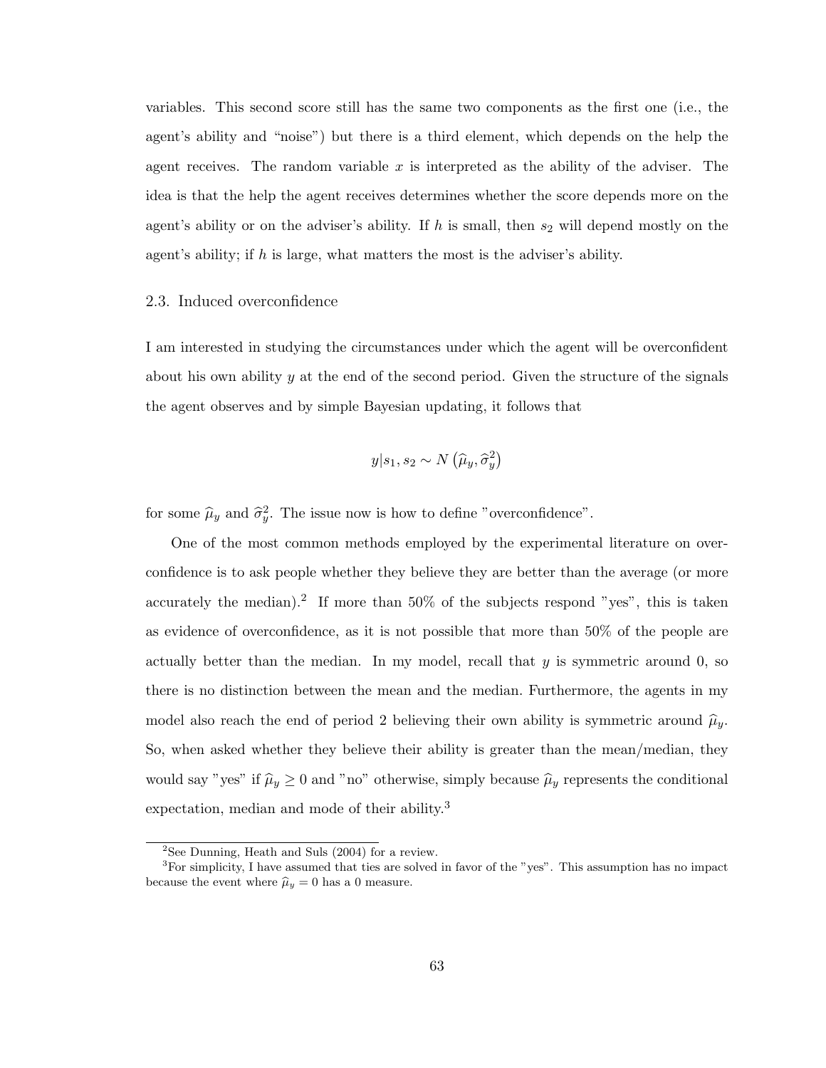variables. This second score still has the same two components as the first one (i.e., the agent's ability and "noise") but there is a third element, which depends on the help the agent receives. The random variable $x$ is interpreted as the ability of the adviser. The idea is that the help the agent receives determines whether the score depends more on the agent's ability or on the adviser's ability. If $h$ is small, then $s_2$ will depend mostly on the agent's ability; if $h$ is large, what matters the most is the adviser's ability.

### 2.3. Induced overconfidence

I am interested in studying the circumstances under which the agent will be overconfident about his own ability $y$ at the end of the second period. Given the structure of the signals the agent observes and by simple Bayesian updating, it follows that

$$y|s_1, s_2 \sim N\left(\widehat{\mu}_y, \widehat{\sigma}_y^2\right)$$

for some $\widehat{\mu}_y$ and $\widehat{\sigma}_y^2$. The issue now is how to define "overconfidence".

One of the most common methods employed by the experimental literature on overconfidence is to ask people whether they believe they are better than the average (or more accurately the median).[2] If more than 50% of the subjects respond "yes", this is taken as evidence of overconfidence, as it is not possible that more than 50% of the people are actually better than the median. In my model, recall that $y$ is symmetric around 0, so there is no distinction between the mean and the median. Furthermore, the agents in my model also reach the end of period 2 believing their own ability is symmetric around $\widehat{\mu}_y$. So, when asked whether they believe their ability is greater than the mean/median, they would say "yes" if $\widehat{\mu}_y \geq 0$ and "no" otherwise, simply because $\widehat{\mu}_y$ represents the conditional expectation, median and mode of their ability.[3]

[2] See Dunning, Heath and Suls (2004) for a review.

[3] For simplicity, I have assumed that ties are solved in favor of the "yes". This assumption has no impact because the event where $\widehat{\mu}_y = 0$ has a 0 measure.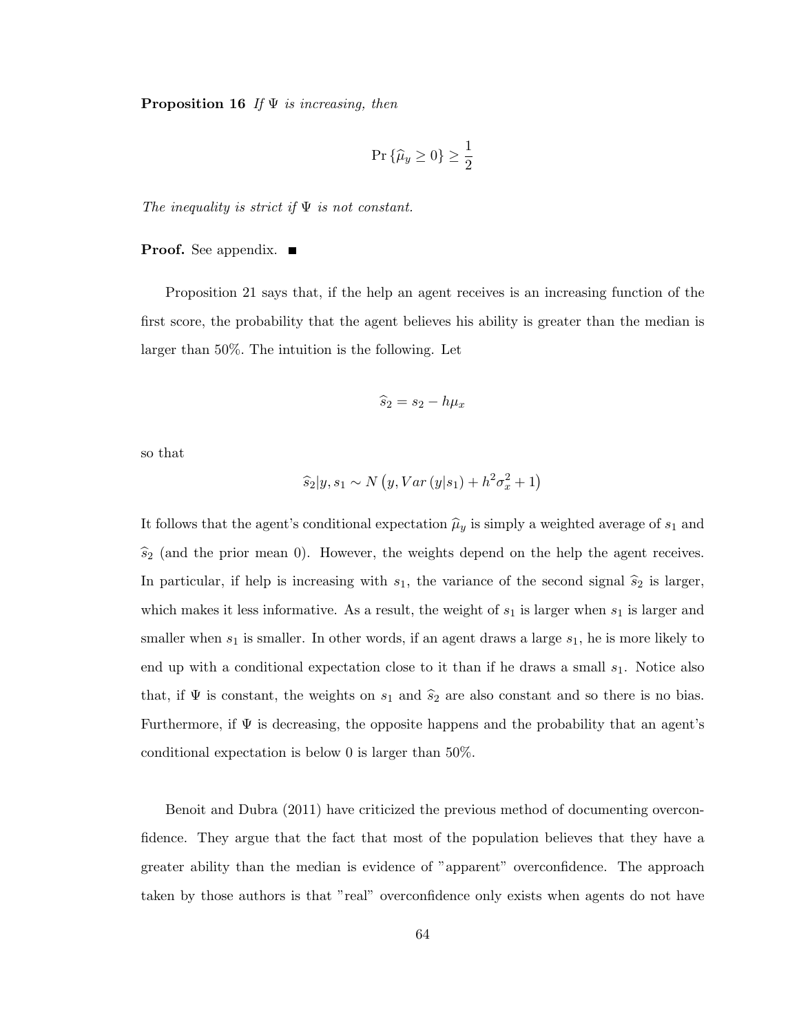**Proposition 16** *If $\Psi$ is increasing, then*

$$\Pr\{\widehat{\mu}_y \geq 0\} \geq \frac{1}{2}$$

*The inequality is strict if $\Psi$ is not constant.*

**Proof.** See appendix. ■

Proposition 21 says that, if the help an agent receives is an increasing function of the first score, the probability that the agent believes his ability is greater than the median is larger than 50%. The intuition is the following. Let

$$\widehat{s}_2 = s_2 - h\mu_x$$

so that

$$\widehat{s}_2 | y, s_1 \sim N\left(y, Var\left(y|s_1\right) + h^2\sigma_x^2 + 1\right)$$

It follows that the agent's conditional expectation $\widehat{\mu}_y$ is simply a weighted average of $s_1$ and $\widehat{s}_2$ (and the prior mean 0). However, the weights depend on the help the agent receives. In particular, if help is increasing with $s_1$, the variance of the second signal $\widehat{s}_2$ is larger, which makes it less informative. As a result, the weight of $s_1$ is larger when $s_1$ is larger and smaller when $s_1$ is smaller. In other words, if an agent draws a large $s_1$, he is more likely to end up with a conditional expectation close to it than if he draws a small $s_1$. Notice also that, if $\Psi$ is constant, the weights on $s_1$ and $\widehat{s}_2$ are also constant and so there is no bias. Furthermore, if $\Psi$ is decreasing, the opposite happens and the probability that an agent's conditional expectation is below 0 is larger than 50%.

Benoit and Dubra (2011) have criticized the previous method of documenting overconfidence. They argue that the fact that most of the population believes that they have a greater ability than the median is evidence of "apparent" overconfidence. The approach taken by those authors is that "real" overconfidence only exists when agents do not have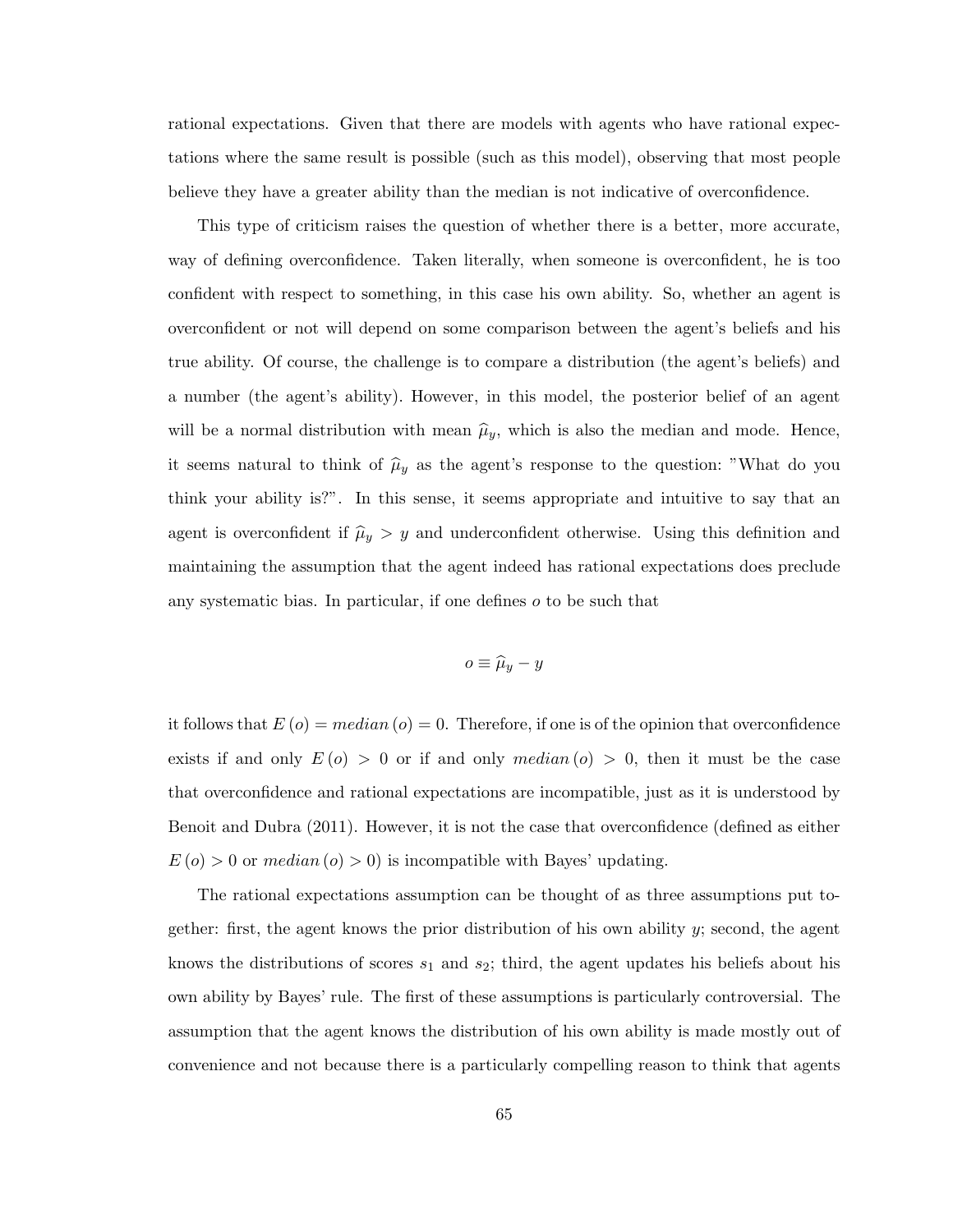rational expectations. Given that there are models with agents who have rational expectations where the same result is possible (such as this model), observing that most people believe they have a greater ability than the median is not indicative of overconfidence.

This type of criticism raises the question of whether there is a better, more accurate, way of defining overconfidence. Taken literally, when someone is overconfident, he is too confident with respect to something, in this case his own ability. So, whether an agent is overconfident or not will depend on some comparison between the agent's beliefs and his true ability. Of course, the challenge is to compare a distribution (the agent's beliefs) and a number (the agent's ability). However, in this model, the posterior belief of an agent will be a normal distribution with mean $\widehat{\mu}_y$, which is also the median and mode. Hence, it seems natural to think of $\widehat{\mu}_y$ as the agent's response to the question: "What do you think your ability is?". In this sense, it seems appropriate and intuitive to say that an agent is overconfident if $\widehat{\mu}_y > y$ and underconfident otherwise. Using this definition and maintaining the assumption that the agent indeed has rational expectations does preclude any systematic bias. In particular, if one defines $o$ to be such that

$$o \equiv \widehat{\mu}_y - y$$

it follows that $E(o) = median(o) = 0$. Therefore, if one is of the opinion that overconfidence exists if and only $E(o) > 0$ or if and only $median(o) > 0$, then it must be the case that overconfidence and rational expectations are incompatible, just as it is understood by Benoit and Dubra (2011). However, it is not the case that overconfidence (defined as either $E(o) > 0$ or $median(o) > 0$) is incompatible with Bayes' updating.

The rational expectations assumption can be thought of as three assumptions put together: first, the agent knows the prior distribution of his own ability $y$; second, the agent knows the distributions of scores $s_1$ and $s_2$; third, the agent updates his beliefs about his own ability by Bayes' rule. The first of these assumptions is particularly controversial. The assumption that the agent knows the distribution of his own ability is made mostly out of convenience and not because there is a particularly compelling reason to think that agents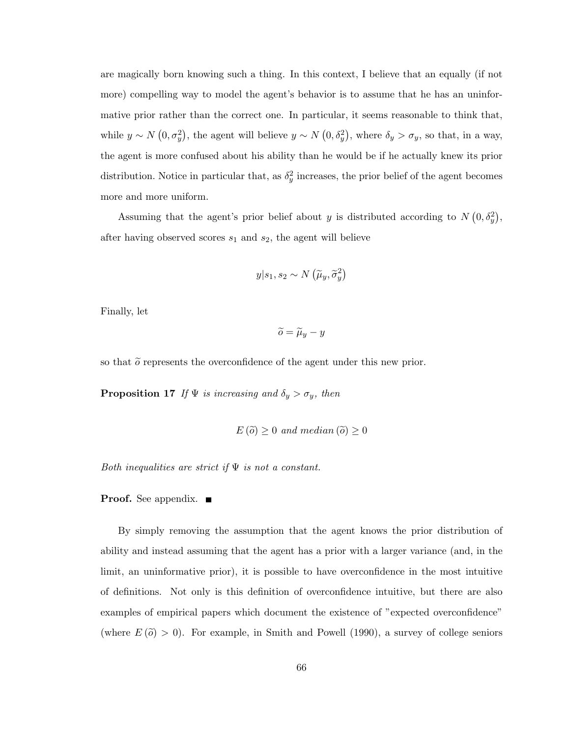are magically born knowing such a thing. In this context, I believe that an equally (if not more) compelling way to model the agent's behavior is to assume that he has an uninformative prior rather than the correct one. In particular, it seems reasonable to think that, while $y \sim N(0, \sigma_y^2)$, the agent will believe $y \sim N(0, \delta_y^2)$, where $\delta_y > \sigma_y$, so that, in a way, the agent is more confused about his ability than he would be if he actually knew its prior distribution. Notice in particular that, as $\delta_y^2$ increases, the prior belief of the agent becomes more and more uniform.

Assuming that the agent's prior belief about $y$ is distributed according to $N(0, \delta_y^2)$, after having observed scores $s_1$ and $s_2$, the agent will believe

$$y|s_1, s_2 \sim N\left(\widetilde{\mu}_y, \widetilde{\sigma}_y^2\right)$$

Finally, let

$$\widetilde{o} = \widetilde{\mu}_y - y$$

so that $\widetilde{o}$ represents the overconfidence of the agent under this new prior.

**Proposition 17** *If $\Psi$ is increasing and $\delta_y > \sigma_y$, then*

$$E(\widetilde{o}) \geq 0 \text{ and } median(\widetilde{o}) \geq 0$$

*Both inequalities are strict if $\Psi$ is not a constant.*

**Proof.** See appendix. ■

By simply removing the assumption that the agent knows the prior distribution of ability and instead assuming that the agent has a prior with a larger variance (and, in the limit, an uninformative prior), it is possible to have overconfidence in the most intuitive of definitions. Not only is this definition of overconfidence intuitive, but there are also examples of empirical papers which document the existence of "expected overconfidence" (where $E(\widetilde{o}) > 0$). For example, in Smith and Powell (1990), a survey of college seniors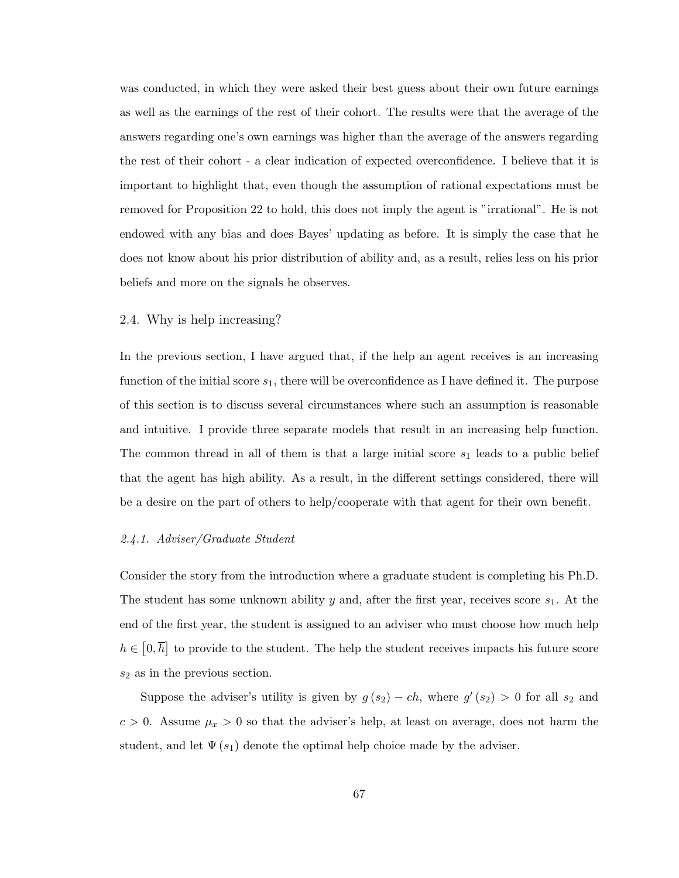was conducted, in which they were asked their best guess about their own future earnings as well as the earnings of the rest of their cohort. The results were that the average of the answers regarding one's own earnings was higher than the average of the answers regarding the rest of their cohort - a clear indication of expected overconfidence. I believe that it is important to highlight that, even though the assumption of rational expectations must be removed for Proposition 22 to hold, this does not imply the agent is "irrational". He is not endowed with any bias and does Bayes' updating as before. It is simply the case that he does not know about his prior distribution of ability and, as a result, relies less on his prior beliefs and more on the signals he observes.

## 2.4. Why is help increasing?

In the previous section, I have argued that, if the help an agent receives is an increasing function of the initial score $s_1$, there will be overconfidence as I have defined it. The purpose of this section is to discuss several circumstances where such an assumption is reasonable and intuitive. I provide three separate models that result in an increasing help function. The common thread in all of them is that a large initial score $s_1$ leads to a public belief that the agent has high ability. As a result, in the different settings considered, there will be a desire on the part of others to help/cooperate with that agent for their own benefit.

### *2.4.1. Adviser/Graduate Student*

Consider the story from the introduction where a graduate student is completing his Ph.D. The student has some unknown ability $y$ and, after the first year, receives score $s_1$. At the end of the first year, the student is assigned to an adviser who must choose how much help $h \in [0, \overline{h}]$ to provide to the student. The help the student receives impacts his future score $s_2$ as in the previous section.

Suppose the adviser's utility is given by $g(s_2) - ch$, where $g'(s_2) > 0$ for all $s_2$ and $c > 0$. Assume $\mu_x > 0$ so that the adviser's help, at least on average, does not harm the student, and let $\Psi(s_1)$ denote the optimal help choice made by the adviser.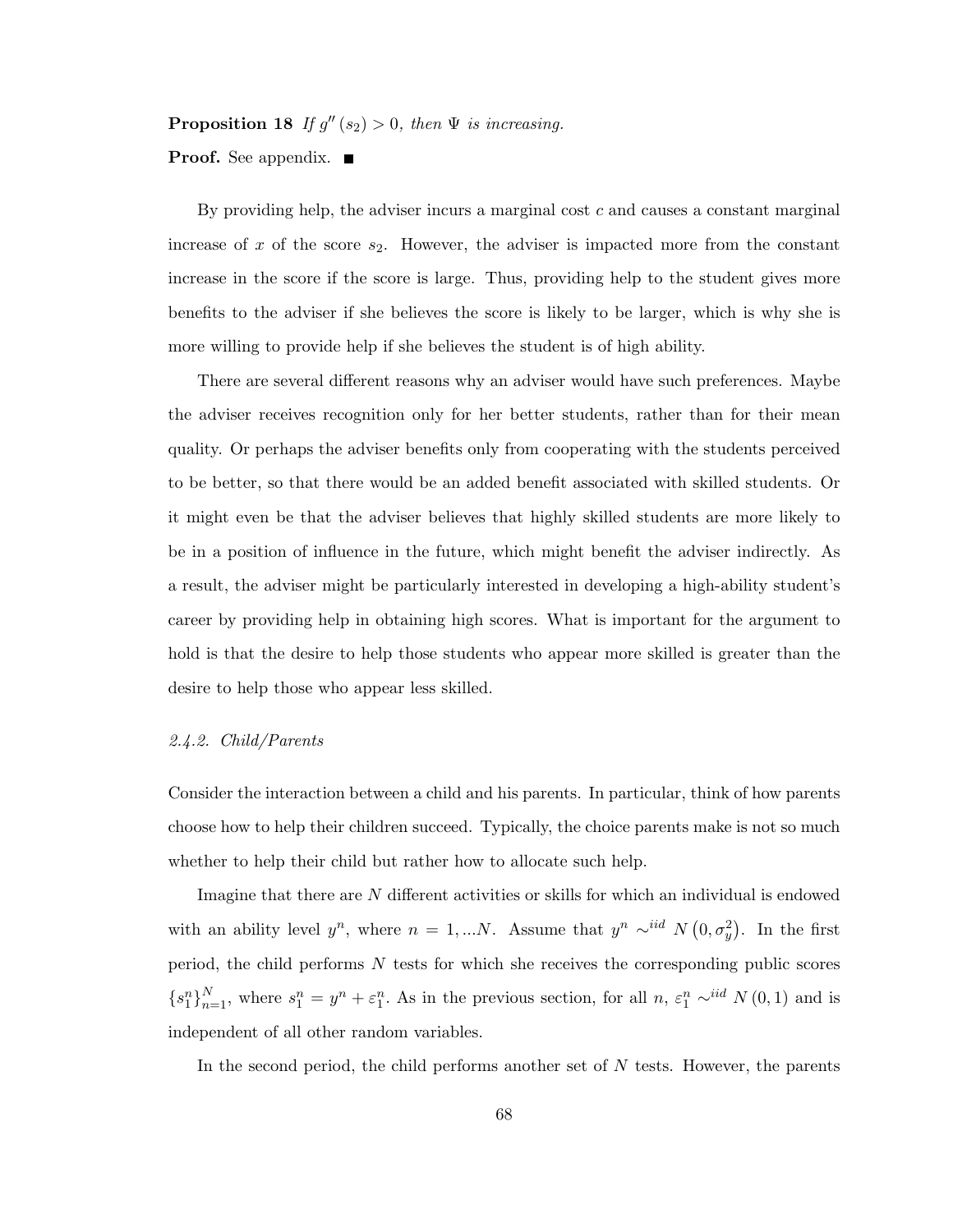**Proposition 18** *If $g''(s_2) > 0$, then $\Psi$ is increasing.*

**Proof.** See appendix. ■

By providing help, the adviser incurs a marginal cost $c$ and causes a constant marginal increase of $x$ of the score $s_2$. However, the adviser is impacted more from the constant increase in the score if the score is large. Thus, providing help to the student gives more benefits to the adviser if she believes the score is likely to be larger, which is why she is more willing to provide help if she believes the student is of high ability.

There are several different reasons why an adviser would have such preferences. Maybe the adviser receives recognition only for her better students, rather than for their mean quality. Or perhaps the adviser benefits only from cooperating with the students perceived to be better, so that there would be an added benefit associated with skilled students. Or it might even be that the adviser believes that highly skilled students are more likely to be in a position of influence in the future, which might benefit the adviser indirectly. As a result, the adviser might be particularly interested in developing a high-ability student's career by providing help in obtaining high scores. What is important for the argument to hold is that the desire to help those students who appear more skilled is greater than the desire to help those who appear less skilled.

### *2.4.2. Child/Parents*

Consider the interaction between a child and his parents. In particular, think of how parents choose how to help their children succeed. Typically, the choice parents make is not so much whether to help their child but rather how to allocate such help.

Imagine that there are $N$ different activities or skills for which an individual is endowed with an ability level $y^n$, where $n = 1, ...N$. Assume that $y^n \sim^{iid} N\left(0, \sigma_y^2\right)$. In the first period, the child performs $N$ tests for which she receives the corresponding public scores $\{s_1^n\}_{n=1}^N$, where $s_1^n = y^n + \varepsilon_1^n$. As in the previous section, for all $n$, $\varepsilon_1^n \sim^{iid} N(0, 1)$ and is independent of all other random variables.

In the second period, the child performs another set of $N$ tests. However, the parents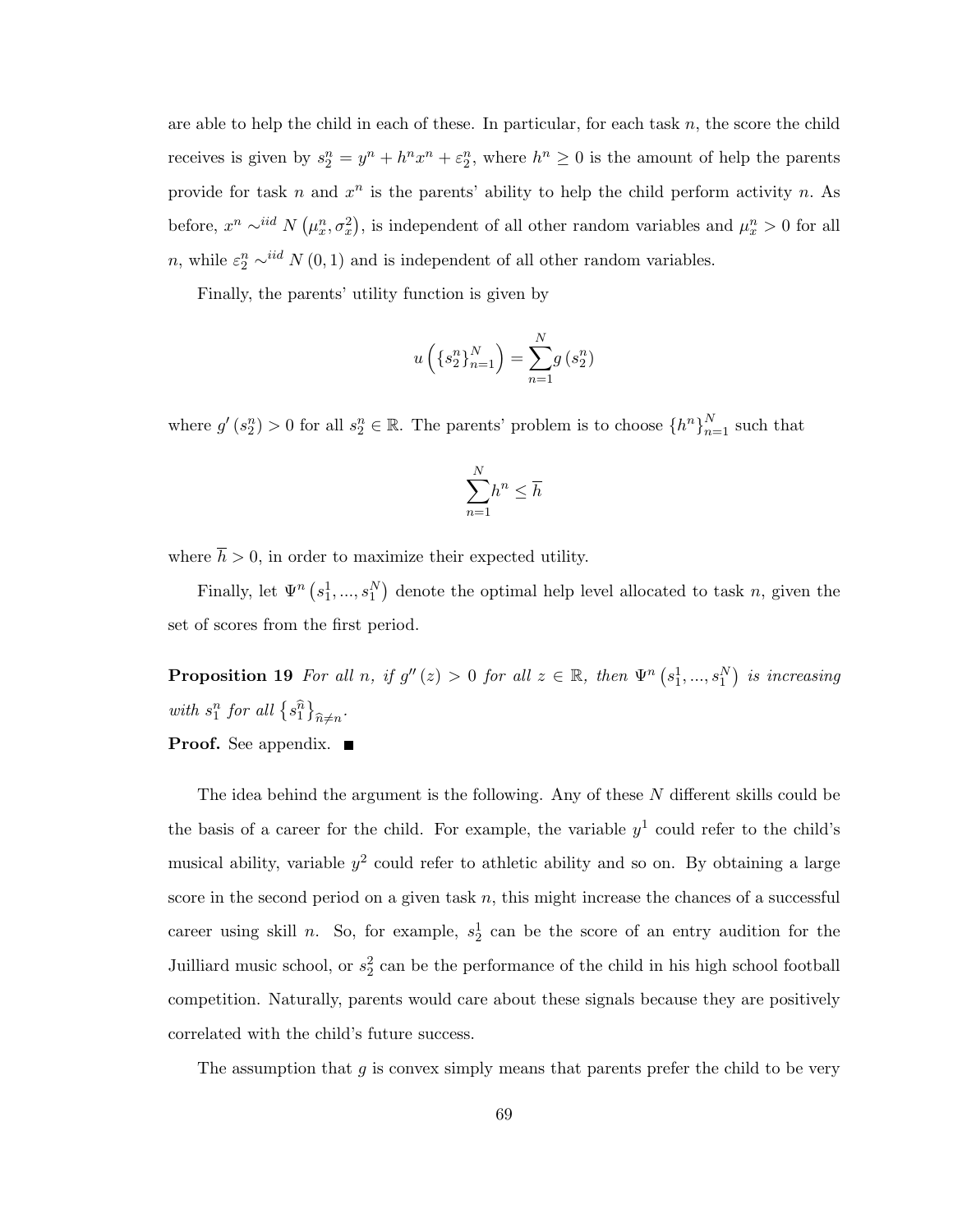are able to help the child in each of these. In particular, for each task $n$, the score the child receives is given by $s_2^n = y^n + h^n x^n + \varepsilon_2^n$, where $h^n \geq 0$ is the amount of help the parents provide for task $n$ and $x^n$ is the parents' ability to help the child perform activity $n$. As before, $x^n \sim^{iid} N\left(\mu_x^n, \sigma_x^2\right)$, is independent of all other random variables and $\mu_x^n > 0$ for all $n$, while $\varepsilon_2^n \sim^{iid} N(0,1)$ and is independent of all other random variables.

Finally, the parents' utility function is given by

$$u\left(\{s_2^n\}_{n=1}^N\right) = \sum_{n=1}^N g\left(s_2^n\right)$$

where $g'\left(s_2^n\right) > 0$ for all $s_2^n \in \mathbb{R}$. The parents' problem is to choose $\{h^n\}_{n=1}^N$ such that

$$\sum_{n=1}^N h^n \leq \overline{h}$$

where $\overline{h} > 0$, in order to maximize their expected utility.

Finally, let $\Psi^n\left(s_1^1, ..., s_1^N\right)$ denote the optimal help level allocated to task $n$, given the set of scores from the first period.

**Proposition 19** *For all $n$, if $g''(z) > 0$ for all $z \in \mathbb{R}$, then $\Psi^n\left(s_1^1, ..., s_1^N\right)$ is increasing with $s_1^n$ for all $\left\{s_1^{\widehat{n}}\right\}_{\widehat{n} \neq n}$.*

**Proof.** See appendix. ■

The idea behind the argument is the following. Any of these $N$ different skills could be the basis of a career for the child. For example, the variable $y^1$ could refer to the child's musical ability, variable $y^2$ could refer to athletic ability and so on. By obtaining a large score in the second period on a given task $n$, this might increase the chances of a successful career using skill $n$. So, for example, $s_2^1$ can be the score of an entry audition for the Juilliard music school, or $s_2^2$ can be the performance of the child in his high school football competition. Naturally, parents would care about these signals because they are positively correlated with the child's future success.

The assumption that $g$ is convex simply means that parents prefer the child to be very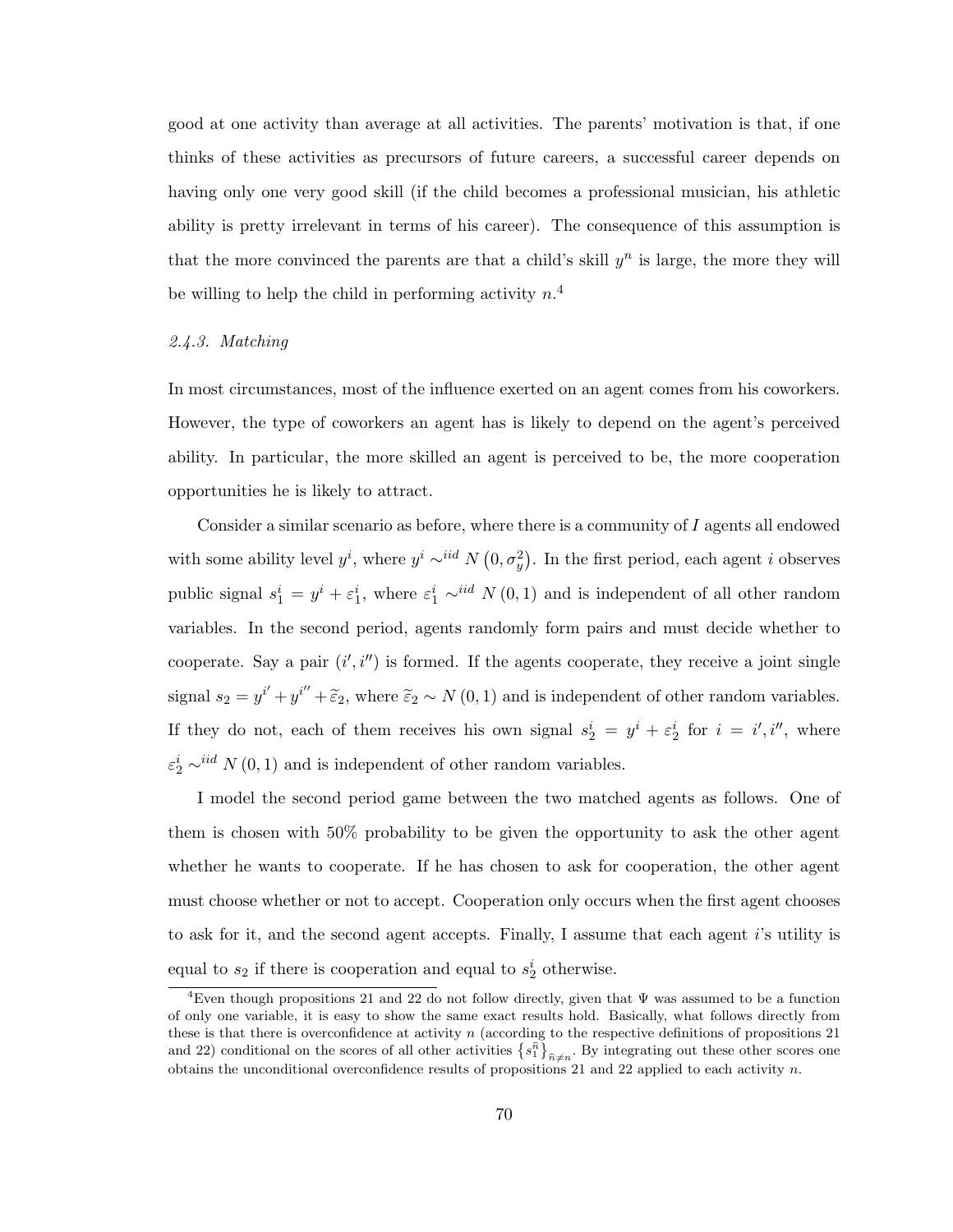good at one activity than average at all activities. The parents' motivation is that, if one thinks of these activities as precursors of future careers, a successful career depends on having only one very good skill (if the child becomes a professional musician, his athletic ability is pretty irrelevant in terms of his career). The consequence of this assumption is that the more convinced the parents are that a child's skill $y^n$ is large, the more they will be willing to help the child in performing activity $n$.[4]

### *2.4.3. Matching*

In most circumstances, most of the influence exerted on an agent comes from his coworkers. However, the type of coworkers an agent has is likely to depend on the agent's perceived ability. In particular, the more skilled an agent is perceived to be, the more cooperation opportunities he is likely to attract.

Consider a similar scenario as before, where there is a community of $I$ agents all endowed with some ability level $y^i$, where $y^i \sim^{iid} N\left(0, \sigma_y^2\right)$. In the first period, each agent $i$ observes public signal $s_1^i = y^i + \varepsilon_1^i$, where $\varepsilon_1^i \sim^{iid} N(0,1)$ and is independent of all other random variables. In the second period, agents randomly form pairs and must decide whether to cooperate. Say a pair $(i', i'')$ is formed. If the agents cooperate, they receive a joint single signal $s_2 = y^{i'} + y^{i''} + \widetilde{\varepsilon}_2$, where $\widetilde{\varepsilon}_2 \sim N(0,1)$ and is independent of other random variables. If they do not, each of them receives his own signal $s_2^i = y^i + \varepsilon_2^i$ for $i = i', i''$, where $\varepsilon_2^i \sim^{iid} N(0,1)$ and is independent of other random variables.

I model the second period game between the two matched agents as follows. One of them is chosen with 50% probability to be given the opportunity to ask the other agent whether he wants to cooperate. If he has chosen to ask for cooperation, the other agent must choose whether or not to accept. Cooperation only occurs when the first agent chooses to ask for it, and the second agent accepts. Finally, I assume that each agent $i$'s utility is equal to $s_2$ if there is cooperation and equal to $s_2^i$ otherwise.

[4] Even though propositions 21 and 22 do not follow directly, given that $\Psi$ was assumed to be a function of only one variable, it is easy to show the same exact results hold. Basically, what follows directly from these is that there is overconfidence at activity $n$ (according to the respective definitions of propositions 21 and 22) conditional on the scores of all other activities $\left\{s_1^{\widehat{n}}\right\}_{\widehat{n} \neq n}$. By integrating out these other scores one obtains the unconditional overconfidence results of propositions 21 and 22 applied to each activity $n$.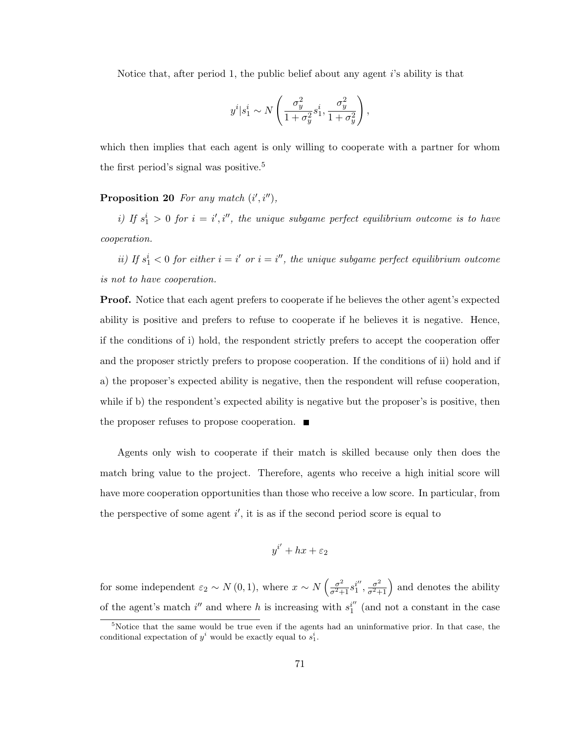Notice that, after period 1, the public belief about any agent $i$'s ability is that

$$y^i | s_1^i \sim N\left(\frac{\sigma_y^2}{1+\sigma_y^2} s_1^i, \frac{\sigma_y^2}{1+\sigma_y^2}\right),$$

which then implies that each agent is only willing to cooperate with a partner for whom the first period's signal was positive.[5]

**Proposition 20** *For any match $(i', i'')$,*

*i) If $s_1^i > 0$ for $i = i', i''$, the unique subgame perfect equilibrium outcome is to have cooperation.*

*ii) If $s_1^i < 0$ for either $i = i'$ or $i = i''$, the unique subgame perfect equilibrium outcome is not to have cooperation.*

**Proof.** Notice that each agent prefers to cooperate if he believes the other agent's expected ability is positive and prefers to refuse to cooperate if he believes it is negative. Hence, if the conditions of i) hold, the respondent strictly prefers to accept the cooperation offer and the proposer strictly prefers to propose cooperation. If the conditions of ii) hold and if a) the proposer's expected ability is negative, then the respondent will refuse cooperation, while if b) the respondent's expected ability is negative but the proposer's is positive, then the proposer refuses to propose cooperation. ■

Agents only wish to cooperate if their match is skilled because only then does the match bring value to the project. Therefore, agents who receive a high initial score will have more cooperation opportunities than those who receive a low score. In particular, from the perspective of some agent $i'$, it is as if the second period score is equal to

$$y^{i'} + hx + \varepsilon_2$$

for some independent $\varepsilon_2 \sim N(0, 1)$, where $x \sim N\left(\frac{\sigma^2}{\sigma^2+1} s_1^{i''}, \frac{\sigma^2}{\sigma^2+1}\right)$ and denotes the ability of the agent's match $i''$ and where $h$ is increasing with $s_1^{i''}$ (and not a constant in the case

[5] Notice that the same would be true even if the agents had an uninformative prior. In that case, the conditional expectation of $y^i$ would be exactly equal to $s_1^i$.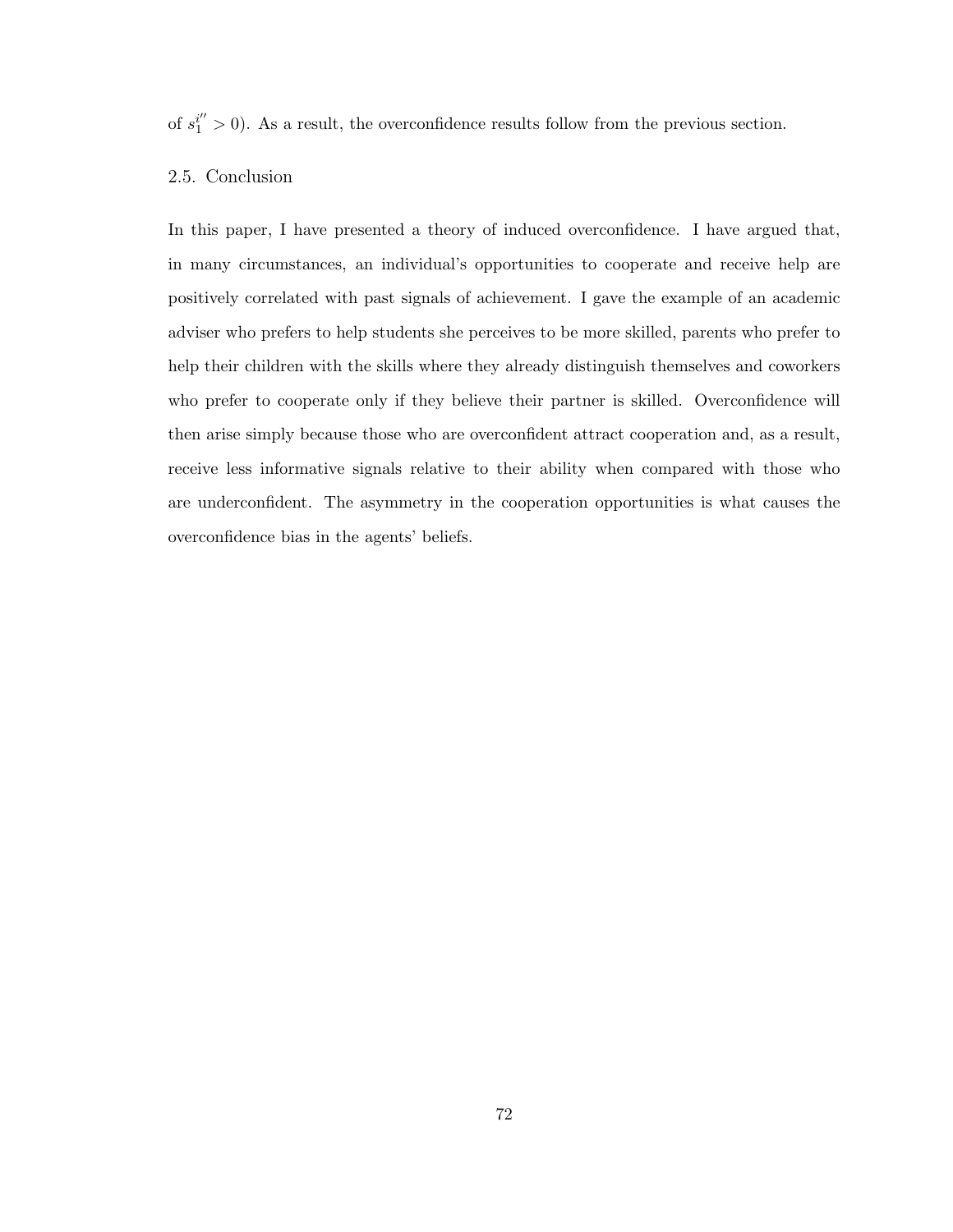of $s_1^{i''} > 0$). As a result, the overconfidence results follow from the previous section.

## 2.5. Conclusion

In this paper, I have presented a theory of induced overconfidence. I have argued that, in many circumstances, an individual's opportunities to cooperate and receive help are positively correlated with past signals of achievement. I gave the example of an academic adviser who prefers to help students she perceives to be more skilled, parents who prefer to help their children with the skills where they already distinguish themselves and coworkers who prefer to cooperate only if they believe their partner is skilled. Overconfidence will then arise simply because those who are overconfident attract cooperation and, as a result, receive less informative signals relative to their ability when compared with those who are underconfident. The asymmetry in the cooperation opportunities is what causes the overconfidence bias in the agents' beliefs.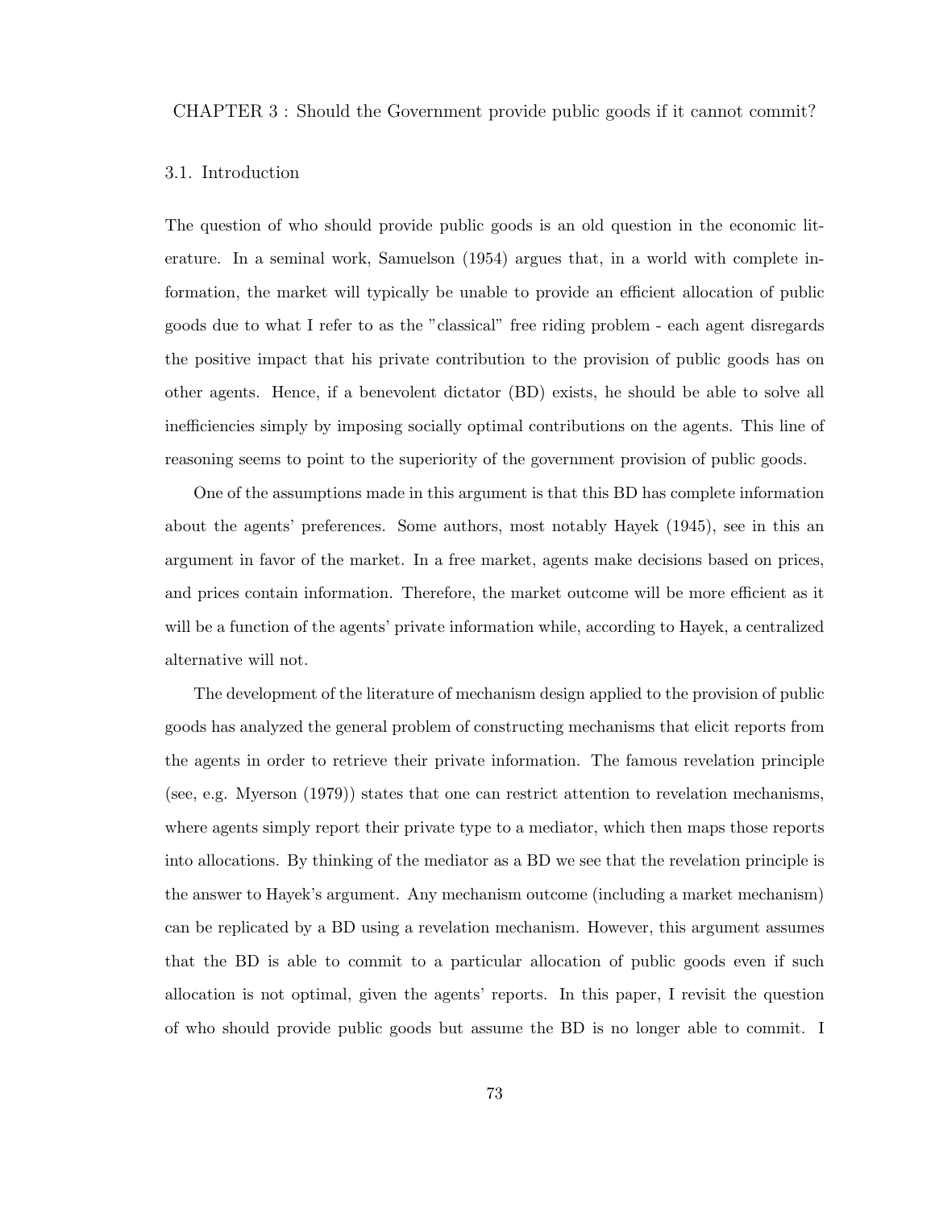# CHAPTER 3 : Should the Government provide public goods if it cannot commit?

## 3.1. Introduction

The question of who should provide public goods is an old question in the economic literature. In a seminal work, Samuelson (1954) argues that, in a world with complete information, the market will typically be unable to provide an efficient allocation of public goods due to what I refer to as the "classical" free riding problem - each agent disregards the positive impact that his private contribution to the provision of public goods has on other agents. Hence, if a benevolent dictator (BD) exists, he should be able to solve all inefficiencies simply by imposing socially optimal contributions on the agents. This line of reasoning seems to point to the superiority of the government provision of public goods.

One of the assumptions made in this argument is that this BD has complete information about the agents' preferences. Some authors, most notably Hayek (1945), see in this an argument in favor of the market. In a free market, agents make decisions based on prices, and prices contain information. Therefore, the market outcome will be more efficient as it will be a function of the agents' private information while, according to Hayek, a centralized alternative will not.

The development of the literature of mechanism design applied to the provision of public goods has analyzed the general problem of constructing mechanisms that elicit reports from the agents in order to retrieve their private information. The famous revelation principle (see, e.g. Myerson (1979)) states that one can restrict attention to revelation mechanisms, where agents simply report their private type to a mediator, which then maps those reports into allocations. By thinking of the mediator as a BD we see that the revelation principle is the answer to Hayek's argument. Any mechanism outcome (including a market mechanism) can be replicated by a BD using a revelation mechanism. However, this argument assumes that the BD is able to commit to a particular allocation of public goods even if such allocation is not optimal, given the agents' reports. In this paper, I revisit the question of who should provide public goods but assume the BD is no longer able to commit. I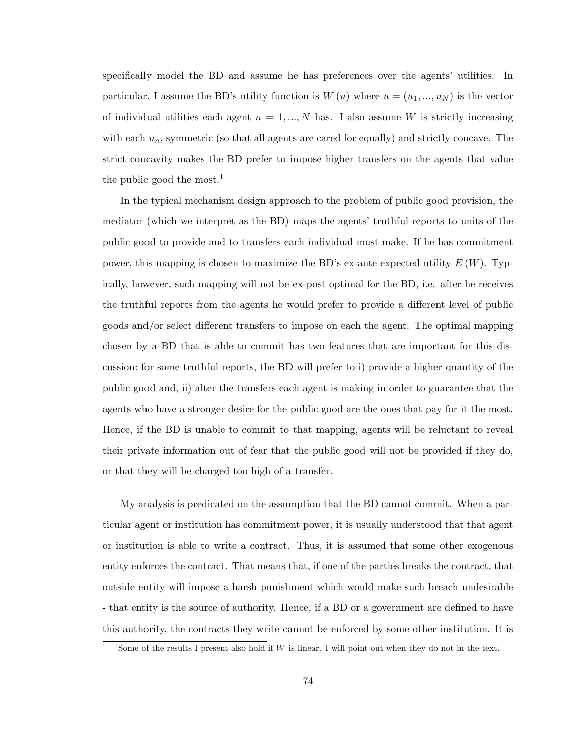specifically model the BD and assume he has preferences over the agents' utilities. In particular, I assume the BD's utility function is $W(u)$ where $u = (u_1, ..., u_N)$ is the vector of individual utilities each agent $n = 1, ..., N$ has. I also assume $W$ is strictly increasing with each $u_n$, symmetric (so that all agents are cared for equally) and strictly concave. The strict concavity makes the BD prefer to impose higher transfers on the agents that value the public good the most.[1]

In the typical mechanism design approach to the problem of public good provision, the mediator (which we interpret as the BD) maps the agents' truthful reports to units of the public good to provide and to transfers each individual must make. If he has commitment power, this mapping is chosen to maximize the BD's ex-ante expected utility $E(W)$. Typically, however, such mapping will not be ex-post optimal for the BD, i.e. after he receives the truthful reports from the agents he would prefer to provide a different level of public goods and/or select different transfers to impose on each the agent. The optimal mapping chosen by a BD that is able to commit has two features that are important for this discussion: for some truthful reports, the BD will prefer to i) provide a higher quantity of the public good and, ii) alter the transfers each agent is making in order to guarantee that the agents who have a stronger desire for the public good are the ones that pay for it the most. Hence, if the BD is unable to commit to that mapping, agents will be reluctant to reveal their private information out of fear that the public good will not be provided if they do, or that they will be charged too high of a transfer.

My analysis is predicated on the assumption that the BD cannot commit. When a particular agent or institution has commitment power, it is usually understood that that agent or institution is able to write a contract. Thus, it is assumed that some other exogenous entity enforces the contract. That means that, if one of the parties breaks the contract, that outside entity will impose a harsh punishment which would make such breach undesirable - that entity is the source of authority. Hence, if a BD or a government are defined to have this authority, the contracts they write cannot be enforced by some other institution. It is

[1] Some of the results I present also hold if $W$ is linear. I will point out when they do not in the text.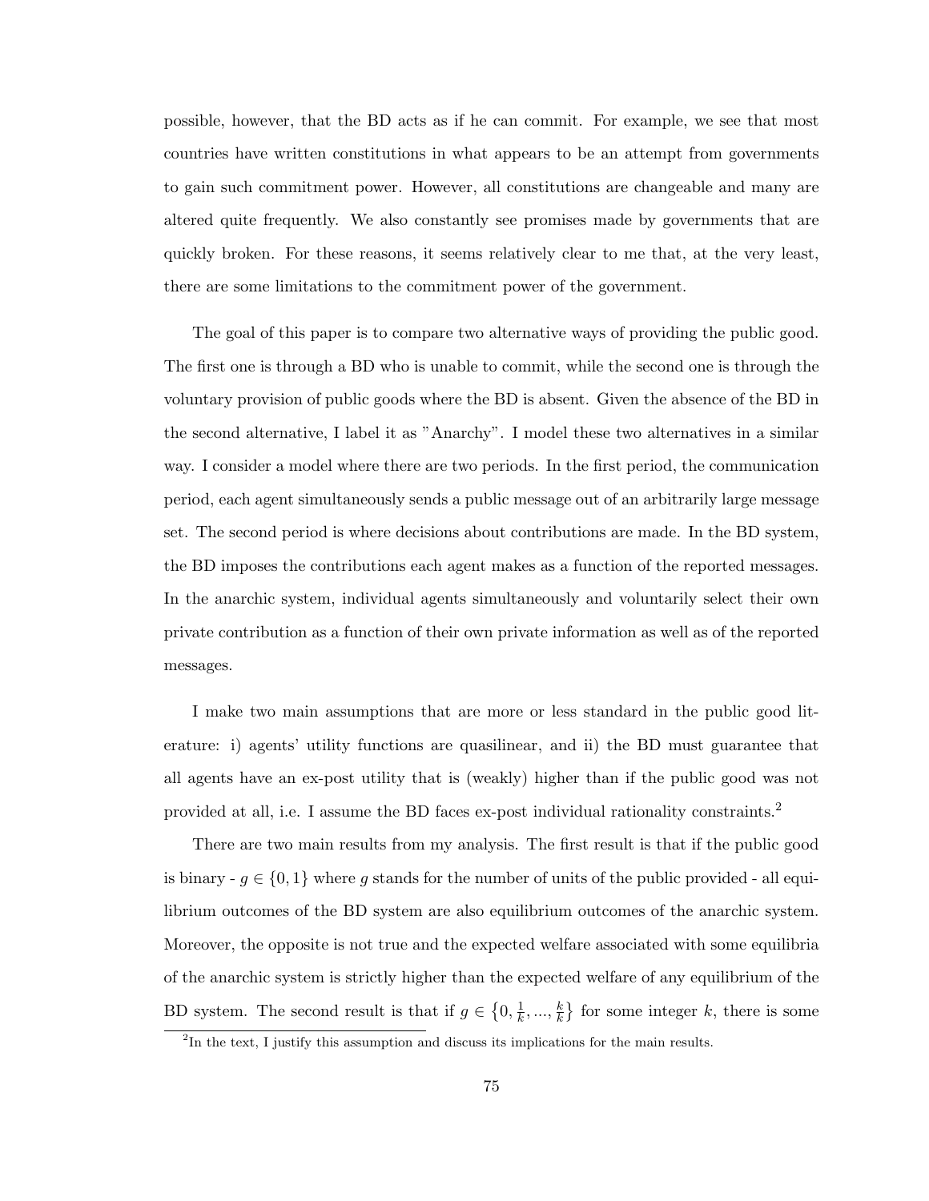possible, however, that the BD acts as if he can commit. For example, we see that most countries have written constitutions in what appears to be an attempt from governments to gain such commitment power. However, all constitutions are changeable and many are altered quite frequently. We also constantly see promises made by governments that are quickly broken. For these reasons, it seems relatively clear to me that, at the very least, there are some limitations to the commitment power of the government.

The goal of this paper is to compare two alternative ways of providing the public good. The first one is through a BD who is unable to commit, while the second one is through the voluntary provision of public goods where the BD is absent. Given the absence of the BD in the second alternative, I label it as "Anarchy". I model these two alternatives in a similar way. I consider a model where there are two periods. In the first period, the communication period, each agent simultaneously sends a public message out of an arbitrarily large message set. The second period is where decisions about contributions are made. In the BD system, the BD imposes the contributions each agent makes as a function of the reported messages. In the anarchic system, individual agents simultaneously and voluntarily select their own private contribution as a function of their own private information as well as of the reported messages.

I make two main assumptions that are more or less standard in the public good literature: i) agents' utility functions are quasilinear, and ii) the BD must guarantee that all agents have an ex-post utility that is (weakly) higher than if the public good was not provided at all, i.e. I assume the BD faces ex-post individual rationality constraints.[2]

There are two main results from my analysis. The first result is that if the public good is binary - $g \in \{0, 1\}$ where $g$ stands for the number of units of the public provided - all equilibrium outcomes of the BD system are also equilibrium outcomes of the anarchic system. Moreover, the opposite is not true and the expected welfare associated with some equilibria of the anarchic system is strictly higher than the expected welfare of any equilibrium of the BD system. The second result is that if $g \in \left\{0, \frac{1}{k}, ..., \frac{k}{k}\right\}$ for some integer $k$, there is some

[2] In the text, I justify this assumption and discuss its implications for the main results.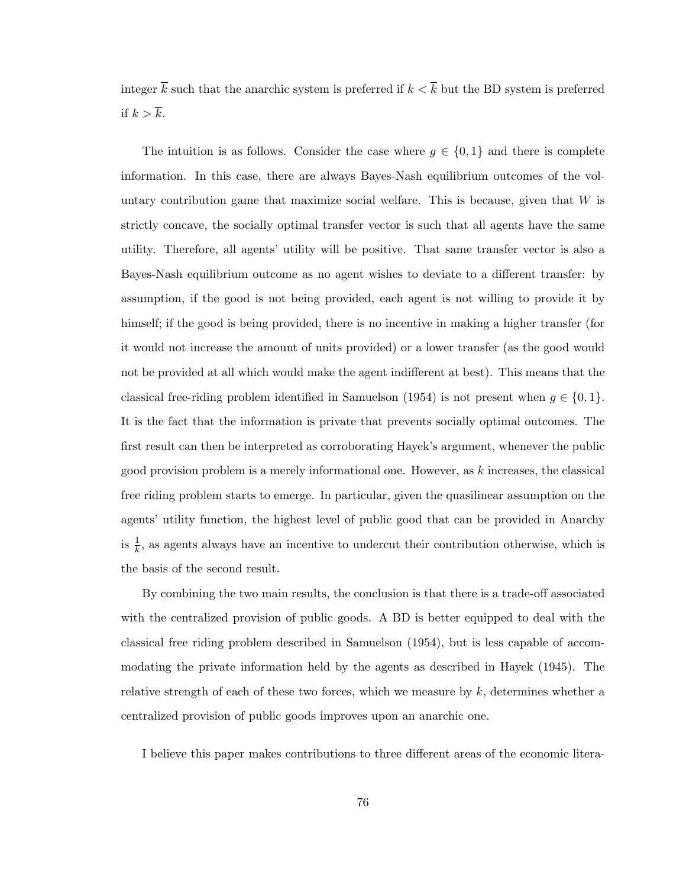integer $\overline{k}$ such that the anarchic system is preferred if $k < \overline{k}$ but the BD system is preferred if $k > \overline{k}$.

The intuition is as follows. Consider the case where $g \in \{0, 1\}$ and there is complete information. In this case, there are always Bayes-Nash equilibrium outcomes of the voluntary contribution game that maximize social welfare. This is because, given that $W$ is strictly concave, the socially optimal transfer vector is such that all agents have the same utility. Therefore, all agents' utility will be positive. That same transfer vector is also a Bayes-Nash equilibrium outcome as no agent wishes to deviate to a different transfer: by assumption, if the good is not being provided, each agent is not willing to provide it by himself; if the good is being provided, there is no incentive in making a higher transfer (for it would not increase the amount of units provided) or a lower transfer (as the good would not be provided at all which would make the agent indifferent at best). This means that the classical free-riding problem identified in Samuelson (1954) is not present when $g \in \{0, 1\}$. It is the fact that the information is private that prevents socially optimal outcomes. The first result can then be interpreted as corroborating Hayek's argument, whenever the public good provision problem is a merely informational one. However, as $k$ increases, the classical free riding problem starts to emerge. In particular, given the quasilinear assumption on the agents' utility function, the highest level of public good that can be provided in Anarchy is $\frac{1}{k}$, as agents always have an incentive to undercut their contribution otherwise, which is the basis of the second result.

By combining the two main results, the conclusion is that there is a trade-off associated with the centralized provision of public goods. A BD is better equipped to deal with the classical free riding problem described in Samuelson (1954), but is less capable of accommodating the private information held by the agents as described in Hayek (1945). The relative strength of each of these two forces, which we measure by $k$, determines whether a centralized provision of public goods improves upon an anarchic one.

I believe this paper makes contributions to three different areas of the economic litera-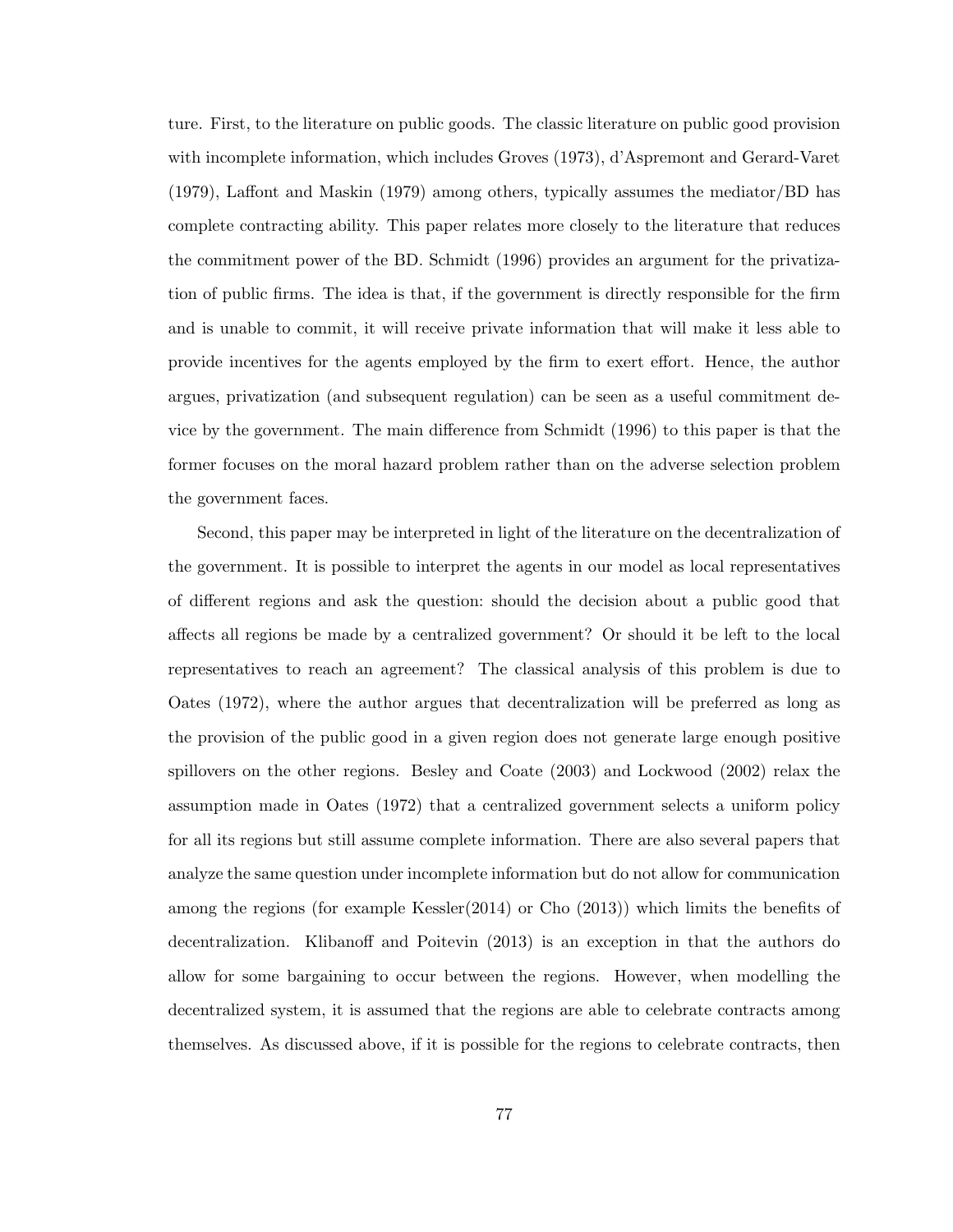ture. First, to the literature on public goods. The classic literature on public good provision with incomplete information, which includes Groves (1973), d'Aspremont and Gerard-Varet (1979), Laffont and Maskin (1979) among others, typically assumes the mediator/BD has complete contracting ability. This paper relates more closely to the literature that reduces the commitment power of the BD. Schmidt (1996) provides an argument for the privatization of public firms. The idea is that, if the government is directly responsible for the firm and is unable to commit, it will receive private information that will make it less able to provide incentives for the agents employed by the firm to exert effort. Hence, the author argues, privatization (and subsequent regulation) can be seen as a useful commitment device by the government. The main difference from Schmidt (1996) to this paper is that the former focuses on the moral hazard problem rather than on the adverse selection problem the government faces.

Second, this paper may be interpreted in light of the literature on the decentralization of the government. It is possible to interpret the agents in our model as local representatives of different regions and ask the question: should the decision about a public good that affects all regions be made by a centralized government? Or should it be left to the local representatives to reach an agreement? The classical analysis of this problem is due to Oates (1972), where the author argues that decentralization will be preferred as long as the provision of the public good in a given region does not generate large enough positive spillovers on the other regions. Besley and Coate (2003) and Lockwood (2002) relax the assumption made in Oates (1972) that a centralized government selects a uniform policy for all its regions but still assume complete information. There are also several papers that analyze the same question under incomplete information but do not allow for communication among the regions (for example Kessler(2014) or Cho (2013)) which limits the benefits of decentralization. Klibanoff and Poitevin (2013) is an exception in that the authors do allow for some bargaining to occur between the regions. However, when modelling the decentralized system, it is assumed that the regions are able to celebrate contracts among themselves. As discussed above, if it is possible for the regions to celebrate contracts, then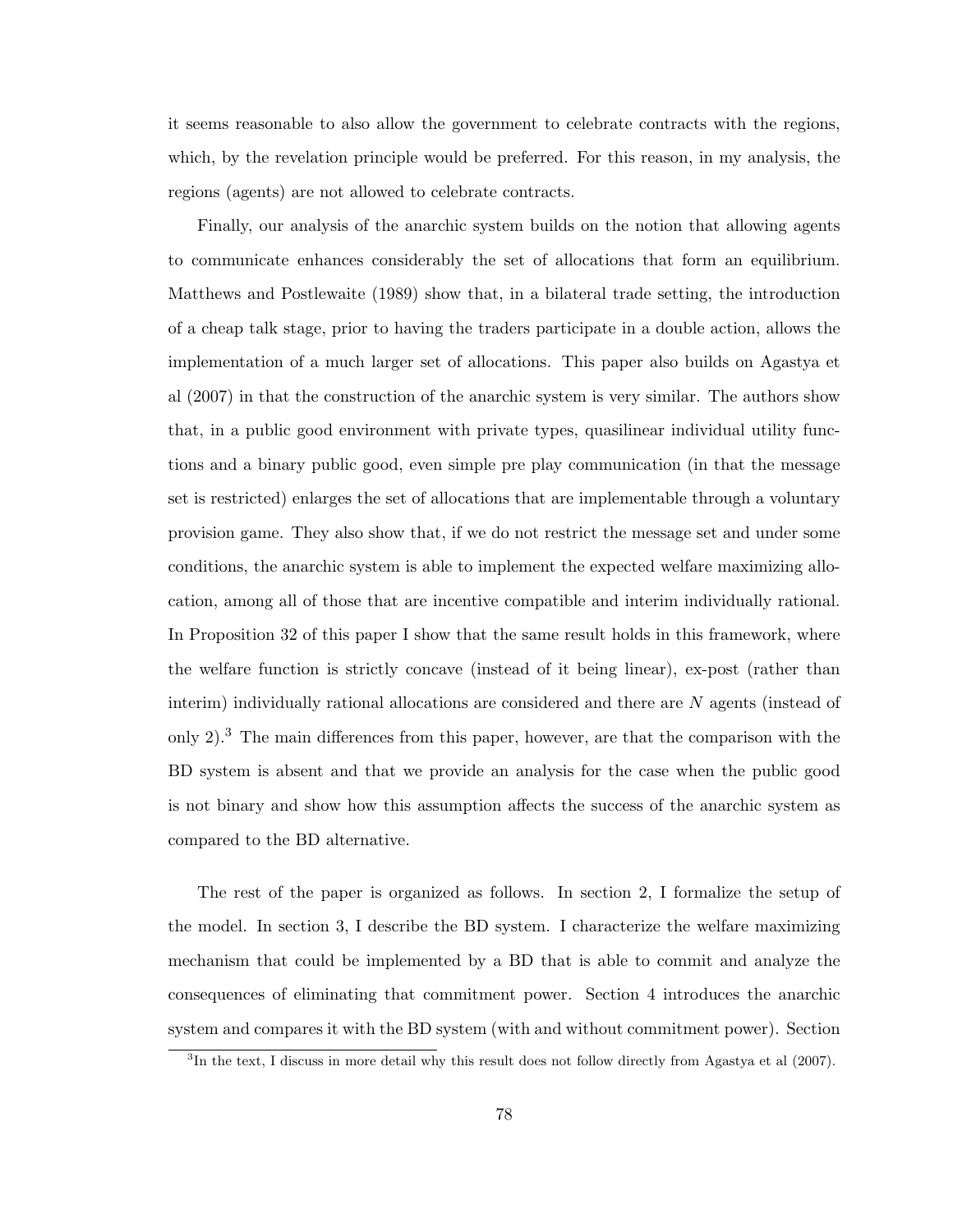it seems reasonable to also allow the government to celebrate contracts with the regions, which, by the revelation principle would be preferred. For this reason, in my analysis, the regions (agents) are not allowed to celebrate contracts.

Finally, our analysis of the anarchic system builds on the notion that allowing agents to communicate enhances considerably the set of allocations that form an equilibrium. Matthews and Postlewaite (1989) show that, in a bilateral trade setting, the introduction of a cheap talk stage, prior to having the traders participate in a double action, allows the implementation of a much larger set of allocations. This paper also builds on Agastya et al (2007) in that the construction of the anarchic system is very similar. The authors show that, in a public good environment with private types, quasilinear individual utility functions and a binary public good, even simple pre play communication (in that the message set is restricted) enlarges the set of allocations that are implementable through a voluntary provision game. They also show that, if we do not restrict the message set and under some conditions, the anarchic system is able to implement the expected welfare maximizing allocation, among all of those that are incentive compatible and interim individually rational. In Proposition 32 of this paper I show that the same result holds in this framework, where the welfare function is strictly concave (instead of it being linear), ex-post (rather than interim) individually rational allocations are considered and there are $N$ agents (instead of only 2).[3] The main differences from this paper, however, are that the comparison with the BD system is absent and that we provide an analysis for the case when the public good is not binary and show how this assumption affects the success of the anarchic system as compared to the BD alternative.

The rest of the paper is organized as follows. In section 2, I formalize the setup of the model. In section 3, I describe the BD system. I characterize the welfare maximizing mechanism that could be implemented by a BD that is able to commit and analyze the consequences of eliminating that commitment power. Section 4 introduces the anarchic system and compares it with the BD system (with and without commitment power). Section

[3] In the text, I discuss in more detail why this result does not follow directly from Agastya et al (2007).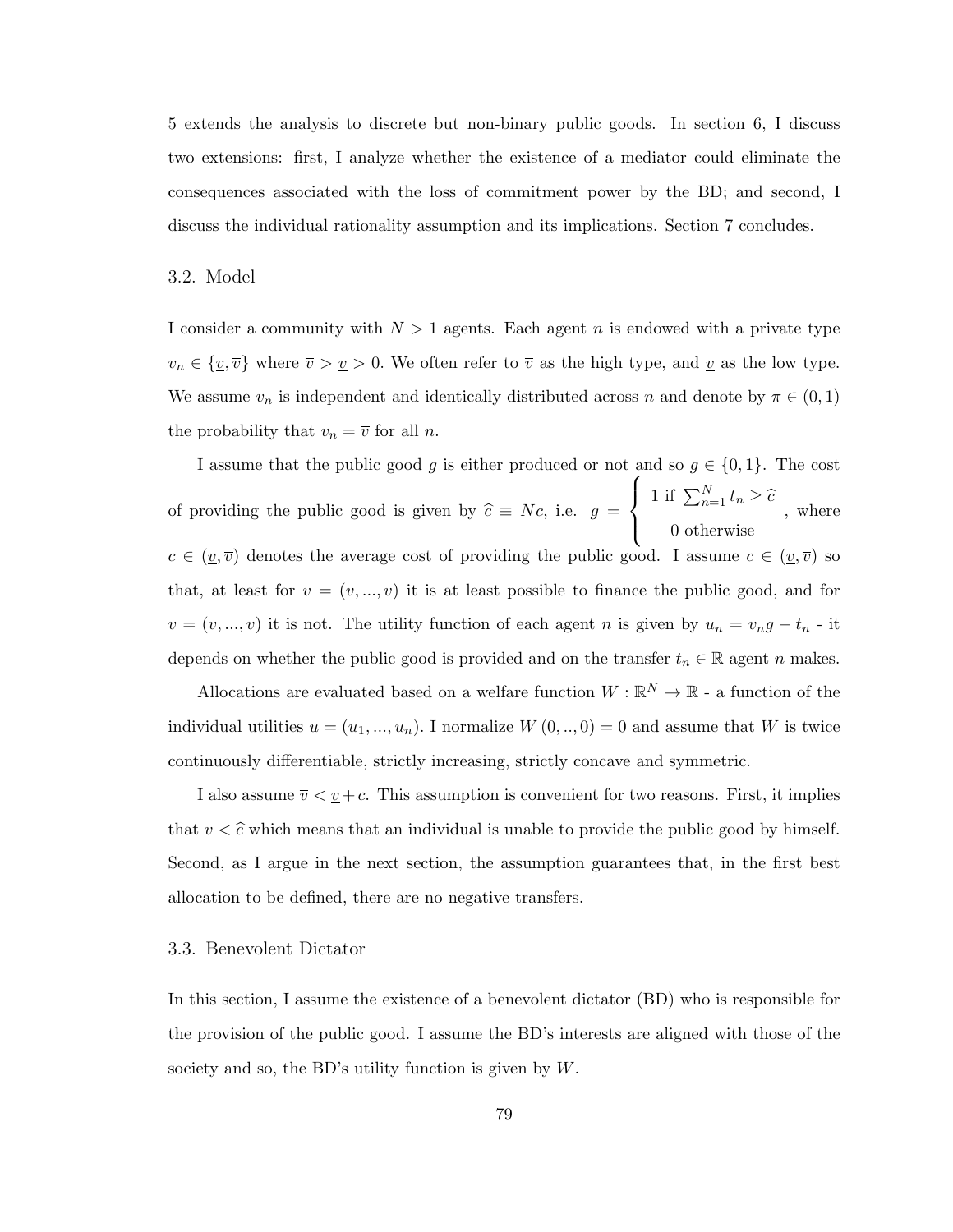5 extends the analysis to discrete but non-binary public goods. In section 6, I discuss two extensions: first, I analyze whether the existence of a mediator could eliminate the consequences associated with the loss of commitment power by the BD; and second, I discuss the individual rationality assumption and its implications. Section 7 concludes.

### 3.2. Model

I consider a community with $N > 1$ agents. Each agent $n$ is endowed with a private type $v_n \in \{\underline{v}, \overline{v}\}$ where $\overline{v} > \underline{v} > 0$. We often refer to $\overline{v}$ as the high type, and $\underline{v}$ as the low type. We assume $v_n$ is independent and identically distributed across $n$ and denote by $\pi \in (0, 1)$ the probability that $v_n = \overline{v}$ for all $n$.

I assume that the public good $g$ is either produced or not and so $g \in \{0, 1\}$. The cost of providing the public good is given by $\widehat{c} \equiv Nc$, i.e. $g = \begin{cases} 1 \text{ if } \sum_{n=1}^{N} t_n \geq \widehat{c} \\ 0 \text{ otherwise} \end{cases}$, where $c \in (\underline{v}, \overline{v})$ denotes the average cost of providing the public good. I assume $c \in (\underline{v}, \overline{v})$ so that, at least for $v = (\overline{v}, ..., \overline{v})$ it is at least possible to finance the public good, and for $v = (\underline{v}, ..., \underline{v})$ it is not. The utility function of each agent $n$ is given by $u_n = v_n g - t_n$ - it depends on whether the public good is provided and on the transfer $t_n \in \mathbb{R}$ agent $n$ makes.

Allocations are evaluated based on a welfare function $W : \mathbb{R}^N \to \mathbb{R}$ - a function of the individual utilities $u = (u_1, ..., u_n)$. I normalize $W(0, .., 0) = 0$ and assume that $W$ is twice continuously differentiable, strictly increasing, strictly concave and symmetric.

I also assume $\overline{v} < \underline{v} + c$. This assumption is convenient for two reasons. First, it implies that $\overline{v} < \widehat{c}$ which means that an individual is unable to provide the public good by himself. Second, as I argue in the next section, the assumption guarantees that, in the first best allocation to be defined, there are no negative transfers.

### 3.3. Benevolent Dictator

In this section, I assume the existence of a benevolent dictator (BD) who is responsible for the provision of the public good. I assume the BD's interests are aligned with those of the society and so, the BD's utility function is given by $W$.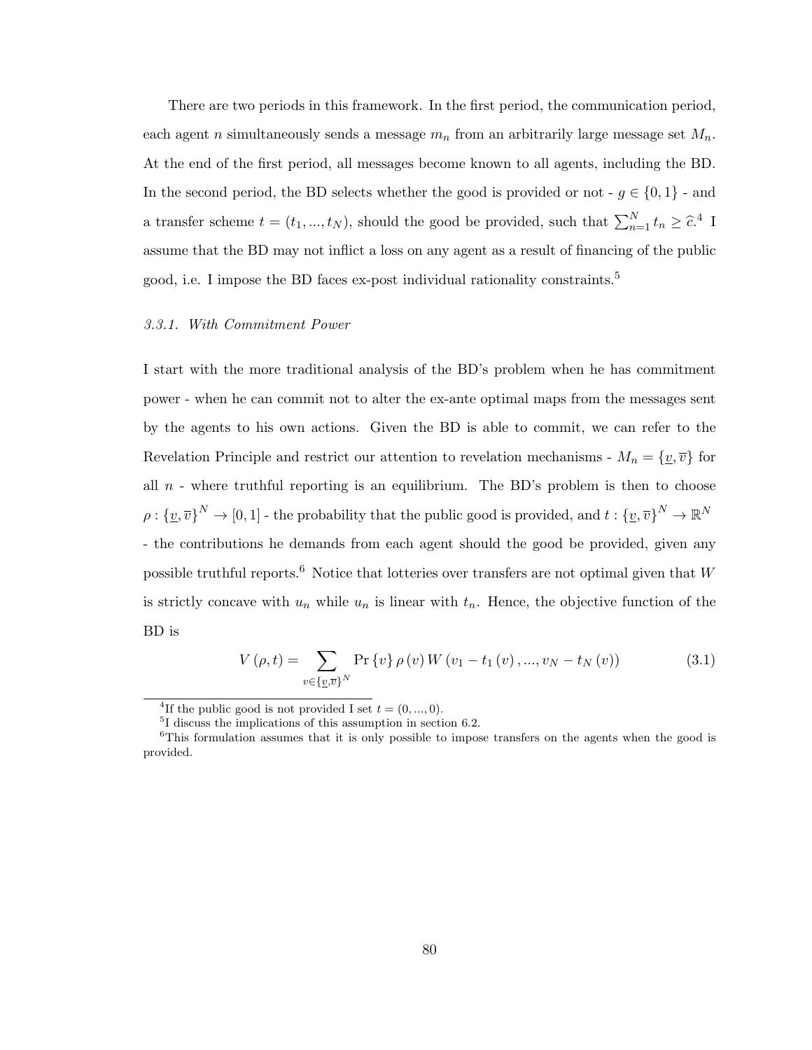There are two periods in this framework. In the first period, the communication period, each agent $n$ simultaneously sends a message $m_n$ from an arbitrarily large message set $M_n$. At the end of the first period, all messages become known to all agents, including the BD. In the second period, the BD selects whether the good is provided or not - $g \in \{0,1\}$ - and a transfer scheme $t = (t_1, ..., t_N)$, should the good be provided, such that $\sum_{n=1}^{N} t_n \geq \widehat{c}$.[4] I assume that the BD may not inflict a loss on any agent as a result of financing of the public good, i.e. I impose the BD faces ex-post individual rationality constraints.[5]

### 3.3.1. With Commitment Power

I start with the more traditional analysis of the BD's problem when he has commitment power - when he can commit not to alter the ex-ante optimal maps from the messages sent by the agents to his own actions. Given the BD is able to commit, we can refer to the Revelation Principle and restrict our attention to revelation mechanisms - $M_n = \{\underline{v}, \overline{v}\}$ for all $n$ - where truthful reporting is an equilibrium. The BD's problem is then to choose $\rho : \{\underline{v}, \overline{v}\}^N \to [0,1]$ - the probability that the public good is provided, and $t : \{\underline{v}, \overline{v}\}^N \to \mathbb{R}^N$ - the contributions he demands from each agent should the good be provided, given any possible truthful reports.[6] Notice that lotteries over transfers are not optimal given that $W$ is strictly concave with $u_n$ while $u_n$ is linear with $t_n$. Hence, the objective function of the BD is

$$V(\rho, t) = \sum_{v \in \{\underline{v}, \overline{v}\}^N} \Pr\{v\} \rho(v) W(v_1 - t_1(v), ..., v_N - t_N(v)) \tag{3.1}$$

---

[4] If the public good is not provided I set $t = (0, ..., 0)$.

[5] I discuss the implications of this assumption in section 6.2.

[6] This formulation assumes that it is only possible to impose transfers on the agents when the good is provided.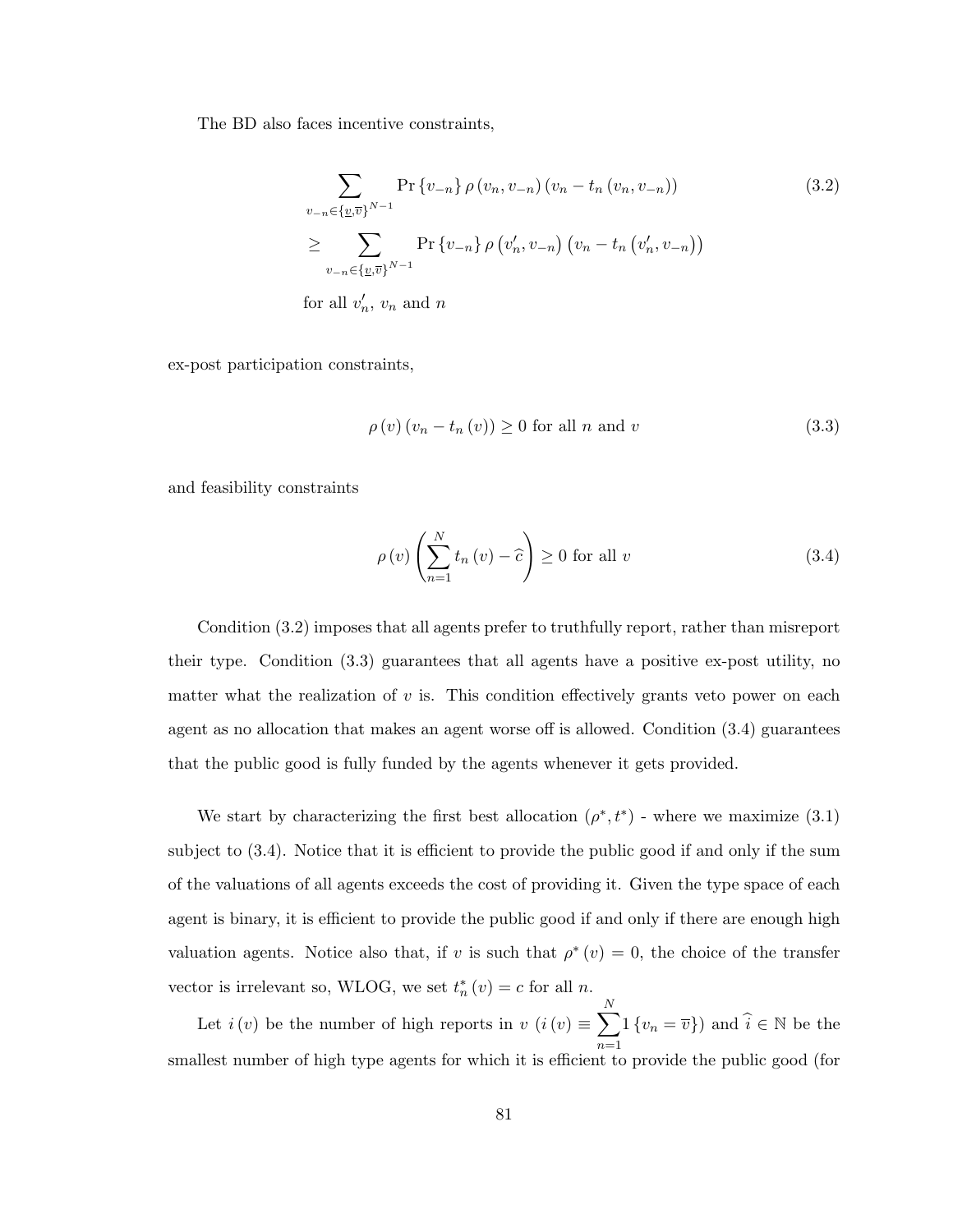The BD also faces incentive constraints,

$$\sum_{v_{-n}\in\{\underline{v},\overline{v}\}^{N-1}} \Pr\{v_{-n}\}\,\rho(v_n,v_{-n})\,(v_n - t_n(v_n,v_{-n})) \tag{3.2}$$
$$\geq \sum_{v_{-n}\in\{\underline{v},\overline{v}\}^{N-1}} \Pr\{v_{-n}\}\,\rho(v_n',v_{-n})\,(v_n - t_n(v_n',v_{-n}))$$
$$\text{for all } v_n',\ v_n \text{ and } n$$

ex-post participation constraints,

$$\rho(v)(v_n - t_n(v)) \geq 0 \text{ for all } n \text{ and } v \tag{3.3}$$

and feasibility constraints

$$\rho(v)\left(\sum_{n=1}^{N} t_n(v) - \widehat{c}\right) \geq 0 \text{ for all } v \tag{3.4}$$

Condition (3.2) imposes that all agents prefer to truthfully report, rather than misreport their type. Condition (3.3) guarantees that all agents have a positive ex-post utility, no matter what the realization of $v$ is. This condition effectively grants veto power on each agent as no allocation that makes an agent worse off is allowed. Condition (3.4) guarantees that the public good is fully funded by the agents whenever it gets provided.

We start by characterizing the first best allocation $(\rho^*, t^*)$ - where we maximize (3.1) subject to (3.4). Notice that it is efficient to provide the public good if and only if the sum of the valuations of all agents exceeds the cost of providing it. Given the type space of each agent is binary, it is efficient to provide the public good if and only if there are enough high valuation agents. Notice also that, if $v$ is such that $\rho^*(v) = 0$, the choice of the transfer vector is irrelevant so, WLOG, we set $t_n^*(v) = c$ for all $n$.

Let $i(v)$ be the number of high reports in $v$ ($i(v) \equiv \sum_{n=1}^{N} 1\{v_n = \overline{v}\}$) and $\widehat{i} \in \mathbb{N}$ be the smallest number of high type agents for which it is efficient to provide the public good (for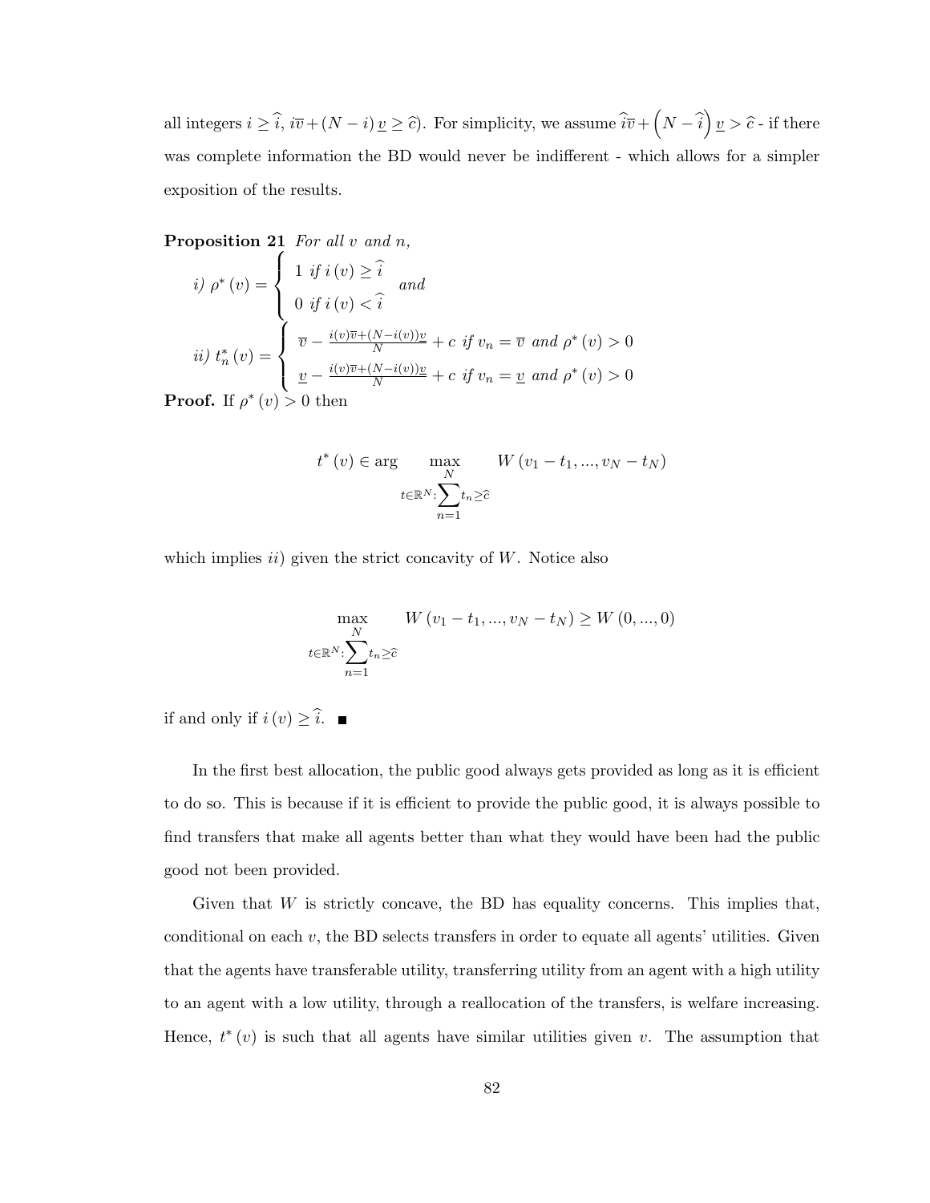all integers $i \geq \widehat{i}$, $i\overline{v} + (N - i)\underline{v} \geq \widehat{c}$). For simplicity, we assume $\widehat{i}\overline{v} + \left(N - \widehat{i}\right)\underline{v} > \widehat{c}$ - if there was complete information the BD would never be indifferent - which allows for a simpler exposition of the results.

**Proposition 21** *For all $v$ and $n$,*

*i)* $\rho^*(v) = \begin{cases} 1 \text{ if } i(v) \geq \widehat{i} \\ 0 \text{ if } i(v) < \widehat{i} \end{cases}$ *and*

*ii)* $t_n^*(v) = \begin{cases} \overline{v} - \frac{i(v)\overline{v} + (N - i(v))\underline{v}}{N} + c \text{ if } v_n = \overline{v} \text{ and } \rho^*(v) > 0 \\ \underline{v} - \frac{i(v)\overline{v} + (N - i(v))\underline{v}}{N} + c \text{ if } v_n = \underline{v} \text{ and } \rho^*(v) > 0 \end{cases}$

**Proof.** If $\rho^*(v) > 0$ then

$$t^*(v) \in \arg \max_{t \in \mathbb{R}^N : \sum_{n=1}^{N} t_n \geq \widehat{c}} W(v_1 - t_1, ..., v_N - t_N)$$

which implies *ii)* given the strict concavity of $W$. Notice also

$$\max_{t \in \mathbb{R}^N : \sum_{n=1}^{N} t_n \geq \widehat{c}} W(v_1 - t_1, ..., v_N - t_N) \geq W(0, ..., 0)$$

if and only if $i(v) \geq \widehat{i}$. ■

In the first best allocation, the public good always gets provided as long as it is efficient to do so. This is because if it is efficient to provide the public good, it is always possible to find transfers that make all agents better than what they would have been had the public good not been provided.

Given that $W$ is strictly concave, the BD has equality concerns. This implies that, conditional on each $v$, the BD selects transfers in order to equate all agents' utilities. Given that the agents have transferable utility, transferring utility from an agent with a high utility to an agent with a low utility, through a reallocation of the transfers, is welfare increasing. Hence, $t^*(v)$ is such that all agents have similar utilities given $v$. The assumption that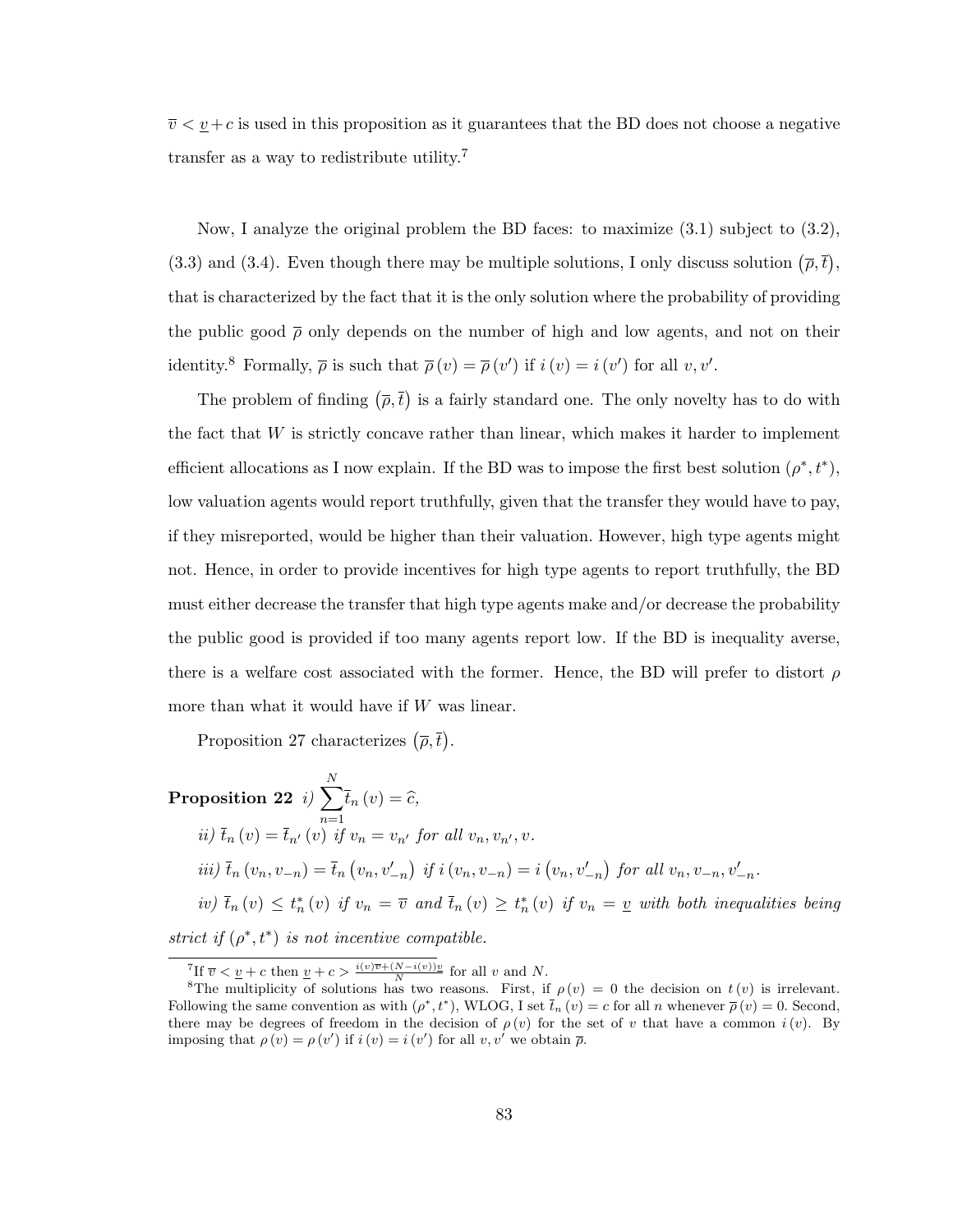$\overline{v} < \underline{v} + c$ is used in this proposition as it guarantees that the BD does not choose a negative transfer as a way to redistribute utility.[7]

Now, I analyze the original problem the BD faces: to maximize (3.1) subject to (3.2), (3.3) and (3.4). Even though there may be multiple solutions, I only discuss solution $(\overline{\rho}, \overline{t})$, that is characterized by the fact that it is the only solution where the probability of providing the public good $\overline{\rho}$ only depends on the number of high and low agents, and not on their identity.[8] Formally, $\overline{\rho}$ is such that $\overline{\rho}(v) = \overline{\rho}(v')$ if $i(v) = i(v')$ for all $v, v'$.

The problem of finding $(\overline{\rho}, \overline{t})$ is a fairly standard one. The only novelty has to do with the fact that $W$ is strictly concave rather than linear, which makes it harder to implement efficient allocations as I now explain. If the BD was to impose the first best solution $(\rho^*, t^*)$, low valuation agents would report truthfully, given that the transfer they would have to pay, if they misreported, would be higher than their valuation. However, high type agents might not. Hence, in order to provide incentives for high type agents to report truthfully, the BD must either decrease the transfer that high type agents make and/or decrease the probability the public good is provided if too many agents report low. If the BD is inequality averse, there is a welfare cost associated with the former. Hence, the BD will prefer to distort $\rho$ more than what it would have if $W$ was linear.

Proposition 27 characterizes $(\overline{\rho}, \overline{t})$.

**Proposition 22** *i)* $\sum_{n=1}^{N} \overline{t}_n(v) = \widehat{c}$,

*ii)* $\overline{t}_n(v) = \overline{t}_{n'}(v)$ *if* $v_n = v_{n'}$ *for all* $v_n, v_{n'}, v$.

*iii)* $\overline{t}_n(v_n, v_{-n}) = \overline{t}_n(v_n, v'_{-n})$ *if* $i(v_n, v_{-n}) = i(v_n, v'_{-n})$ *for all* $v_n, v_{-n}, v'_{-n}$.

*iv)* $\overline{t}_n(v) \leq t^*_n(v)$ *if* $v_n = \overline{v}$ *and* $\overline{t}_n(v) \geq t^*_n(v)$ *if* $v_n = \underline{v}$ *with both inequalities being strict if* $(\rho^*, t^*)$ *is not incentive compatible.*

---

[7] If $\overline{v} < \underline{v} + c$ then $\underline{v} + c > \frac{i(v)\overline{v} + (N - i(v))\underline{v}}{N}$ for all $v$ and $N$.

[8] The multiplicity of solutions has two reasons. First, if $\rho(v) = 0$ the decision on $t(v)$ is irrelevant. Following the same convention as with $(\rho^*, t^*)$, WLOG, I set $\overline{t}_n(v) = c$ for all $n$ whenever $\overline{\rho}(v) = 0$. Second, there may be degrees of freedom in the decision of $\rho(v)$ for the set of $v$ that have a common $i(v)$. By imposing that $\rho(v) = \rho(v')$ if $i(v) = i(v')$ for all $v, v'$ we obtain $\overline{\rho}$.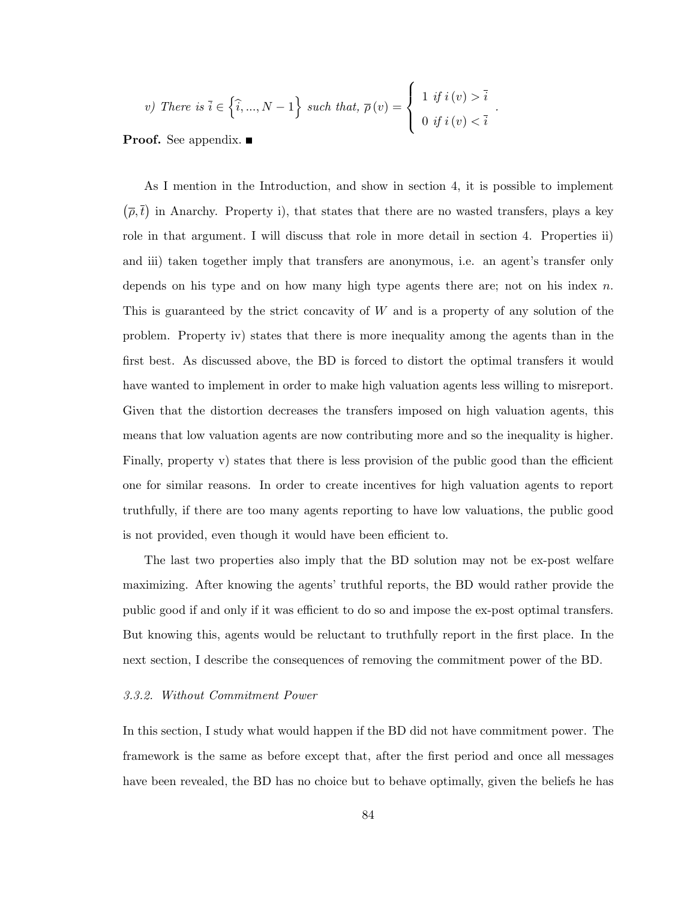*v) There is* $\bar{i} \in \left\{\widehat{i}, ..., N-1\right\}$ *such that,* $\overline{\rho}(v) = \begin{cases} 1 \text{ if } i(v) > \bar{i} \\ 0 \text{ if } i(v) < \bar{i} \end{cases}$.

**Proof.** See appendix. ■

As I mention in the Introduction, and show in section 4, it is possible to implement $(\overline{\rho}, \overline{t})$ in Anarchy. Property i), that states that there are no wasted transfers, plays a key role in that argument. I will discuss that role in more detail in section 4. Properties ii) and iii) taken together imply that transfers are anonymous, i.e. an agent's transfer only depends on his type and on how many high type agents there are; not on his index $n$. This is guaranteed by the strict concavity of $W$ and is a property of any solution of the problem. Property iv) states that there is more inequality among the agents than in the first best. As discussed above, the BD is forced to distort the optimal transfers it would have wanted to implement in order to make high valuation agents less willing to misreport. Given that the distortion decreases the transfers imposed on high valuation agents, this means that low valuation agents are now contributing more and so the inequality is higher. Finally, property v) states that there is less provision of the public good than the efficient one for similar reasons. In order to create incentives for high valuation agents to report truthfully, if there are too many agents reporting to have low valuations, the public good is not provided, even though it would have been efficient to.

The last two properties also imply that the BD solution may not be ex-post welfare maximizing. After knowing the agents' truthful reports, the BD would rather provide the public good if and only if it was efficient to do so and impose the ex-post optimal transfers. But knowing this, agents would be reluctant to truthfully report in the first place. In the next section, I describe the consequences of removing the commitment power of the BD.

### *3.3.2. Without Commitment Power*

In this section, I study what would happen if the BD did not have commitment power. The framework is the same as before except that, after the first period and once all messages have been revealed, the BD has no choice but to behave optimally, given the beliefs he has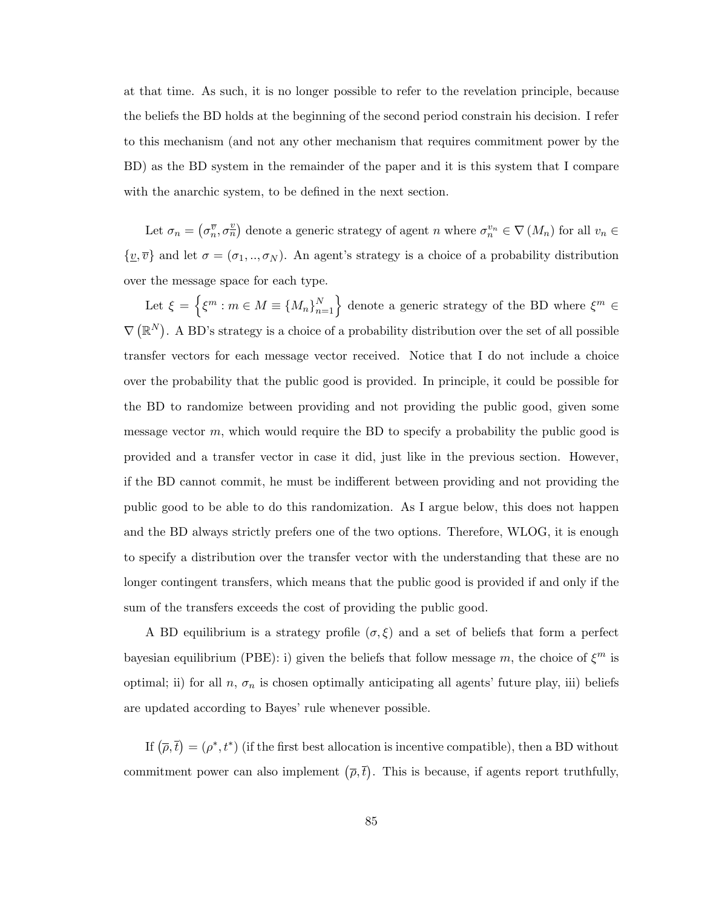at that time. As such, it is no longer possible to refer to the revelation principle, because the beliefs the BD holds at the beginning of the second period constrain his decision. I refer to this mechanism (and not any other mechanism that requires commitment power by the BD) as the BD system in the remainder of the paper and it is this system that I compare with the anarchic system, to be defined in the next section.

Let $\sigma_n = \left(\sigma_n^{\overline{v}}, \sigma_n^{\underline{v}}\right)$ denote a generic strategy of agent $n$ where $\sigma_n^{v_n} \in \nabla\left(M_n\right)$ for all $v_n \in \{\underline{v}, \overline{v}\}$ and let $\sigma = (\sigma_1, .., \sigma_N)$. An agent's strategy is a choice of a probability distribution over the message space for each type.

Let $\xi = \left\{\xi^m : m \in M \equiv \{M_n\}_{n=1}^N\right\}$ denote a generic strategy of the BD where $\xi^m \in \nabla\left(\mathbb{R}^N\right)$. A BD's strategy is a choice of a probability distribution over the set of all possible transfer vectors for each message vector received. Notice that I do not include a choice over the probability that the public good is provided. In principle, it could be possible for the BD to randomize between providing and not providing the public good, given some message vector $m$, which would require the BD to specify a probability the public good is provided and a transfer vector in case it did, just like in the previous section. However, if the BD cannot commit, he must be indifferent between providing and not providing the public good to be able to do this randomization. As I argue below, this does not happen and the BD always strictly prefers one of the two options. Therefore, WLOG, it is enough to specify a distribution over the transfer vector with the understanding that these are no longer contingent transfers, which means that the public good is provided if and only if the sum of the transfers exceeds the cost of providing the public good.

A BD equilibrium is a strategy profile $(\sigma, \xi)$ and a set of beliefs that form a perfect bayesian equilibrium (PBE): i) given the beliefs that follow message $m$, the choice of $\xi^m$ is optimal; ii) for all $n$, $\sigma_n$ is chosen optimally anticipating all agents' future play, iii) beliefs are updated according to Bayes' rule whenever possible.

If $\left(\overline{\rho}, \overline{t}\right) = (\rho^*, t^*)$ (if the first best allocation is incentive compatible), then a BD without commitment power can also implement $\left(\overline{\rho}, \overline{t}\right)$. This is because, if agents report truthfully,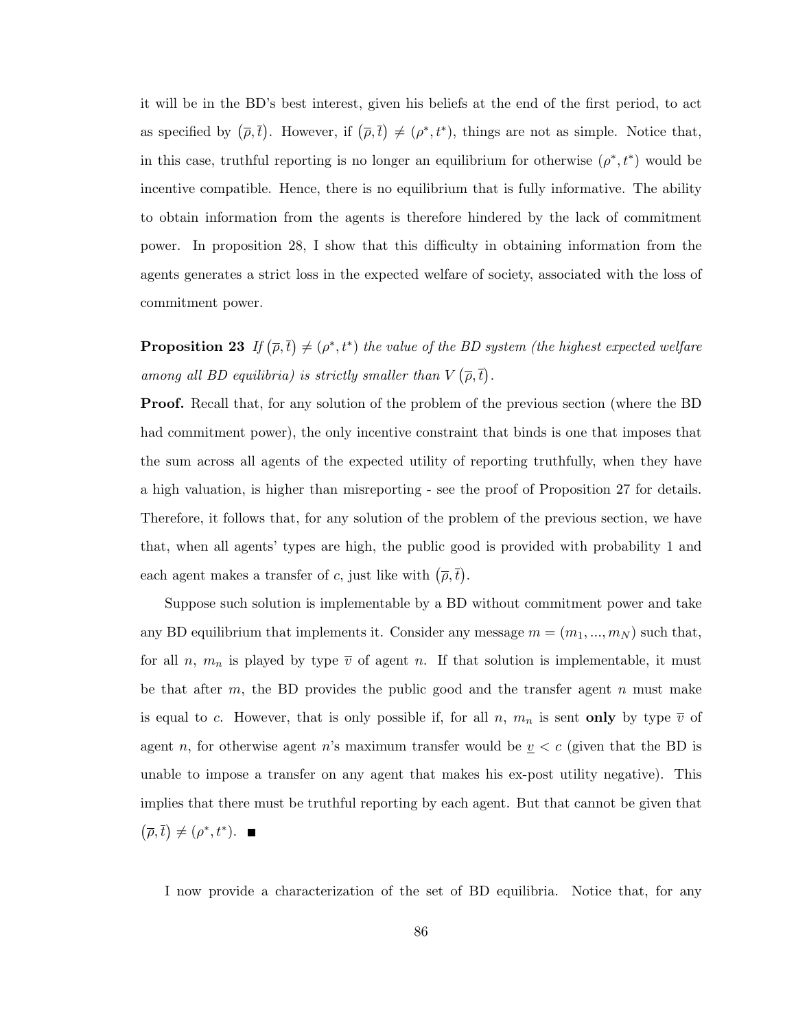it will be in the BD's best interest, given his beliefs at the end of the first period, to act as specified by $(\overline{\rho}, \overline{t})$. However, if $(\overline{\rho}, \overline{t}) \neq (\rho^*, t^*)$, things are not as simple. Notice that, in this case, truthful reporting is no longer an equilibrium for otherwise $(\rho^*, t^*)$ would be incentive compatible. Hence, there is no equilibrium that is fully informative. The ability to obtain information from the agents is therefore hindered by the lack of commitment power. In proposition 28, I show that this difficulty in obtaining information from the agents generates a strict loss in the expected welfare of society, associated with the loss of commitment power.

**Proposition 23** *If $(\overline{\rho}, \overline{t}) \neq (\rho^*, t^*)$ the value of the BD system (the highest expected welfare among all BD equilibria) is strictly smaller than $V(\overline{\rho}, \overline{t})$.*

**Proof.** Recall that, for any solution of the problem of the previous section (where the BD had commitment power), the only incentive constraint that binds is one that imposes that the sum across all agents of the expected utility of reporting truthfully, when they have a high valuation, is higher than misreporting - see the proof of Proposition 27 for details. Therefore, it follows that, for any solution of the problem of the previous section, we have that, when all agents' types are high, the public good is provided with probability 1 and each agent makes a transfer of $c$, just like with $(\overline{\rho}, \overline{t})$.

Suppose such solution is implementable by a BD without commitment power and take any BD equilibrium that implements it. Consider any message $m = (m_1, ..., m_N)$ such that, for all $n$, $m_n$ is played by type $\overline{v}$ of agent $n$. If that solution is implementable, it must be that after $m$, the BD provides the public good and the transfer agent $n$ must make is equal to $c$. However, that is only possible if, for all $n$, $m_n$ is sent **only** by type $\overline{v}$ of agent $n$, for otherwise agent $n$'s maximum transfer would be $\underline{v} < c$ (given that the BD is unable to impose a transfer on any agent that makes his ex-post utility negative). This implies that there must be truthful reporting by each agent. But that cannot be given that $(\overline{\rho}, \overline{t}) \neq (\rho^*, t^*)$. ■

I now provide a characterization of the set of BD equilibria. Notice that, for any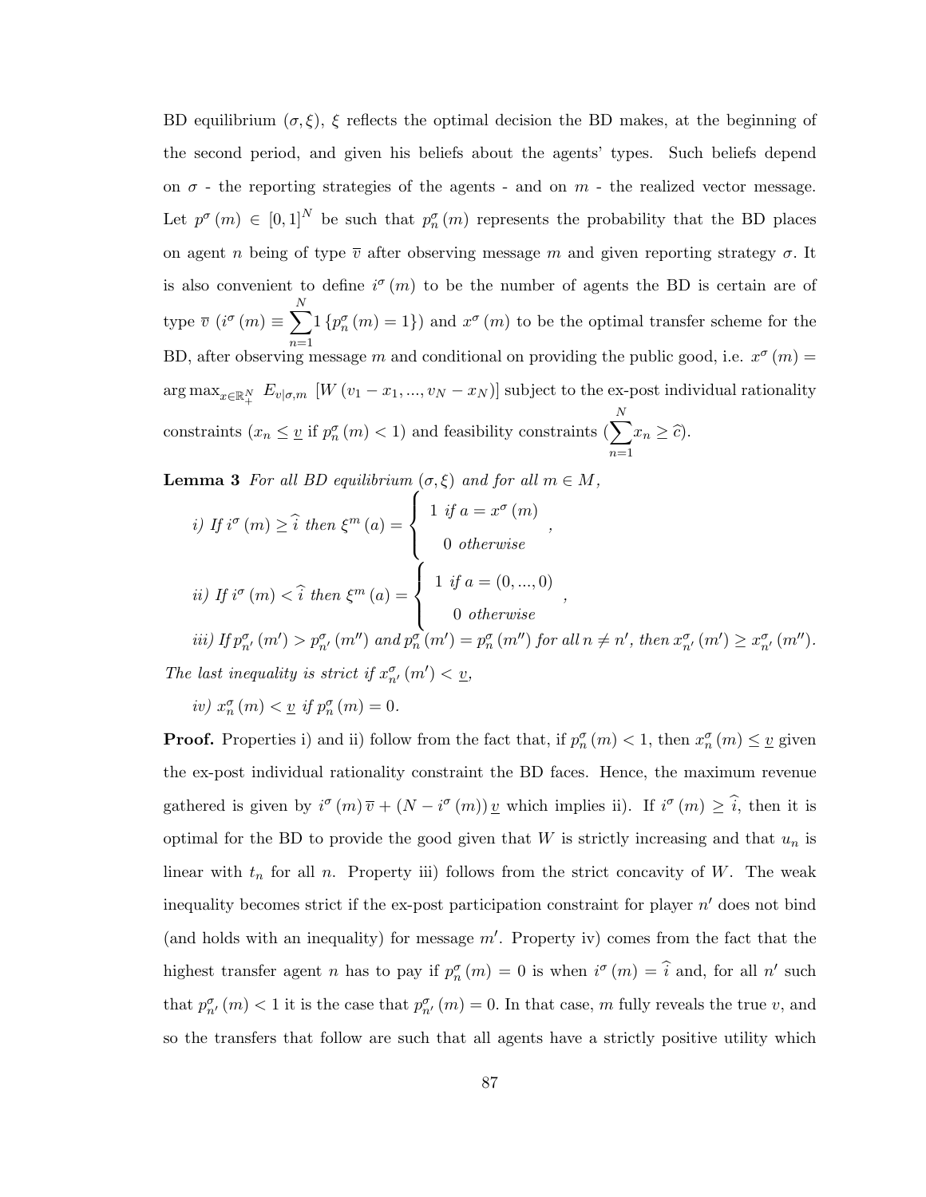BD equilibrium $(\sigma, \xi)$, $\xi$ reflects the optimal decision the BD makes, at the beginning of the second period, and given his beliefs about the agents' types. Such beliefs depend on $\sigma$ - the reporting strategies of the agents - and on $m$ - the realized vector message. Let $p^{\sigma}(m) \in [0,1]^N$ be such that $p^{\sigma}_n(m)$ represents the probability that the BD places on agent $n$ being of type $\overline{v}$ after observing message $m$ and given reporting strategy $\sigma$. It is also convenient to define $i^{\sigma}(m)$ to be the number of agents the BD is certain are of type $\overline{v}$ ($i^{\sigma}(m) \equiv \sum_{n=1}^{N} 1\{p^{\sigma}_n(m) = 1\}$) and $x^{\sigma}(m)$ to be the optimal transfer scheme for the BD, after observing message $m$ and conditional on providing the public good, i.e. $x^{\sigma}(m) = \arg\max_{x \in \mathbb{R}^N_+} E_{v|\sigma,m}\left[W(v_1 - x_1, ..., v_N - x_N)\right]$ subject to the ex-post individual rationality constraints ($x_n \leq \underline{v}$ if $p^{\sigma}_n(m) < 1$) and feasibility constraints ($\sum_{n=1}^{N} x_n \geq \widehat{c}$).

**Lemma 3** *For all BD equilibrium $(\sigma, \xi)$ and for all $m \in M$,*

*i) If $i^{\sigma}(m) \geq \widehat{i}$ then* $\xi^m(a) = \begin{cases} 1 \text{ if } a = x^{\sigma}(m) \\ 0 \text{ otherwise} \end{cases}$,

*ii) If $i^{\sigma}(m) < \widehat{i}$ then* $\xi^m(a) = \begin{cases} 1 \text{ if } a = (0, ..., 0) \\ 0 \text{ otherwise} \end{cases}$,

*iii) If $p^{\sigma}_{n'}(m') > p^{\sigma}_{n'}(m'')$ and $p^{\sigma}_n(m') = p^{\sigma}_n(m'')$ for all $n \neq n'$, then $x^{\sigma}_{n'}(m') \geq x^{\sigma}_{n'}(m'')$. The last inequality is strict if $x^{\sigma}_{n'}(m') < \underline{v}$,*

*iv) $x^{\sigma}_n(m) < \underline{v}$ if $p^{\sigma}_n(m) = 0$.*

**Proof.** Properties i) and ii) follow from the fact that, if $p^{\sigma}_n(m) < 1$, then $x^{\sigma}_n(m) \leq \underline{v}$ given the ex-post individual rationality constraint the BD faces. Hence, the maximum revenue gathered is given by $i^{\sigma}(m)\overline{v} + (N - i^{\sigma}(m))\underline{v}$ which implies ii). If $i^{\sigma}(m) \geq \widehat{i}$, then it is optimal for the BD to provide the good given that $W$ is strictly increasing and that $u_n$ is linear with $t_n$ for all $n$. Property iii) follows from the strict concavity of $W$. The weak inequality becomes strict if the ex-post participation constraint for player $n'$ does not bind (and holds with an inequality) for message $m'$. Property iv) comes from the fact that the highest transfer agent $n$ has to pay if $p^{\sigma}_n(m) = 0$ is when $i^{\sigma}(m) = \widehat{i}$ and, for all $n'$ such that $p^{\sigma}_{n'}(m) < 1$ it is the case that $p^{\sigma}_{n'}(m) = 0$. In that case, $m$ fully reveals the true $v$, and so the transfers that follow are such that all agents have a strictly positive utility which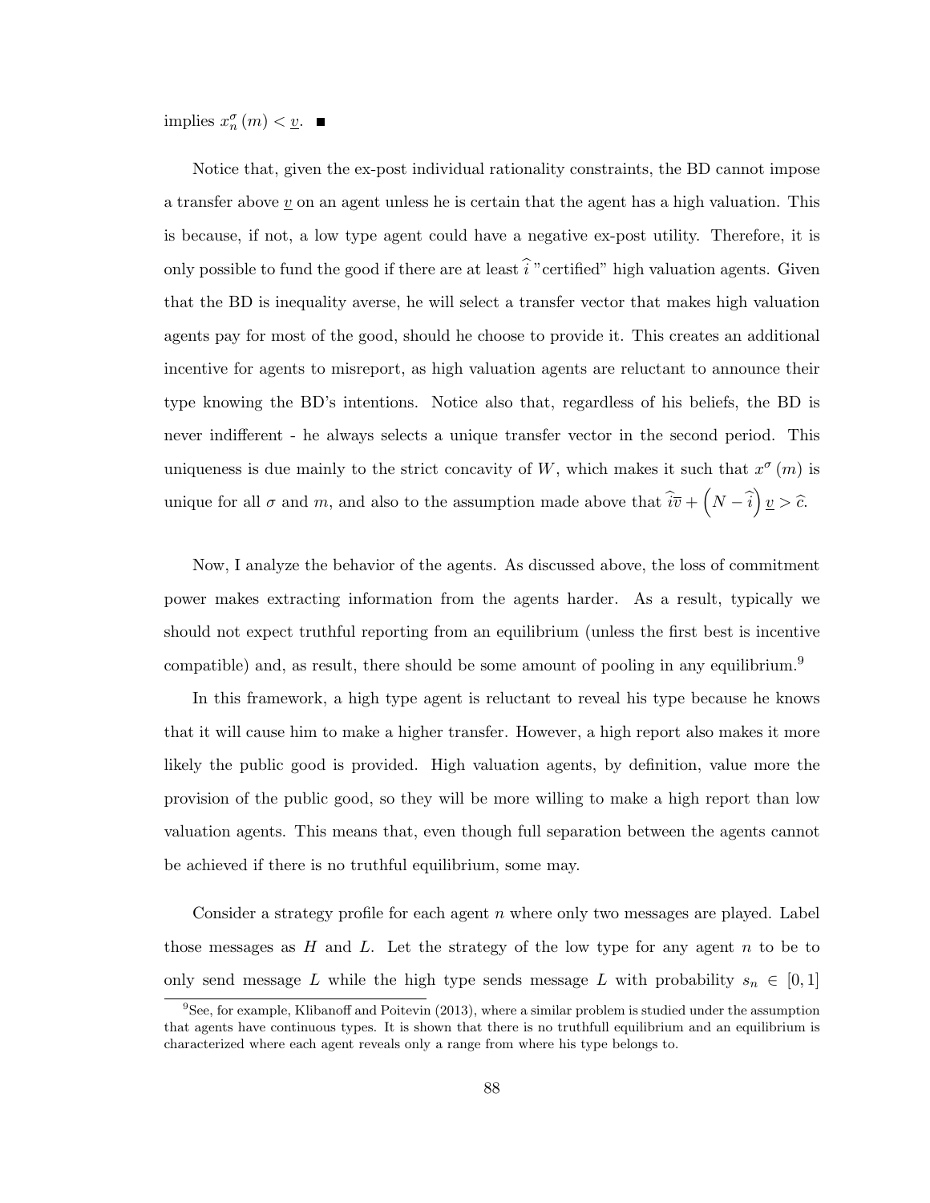implies $x_n^\sigma(m) < \underline{v}$. ■

Notice that, given the ex-post individual rationality constraints, the BD cannot impose a transfer above $\underline{v}$ on an agent unless he is certain that the agent has a high valuation. This is because, if not, a low type agent could have a negative ex-post utility. Therefore, it is only possible to fund the good if there are at least $\widehat{i}$ "certified" high valuation agents. Given that the BD is inequality averse, he will select a transfer vector that makes high valuation agents pay for most of the good, should he choose to provide it. This creates an additional incentive for agents to misreport, as high valuation agents are reluctant to announce their type knowing the BD's intentions. Notice also that, regardless of his beliefs, the BD is never indifferent - he always selects a unique transfer vector in the second period. This uniqueness is due mainly to the strict concavity of $W$, which makes it such that $x^\sigma(m)$ is unique for all $\sigma$ and $m$, and also to the assumption made above that $\widehat{i}\overline{v} + \left(N - \widehat{i}\right)\underline{v} > \widehat{c}$.

Now, I analyze the behavior of the agents. As discussed above, the loss of commitment power makes extracting information from the agents harder. As a result, typically we should not expect truthful reporting from an equilibrium (unless the first best is incentive compatible) and, as result, there should be some amount of pooling in any equilibrium.[9]

In this framework, a high type agent is reluctant to reveal his type because he knows that it will cause him to make a higher transfer. However, a high report also makes it more likely the public good is provided. High valuation agents, by definition, value more the provision of the public good, so they will be more willing to make a high report than low valuation agents. This means that, even though full separation between the agents cannot be achieved if there is no truthful equilibrium, some may.

Consider a strategy profile for each agent $n$ where only two messages are played. Label those messages as $H$ and $L$. Let the strategy of the low type for any agent $n$ to be to only send message $L$ while the high type sends message $L$ with probability $s_n \in [0,1]$

[9] See, for example, Klibanoff and Poitevin (2013), where a similar problem is studied under the assumption that agents have continuous types. It is shown that there is no truthfull equilibrium and an equilibrium is characterized where each agent reveals only a range from where his type belongs to.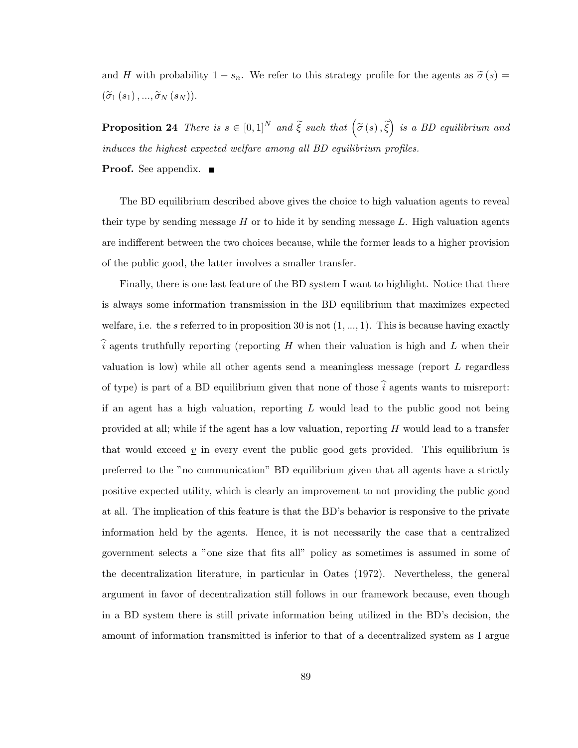and $H$ with probability $1 - s_n$. We refer to this strategy profile for the agents as $\widetilde{\sigma}(s) = (\widetilde{\sigma}_1(s_1), ..., \widetilde{\sigma}_N(s_N))$.

**Proposition 24** *There is $s \in [0,1]^N$ and $\widetilde{\xi}$ such that $\left(\widetilde{\sigma}(s), \widetilde{\xi}\right)$ is a BD equilibrium and induces the highest expected welfare among all BD equilibrium profiles.*

**Proof.** See appendix. ■

The BD equilibrium described above gives the choice to high valuation agents to reveal their type by sending message $H$ or to hide it by sending message $L$. High valuation agents are indifferent between the two choices because, while the former leads to a higher provision of the public good, the latter involves a smaller transfer.

Finally, there is one last feature of the BD system I want to highlight. Notice that there is always some information transmission in the BD equilibrium that maximizes expected welfare, i.e. the $s$ referred to in proposition 30 is not $(1, ..., 1)$. This is because having exactly $\widehat{i}$ agents truthfully reporting (reporting $H$ when their valuation is high and $L$ when their valuation is low) while all other agents send a meaningless message (report $L$ regardless of type) is part of a BD equilibrium given that none of those $\widehat{i}$ agents wants to misreport: if an agent has a high valuation, reporting $L$ would lead to the public good not being provided at all; while if the agent has a low valuation, reporting $H$ would lead to a transfer that would exceed $\underline{v}$ in every event the public good gets provided. This equilibrium is preferred to the "no communication" BD equilibrium given that all agents have a strictly positive expected utility, which is clearly an improvement to not providing the public good at all. The implication of this feature is that the BD's behavior is responsive to the private information held by the agents. Hence, it is not necessarily the case that a centralized government selects a "one size that fits all" policy as sometimes is assumed in some of the decentralization literature, in particular in Oates (1972). Nevertheless, the general argument in favor of decentralization still follows in our framework because, even though in a BD system there is still private information being utilized in the BD's decision, the amount of information transmitted is inferior to that of a decentralized system as I argue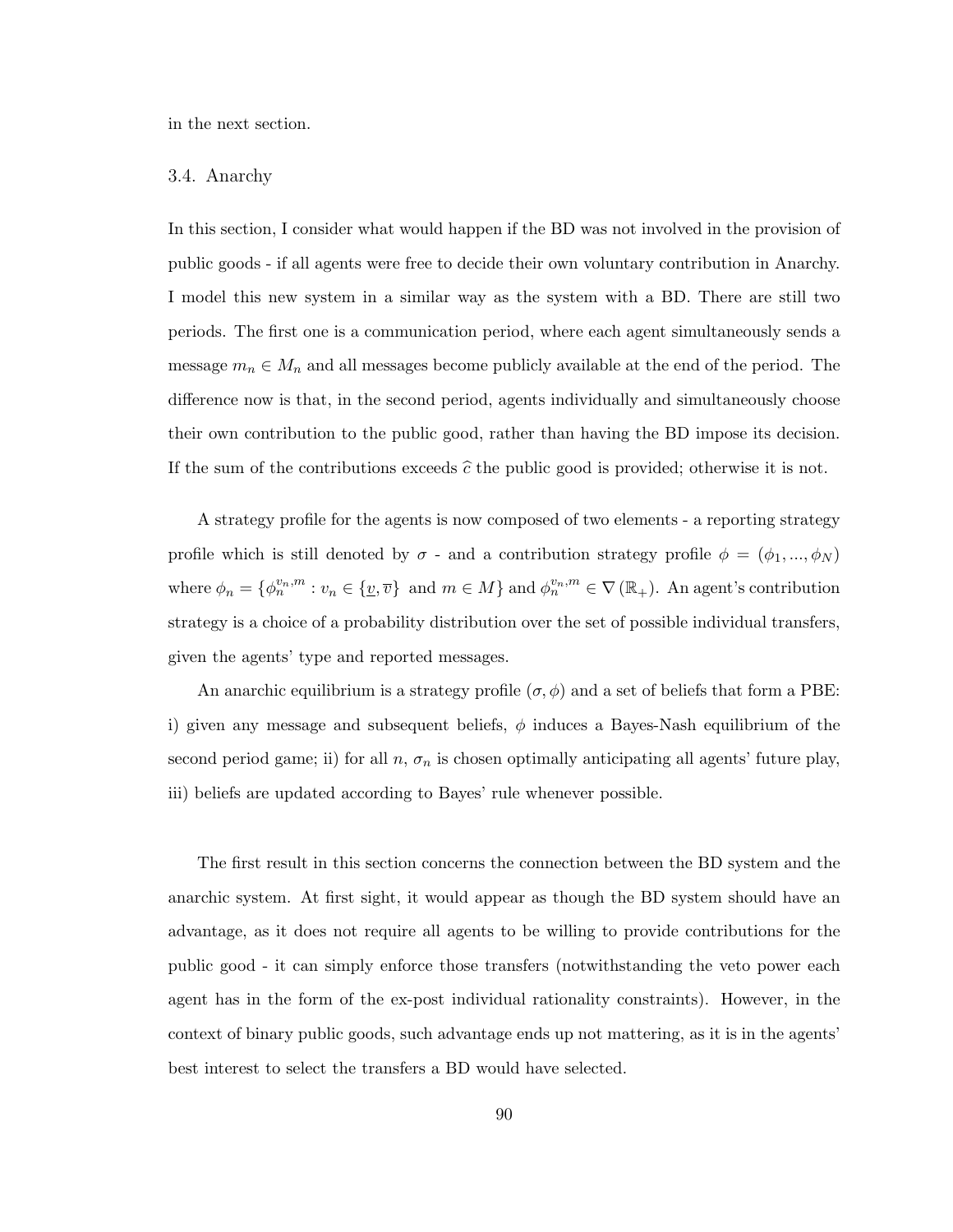in the next section.

### 3.4. Anarchy

In this section, I consider what would happen if the BD was not involved in the provision of public goods - if all agents were free to decide their own voluntary contribution in Anarchy. I model this new system in a similar way as the system with a BD. There are still two periods. The first one is a communication period, where each agent simultaneously sends a message $m_n \in M_n$ and all messages become publicly available at the end of the period. The difference now is that, in the second period, agents individually and simultaneously choose their own contribution to the public good, rather than having the BD impose its decision. If the sum of the contributions exceeds $\widehat{c}$ the public good is provided; otherwise it is not.

A strategy profile for the agents is now composed of two elements - a reporting strategy profile which is still denoted by $\sigma$ - and a contribution strategy profile $\phi = (\phi_1, ..., \phi_N)$ where $\phi_n = \{\phi_n^{v_n,m} : v_n \in \{\underline{v}, \overline{v}\} \text{ and } m \in M\}$ and $\phi_n^{v_n,m} \in \nabla(\mathbb{R}_+)$. An agent's contribution strategy is a choice of a probability distribution over the set of possible individual transfers, given the agents' type and reported messages.

An anarchic equilibrium is a strategy profile $(\sigma, \phi)$ and a set of beliefs that form a PBE: i) given any message and subsequent beliefs, $\phi$ induces a Bayes-Nash equilibrium of the second period game; ii) for all $n$, $\sigma_n$ is chosen optimally anticipating all agents' future play, iii) beliefs are updated according to Bayes' rule whenever possible.

The first result in this section concerns the connection between the BD system and the anarchic system. At first sight, it would appear as though the BD system should have an advantage, as it does not require all agents to be willing to provide contributions for the public good - it can simply enforce those transfers (notwithstanding the veto power each agent has in the form of the ex-post individual rationality constraints). However, in the context of binary public goods, such advantage ends up not mattering, as it is in the agents' best interest to select the transfers a BD would have selected.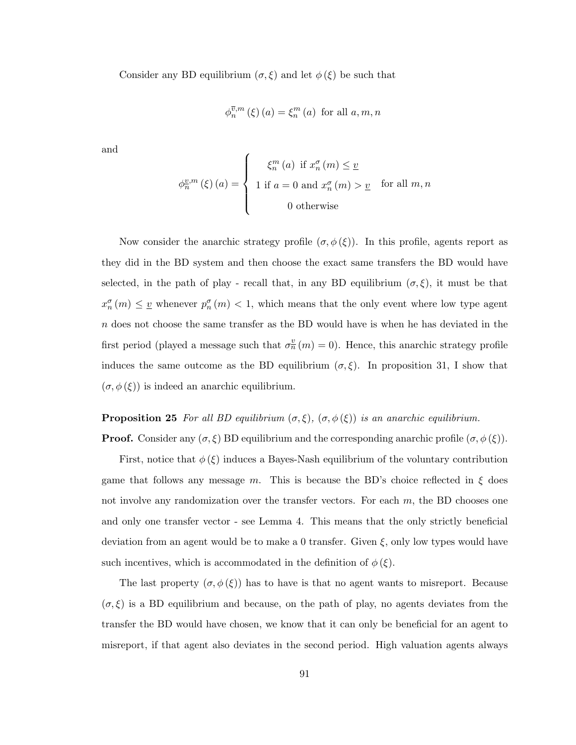Consider any BD equilibrium $(\sigma, \xi)$ and let $\phi(\xi)$ be such that

$$\phi_n^{\overline{v},m}(\xi)(a) = \xi_n^m(a) \text{ for all } a, m, n$$

and

$$\phi_n^{\underline{v},m}(\xi)(a) = \begin{cases} \xi_n^m(a) \text{ if } x_n^\sigma(m) \leq \underline{v} \\ 1 \text{ if } a = 0 \text{ and } x_n^\sigma(m) > \underline{v} \\ 0 \text{ otherwise} \end{cases} \text{ for all } m, n$$

Now consider the anarchic strategy profile $(\sigma, \phi(\xi))$. In this profile, agents report as they did in the BD system and then choose the exact same transfers the BD would have selected, in the path of play - recall that, in any BD equilibrium $(\sigma, \xi)$, it must be that $x_n^\sigma(m) \leq \underline{v}$ whenever $p_n^\sigma(m) < 1$, which means that the only event where low type agent $n$ does not choose the same transfer as the BD would have is when he has deviated in the first period (played a message such that $\sigma_n^{\underline{v}}(m) = 0$). Hence, this anarchic strategy profile induces the same outcome as the BD equilibrium $(\sigma, \xi)$. In proposition 31, I show that $(\sigma, \phi(\xi))$ is indeed an anarchic equilibrium.

**Proposition 25** *For all BD equilibrium $(\sigma, \xi)$, $(\sigma, \phi(\xi))$ is an anarchic equilibrium.*

**Proof.** Consider any $(\sigma, \xi)$ BD equilibrium and the corresponding anarchic profile $(\sigma, \phi(\xi))$.

First, notice that $\phi(\xi)$ induces a Bayes-Nash equilibrium of the voluntary contribution game that follows any message $m$. This is because the BD's choice reflected in $\xi$ does not involve any randomization over the transfer vectors. For each $m$, the BD chooses one and only one transfer vector - see Lemma 4. This means that the only strictly beneficial deviation from an agent would be to make a 0 transfer. Given $\xi$, only low types would have such incentives, which is accommodated in the definition of $\phi(\xi)$.

The last property $(\sigma, \phi(\xi))$ has to have is that no agent wants to misreport. Because $(\sigma, \xi)$ is a BD equilibrium and because, on the path of play, no agents deviates from the transfer the BD would have chosen, we know that it can only be beneficial for an agent to misreport, if that agent also deviates in the second period. High valuation agents always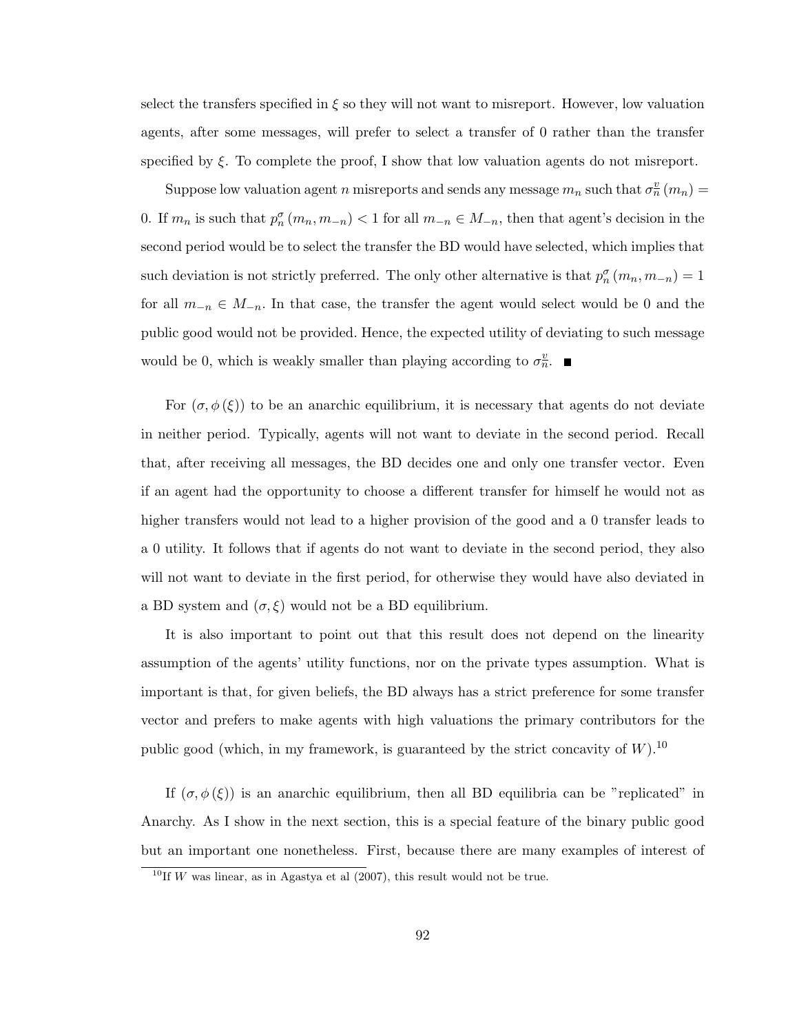select the transfers specified in $\xi$ so they will not want to misreport. However, low valuation agents, after some messages, will prefer to select a transfer of 0 rather than the transfer specified by $\xi$. To complete the proof, I show that low valuation agents do not misreport.

Suppose low valuation agent $n$ misreports and sends any message $m_n$ such that $\sigma_n^{\underline{v}}(m_n) = 0$. If $m_n$ is such that $p_n^{\sigma}(m_n, m_{-n}) < 1$ for all $m_{-n} \in M_{-n}$, then that agent's decision in the second period would be to select the transfer the BD would have selected, which implies that such deviation is not strictly preferred. The only other alternative is that $p_n^{\sigma}(m_n, m_{-n}) = 1$ for all $m_{-n} \in M_{-n}$. In that case, the transfer the agent would select would be 0 and the public good would not be provided. Hence, the expected utility of deviating to such message would be 0, which is weakly smaller than playing according to $\sigma_n^{\underline{v}}$. ■

For $(\sigma, \phi(\xi))$ to be an anarchic equilibrium, it is necessary that agents do not deviate in neither period. Typically, agents will not want to deviate in the second period. Recall that, after receiving all messages, the BD decides one and only one transfer vector. Even if an agent had the opportunity to choose a different transfer for himself he would not as higher transfers would not lead to a higher provision of the good and a 0 transfer leads to a 0 utility. It follows that if agents do not want to deviate in the second period, they also will not want to deviate in the first period, for otherwise they would have also deviated in a BD system and $(\sigma, \xi)$ would not be a BD equilibrium.

It is also important to point out that this result does not depend on the linearity assumption of the agents' utility functions, nor on the private types assumption. What is important is that, for given beliefs, the BD always has a strict preference for some transfer vector and prefers to make agents with high valuations the primary contributors for the public good (which, in my framework, is guaranteed by the strict concavity of $W$).[10]

If $(\sigma, \phi(\xi))$ is an anarchic equilibrium, then all BD equilibria can be "replicated" in Anarchy. As I show in the next section, this is a special feature of the binary public good but an important one nonetheless. First, because there are many examples of interest of

[10] If $W$ was linear, as in Agastya et al (2007), this result would not be true.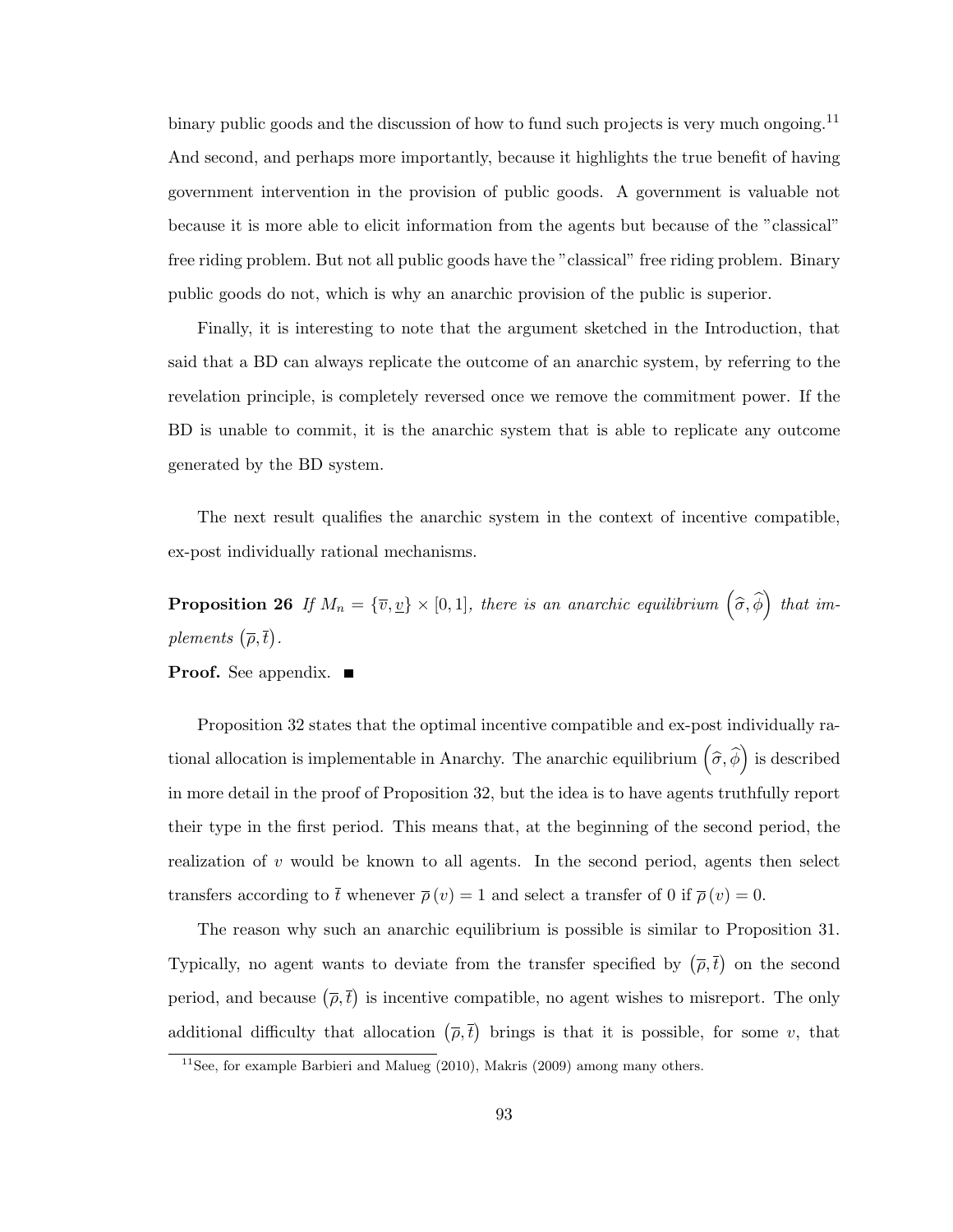binary public goods and the discussion of how to fund such projects is very much ongoing.[11] And second, and perhaps more importantly, because it highlights the true benefit of having government intervention in the provision of public goods. A government is valuable not because it is more able to elicit information from the agents but because of the "classical" free riding problem. But not all public goods have the "classical" free riding problem. Binary public goods do not, which is why an anarchic provision of the public is superior.

Finally, it is interesting to note that the argument sketched in the Introduction, that said that a BD can always replicate the outcome of an anarchic system, by referring to the revelation principle, is completely reversed once we remove the commitment power. If the BD is unable to commit, it is the anarchic system that is able to replicate any outcome generated by the BD system.

The next result qualifies the anarchic system in the context of incentive compatible, ex-post individually rational mechanisms.

**Proposition 26** *If $M_n = \{\overline{v}, \underline{v}\} \times [0,1]$, there is an anarchic equilibrium $\left(\widehat{\sigma}, \widehat{\phi}\right)$ that implements $\left(\overline{\rho}, \overline{t}\right)$.*

**Proof.** See appendix. ■

Proposition 32 states that the optimal incentive compatible and ex-post individually rational allocation is implementable in Anarchy. The anarchic equilibrium $\left(\widehat{\sigma}, \widehat{\phi}\right)$ is described in more detail in the proof of Proposition 32, but the idea is to have agents truthfully report their type in the first period. This means that, at the beginning of the second period, the realization of $v$ would be known to all agents. In the second period, agents then select transfers according to $\overline{t}$ whenever $\overline{\rho}(v) = 1$ and select a transfer of 0 if $\overline{\rho}(v) = 0$.

The reason why such an anarchic equilibrium is possible is similar to Proposition 31. Typically, no agent wants to deviate from the transfer specified by $\left(\overline{\rho}, \overline{t}\right)$ on the second period, and because $\left(\overline{\rho}, \overline{t}\right)$ is incentive compatible, no agent wishes to misreport. The only additional difficulty that allocation $\left(\overline{\rho}, \overline{t}\right)$ brings is that it is possible, for some $v$, that

[11] See, for example Barbieri and Malueg (2010), Makris (2009) among many others.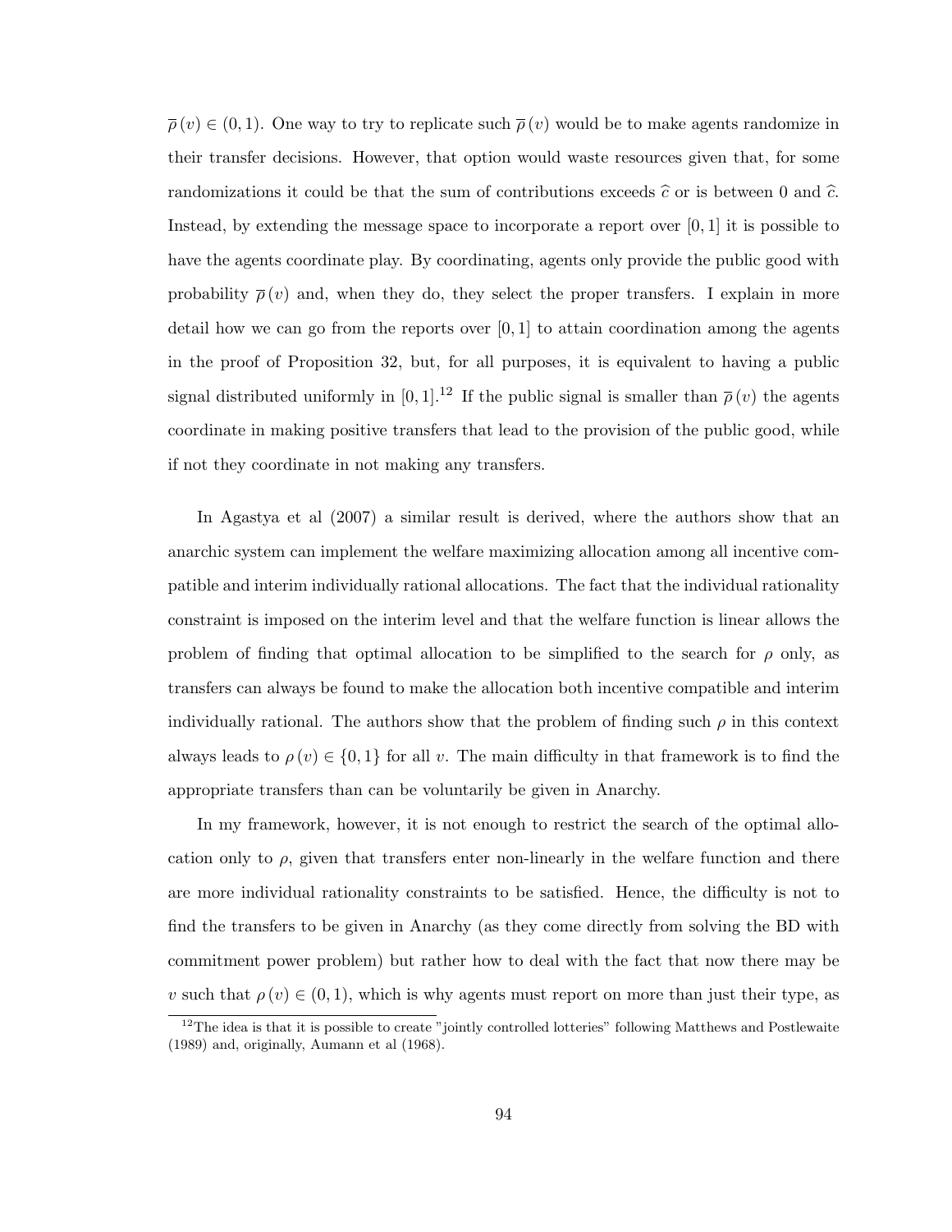$\overline{\rho}(v) \in (0,1)$. One way to try to replicate such $\overline{\rho}(v)$ would be to make agents randomize in their transfer decisions. However, that option would waste resources given that, for some randomizations it could be that the sum of contributions exceeds $\widehat{c}$ or is between 0 and $\widehat{c}$. Instead, by extending the message space to incorporate a report over $[0,1]$ it is possible to have the agents coordinate play. By coordinating, agents only provide the public good with probability $\overline{\rho}(v)$ and, when they do, they select the proper transfers. I explain in more detail how we can go from the reports over $[0,1]$ to attain coordination among the agents in the proof of Proposition 32, but, for all purposes, it is equivalent to having a public signal distributed uniformly in $[0,1]$.[12] If the public signal is smaller than $\overline{\rho}(v)$ the agents coordinate in making positive transfers that lead to the provision of the public good, while if not they coordinate in not making any transfers.

In Agastya et al (2007) a similar result is derived, where the authors show that an anarchic system can implement the welfare maximizing allocation among all incentive compatible and interim individually rational allocations. The fact that the individual rationality constraint is imposed on the interim level and that the welfare function is linear allows the problem of finding that optimal allocation to be simplified to the search for $\rho$ only, as transfers can always be found to make the allocation both incentive compatible and interim individually rational. The authors show that the problem of finding such $\rho$ in this context always leads to $\rho(v) \in \{0,1\}$ for all $v$. The main difficulty in that framework is to find the appropriate transfers than can be voluntarily be given in Anarchy.

In my framework, however, it is not enough to restrict the search of the optimal allocation only to $\rho$, given that transfers enter non-linearly in the welfare function and there are more individual rationality constraints to be satisfied. Hence, the difficulty is not to find the transfers to be given in Anarchy (as they come directly from solving the BD with commitment power problem) but rather how to deal with the fact that now there may be $v$ such that $\rho(v) \in (0,1)$, which is why agents must report on more than just their type, as

[12] The idea is that it is possible to create "jointly controlled lotteries" following Matthews and Postlewaite (1989) and, originally, Aumann et al (1968).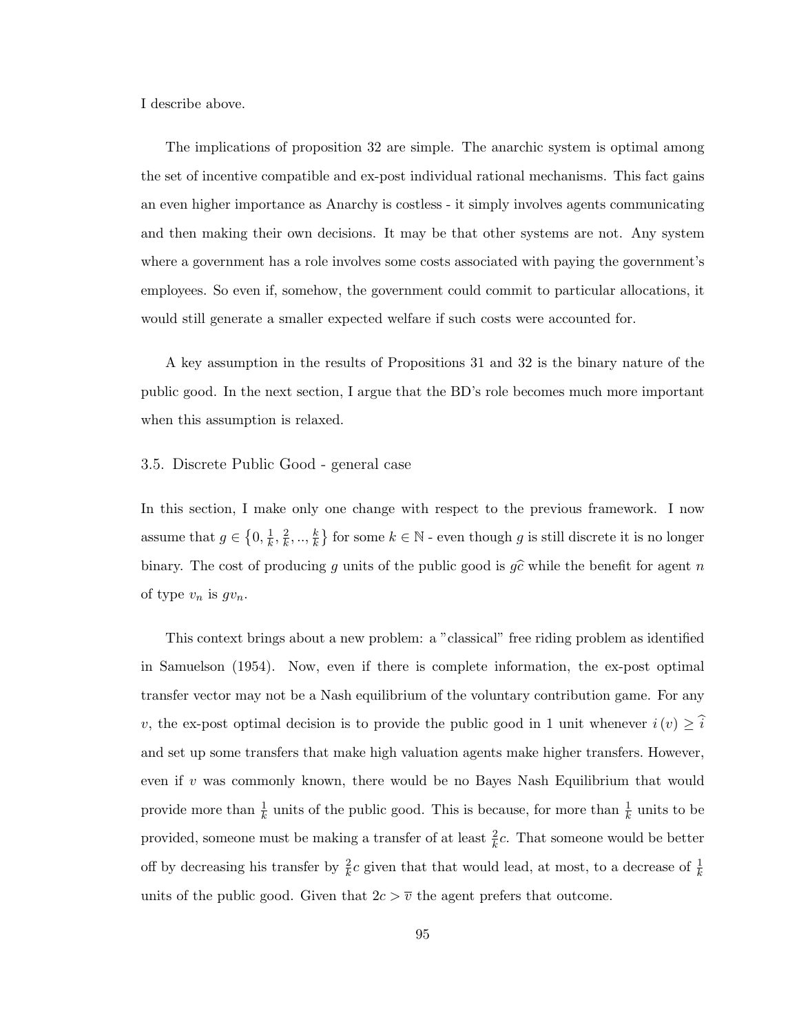I describe above.

The implications of proposition 32 are simple. The anarchic system is optimal among the set of incentive compatible and ex-post individual rational mechanisms. This fact gains an even higher importance as Anarchy is costless - it simply involves agents communicating and then making their own decisions. It may be that other systems are not. Any system where a government has a role involves some costs associated with paying the government's employees. So even if, somehow, the government could commit to particular allocations, it would still generate a smaller expected welfare if such costs were accounted for.

A key assumption in the results of Propositions 31 and 32 is the binary nature of the public good. In the next section, I argue that the BD's role becomes much more important when this assumption is relaxed.

### 3.5. Discrete Public Good - general case

In this section, I make only one change with respect to the previous framework. I now assume that $g \in \left\{0, \frac{1}{k}, \frac{2}{k}, .., \frac{k}{k}\right\}$ for some $k \in \mathbb{N}$ - even though $g$ is still discrete it is no longer binary. The cost of producing $g$ units of the public good is $g\widehat{c}$ while the benefit for agent $n$ of type $v_n$ is $gv_n$.

This context brings about a new problem: a "classical" free riding problem as identified in Samuelson (1954). Now, even if there is complete information, the ex-post optimal transfer vector may not be a Nash equilibrium of the voluntary contribution game. For any $v$, the ex-post optimal decision is to provide the public good in 1 unit whenever $i(v) \geq \widehat{i}$ and set up some transfers that make high valuation agents make higher transfers. However, even if $v$ was commonly known, there would be no Bayes Nash Equilibrium that would provide more than $\frac{1}{k}$ units of the public good. This is because, for more than $\frac{1}{k}$ units to be provided, someone must be making a transfer of at least $\frac{2}{k}c$. That someone would be better off by decreasing his transfer by $\frac{2}{k}c$ given that that would lead, at most, to a decrease of $\frac{1}{k}$ units of the public good. Given that $2c > \overline{v}$ the agent prefers that outcome.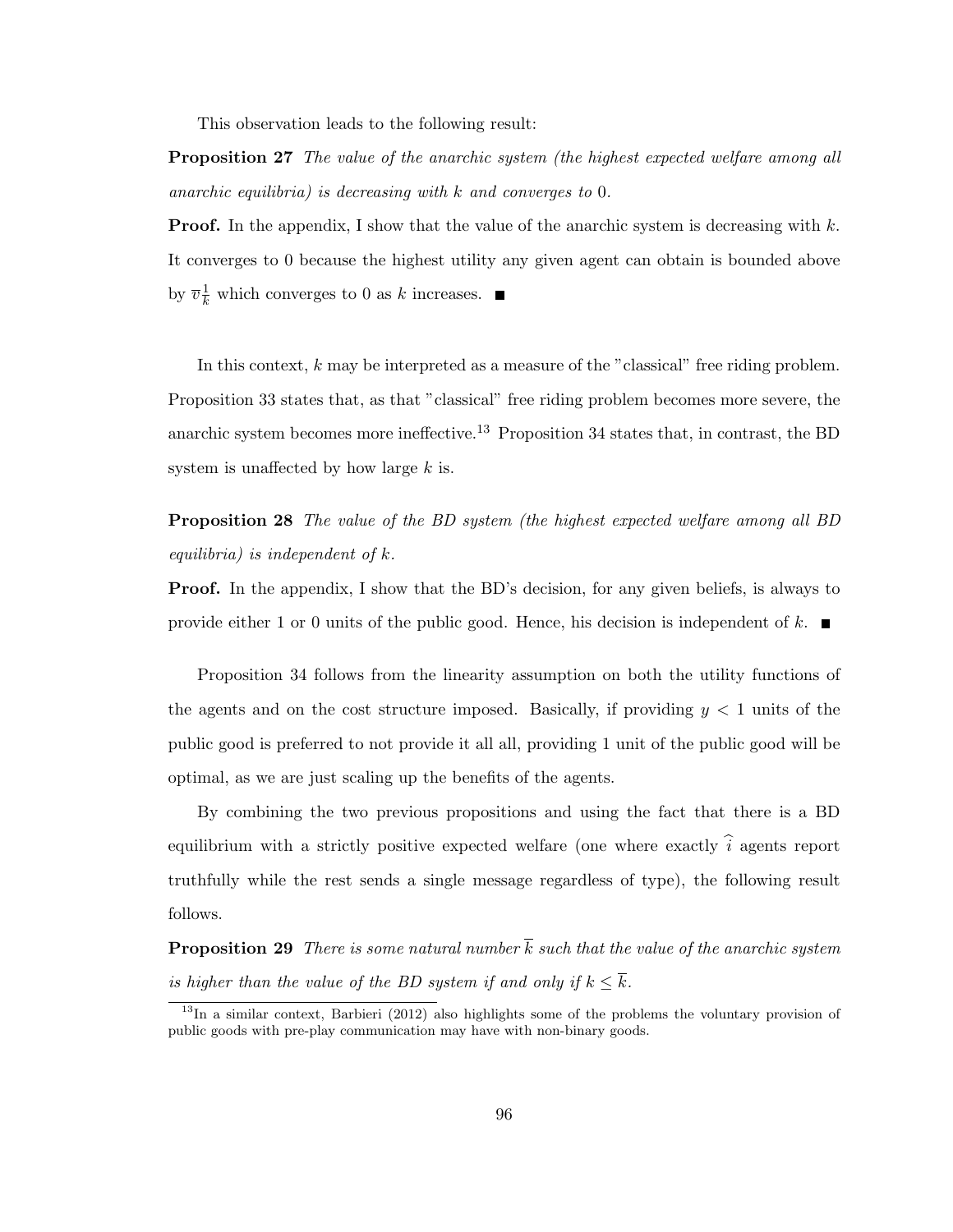This observation leads to the following result:

**Proposition 27** *The value of the anarchic system (the highest expected welfare among all anarchic equilibria) is decreasing with $k$ and converges to* 0.

**Proof.** In the appendix, I show that the value of the anarchic system is decreasing with $k$. It converges to 0 because the highest utility any given agent can obtain is bounded above by $\overline{v}\frac{1}{k}$ which converges to 0 as $k$ increases. ■

In this context, $k$ may be interpreted as a measure of the "classical" free riding problem. Proposition 33 states that, as that "classical" free riding problem becomes more severe, the anarchic system becomes more ineffective.[13] Proposition 34 states that, in contrast, the BD system is unaffected by how large $k$ is.

**Proposition 28** *The value of the BD system (the highest expected welfare among all BD equilibria) is independent of $k$.*

**Proof.** In the appendix, I show that the BD's decision, for any given beliefs, is always to provide either 1 or 0 units of the public good. Hence, his decision is independent of $k$. ■

Proposition 34 follows from the linearity assumption on both the utility functions of the agents and on the cost structure imposed. Basically, if providing $y < 1$ units of the public good is preferred to not provide it all all, providing 1 unit of the public good will be optimal, as we are just scaling up the benefits of the agents.

By combining the two previous propositions and using the fact that there is a BD equilibrium with a strictly positive expected welfare (one where exactly $\widehat{i}$ agents report truthfully while the rest sends a single message regardless of type), the following result follows.

**Proposition 29** *There is some natural number $\overline{k}$ such that the value of the anarchic system is higher than the value of the BD system if and only if $k \leq \overline{k}$.*

[13] In a similar context, Barbieri (2012) also highlights some of the problems the voluntary provision of public goods with pre-play communication may have with non-binary goods.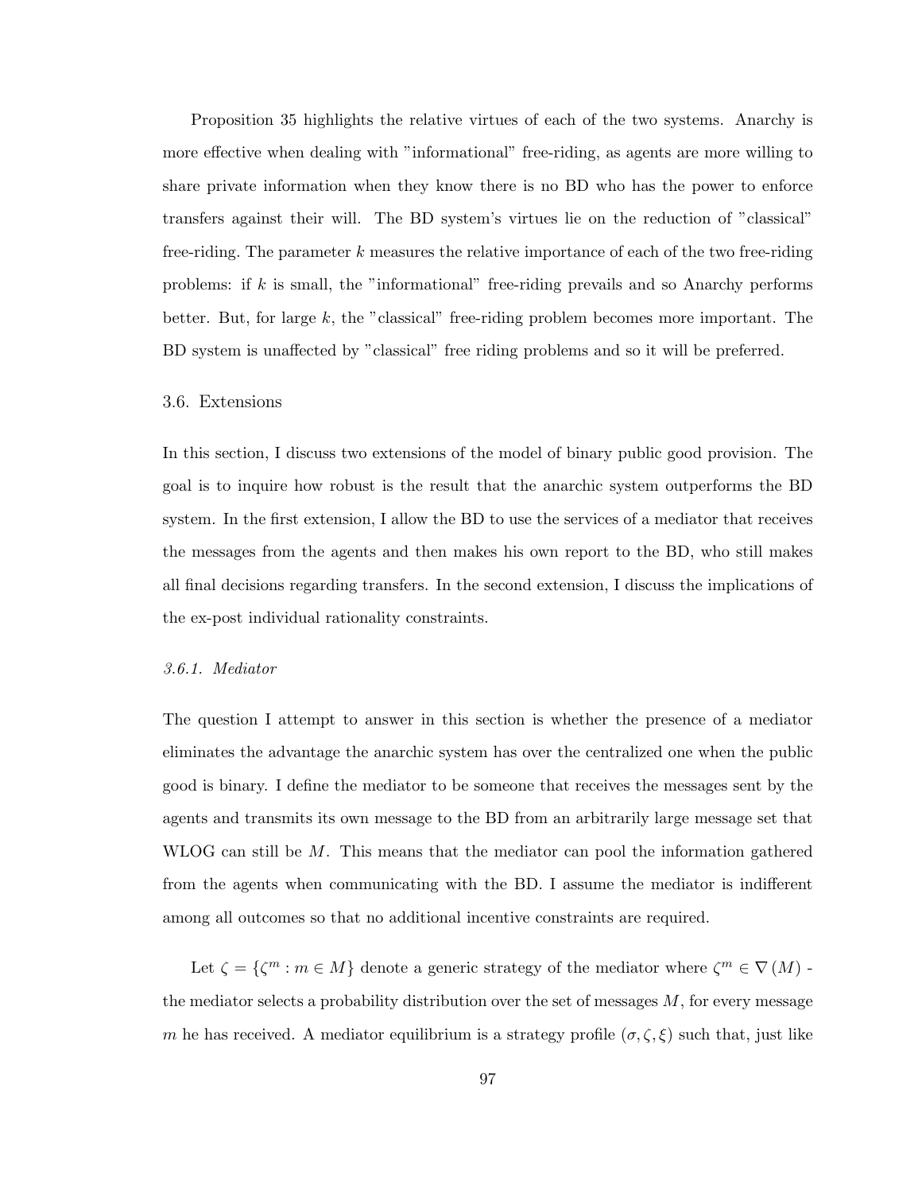Proposition 35 highlights the relative virtues of each of the two systems. Anarchy is more effective when dealing with "informational" free-riding, as agents are more willing to share private information when they know there is no BD who has the power to enforce transfers against their will. The BD system's virtues lie on the reduction of "classical" free-riding. The parameter $k$ measures the relative importance of each of the two free-riding problems: if $k$ is small, the "informational" free-riding prevails and so Anarchy performs better. But, for large $k$, the "classical" free-riding problem becomes more important. The BD system is unaffected by "classical" free riding problems and so it will be preferred.

## 3.6. Extensions

In this section, I discuss two extensions of the model of binary public good provision. The goal is to inquire how robust is the result that the anarchic system outperforms the BD system. In the first extension, I allow the BD to use the services of a mediator that receives the messages from the agents and then makes his own report to the BD, who still makes all final decisions regarding transfers. In the second extension, I discuss the implications of the ex-post individual rationality constraints.

### *3.6.1. Mediator*

The question I attempt to answer in this section is whether the presence of a mediator eliminates the advantage the anarchic system has over the centralized one when the public good is binary. I define the mediator to be someone that receives the messages sent by the agents and transmits its own message to the BD from an arbitrarily large message set that WLOG can still be $M$. This means that the mediator can pool the information gathered from the agents when communicating with the BD. I assume the mediator is indifferent among all outcomes so that no additional incentive constraints are required.

Let $\zeta = \{\zeta^m : m \in M\}$ denote a generic strategy of the mediator where $\zeta^m \in \nabla(M)$ - the mediator selects a probability distribution over the set of messages $M$, for every message $m$ he has received. A mediator equilibrium is a strategy profile $(\sigma, \zeta, \xi)$ such that, just like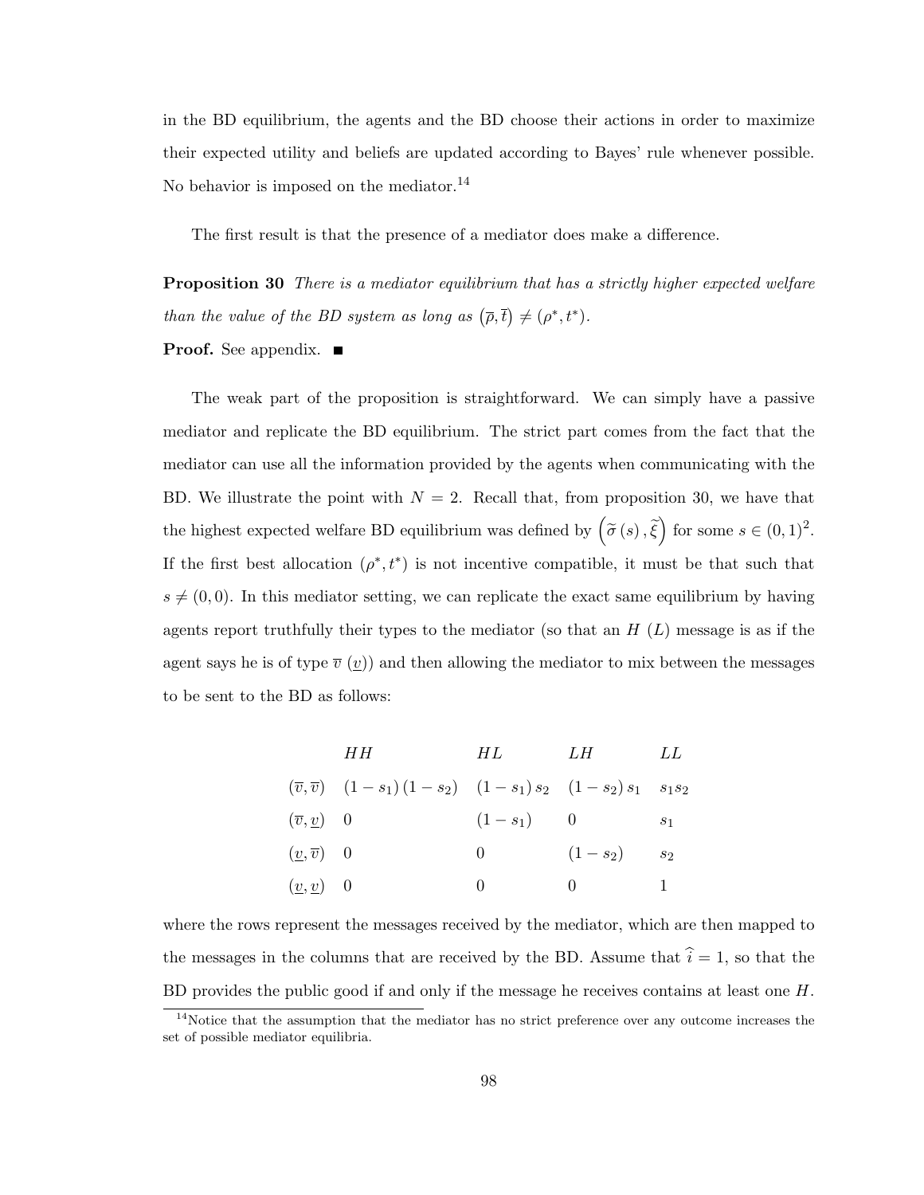in the BD equilibrium, the agents and the BD choose their actions in order to maximize their expected utility and beliefs are updated according to Bayes' rule whenever possible. No behavior is imposed on the mediator.[14]

The first result is that the presence of a mediator does make a difference.

**Proposition 30** *There is a mediator equilibrium that has a strictly higher expected welfare than the value of the BD system as long as $(\overline{\rho}, \overline{t}) \neq (\rho^*, t^*)$.*

**Proof.** See appendix. ■

The weak part of the proposition is straightforward. We can simply have a passive mediator and replicate the BD equilibrium. The strict part comes from the fact that the mediator can use all the information provided by the agents when communicating with the BD. We illustrate the point with $N = 2$. Recall that, from proposition 30, we have that the highest expected welfare BD equilibrium was defined by $\left(\widetilde{\sigma}(s), \widetilde{\xi}\right)$ for some $s \in (0,1)^2$. If the first best allocation $(\rho^*, t^*)$ is not incentive compatible, it must be that such that $s \neq (0,0)$. In this mediator setting, we can replicate the exact same equilibrium by having agents report truthfully their types to the mediator (so that an $H$ ($L$) message is as if the agent says he is of type $\overline{v}$ ($\underline{v}$)) and then allowing the mediator to mix between the messages to be sent to the BD as follows:

| | $HH$ | $HL$ | $LH$ | $LL$ |
|---|---|---|---|---|
| $(\overline{v}, \overline{v})$ | $(1-s_1)(1-s_2)$ | $(1-s_1)s_2$ | $(1-s_2)s_1$ | $s_1 s_2$ |
| $(\overline{v}, \underline{v})$ | $0$ | $(1-s_1)$ | $0$ | $s_1$ |
| $(\underline{v}, \overline{v})$ | $0$ | $0$ | $(1-s_2)$ | $s_2$ |
| $(\underline{v}, \underline{v})$ | $0$ | $0$ | $0$ | $1$ |

where the rows represent the messages received by the mediator, which are then mapped to the messages in the columns that are received by the BD. Assume that $\widehat{i} = 1$, so that the BD provides the public good if and only if the message he receives contains at least one $H$.

[14] Notice that the assumption that the mediator has no strict preference over any outcome increases the set of possible mediator equilibria.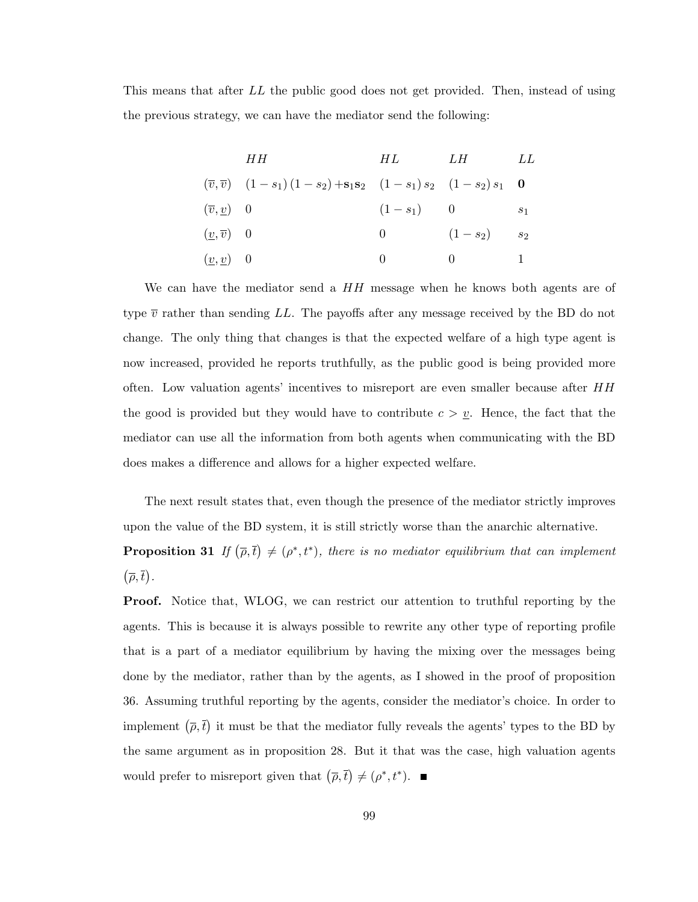This means that after $LL$ the public good does not get provided. Then, instead of using the previous strategy, we can have the mediator send the following:

| | $HH$ | $HL$ | $LH$ | $LL$ |
|---|---|---|---|---|
| $(\overline{v}, \overline{v})$ | $(1 - s_1)(1 - s_2) + \mathbf{s_1 s_2}$ | $(1 - s_1) s_2$ | $(1 - s_2) s_1$ | $\mathbf{0}$ |
| $(\overline{v}, \underline{v})$ | $0$ | $(1 - s_1)$ | $0$ | $s_1$ |
| $(\underline{v}, \overline{v})$ | $0$ | $0$ | $(1 - s_2)$ | $s_2$ |
| $(\underline{v}, \underline{v})$ | $0$ | $0$ | $0$ | $1$ |

We can have the mediator send a $HH$ message when he knows both agents are of type $\overline{v}$ rather than sending $LL$. The payoffs after any message received by the BD do not change. The only thing that changes is that the expected welfare of a high type agent is now increased, provided he reports truthfully, as the public good is being provided more often. Low valuation agents' incentives to misreport are even smaller because after $HH$ the good is provided but they would have to contribute $c > \underline{v}$. Hence, the fact that the mediator can use all the information from both agents when communicating with the BD does makes a difference and allows for a higher expected welfare.

The next result states that, even though the presence of the mediator strictly improves upon the value of the BD system, it is still strictly worse than the anarchic alternative.

**Proposition 31** *If $(\overline{\rho}, \overline{t}) \neq (\rho^*, t^*)$, there is no mediator equilibrium that can implement $(\overline{\rho}, \overline{t})$.*

**Proof.** Notice that, WLOG, we can restrict our attention to truthful reporting by the agents. This is because it is always possible to rewrite any other type of reporting profile that is a part of a mediator equilibrium by having the mixing over the messages being done by the mediator, rather than by the agents, as I showed in the proof of proposition 36. Assuming truthful reporting by the agents, consider the mediator's choice. In order to implement $(\overline{\rho}, \overline{t})$ it must be that the mediator fully reveals the agents' types to the BD by the same argument as in proposition 28. But it that was the case, high valuation agents would prefer to misreport given that $(\overline{\rho}, \overline{t}) \neq (\rho^*, t^*)$. ■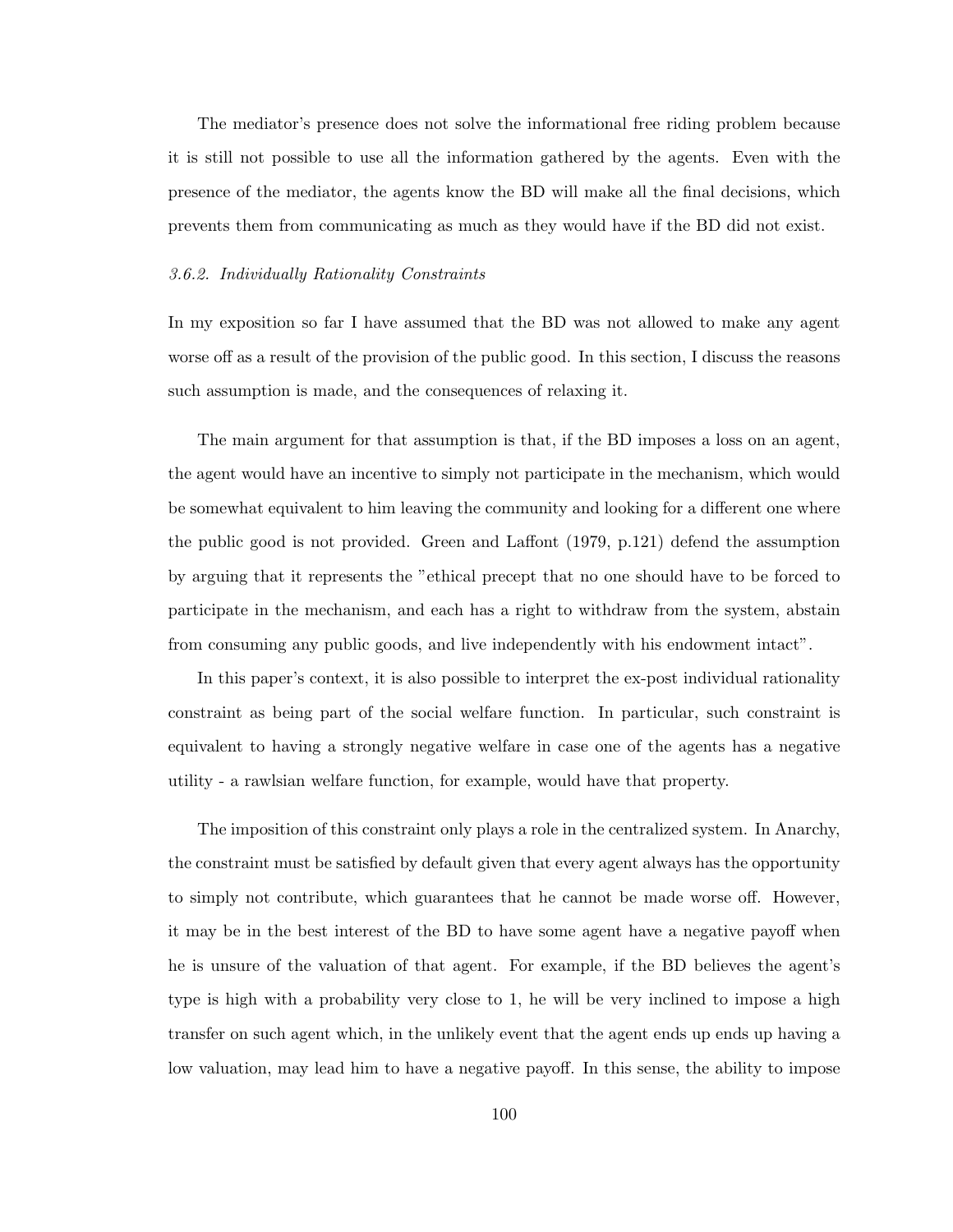The mediator's presence does not solve the informational free riding problem because it is still not possible to use all the information gathered by the agents. Even with the presence of the mediator, the agents know the BD will make all the final decisions, which prevents them from communicating as much as they would have if the BD did not exist.

### *3.6.2. Individually Rationality Constraints*

In my exposition so far I have assumed that the BD was not allowed to make any agent worse off as a result of the provision of the public good. In this section, I discuss the reasons such assumption is made, and the consequences of relaxing it.

The main argument for that assumption is that, if the BD imposes a loss on an agent, the agent would have an incentive to simply not participate in the mechanism, which would be somewhat equivalent to him leaving the community and looking for a different one where the public good is not provided. Green and Laffont (1979, p.121) defend the assumption by arguing that it represents the "ethical precept that no one should have to be forced to participate in the mechanism, and each has a right to withdraw from the system, abstain from consuming any public goods, and live independently with his endowment intact".

In this paper's context, it is also possible to interpret the ex-post individual rationality constraint as being part of the social welfare function. In particular, such constraint is equivalent to having a strongly negative welfare in case one of the agents has a negative utility - a rawlsian welfare function, for example, would have that property.

The imposition of this constraint only plays a role in the centralized system. In Anarchy, the constraint must be satisfied by default given that every agent always has the opportunity to simply not contribute, which guarantees that he cannot be made worse off. However, it may be in the best interest of the BD to have some agent have a negative payoff when he is unsure of the valuation of that agent. For example, if the BD believes the agent's type is high with a probability very close to 1, he will be very inclined to impose a high transfer on such agent which, in the unlikely event that the agent ends up ends up having a low valuation, may lead him to have a negative payoff. In this sense, the ability to impose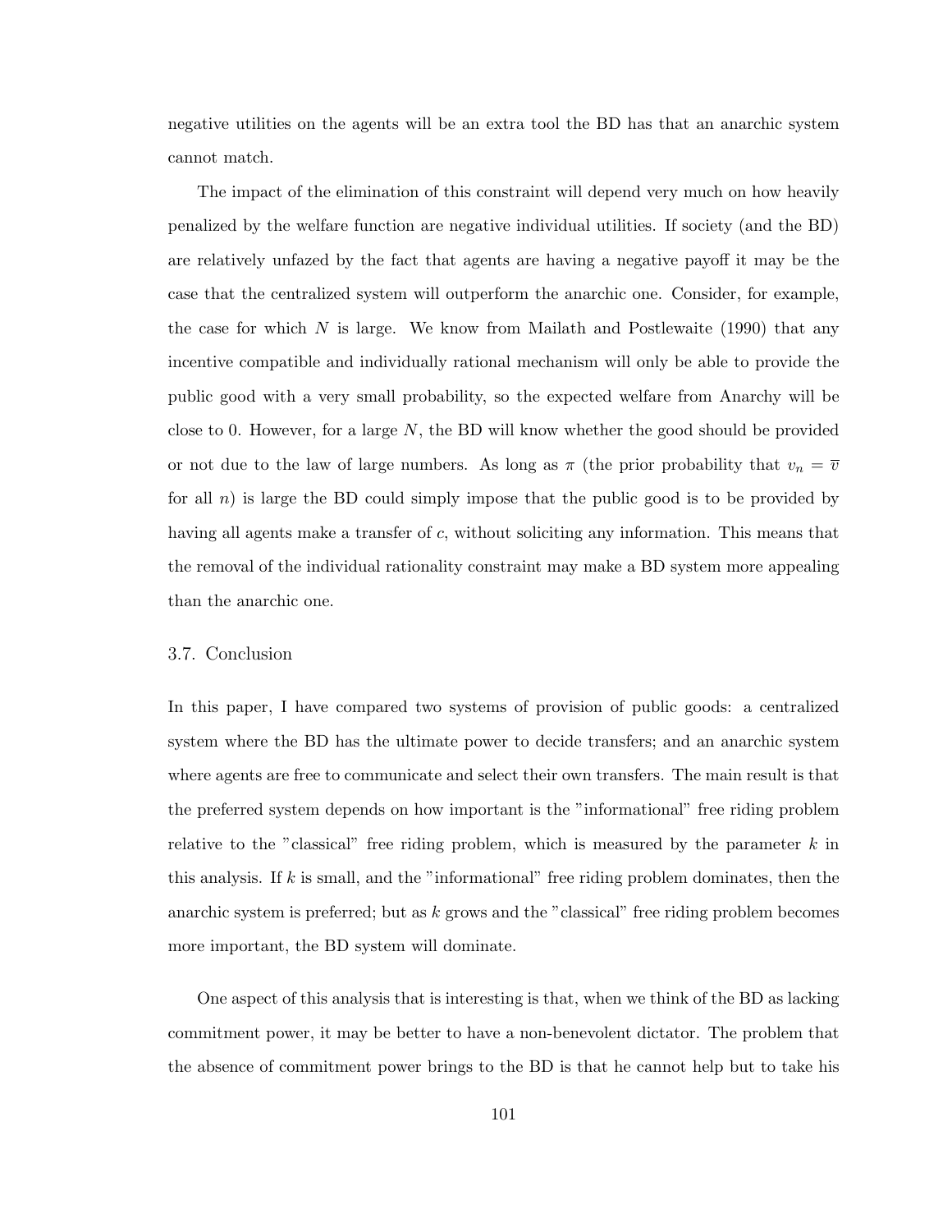negative utilities on the agents will be an extra tool the BD has that an anarchic system cannot match.

The impact of the elimination of this constraint will depend very much on how heavily penalized by the welfare function are negative individual utilities. If society (and the BD) are relatively unfazed by the fact that agents are having a negative payoff it may be the case that the centralized system will outperform the anarchic one. Consider, for example, the case for which $N$ is large. We know from Mailath and Postlewaite (1990) that any incentive compatible and individually rational mechanism will only be able to provide the public good with a very small probability, so the expected welfare from Anarchy will be close to 0. However, for a large $N$, the BD will know whether the good should be provided or not due to the law of large numbers. As long as $\pi$ (the prior probability that $v_n = \overline{v}$ for all $n$) is large the BD could simply impose that the public good is to be provided by having all agents make a transfer of $c$, without soliciting any information. This means that the removal of the individual rationality constraint may make a BD system more appealing than the anarchic one.

## 3.7. Conclusion

In this paper, I have compared two systems of provision of public goods: a centralized system where the BD has the ultimate power to decide transfers; and an anarchic system where agents are free to communicate and select their own transfers. The main result is that the preferred system depends on how important is the "informational" free riding problem relative to the "classical" free riding problem, which is measured by the parameter $k$ in this analysis. If $k$ is small, and the "informational" free riding problem dominates, then the anarchic system is preferred; but as $k$ grows and the "classical" free riding problem becomes more important, the BD system will dominate.

One aspect of this analysis that is interesting is that, when we think of the BD as lacking commitment power, it may be better to have a non-benevolent dictator. The problem that the absence of commitment power brings to the BD is that he cannot help but to take his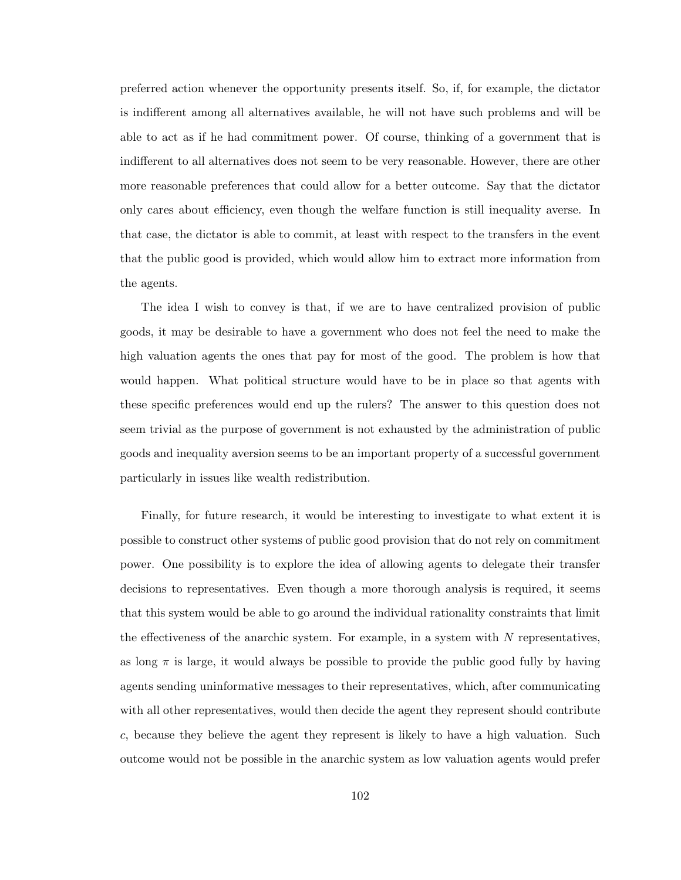preferred action whenever the opportunity presents itself. So, if, for example, the dictator is indifferent among all alternatives available, he will not have such problems and will be able to act as if he had commitment power. Of course, thinking of a government that is indifferent to all alternatives does not seem to be very reasonable. However, there are other more reasonable preferences that could allow for a better outcome. Say that the dictator only cares about efficiency, even though the welfare function is still inequality averse. In that case, the dictator is able to commit, at least with respect to the transfers in the event that the public good is provided, which would allow him to extract more information from the agents.

The idea I wish to convey is that, if we are to have centralized provision of public goods, it may be desirable to have a government who does not feel the need to make the high valuation agents the ones that pay for most of the good. The problem is how that would happen. What political structure would have to be in place so that agents with these specific preferences would end up the rulers? The answer to this question does not seem trivial as the purpose of government is not exhausted by the administration of public goods and inequality aversion seems to be an important property of a successful government particularly in issues like wealth redistribution.

Finally, for future research, it would be interesting to investigate to what extent it is possible to construct other systems of public good provision that do not rely on commitment power. One possibility is to explore the idea of allowing agents to delegate their transfer decisions to representatives. Even though a more thorough analysis is required, it seems that this system would be able to go around the individual rationality constraints that limit the effectiveness of the anarchic system. For example, in a system with $N$ representatives, as long $\pi$ is large, it would always be possible to provide the public good fully by having agents sending uninformative messages to their representatives, which, after communicating with all other representatives, would then decide the agent they represent should contribute $c$, because they believe the agent they represent is likely to have a high valuation. Such outcome would not be possible in the anarchic system as low valuation agents would prefer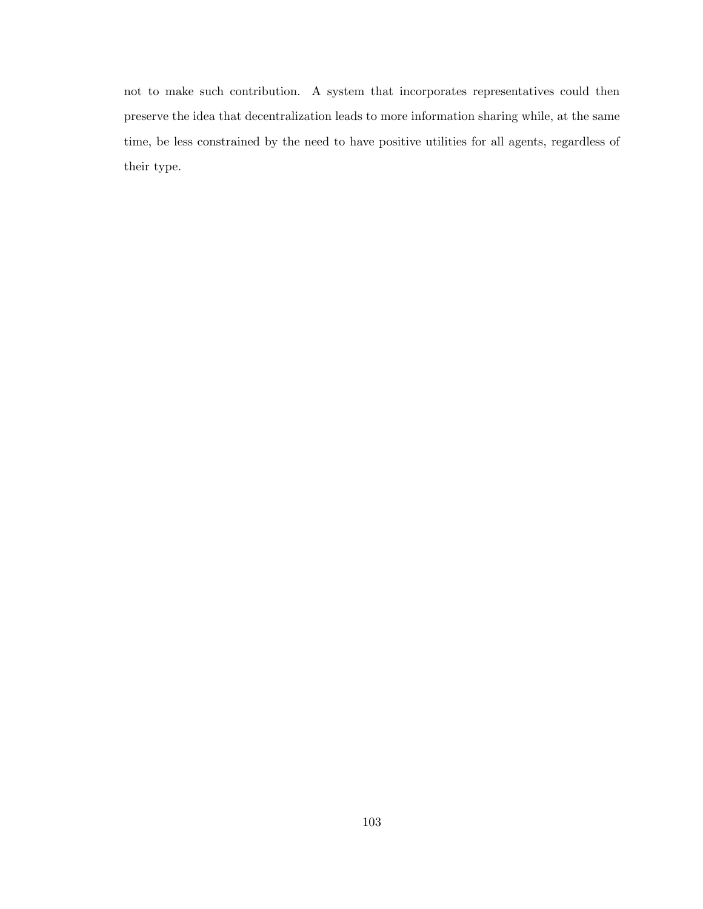not to make such contribution. A system that incorporates representatives could then preserve the idea that decentralization leads to more information sharing while, at the same time, be less constrained by the need to have positive utilities for all agents, regardless of their type.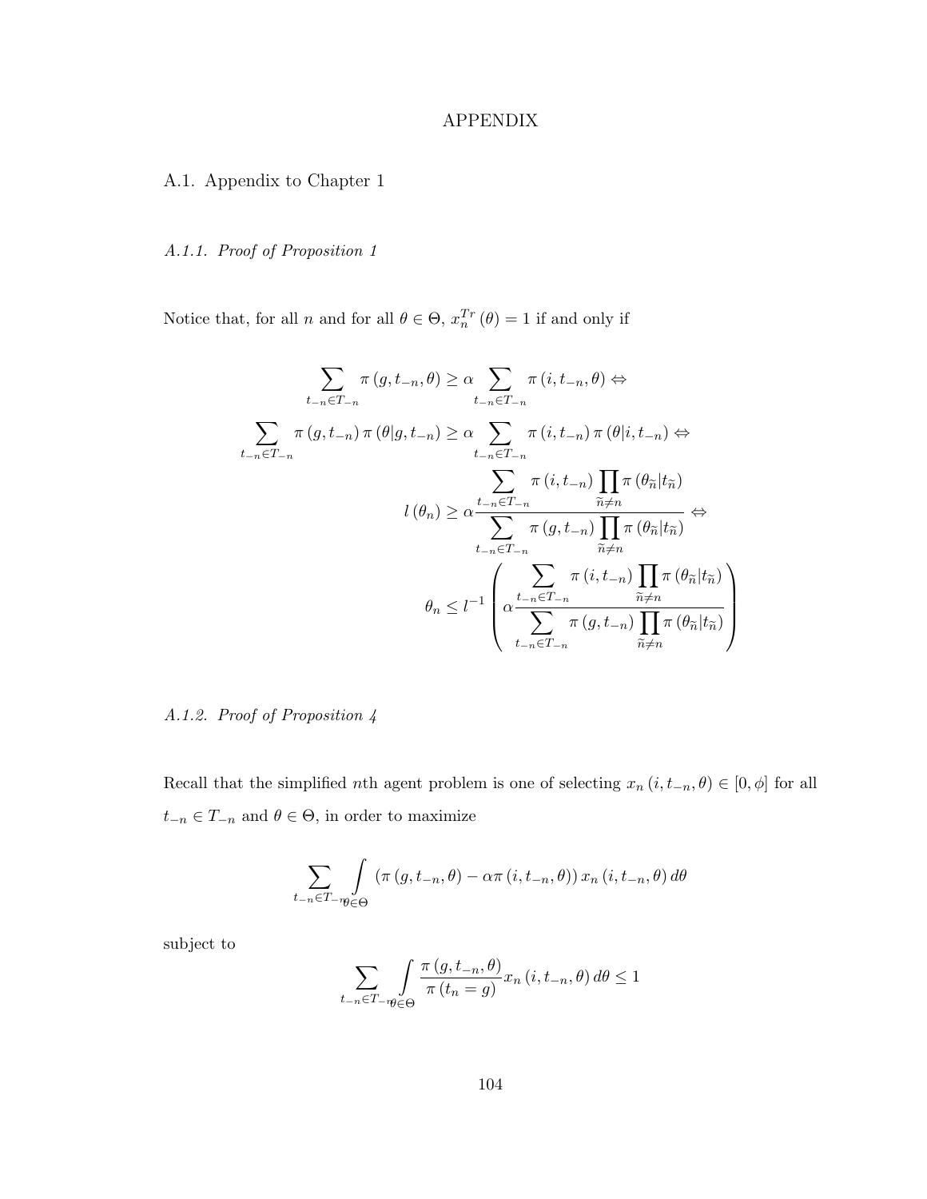# APPENDIX

## A.1. Appendix to Chapter 1

### *A.1.1. Proof of Proposition 1*

Notice that, for all $n$ and for all $\theta \in \Theta$, $x_n^{Tr}(\theta) = 1$ if and only if

$$
\begin{aligned}
\sum_{t_{-n} \in T_{-n}} \pi(g, t_{-n}, \theta) &\geq \alpha \sum_{t_{-n} \in T_{-n}} \pi(i, t_{-n}, \theta) \Leftrightarrow \\
\sum_{t_{-n} \in T_{-n}} \pi(g, t_{-n}) \pi(\theta | g, t_{-n}) &\geq \alpha \sum_{t_{-n} \in T_{-n}} \pi(i, t_{-n}) \pi(\theta | i, t_{-n}) \Leftrightarrow \\
l(\theta_n) &\geq \alpha \frac{\displaystyle\sum_{t_{-n} \in T_{-n}} \pi(i, t_{-n}) \prod_{\widetilde{n} \neq n} \pi(\theta_{\widetilde{n}} | t_{\widetilde{n}})}{\displaystyle\sum_{t_{-n} \in T_{-n}} \pi(g, t_{-n}) \prod_{\widetilde{n} \neq n} \pi(\theta_{\widetilde{n}} | t_{\widetilde{n}})} \Leftrightarrow \\
\theta_n &\leq l^{-1} \left( \alpha \frac{\displaystyle\sum_{t_{-n} \in T_{-n}} \pi(i, t_{-n}) \prod_{\widetilde{n} \neq n} \pi(\theta_{\widetilde{n}} | t_{\widetilde{n}})}{\displaystyle\sum_{t_{-n} \in T_{-n}} \pi(g, t_{-n}) \prod_{\widetilde{n} \neq n} \pi(\theta_{\widetilde{n}} | t_{\widetilde{n}})} \right)
\end{aligned}
$$

### *A.1.2. Proof of Proposition 4*

Recall that the simplified $n$th agent problem is one of selecting $x_n(i, t_{-n}, \theta) \in [0, \phi]$ for all $t_{-n} \in T_{-n}$ and $\theta \in \Theta$, in order to maximize

$$
\sum_{t_{-n} \in T_{-n}} \int_{\theta \in \Theta} \left( \pi(g, t_{-n}, \theta) - \alpha \pi(i, t_{-n}, \theta) \right) x_n(i, t_{-n}, \theta) \, d\theta
$$

subject to

$$
\sum_{t_{-n} \in T_{-n}} \int_{\theta \in \Theta} \frac{\pi(g, t_{-n}, \theta)}{\pi(t_n = g)} x_n(i, t_{-n}, \theta) \, d\theta \leq 1
$$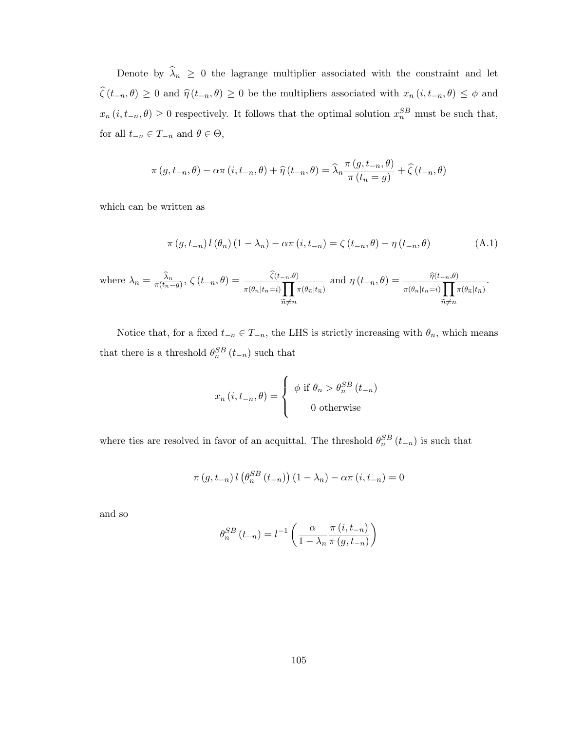Denote by $\widehat{\lambda}_n \geq 0$ the lagrange multiplier associated with the constraint and let $\widehat{\zeta}(t_{-n}, \theta) \geq 0$ and $\widehat{\eta}(t_{-n}, \theta) \geq 0$ be the multipliers associated with $x_n(i, t_{-n}, \theta) \leq \phi$ and $x_n(i, t_{-n}, \theta) \geq 0$ respectively. It follows that the optimal solution $x_n^{SB}$ must be such that, for all $t_{-n} \in T_{-n}$ and $\theta \in \Theta$,

$$\pi(g, t_{-n}, \theta) - \alpha \pi(i, t_{-n}, \theta) + \widehat{\eta}(t_{-n}, \theta) = \widehat{\lambda}_n \frac{\pi(g, t_{-n}, \theta)}{\pi(t_n = g)} + \widehat{\zeta}(t_{-n}, \theta)$$

which can be written as

$$\pi(g, t_{-n}) \, l(\theta_n) (1 - \lambda_n) - \alpha \pi(i, t_{-n}) = \zeta(t_{-n}, \theta) - \eta(t_{-n}, \theta) \tag{A.1}$$

where $\lambda_n = \frac{\widehat{\lambda}_n}{\pi(t_n = g)}$, $\zeta(t_{-n}, \theta) = \frac{\widehat{\zeta}(t_{-n}, \theta)}{\pi(\theta_n | t_n = i) \prod\limits_{\widetilde{n} \neq n} \pi(\theta_{\widetilde{n}} | t_{\widetilde{n}})}$ and $\eta(t_{-n}, \theta) = \frac{\widehat{\eta}(t_{-n}, \theta)}{\pi(\theta_n | t_n = i) \prod\limits_{\widetilde{n} \neq n} \pi(\theta_{\widetilde{n}} | t_{\widetilde{n}})}$.

Notice that, for a fixed $t_{-n} \in T_{-n}$, the LHS is strictly increasing with $\theta_n$, which means that there is a threshold $\theta_n^{SB}(t_{-n})$ such that

$$x_n(i, t_{-n}, \theta) = \begin{cases} \phi \text{ if } \theta_n > \theta_n^{SB}(t_{-n}) \\ 0 \text{ otherwise} \end{cases}$$

where ties are resolved in favor of an acquittal. The threshold $\theta_n^{SB}(t_{-n})$ is such that

$$\pi(g, t_{-n}) \, l\left(\theta_n^{SB}(t_{-n})\right) (1 - \lambda_n) - \alpha \pi(i, t_{-n}) = 0$$

and so

$$\theta_n^{SB}(t_{-n}) = l^{-1}\left(\frac{\alpha}{1 - \lambda_n} \frac{\pi(i, t_{-n})}{\pi(g, t_{-n})}\right)$$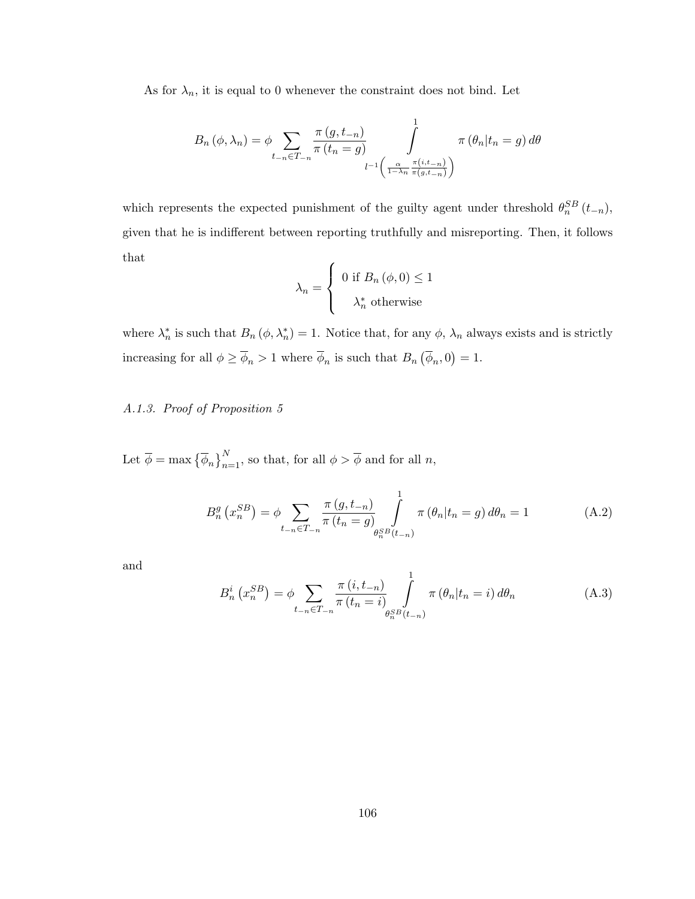As for $\lambda_n$, it is equal to 0 whenever the constraint does not bind. Let

$$B_n(\phi, \lambda_n) = \phi \sum_{t_{-n} \in T_{-n}} \frac{\pi(g, t_{-n})}{\pi(t_n = g)} \int_{l^{-1}\left(\frac{\alpha}{1-\lambda_n} \frac{\pi(i, t_{-n})}{\pi(g, t_{-n})}\right)}^{1} \pi(\theta_n | t_n = g)\, d\theta$$

which represents the expected punishment of the guilty agent under threshold $\theta_n^{SB}(t_{-n})$, given that he is indifferent between reporting truthfully and misreporting. Then, it follows that

$$\lambda_n = \begin{cases} 0 \text{ if } B_n(\phi, 0) \leq 1 \\ \lambda_n^* \text{ otherwise} \end{cases}$$

where $\lambda_n^*$ is such that $B_n(\phi, \lambda_n^*) = 1$. Notice that, for any $\phi$, $\lambda_n$ always exists and is strictly increasing for all $\phi \geq \overline{\phi}_n > 1$ where $\overline{\phi}_n$ is such that $B_n(\overline{\phi}_n, 0) = 1$.

### *A.1.3. Proof of Proposition 5*

Let $\overline{\phi} = \max\{\overline{\phi}_n\}_{n=1}^{N}$, so that, for all $\phi > \overline{\phi}$ and for all $n$,

$$B_n^g(x_n^{SB}) = \phi \sum_{t_{-n} \in T_{-n}} \frac{\pi(g, t_{-n})}{\pi(t_n = g)} \int_{\theta_n^{SB}(t_{-n})}^{1} \pi(\theta_n | t_n = g)\, d\theta_n = 1 \tag{A.2}$$

and

$$B_n^i(x_n^{SB}) = \phi \sum_{t_{-n} \in T_{-n}} \frac{\pi(i, t_{-n})}{\pi(t_n = i)} \int_{\theta_n^{SB}(t_{-n})}^{1} \pi(\theta_n | t_n = i)\, d\theta_n \tag{A.3}$$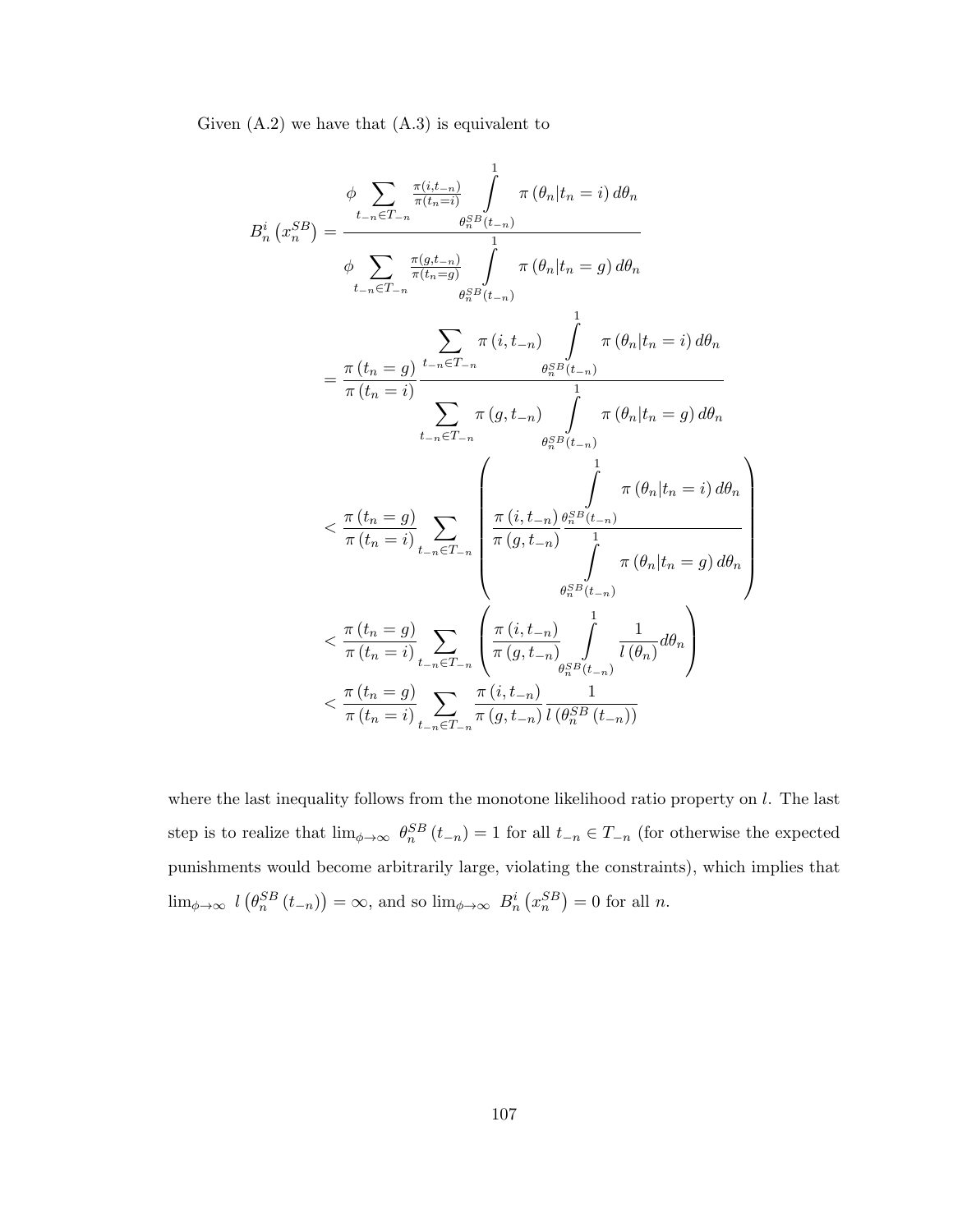Given (A.2) we have that (A.3) is equivalent to

$$
\begin{aligned}
B_n^i\left(x_n^{SB}\right) &= \frac{\phi \sum_{t_{-n}\in T_{-n}} \frac{\pi(i,t_{-n})}{\pi(t_n=i)} \int_{\theta_n^{SB}(t_{-n})}^{1} \pi\left(\theta_n | t_n = i\right) d\theta_n}{\phi \sum_{t_{-n}\in T_{-n}} \frac{\pi(g,t_{-n})}{\pi(t_n=g)} \int_{\theta_n^{SB}(t_{-n})}^{1} \pi\left(\theta_n | t_n = g\right) d\theta_n} \\
&= \frac{\pi\left(t_n = g\right)}{\pi\left(t_n = i\right)} \frac{\sum_{t_{-n}\in T_{-n}} \pi\left(i, t_{-n}\right) \int_{\theta_n^{SB}(t_{-n})}^{1} \pi\left(\theta_n | t_n = i\right) d\theta_n}{\sum_{t_{-n}\in T_{-n}} \pi\left(g, t_{-n}\right) \int_{\theta_n^{SB}(t_{-n})}^{1} \pi\left(\theta_n | t_n = g\right) d\theta_n} \\
&< \frac{\pi\left(t_n = g\right)}{\pi\left(t_n = i\right)} \sum_{t_{-n}\in T_{-n}} \left( \frac{\pi\left(i, t_{-n}\right)}{\pi\left(g, t_{-n}\right)} \frac{\int_{\theta_n^{SB}(t_{-n})}^{1} \pi\left(\theta_n | t_n = i\right) d\theta_n}{\int_{\theta_n^{SB}(t_{-n})}^{1} \pi\left(\theta_n | t_n = g\right) d\theta_n} \right) \\
&< \frac{\pi\left(t_n = g\right)}{\pi\left(t_n = i\right)} \sum_{t_{-n}\in T_{-n}} \left( \frac{\pi\left(i, t_{-n}\right)}{\pi\left(g, t_{-n}\right)} \int_{\theta_n^{SB}(t_{-n})}^{1} \frac{1}{l\left(\theta_n\right)} d\theta_n \right) \\
&< \frac{\pi\left(t_n = g\right)}{\pi\left(t_n = i\right)} \sum_{t_{-n}\in T_{-n}} \frac{\pi\left(i, t_{-n}\right)}{\pi\left(g, t_{-n}\right)} \frac{1}{l\left(\theta_n^{SB}\left(t_{-n}\right)\right)}
\end{aligned}
$$

where the last inequality follows from the monotone likelihood ratio property on $l$. The last step is to realize that $\lim_{\phi\to\infty} \theta_n^{SB}\left(t_{-n}\right) = 1$ for all $t_{-n} \in T_{-n}$ (for otherwise the expected punishments would become arbitrarily large, violating the constraints), which implies that $\lim_{\phi\to\infty} l\left(\theta_n^{SB}\left(t_{-n}\right)\right) = \infty$, and so $\lim_{\phi\to\infty} B_n^i\left(x_n^{SB}\right) = 0$ for all $n$.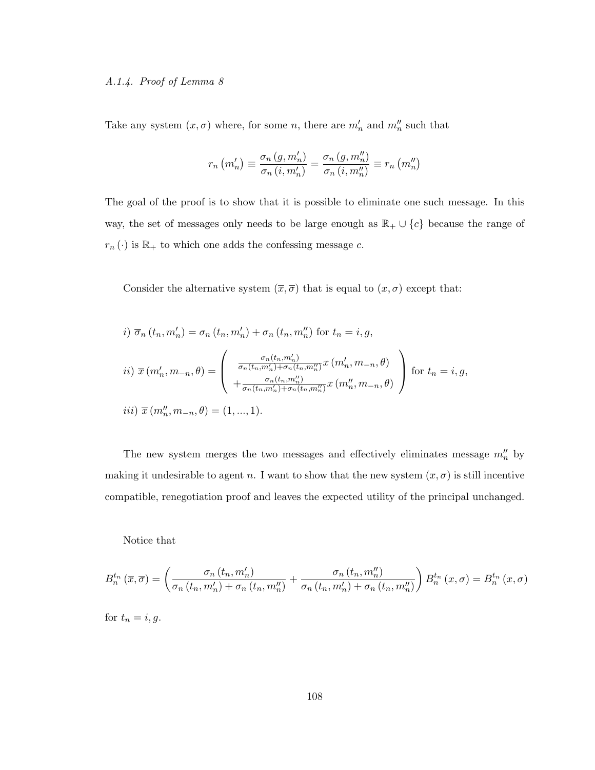*A.1.4. Proof of Lemma 8*

Take any system $(x, \sigma)$ where, for some $n$, there are $m_n'$ and $m_n''$ such that

$$r_n(m_n') \equiv \frac{\sigma_n(g, m_n')}{\sigma_n(i, m_n')} = \frac{\sigma_n(g, m_n'')}{\sigma_n(i, m_n'')} \equiv r_n(m_n'')$$

The goal of the proof is to show that it is possible to eliminate one such message. In this way, the set of messages only needs to be large enough as $\mathbb{R}_+ \cup \{c\}$ because the range of $r_n(\cdot)$ is $\mathbb{R}_+$ to which one adds the confessing message $c$.

Consider the alternative system $(\overline{x}, \overline{\sigma})$ that is equal to $(x, \sigma)$ except that:

*i)* $\overline{\sigma}_n(t_n, m_n') = \sigma_n(t_n, m_n') + \sigma_n(t_n, m_n'')$ for $t_n = i, g$,

*ii)* $\overline{x}(m_n', m_{-n}, \theta) = \left( \begin{array}{c} \frac{\sigma_n(t_n, m_n')}{\sigma_n(t_n, m_n') + \sigma_n(t_n, m_n'')} x(m_n', m_{-n}, \theta) \\ + \frac{\sigma_n(t_n, m_n'')}{\sigma_n(t_n, m_n') + \sigma_n(t_n, m_n'')} x(m_n'', m_{-n}, \theta) \end{array} \right)$ for $t_n = i, g$,

*iii)* $\overline{x}(m_n'', m_{-n}, \theta) = (1, ..., 1)$.

The new system merges the two messages and effectively eliminates message $m_n''$ by making it undesirable to agent $n$. I want to show that the new system $(\overline{x}, \overline{\sigma})$ is still incentive compatible, renegotiation proof and leaves the expected utility of the principal unchanged.

Notice that

$$B_n^{t_n}(\overline{x}, \overline{\sigma}) = \left( \frac{\sigma_n(t_n, m_n')}{\sigma_n(t_n, m_n') + \sigma_n(t_n, m_n'')} + \frac{\sigma_n(t_n, m_n'')}{\sigma_n(t_n, m_n') + \sigma_n(t_n, m_n'')} \right) B_n^{t_n}(x, \sigma) = B_n^{t_n}(x, \sigma)$$

for $t_n = i, g$.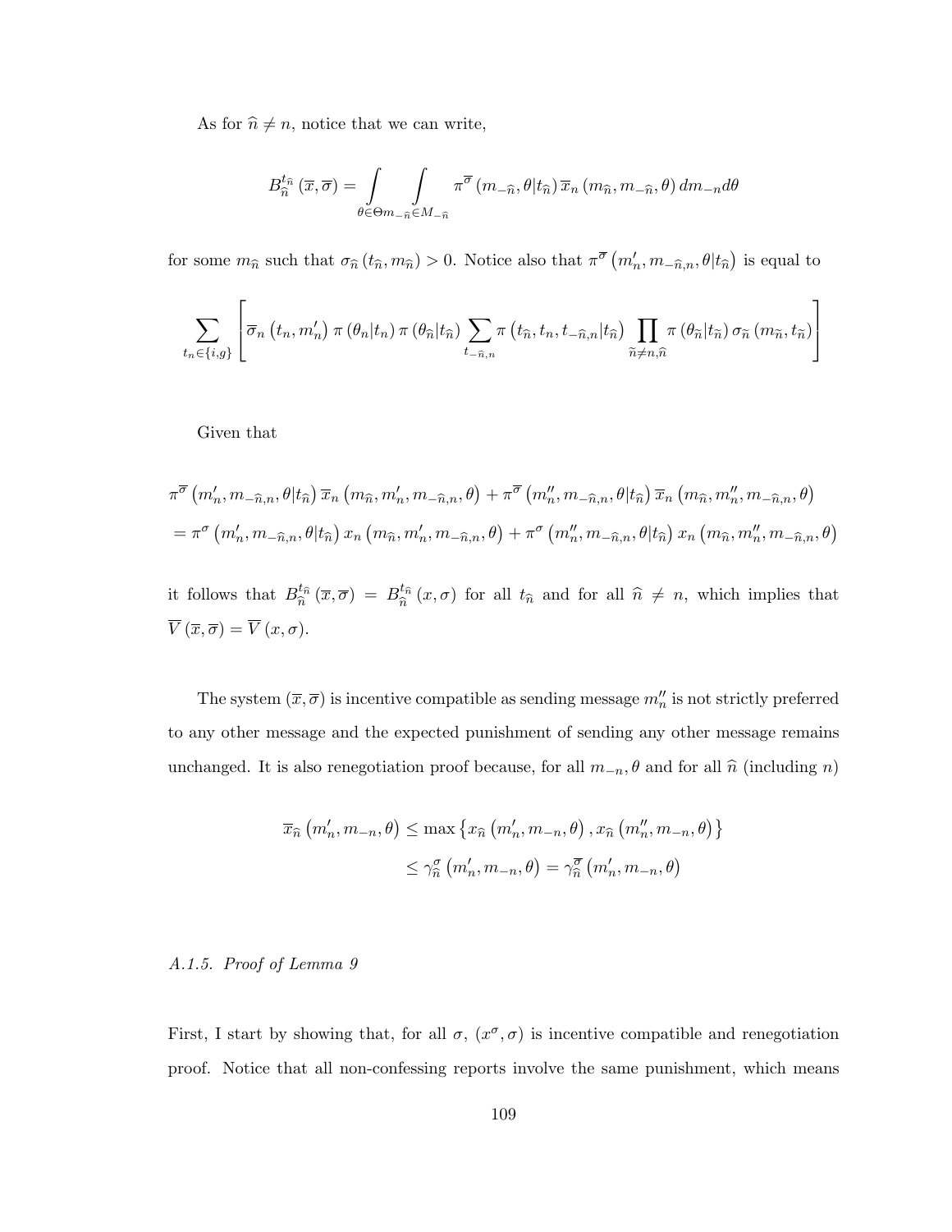As for $\widehat{n} \neq n$, notice that we can write,

$$B_{\widehat{n}}^{t_{\widehat{n}}}\left(\overline{x}, \overline{\sigma}\right) = \int_{\theta \in \Theta} \int_{m_{-\widehat{n}} \in M_{-\widehat{n}}} \pi^{\overline{\sigma}}\left(m_{-\widehat{n}}, \theta | t_{\widehat{n}}\right) \overline{x}_n\left(m_{\widehat{n}}, m_{-\widehat{n}}, \theta\right) dm_{-n} d\theta$$

for some $m_{\widehat{n}}$ such that $\sigma_{\widehat{n}}\left(t_{\widehat{n}}, m_{\widehat{n}}\right) > 0$. Notice also that $\pi^{\overline{\sigma}}\left(m_n', m_{-\widehat{n},n}, \theta | t_{\widehat{n}}\right)$ is equal to

$$\sum_{t_n \in \{i,g\}} \left[ \overline{\sigma}_n\left(t_n, m_n'\right) \pi\left(\theta_n | t_n\right) \pi\left(\theta_{\widehat{n}} | t_{\widehat{n}}\right) \sum_{t_{-\widehat{n},n}} \pi\left(t_{\widehat{n}}, t_n, t_{-\widehat{n},n} | t_{\widehat{n}}\right) \prod_{\widetilde{n} \neq n, \widehat{n}} \pi\left(\theta_{\widetilde{n}} | t_{\widetilde{n}}\right) \sigma_{\widetilde{n}}\left(m_{\widetilde{n}}, t_{\widetilde{n}}\right) \right]$$

Given that

$$\begin{aligned}
&\pi^{\overline{\sigma}}\left(m_n', m_{-\widehat{n},n}, \theta | t_{\widehat{n}}\right) \overline{x}_n\left(m_{\widehat{n}}, m_n', m_{-\widehat{n},n}, \theta\right) + \pi^{\overline{\sigma}}\left(m_n'', m_{-\widehat{n},n}, \theta | t_{\widehat{n}}\right) \overline{x}_n\left(m_{\widehat{n}}, m_n'', m_{-\widehat{n},n}, \theta\right) \\
&= \pi^{\sigma}\left(m_n', m_{-\widehat{n},n}, \theta | t_{\widehat{n}}\right) x_n\left(m_{\widehat{n}}, m_n', m_{-\widehat{n},n}, \theta\right) + \pi^{\sigma}\left(m_n'', m_{-\widehat{n},n}, \theta | t_{\widehat{n}}\right) x_n\left(m_{\widehat{n}}, m_n'', m_{-\widehat{n},n}, \theta\right)
\end{aligned}$$

it follows that $B_{\widehat{n}}^{t_{\widehat{n}}}\left(\overline{x}, \overline{\sigma}\right) = B_{\widehat{n}}^{t_{\widehat{n}}}\left(x, \sigma\right)$ for all $t_{\widehat{n}}$ and for all $\widehat{n} \neq n$, which implies that $\overline{V}\left(\overline{x}, \overline{\sigma}\right) = \overline{V}\left(x, \sigma\right)$.

The system $\left(\overline{x}, \overline{\sigma}\right)$ is incentive compatible as sending message $m_n''$ is not strictly preferred to any other message and the expected punishment of sending any other message remains unchanged. It is also renegotiation proof because, for all $m_{-n}, \theta$ and for all $\widehat{n}$ (including $n$)

$$\begin{aligned}
\overline{x}_{\widehat{n}}\left(m_n', m_{-n}, \theta\right) &\leq \max\left\{x_{\widehat{n}}\left(m_n', m_{-n}, \theta\right), x_{\widehat{n}}\left(m_n'', m_{-n}, \theta\right)\right\} \\
&\leq \gamma_{\widehat{n}}^{\sigma}\left(m_n', m_{-n}, \theta\right) = \gamma_{\widehat{n}}^{\overline{\sigma}}\left(m_n', m_{-n}, \theta\right)
\end{aligned}$$

*A.1.5. Proof of Lemma 9*

First, I start by showing that, for all $\sigma$, $\left(x^{\sigma}, \sigma\right)$ is incentive compatible and renegotiation proof. Notice that all non-confessing reports involve the same punishment, which means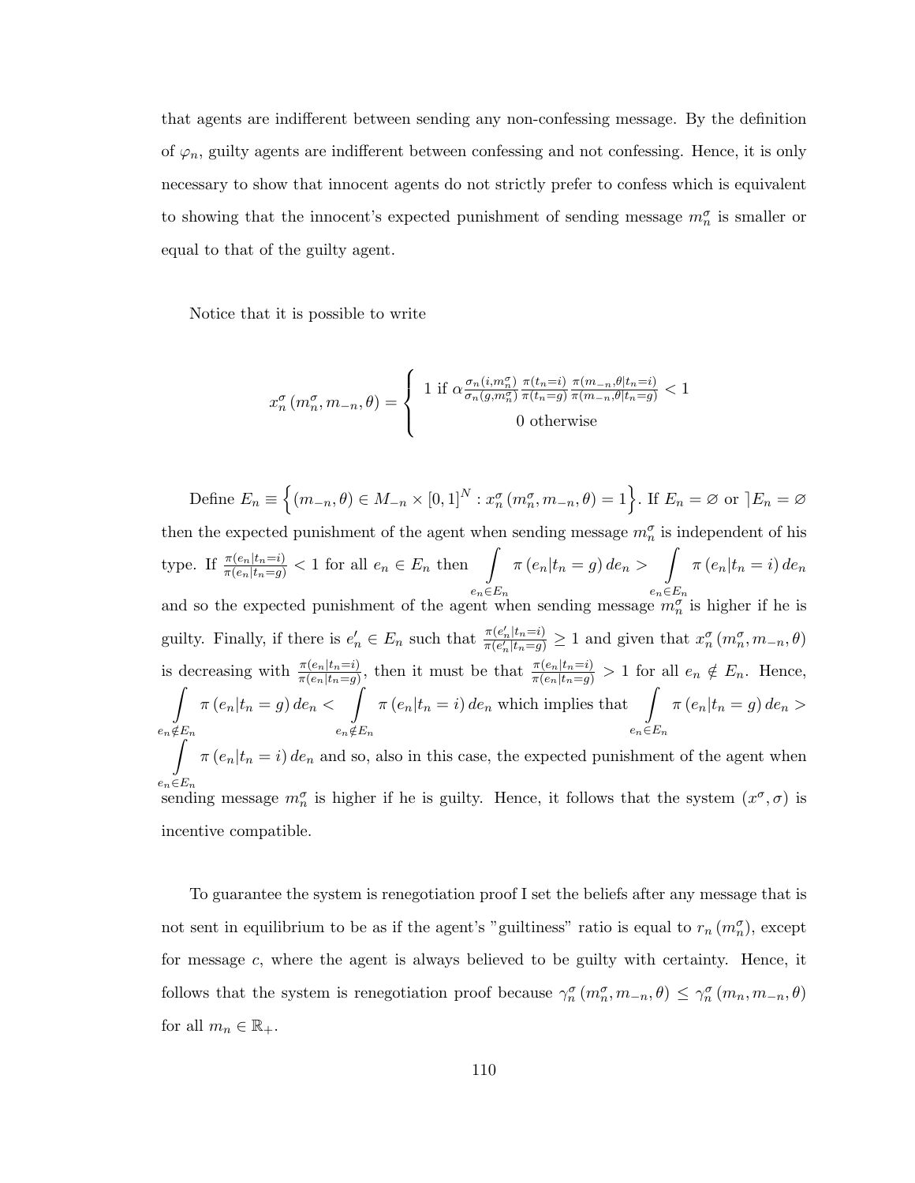that agents are indifferent between sending any non-confessing message. By the definition of $\varphi_n$, guilty agents are indifferent between confessing and not confessing. Hence, it is only necessary to show that innocent agents do not strictly prefer to confess which is equivalent to showing that the innocent's expected punishment of sending message $m_n^\sigma$ is smaller or equal to that of the guilty agent.

Notice that it is possible to write

$$x_n^\sigma (m_n^\sigma, m_{-n}, \theta) = \left\{ \begin{array}{c} 1 \text{ if } \alpha \frac{\sigma_n(i,m_n^\sigma)}{\sigma_n(g,m_n^\sigma)} \frac{\pi(t_n=i)}{\pi(t_n=g)} \frac{\pi(m_{-n},\theta|t_n=i)}{\pi(m_{-n},\theta|t_n=g)} < 1 \\ 0 \text{ otherwise} \end{array} \right.$$

Define $E_n \equiv \left\{(m_{-n}, \theta) \in M_{-n} \times [0,1]^N : x_n^\sigma (m_n^\sigma, m_{-n}, \theta) = 1\right\}$. If $E_n = \varnothing$ or $\rceil E_n = \varnothing$ then the expected punishment of the agent when sending message $m_n^\sigma$ is independent of his type. If $\frac{\pi(e_n|t_n=i)}{\pi(e_n|t_n=g)} < 1$ for all $e_n \in E_n$ then $\int\limits_{e_n \in E_n} \pi(e_n|t_n = g)\, de_n > \int\limits_{e_n \in E_n} \pi(e_n|t_n = i)\, de_n$ and so the expected punishment of the agent when sending message $m_n^\sigma$ is higher if he is guilty. Finally, if there is $e_n' \in E_n$ such that $\frac{\pi(e_n'|t_n=i)}{\pi(e_n'|t_n=g)} \geq 1$ and given that $x_n^\sigma (m_n^\sigma, m_{-n}, \theta)$ is decreasing with $\frac{\pi(e_n|t_n=i)}{\pi(e_n|t_n=g)}$, then it must be that $\frac{\pi(e_n|t_n=i)}{\pi(e_n|t_n=g)} > 1$ for all $e_n \notin E_n$. Hence, $\int\limits_{e_n \notin E_n} \pi(e_n|t_n = g)\, de_n < \int\limits_{e_n \notin E_n} \pi(e_n|t_n = i)\, de_n$ which implies that $\int\limits_{e_n \in E_n} \pi(e_n|t_n = g)\, de_n > \int\limits_{e_n \in E_n} \pi(e_n|t_n = i)\, de_n$ and so, also in this case, the expected punishment of the agent when sending message $m_n^\sigma$ is higher if he is guilty. Hence, it follows that the system $(x^\sigma, \sigma)$ is incentive compatible.

To guarantee the system is renegotiation proof I set the beliefs after any message that is not sent in equilibrium to be as if the agent's "guiltiness" ratio is equal to $r_n(m_n^\sigma)$, except for message $c$, where the agent is always believed to be guilty with certainty. Hence, it follows that the system is renegotiation proof because $\gamma_n^\sigma (m_n^\sigma, m_{-n}, \theta) \leq \gamma_n^\sigma (m_n, m_{-n}, \theta)$ for all $m_n \in \mathbb{R}_+$.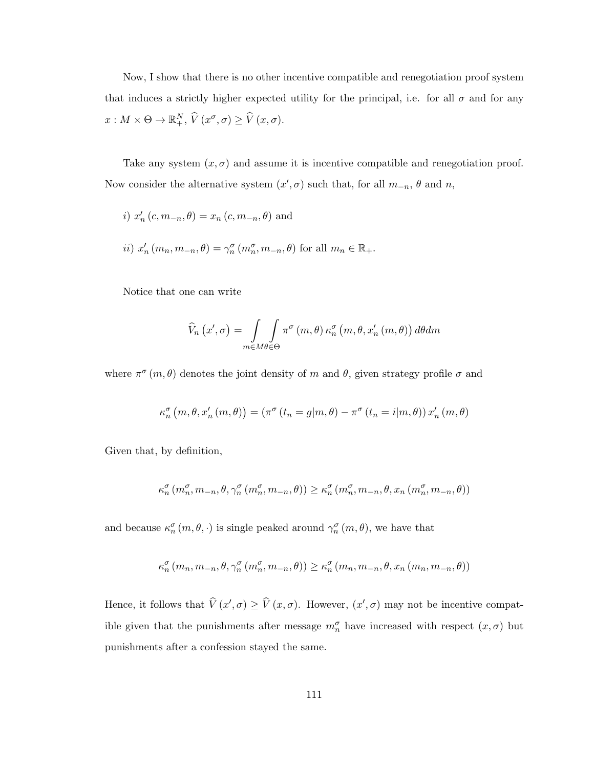Now, I show that there is no other incentive compatible and renegotiation proof system that induces a strictly higher expected utility for the principal, i.e. for all $\sigma$ and for any $x : M \times \Theta \to \mathbb{R}_+^N$, $\widehat{V}(x^\sigma, \sigma) \geq \widehat{V}(x, \sigma)$.

Take any system $(x, \sigma)$ and assume it is incentive compatible and renegotiation proof. Now consider the alternative system $(x', \sigma)$ such that, for all $m_{-n}$, $\theta$ and $n$,

*i)* $x'_n(c, m_{-n}, \theta) = x_n(c, m_{-n}, \theta)$ and

*ii)* $x'_n(m_n, m_{-n}, \theta) = \gamma_n^\sigma(m_n^\sigma, m_{-n}, \theta)$ for all $m_n \in \mathbb{R}_+$.

Notice that one can write

$$\widehat{V}_n(x', \sigma) = \int\limits_{m \in M} \int\limits_{\theta \in \Theta} \pi^\sigma(m, \theta) \kappa_n^\sigma(m, \theta, x'_n(m, \theta)) \, d\theta dm$$

where $\pi^\sigma(m, \theta)$ denotes the joint density of $m$ and $\theta$, given strategy profile $\sigma$ and

$$\kappa_n^\sigma(m, \theta, x'_n(m, \theta)) = (\pi^\sigma(t_n = g|m, \theta) - \pi^\sigma(t_n = i|m, \theta)) \, x'_n(m, \theta)$$

Given that, by definition,

$$\kappa_n^\sigma(m_n^\sigma, m_{-n}, \theta, \gamma_n^\sigma(m_n^\sigma, m_{-n}, \theta)) \geq \kappa_n^\sigma(m_n^\sigma, m_{-n}, \theta, x_n(m_n^\sigma, m_{-n}, \theta))$$

and because $\kappa_n^\sigma(m, \theta, \cdot)$ is single peaked around $\gamma_n^\sigma(m, \theta)$, we have that

$$\kappa_n^\sigma(m_n, m_{-n}, \theta, \gamma_n^\sigma(m_n^\sigma, m_{-n}, \theta)) \geq \kappa_n^\sigma(m_n, m_{-n}, \theta, x_n(m_n, m_{-n}, \theta))$$

Hence, it follows that $\widehat{V}(x', \sigma) \geq \widehat{V}(x, \sigma)$. However, $(x', \sigma)$ may not be incentive compatible given that the punishments after message $m_n^\sigma$ have increased with respect $(x, \sigma)$ but punishments after a confession stayed the same.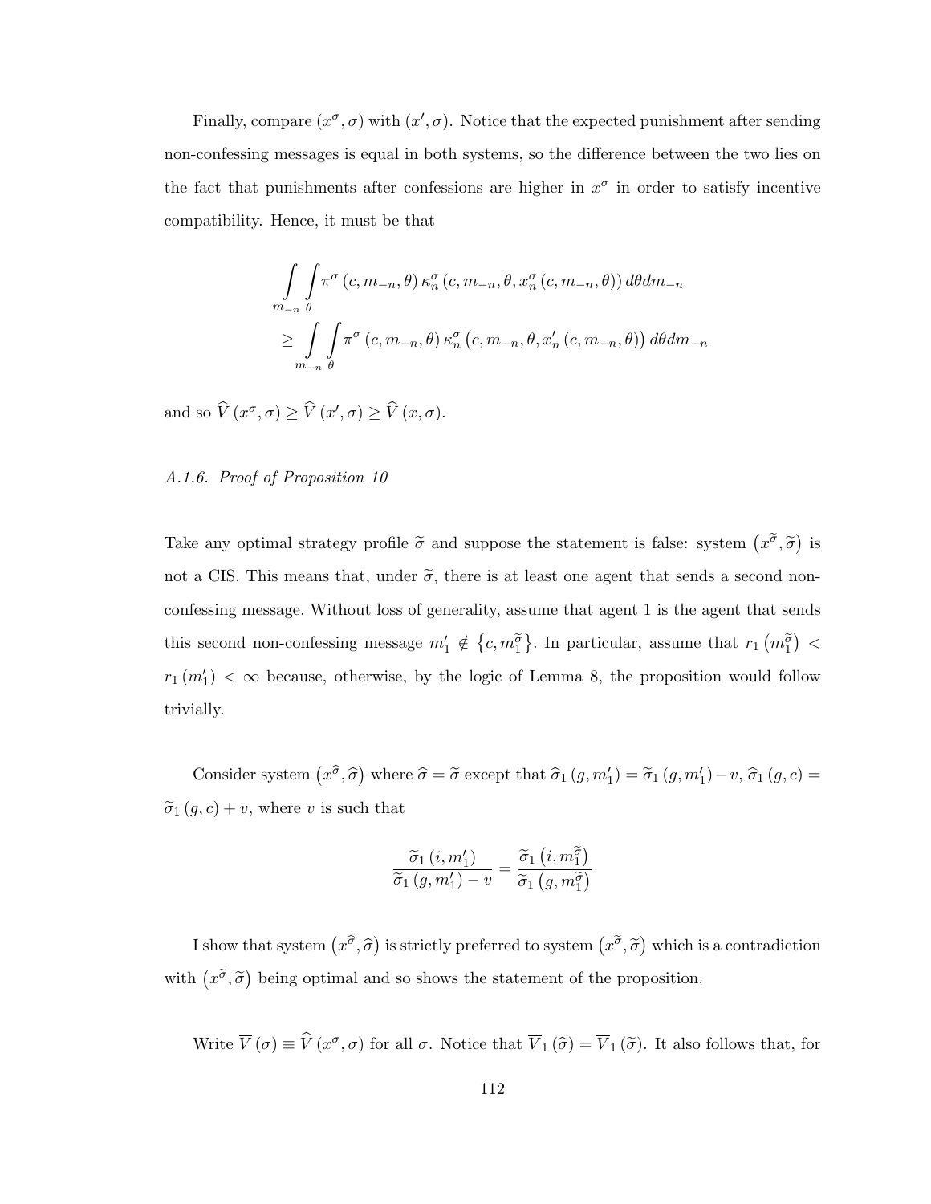Finally, compare $(x^{\sigma}, \sigma)$ with $(x', \sigma)$. Notice that the expected punishment after sending non-confessing messages is equal in both systems, so the difference between the two lies on the fact that punishments after confessions are higher in $x^{\sigma}$ in order to satisfy incentive compatibility. Hence, it must be that

$$
\begin{aligned}
&\int\limits_{m_{-n}} \int\limits_{\theta} \pi^{\sigma}\left(c, m_{-n}, \theta\right) \kappa_n^{\sigma}\left(c, m_{-n}, \theta, x_n^{\sigma}\left(c, m_{-n}, \theta\right)\right) d\theta dm_{-n} \\
&\geq \int\limits_{m_{-n}} \int\limits_{\theta} \pi^{\sigma}\left(c, m_{-n}, \theta\right) \kappa_n^{\sigma}\left(c, m_{-n}, \theta, x_n'\left(c, m_{-n}, \theta\right)\right) d\theta dm_{-n}
\end{aligned}
$$

and so $\widehat{V}(x^{\sigma}, \sigma) \geq \widehat{V}(x', \sigma) \geq \widehat{V}(x, \sigma)$.

### *A.1.6. Proof of Proposition 10*

Take any optimal strategy profile $\widetilde{\sigma}$ and suppose the statement is false: system $\left(x^{\widetilde{\sigma}}, \widetilde{\sigma}\right)$ is not a CIS. This means that, under $\widetilde{\sigma}$, there is at least one agent that sends a second non-confessing message. Without loss of generality, assume that agent 1 is the agent that sends this second non-confessing message $m_1' \notin \left\{c, m_1^{\widetilde{\sigma}}\right\}$. In particular, assume that $r_1\left(m_1^{\widetilde{\sigma}}\right) < r_1\left(m_1'\right) < \infty$ because, otherwise, by the logic of Lemma 8, the proposition would follow trivially.

Consider system $\left(x^{\widehat{\sigma}}, \widehat{\sigma}\right)$ where $\widehat{\sigma} = \widetilde{\sigma}$ except that $\widehat{\sigma}_1\left(g, m_1'\right) = \widetilde{\sigma}_1\left(g, m_1'\right) - v$, $\widehat{\sigma}_1(g, c) = \widetilde{\sigma}_1(g, c) + v$, where $v$ is such that

$$
\frac{\widetilde{\sigma}_1\left(i, m_1'\right)}{\widetilde{\sigma}_1\left(g, m_1'\right) - v} = \frac{\widetilde{\sigma}_1\left(i, m_1^{\widetilde{\sigma}}\right)}{\widetilde{\sigma}_1\left(g, m_1^{\widetilde{\sigma}}\right)}
$$

I show that system $\left(x^{\widehat{\sigma}}, \widehat{\sigma}\right)$ is strictly preferred to system $\left(x^{\widetilde{\sigma}}, \widetilde{\sigma}\right)$ which is a contradiction with $\left(x^{\widetilde{\sigma}}, \widetilde{\sigma}\right)$ being optimal and so shows the statement of the proposition.

Write $\overline{V}(\sigma) \equiv \widehat{V}(x^{\sigma}, \sigma)$ for all $\sigma$. Notice that $\overline{V}_1(\widehat{\sigma}) = \overline{V}_1(\widetilde{\sigma})$. It also follows that, for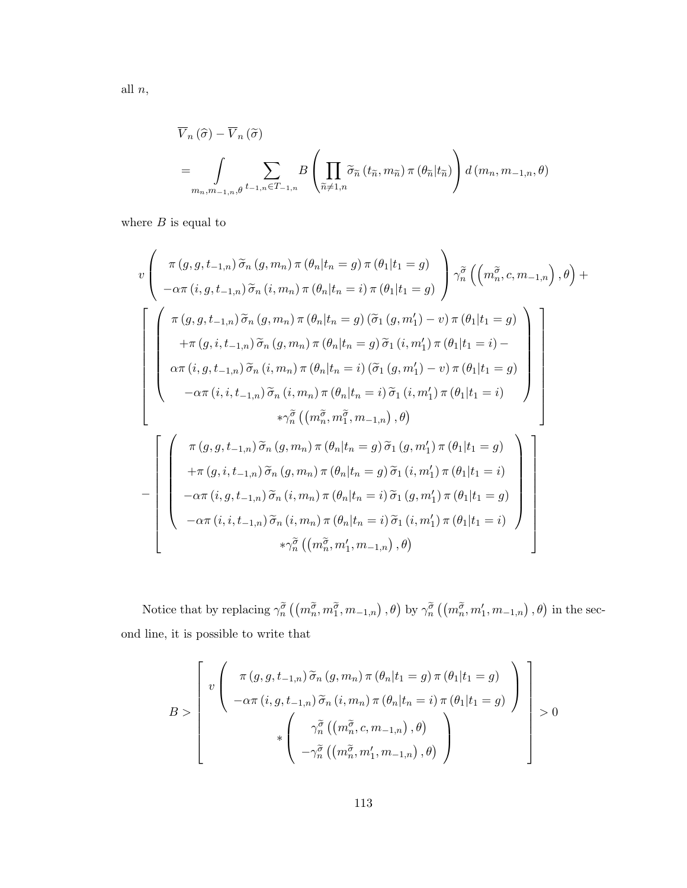all $n$,

$$
\begin{aligned}
&\overline{V}_n(\widehat{\sigma}) - \overline{V}_n(\widetilde{\sigma}) \\
&= \int_{m_n, m_{-1,n}, \theta} \sum_{t_{-1,n} \in T_{-1,n}} B \left( \prod_{\widetilde{n} \neq 1,n} \widetilde{\sigma}_{\widetilde{n}}(t_{\widetilde{n}}, m_{\widetilde{n}}) \pi(\theta_{\widetilde{n}} | t_{\widetilde{n}}) \right) d(m_n, m_{-1,n}, \theta)
\end{aligned}
$$

where $B$ is equal to

$$
\begin{gathered}
v \left( \begin{array}{c} \pi(g,g,t_{-1,n}) \widetilde{\sigma}_n(g, m_n) \pi(\theta_n | t_n = g) \pi(\theta_1 | t_1 = g) \\ -\alpha \pi(i,g,t_{-1,n}) \widetilde{\sigma}_n(i, m_n) \pi(\theta_n | t_n = i) \pi(\theta_1 | t_1 = g) \end{array} \right) \gamma_n^{\widetilde{\sigma}} \left( \left( m_n^{\widetilde{\sigma}}, c, m_{-1,n} \right), \theta \right) + \\
\left[ \begin{array}{c} \left( \begin{array}{c} \pi(g,g,t_{-1,n}) \widetilde{\sigma}_n(g, m_n) \pi(\theta_n | t_n = g) (\widetilde{\sigma}_1(g, m_1') - v) \pi(\theta_1 | t_1 = g) \\ +\pi(g,i,t_{-1,n}) \widetilde{\sigma}_n(g, m_n) \pi(\theta_n | t_n = g) \widetilde{\sigma}_1(i, m_1') \pi(\theta_1 | t_1 = i) - \\ \alpha \pi(i,g,t_{-1,n}) \widetilde{\sigma}_n(i, m_n) \pi(\theta_n | t_n = i) (\widetilde{\sigma}_1(g, m_1') - v) \pi(\theta_1 | t_1 = g) \\ -\alpha \pi(i,i,t_{-1,n}) \widetilde{\sigma}_n(i, m_n) \pi(\theta_n | t_n = i) \widetilde{\sigma}_1(i, m_1') \pi(\theta_1 | t_1 = i) \end{array} \right) \\ * \gamma_n^{\widetilde{\sigma}} \left( \left( m_n^{\widetilde{\sigma}}, m_1^{\widetilde{\sigma}}, m_{-1,n} \right), \theta \right) \end{array} \right] \\
- \left[ \begin{array}{c} \left( \begin{array}{c} \pi(g,g,t_{-1,n}) \widetilde{\sigma}_n(g, m_n) \pi(\theta_n | t_n = g) \widetilde{\sigma}_1(g, m_1') \pi(\theta_1 | t_1 = g) \\ +\pi(g,i,t_{-1,n}) \widetilde{\sigma}_n(g, m_n) \pi(\theta_n | t_n = g) \widetilde{\sigma}_1(i, m_1') \pi(\theta_1 | t_1 = i) \\ -\alpha \pi(i,g,t_{-1,n}) \widetilde{\sigma}_n(i, m_n) \pi(\theta_n | t_n = i) \widetilde{\sigma}_1(g, m_1') \pi(\theta_1 | t_1 = g) \\ -\alpha \pi(i,i,t_{-1,n}) \widetilde{\sigma}_n(i, m_n) \pi(\theta_n | t_n = i) \widetilde{\sigma}_1(i, m_1') \pi(\theta_1 | t_1 = i) \end{array} \right) \\ * \gamma_n^{\widetilde{\sigma}} \left( \left( m_n^{\widetilde{\sigma}}, m_1', m_{-1,n} \right), \theta \right) \end{array} \right]
\end{gathered}
$$

Notice that by replacing $\gamma_n^{\widetilde{\sigma}} \left( \left( m_n^{\widetilde{\sigma}}, m_1^{\widetilde{\sigma}}, m_{-1,n} \right), \theta \right)$ by $\gamma_n^{\widetilde{\sigma}} \left( \left( m_n^{\widetilde{\sigma}}, m_1', m_{-1,n} \right), \theta \right)$ in the second line, it is possible to write that

$$
B > \left[ \begin{array}{c} v \left( \begin{array}{c} \pi(g,g,t_{-1,n}) \widetilde{\sigma}_n(g, m_n) \pi(\theta_n | t_1 = g) \pi(\theta_1 | t_1 = g) \\ -\alpha \pi(i,g,t_{-1,n}) \widetilde{\sigma}_n(i, m_n) \pi(\theta_n | t_n = i) \pi(\theta_1 | t_1 = g) \end{array} \right) \\ * \left( \begin{array}{c} \gamma_n^{\widetilde{\sigma}} \left( \left( m_n^{\widetilde{\sigma}}, c, m_{-1,n} \right), \theta \right) \\ -\gamma_n^{\widetilde{\sigma}} \left( \left( m_n^{\widetilde{\sigma}}, m_1', m_{-1,n} \right), \theta \right) \end{array} \right) \end{array} \right] > 0
$$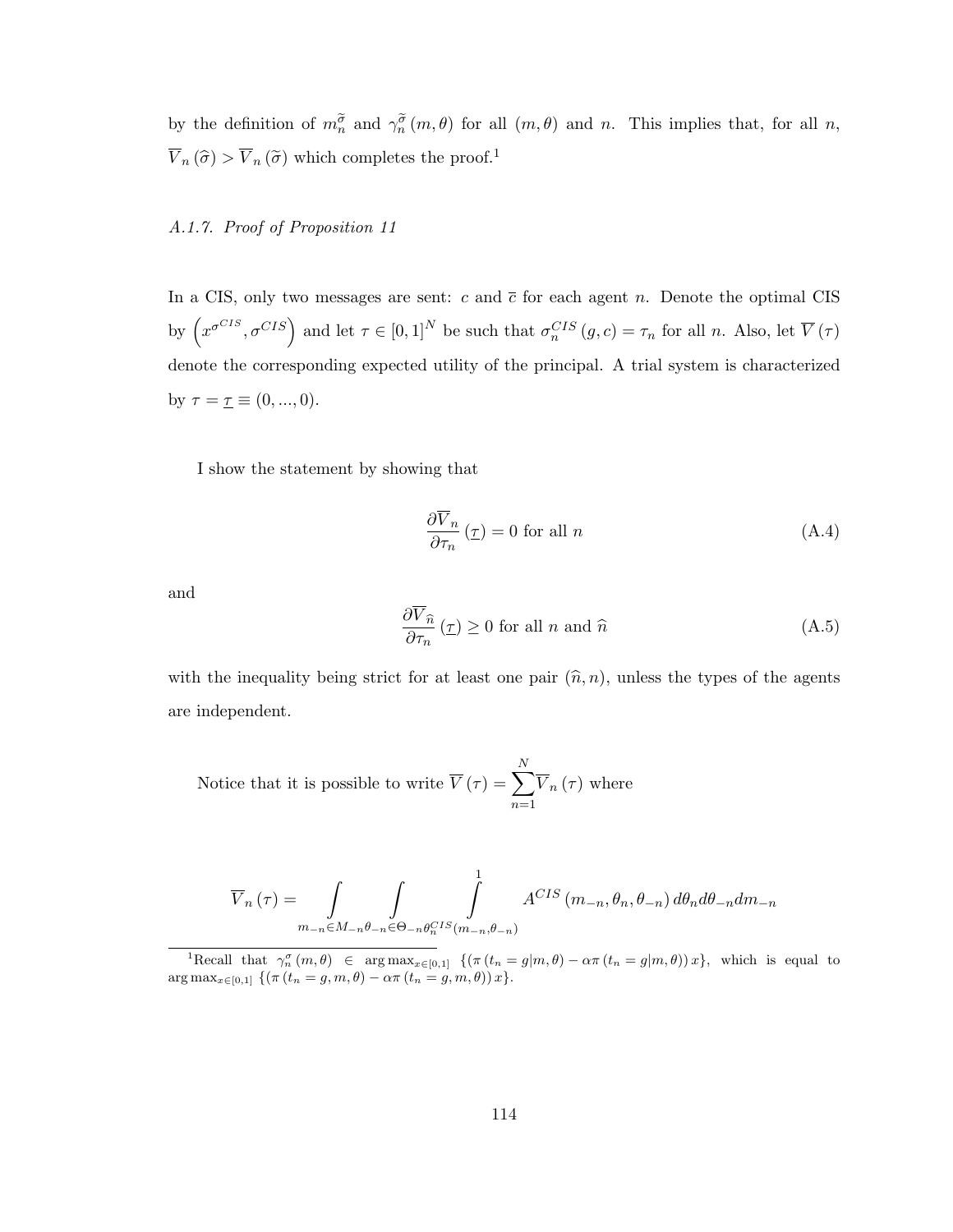by the definition of $m_n^{\widetilde{\sigma}}$ and $\gamma_n^{\widetilde{\sigma}}(m,\theta)$ for all $(m,\theta)$ and $n$. This implies that, for all $n$, $\overline{V}_n(\widehat{\sigma}) > \overline{V}_n(\widetilde{\sigma})$ which completes the proof.[1]

*A.1.7. Proof of Proposition 11*

In a CIS, only two messages are sent: $c$ and $\overline{c}$ for each agent $n$. Denote the optimal CIS by $\left(x^{\sigma^{CIS}}, \sigma^{CIS}\right)$ and let $\tau \in [0,1]^N$ be such that $\sigma_n^{CIS}(g,c) = \tau_n$ for all $n$. Also, let $\overline{V}(\tau)$ denote the corresponding expected utility of the principal. A trial system is characterized by $\tau = \underline{\tau} \equiv (0,...,0)$.

I show the statement by showing that

$$\frac{\partial \overline{V}_n}{\partial \tau_n}(\underline{\tau}) = 0 \text{ for all } n \tag{A.4}$$

and

$$\frac{\partial \overline{V}_{\widehat{n}}}{\partial \tau_n}(\underline{\tau}) \geq 0 \text{ for all } n \text{ and } \widehat{n} \tag{A.5}$$

with the inequality being strict for at least one pair $(\widehat{n}, n)$, unless the types of the agents are independent.

Notice that it is possible to write $\overline{V}(\tau) = \sum_{n=1}^{N} \overline{V}_n(\tau)$ where

$$\overline{V}_n(\tau) = \int_{m_{-n}\in M_{-n}} \int_{\theta_{-n}\in\Theta_{-n}} \int_{\theta_n^{CIS}(m_{-n},\theta_{-n})}^{1} A^{CIS}(m_{-n},\theta_n,\theta_{-n})\, d\theta_n d\theta_{-n} dm_{-n}$$

[1] Recall that $\gamma_n^{\sigma}(m,\theta) \in \arg\max_{x\in[0,1]} \{(\pi(t_n = g|m,\theta) - \alpha\pi(t_n = g|m,\theta))\, x\}$, which is equal to $\arg\max_{x\in[0,1]} \{(\pi(t_n = g, m, \theta) - \alpha\pi(t_n = g, m, \theta))\, x\}$.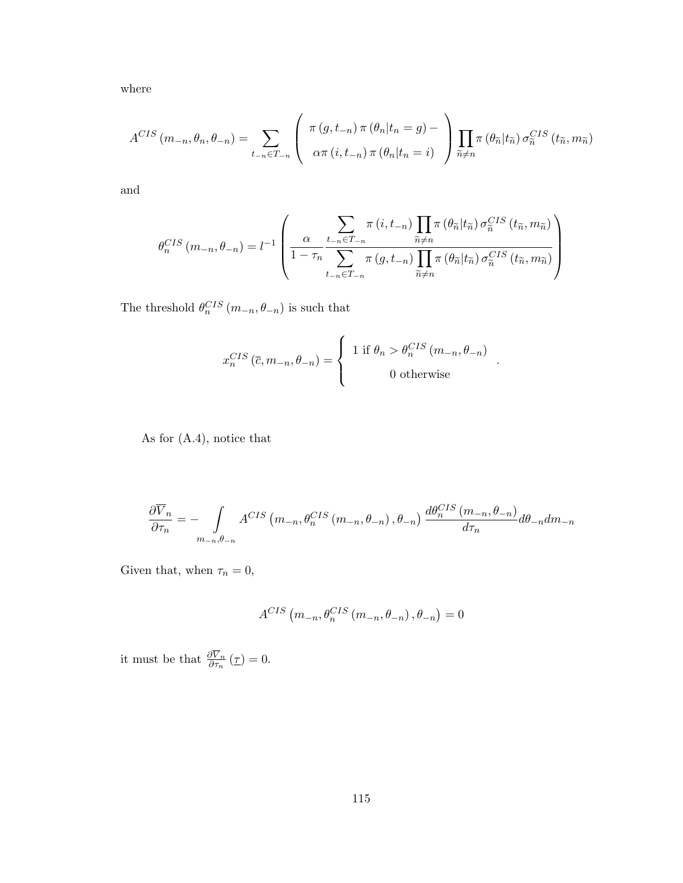where

$$A^{CIS}(m_{-n}, \theta_n, \theta_{-n}) = \sum_{t_{-n} \in T_{-n}} \left( \begin{array}{c} \pi(g, t_{-n}) \pi(\theta_n | t_n = g) - \\ \alpha \pi(i, t_{-n}) \pi(\theta_n | t_n = i) \end{array} \right) \prod_{\tilde{n} \neq n} \pi(\theta_{\tilde{n}} | t_{\tilde{n}}) \sigma_{\tilde{n}}^{CIS}(t_{\tilde{n}}, m_{\tilde{n}})$$

and

$$\theta_n^{CIS}(m_{-n}, \theta_{-n}) = l^{-1} \left( \frac{\alpha}{1 - \tau_n} \frac{\sum\limits_{t_{-n} \in T_{-n}} \pi(i, t_{-n}) \prod\limits_{\tilde{n} \neq n} \pi(\theta_{\tilde{n}} | t_{\tilde{n}}) \sigma_{\tilde{n}}^{CIS}(t_{\tilde{n}}, m_{\tilde{n}})}{\sum\limits_{t_{-n} \in T_{-n}} \pi(g, t_{-n}) \prod\limits_{\tilde{n} \neq n} \pi(\theta_{\tilde{n}} | t_{\tilde{n}}) \sigma_{\tilde{n}}^{CIS}(t_{\tilde{n}}, m_{\tilde{n}})} \right)$$

The threshold $\theta_n^{CIS}(m_{-n}, \theta_{-n})$ is such that

$$x_n^{CIS}(\bar{c}, m_{-n}, \theta_{-n}) = \begin{cases} 1 \text{ if } \theta_n > \theta_n^{CIS}(m_{-n}, \theta_{-n}) \\ 0 \text{ otherwise} \end{cases}.$$

As for (A.4), notice that

$$\frac{\partial \overline{V}_n}{\partial \tau_n} = - \int\limits_{m_{-n}, \theta_{-n}} A^{CIS}\left(m_{-n}, \theta_n^{CIS}(m_{-n}, \theta_{-n}), \theta_{-n}\right) \frac{d\theta_n^{CIS}(m_{-n}, \theta_{-n})}{d\tau_n} d\theta_{-n} dm_{-n}$$

Given that, when $\tau_n = 0$,

$$A^{CIS}\left(m_{-n}, \theta_n^{CIS}(m_{-n}, \theta_{-n}), \theta_{-n}\right) = 0$$

it must be that $\frac{\partial \overline{V}_n}{\partial \tau_n}(\underline{\tau}) = 0$.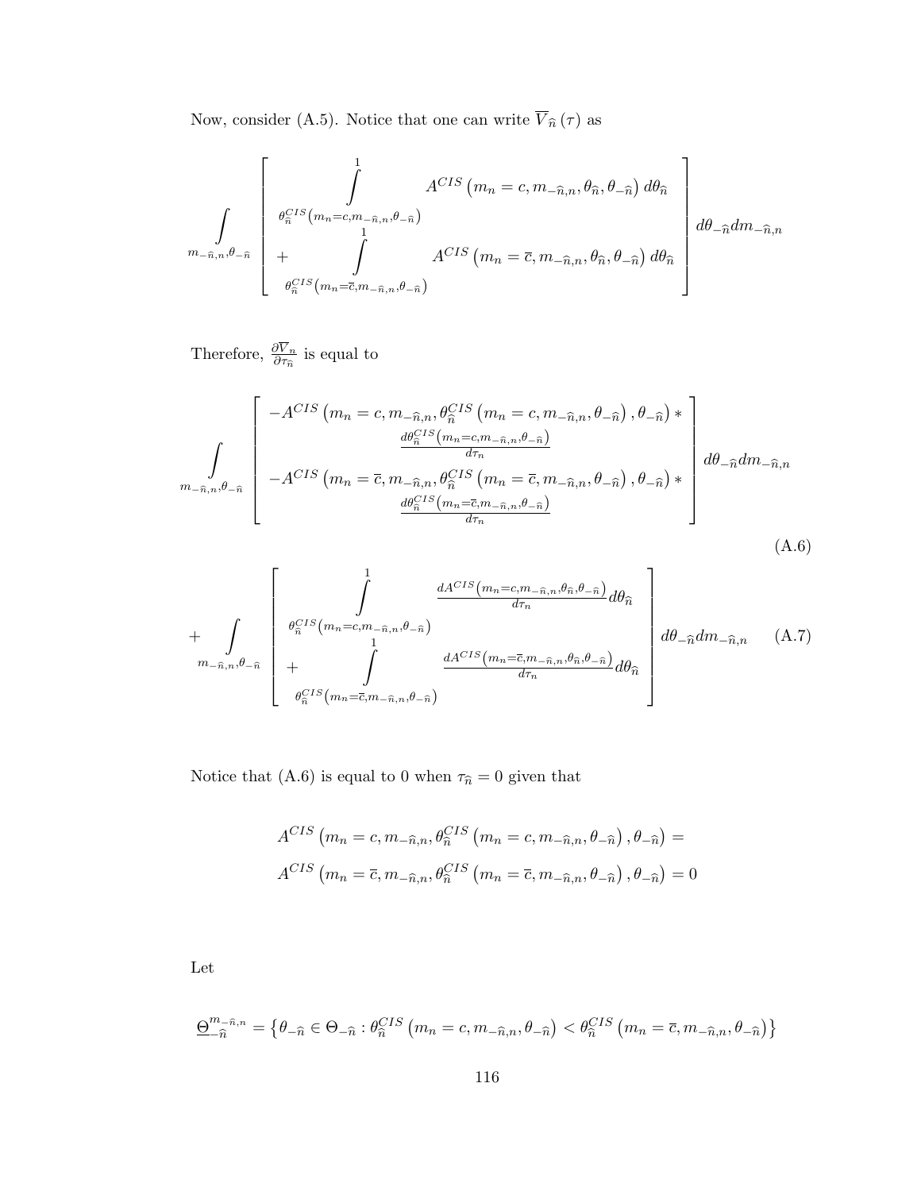Now, consider (A.5). Notice that one can write $\overline{V}_{\widehat{n}}(\tau)$ as

$$
\int\limits_{m_{-\widehat{n},n},\theta_{-\widehat{n}}} \left[ \begin{array}{c} \int\limits_{\theta_{\widehat{n}}^{CIS}\left(m_n=c,m_{-\widehat{n},n},\theta_{-\widehat{n}}\right)}^{1} A^{CIS}\left(m_n=c,m_{-\widehat{n},n},\theta_{\widehat{n}},\theta_{-\widehat{n}}\right)d\theta_{\widehat{n}} \\ +\int\limits_{\theta_{\widehat{n}}^{CIS}\left(m_n=\overline{c},m_{-\widehat{n},n},\theta_{-\widehat{n}}\right)}^{1} A^{CIS}\left(m_n=\overline{c},m_{-\widehat{n},n},\theta_{\widehat{n}},\theta_{-\widehat{n}}\right)d\theta_{\widehat{n}} \end{array} \right] d\theta_{-\widehat{n}}dm_{-\widehat{n},n}
$$

Therefore, $\frac{\partial \overline{V}_n}{\partial \tau_{\widehat{n}}}$ is equal to

$$
\int\limits_{m_{-\widehat{n},n},\theta_{-\widehat{n}}} \left[ \begin{array}{c} -A^{CIS}\left(m_n=c,m_{-\widehat{n},n},\theta_{\widehat{n}}^{CIS}\left(m_n=c,m_{-\widehat{n},n},\theta_{-\widehat{n}}\right),\theta_{-\widehat{n}}\right)* \\ \frac{d\theta_{\widehat{n}}^{CIS}\left(m_n=c,m_{-\widehat{n},n},\theta_{-\widehat{n}}\right)}{d\tau_n} \\ -A^{CIS}\left(m_n=\overline{c},m_{-\widehat{n},n},\theta_{\widehat{n}}^{CIS}\left(m_n=\overline{c},m_{-\widehat{n},n},\theta_{-\widehat{n}}\right),\theta_{-\widehat{n}}\right)* \\ \frac{d\theta_{\widehat{n}}^{CIS}\left(m_n=\overline{c},m_{-\widehat{n},n},\theta_{-\widehat{n}}\right)}{d\tau_n} \end{array} \right] d\theta_{-\widehat{n}}dm_{-\widehat{n},n} \tag{A.6}
$$

$$
+\int\limits_{m_{-\widehat{n},n},\theta_{-\widehat{n}}} \left[ \begin{array}{c} \int\limits_{\theta_{\widehat{n}}^{CIS}\left(m_n=c,m_{-\widehat{n},n},\theta_{-\widehat{n}}\right)}^{1} \frac{dA^{CIS}\left(m_n=c,m_{-\widehat{n},n},\theta_{\widehat{n}},\theta_{-\widehat{n}}\right)}{d\tau_n}d\theta_{\widehat{n}} \\ +\int\limits_{\theta_{\widehat{n}}^{CIS}\left(m_n=\overline{c},m_{-\widehat{n},n},\theta_{-\widehat{n}}\right)}^{1} \frac{dA^{CIS}\left(m_n=\overline{c},m_{-\widehat{n},n},\theta_{\widehat{n}},\theta_{-\widehat{n}}\right)}{d\tau_n}d\theta_{\widehat{n}} \end{array} \right] d\theta_{-\widehat{n}}dm_{-\widehat{n},n} \tag{A.7}
$$

Notice that (A.6) is equal to 0 when $\tau_{\widehat{n}}=0$ given that

$$
\begin{aligned}
&A^{CIS}\left(m_n=c,m_{-\widehat{n},n},\theta_{\widehat{n}}^{CIS}\left(m_n=c,m_{-\widehat{n},n},\theta_{-\widehat{n}}\right),\theta_{-\widehat{n}}\right)= \\
&A^{CIS}\left(m_n=\overline{c},m_{-\widehat{n},n},\theta_{\widehat{n}}^{CIS}\left(m_n=\overline{c},m_{-\widehat{n},n},\theta_{-\widehat{n}}\right),\theta_{-\widehat{n}}\right)=0
\end{aligned}
$$

Let

$$
\underline{\Theta}_{-\widehat{n}}^{m_{-\widehat{n},n}}=\left\{\theta_{-\widehat{n}}\in\Theta_{-\widehat{n}}:\theta_{\widehat{n}}^{CIS}\left(m_n=c,m_{-\widehat{n},n},\theta_{-\widehat{n}}\right)<\theta_{\widehat{n}}^{CIS}\left(m_n=\overline{c},m_{-\widehat{n},n},\theta_{-\widehat{n}}\right)\right\}
$$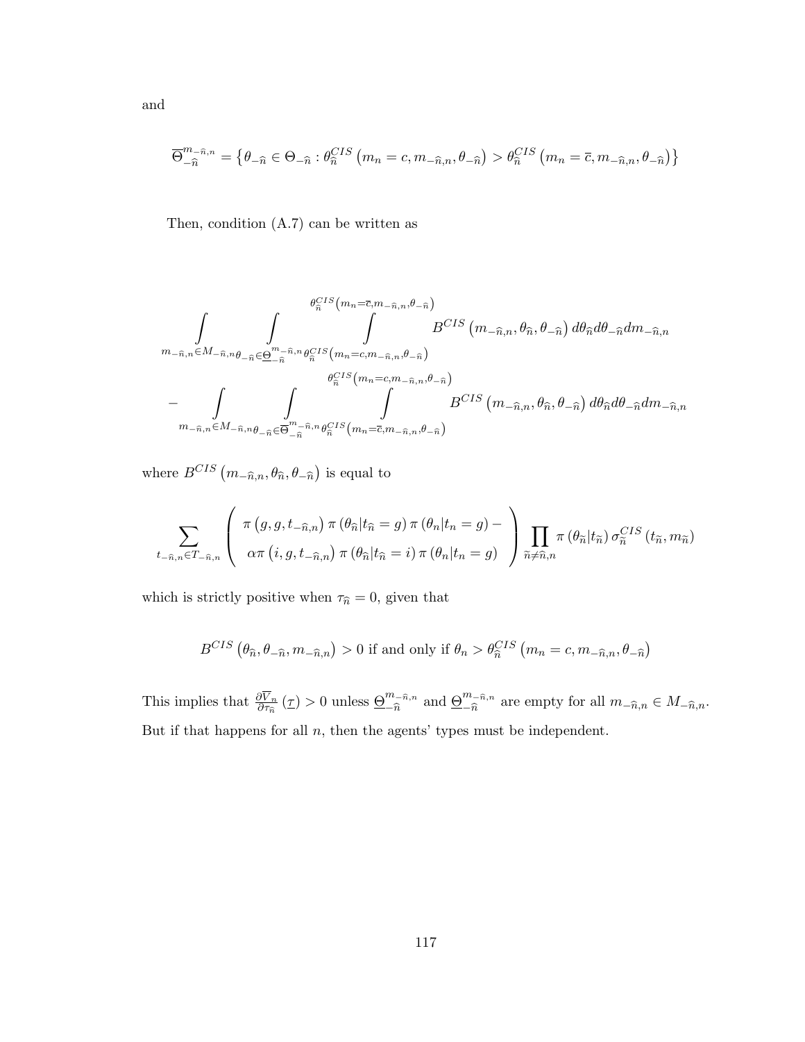and

$$\overline{\Theta}_{-\widehat{n}}^{m_{-\widehat{n},n}} = \left\{ \theta_{-\widehat{n}} \in \Theta_{-\widehat{n}} : \theta_{\widehat{n}}^{CIS}\left(m_n = c, m_{-\widehat{n},n}, \theta_{-\widehat{n}}\right) > \theta_{\widehat{n}}^{CIS}\left(m_n = \overline{c}, m_{-\widehat{n},n}, \theta_{-\widehat{n}}\right) \right\}$$

Then, condition (A.7) can be written as

$$\begin{aligned}
&\int\limits_{m_{-\widehat{n},n} \in M_{-\widehat{n},n}} \int\limits_{\theta_{-\widehat{n}} \in \underline{\Theta}_{-\widehat{n}}^{m_{-\widehat{n},n}}} \int\limits_{\theta_{\widehat{n}}^{CIS}\left(m_n = c, m_{-\widehat{n},n}, \theta_{-\widehat{n}}\right)}^{\theta_{\widehat{n}}^{CIS}\left(m_n = \overline{c}, m_{-\widehat{n},n}, \theta_{-\widehat{n}}\right)} B^{CIS}\left(m_{-\widehat{n},n}, \theta_{\widehat{n}}, \theta_{-\widehat{n}}\right) d\theta_{\widehat{n}} d\theta_{-\widehat{n}} dm_{-\widehat{n},n} \\
&- \int\limits_{m_{-\widehat{n},n} \in M_{-\widehat{n},n}} \int\limits_{\theta_{-\widehat{n}} \in \overline{\Theta}_{-\widehat{n}}^{m_{-\widehat{n},n}}} \int\limits_{\theta_{\widehat{n}}^{CIS}\left(m_n = \overline{c}, m_{-\widehat{n},n}, \theta_{-\widehat{n}}\right)}^{\theta_{\widehat{n}}^{CIS}\left(m_n = c, m_{-\widehat{n},n}, \theta_{-\widehat{n}}\right)} B^{CIS}\left(m_{-\widehat{n},n}, \theta_{\widehat{n}}, \theta_{-\widehat{n}}\right) d\theta_{\widehat{n}} d\theta_{-\widehat{n}} dm_{-\widehat{n},n}
\end{aligned}$$

where $B^{CIS}\left(m_{-\widehat{n},n}, \theta_{\widehat{n}}, \theta_{-\widehat{n}}\right)$ is equal to

$$\sum_{t_{-\widehat{n},n} \in T_{-\widehat{n},n}} \left( \begin{array}{c} \pi\left(g, g, t_{-\widehat{n},n}\right) \pi\left(\theta_{\widehat{n}} | t_{\widehat{n}} = g\right) \pi\left(\theta_n | t_n = g\right) - \\ \alpha \pi\left(i, g, t_{-\widehat{n},n}\right) \pi\left(\theta_{\widehat{n}} | t_{\widehat{n}} = i\right) \pi\left(\theta_n | t_n = g\right) \end{array} \right) \prod_{\widetilde{n} \neq \widehat{n}, n} \pi\left(\theta_{\widetilde{n}} | t_{\widetilde{n}}\right) \sigma_{\widetilde{n}}^{CIS}\left(t_{\widetilde{n}}, m_{\widetilde{n}}\right)$$

which is strictly positive when $\tau_{\widehat{n}} = 0$, given that

$$B^{CIS}\left(\theta_{\widehat{n}}, \theta_{-\widehat{n}}, m_{-\widehat{n},n}\right) > 0 \text{ if and only if } \theta_n > \theta_{\widehat{n}}^{CIS}\left(m_n = c, m_{-\widehat{n},n}, \theta_{-\widehat{n}}\right)$$

This implies that $\frac{\partial \overline{V}_n}{\partial \tau_{\widehat{n}}}\left(\underline{\tau}\right) > 0$ unless $\underline{\Theta}_{-\widehat{n}}^{m_{-\widehat{n},n}}$ and $\underline{\Theta}_{-\widehat{n}}^{m_{-\widehat{n},n}}$ are empty for all $m_{-\widehat{n},n} \in M_{-\widehat{n},n}$. But if that happens for all $n$, then the agents' types must be independent.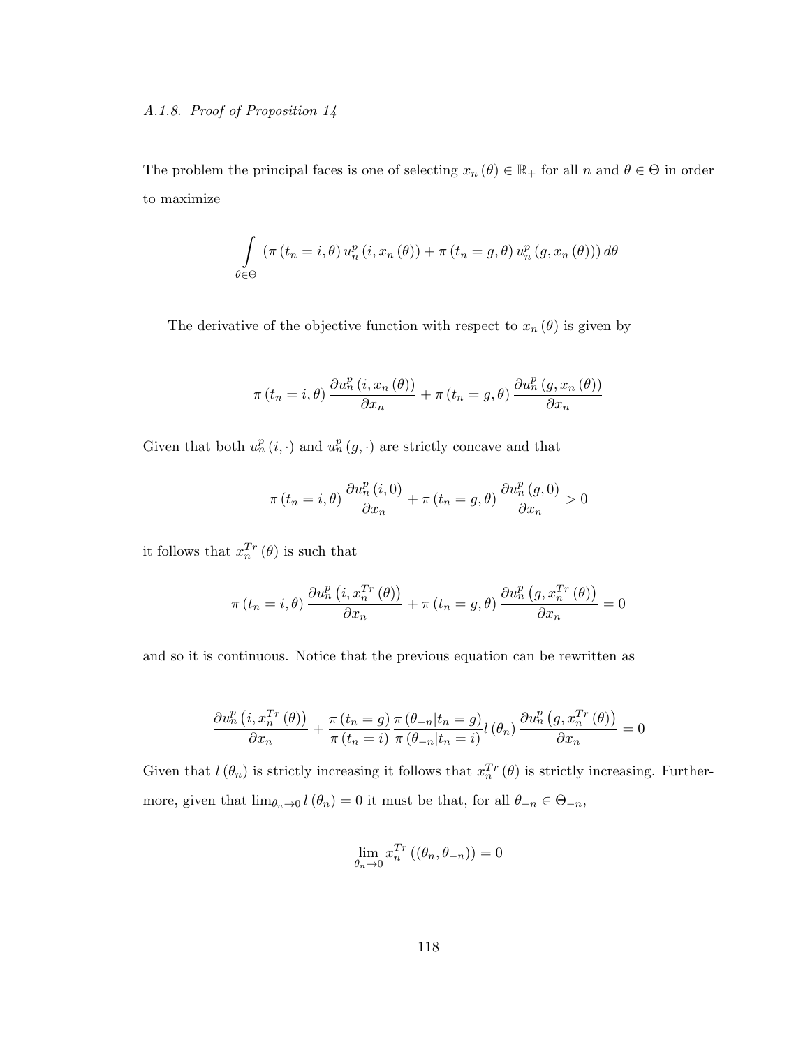*A.1.8. Proof of Proposition 14*

The problem the principal faces is one of selecting $x_n(\theta) \in \mathbb{R}_+$ for all $n$ and $\theta \in \Theta$ in order to maximize

$$\int_{\theta \in \Theta} \left( \pi(t_n = i, \theta) \, u_n^p(i, x_n(\theta)) + \pi(t_n = g, \theta) \, u_n^p(g, x_n(\theta)) \right) d\theta$$

The derivative of the objective function with respect to $x_n(\theta)$ is given by

$$\pi(t_n = i, \theta) \frac{\partial u_n^p(i, x_n(\theta))}{\partial x_n} + \pi(t_n = g, \theta) \frac{\partial u_n^p(g, x_n(\theta))}{\partial x_n}$$

Given that both $u_n^p(i, \cdot)$ and $u_n^p(g, \cdot)$ are strictly concave and that

$$\pi(t_n = i, \theta) \frac{\partial u_n^p(i, 0)}{\partial x_n} + \pi(t_n = g, \theta) \frac{\partial u_n^p(g, 0)}{\partial x_n} > 0$$

it follows that $x_n^{Tr}(\theta)$ is such that

$$\pi(t_n = i, \theta) \frac{\partial u_n^p\left(i, x_n^{Tr}(\theta)\right)}{\partial x_n} + \pi(t_n = g, \theta) \frac{\partial u_n^p\left(g, x_n^{Tr}(\theta)\right)}{\partial x_n} = 0$$

and so it is continuous. Notice that the previous equation can be rewritten as

$$\frac{\partial u_n^p\left(i, x_n^{Tr}(\theta)\right)}{\partial x_n} + \frac{\pi(t_n = g)}{\pi(t_n = i)} \frac{\pi(\theta_{-n} | t_n = g)}{\pi(\theta_{-n} | t_n = i)} l(\theta_n) \frac{\partial u_n^p\left(g, x_n^{Tr}(\theta)\right)}{\partial x_n} = 0$$

Given that $l(\theta_n)$ is strictly increasing it follows that $x_n^{Tr}(\theta)$ is strictly increasing. Furthermore, given that $\lim_{\theta_n \to 0} l(\theta_n) = 0$ it must be that, for all $\theta_{-n} \in \Theta_{-n}$,

$$\lim_{\theta_n \to 0} x_n^{Tr}((\theta_n, \theta_{-n})) = 0$$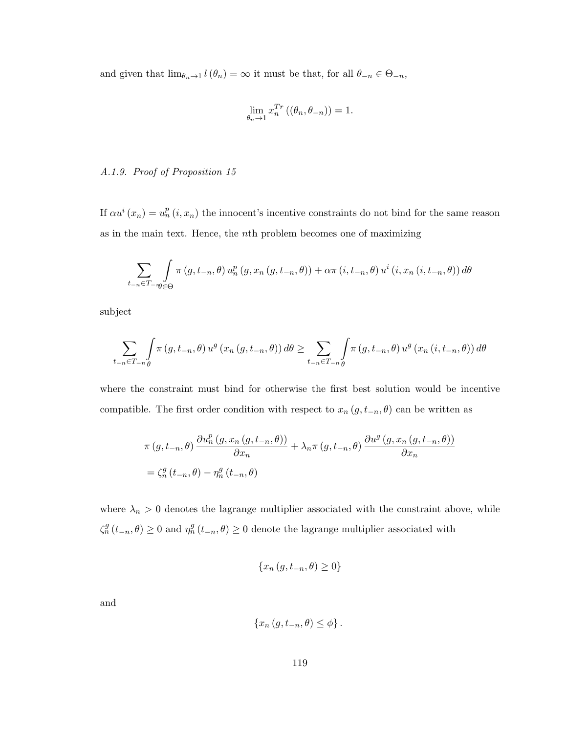and given that $\lim_{\theta_n \to 1} l(\theta_n) = \infty$ it must be that, for all $\theta_{-n} \in \Theta_{-n}$,

$$\lim_{\theta_n \to 1} x_n^{Tr}((\theta_n, \theta_{-n})) = 1.$$

*A.1.9. Proof of Proposition 15*

If $\alpha u^i(x_n) = u_n^p(i, x_n)$ the innocent's incentive constraints do not bind for the same reason as in the main text. Hence, the $n$th problem becomes one of maximizing

$$\sum_{t_{-n} \in T_{-n}} \int_{\theta \in \Theta} \pi(g, t_{-n}, \theta) \, u_n^p(g, x_n(g, t_{-n}, \theta)) + \alpha \pi(i, t_{-n}, \theta) \, u^i(i, x_n(i, t_{-n}, \theta)) \, d\theta$$

subject

$$\sum_{t_{-n} \in T_{-n}} \int_{\theta} \pi(g, t_{-n}, \theta) \, u^g(x_n(g, t_{-n}, \theta)) \, d\theta \geq \sum_{t_{-n} \in T_{-n}} \int_{\theta} \pi(g, t_{-n}, \theta) \, u^g(x_n(i, t_{-n}, \theta)) \, d\theta$$

where the constraint must bind for otherwise the first best solution would be incentive compatible. The first order condition with respect to $x_n(g, t_{-n}, \theta)$ can be written as

$$\begin{aligned}
&\pi(g, t_{-n}, \theta) \frac{\partial u_n^p(g, x_n(g, t_{-n}, \theta))}{\partial x_n} + \lambda_n \pi(g, t_{-n}, \theta) \frac{\partial u^g(x_n(g, t_{-n}, \theta))}{\partial x_n} \\
&= \zeta_n^g(t_{-n}, \theta) - \eta_n^g(t_{-n}, \theta)
\end{aligned}$$

where $\lambda_n > 0$ denotes the lagrange multiplier associated with the constraint above, while $\zeta_n^g(t_{-n}, \theta) \geq 0$ and $\eta_n^g(t_{-n}, \theta) \geq 0$ denote the lagrange multiplier associated with

$$\{x_n(g, t_{-n}, \theta) \geq 0\}$$

and

$$\{x_n(g, t_{-n}, \theta) \leq \phi\}.$$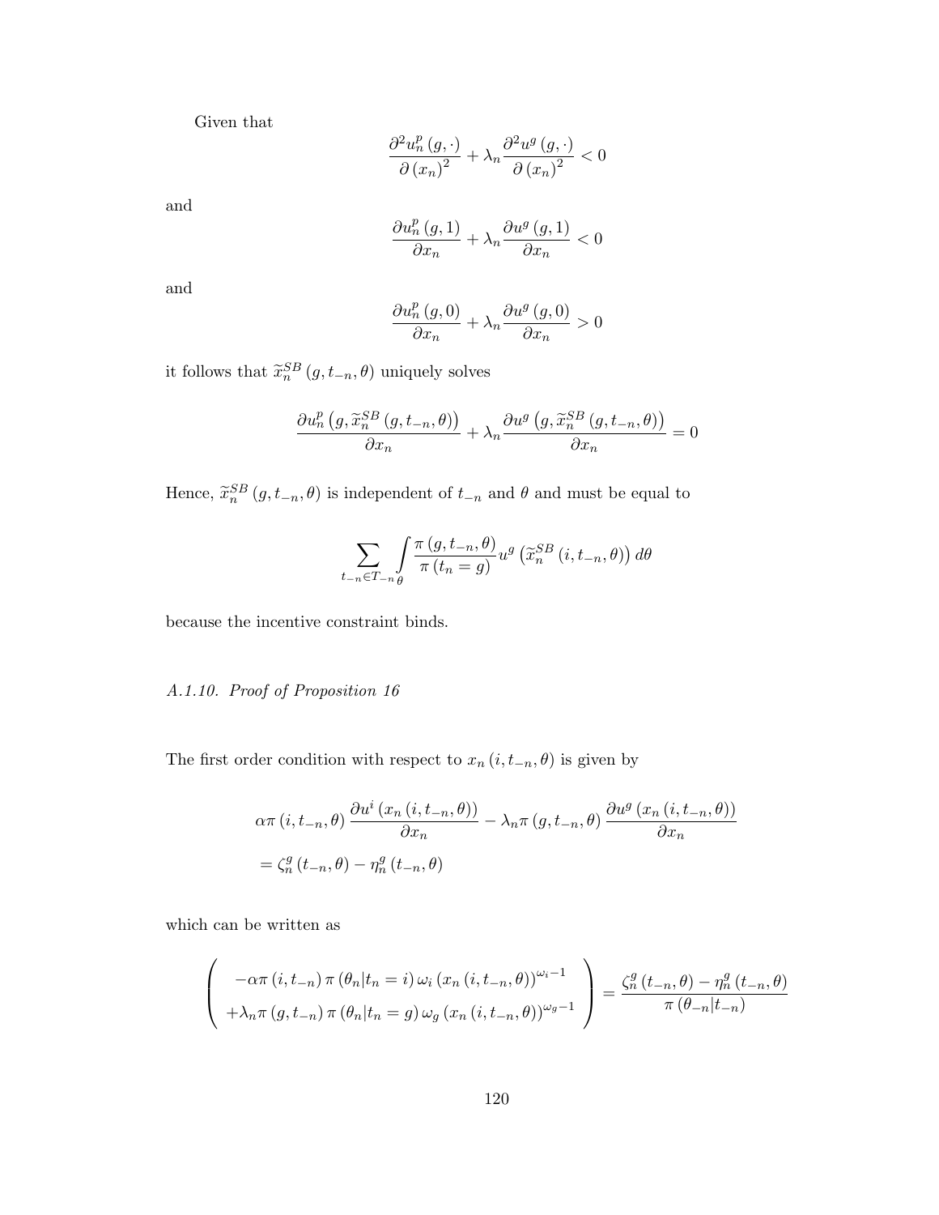Given that

$$\frac{\partial^2 u_n^p (g, \cdot)}{\partial (x_n)^2} + \lambda_n \frac{\partial^2 u^g (g, \cdot)}{\partial (x_n)^2} < 0$$

and

$$\frac{\partial u_n^p (g, 1)}{\partial x_n} + \lambda_n \frac{\partial u^g (g, 1)}{\partial x_n} < 0$$

and

$$\frac{\partial u_n^p (g, 0)}{\partial x_n} + \lambda_n \frac{\partial u^g (g, 0)}{\partial x_n} > 0$$

it follows that $\widetilde{x}_n^{SB} (g, t_{-n}, \theta)$ uniquely solves

$$\frac{\partial u_n^p \left(g, \widetilde{x}_n^{SB} (g, t_{-n}, \theta)\right)}{\partial x_n} + \lambda_n \frac{\partial u^g \left(g, \widetilde{x}_n^{SB} (g, t_{-n}, \theta)\right)}{\partial x_n} = 0$$

Hence, $\widetilde{x}_n^{SB} (g, t_{-n}, \theta)$ is independent of $t_{-n}$ and $\theta$ and must be equal to

$$\sum_{t_{-n} \in T_{-n}} \int_\theta \frac{\pi (g, t_{-n}, \theta)}{\pi (t_n = g)} u^g \left(\widetilde{x}_n^{SB} (i, t_{-n}, \theta)\right) d\theta$$

because the incentive constraint binds.

*A.1.10. Proof of Proposition 16*

The first order condition with respect to $x_n (i, t_{-n}, \theta)$ is given by

$$\begin{aligned}
&\alpha \pi (i, t_{-n}, \theta) \frac{\partial u^i (x_n (i, t_{-n}, \theta))}{\partial x_n} - \lambda_n \pi (g, t_{-n}, \theta) \frac{\partial u^g (x_n (i, t_{-n}, \theta))}{\partial x_n} \\
&= \zeta_n^g (t_{-n}, \theta) - \eta_n^g (t_{-n}, \theta)
\end{aligned}$$

which can be written as

$$\left( \begin{array}{c} -\alpha \pi (i, t_{-n}) \pi (\theta_n | t_n = i) \omega_i (x_n (i, t_{-n}, \theta))^{\omega_i - 1} \\ +\lambda_n \pi (g, t_{-n}) \pi (\theta_n | t_n = g) \omega_g (x_n (i, t_{-n}, \theta))^{\omega_g - 1} \end{array} \right) = \frac{\zeta_n^g (t_{-n}, \theta) - \eta_n^g (t_{-n}, \theta)}{\pi (\theta_{-n} | t_{-n})}$$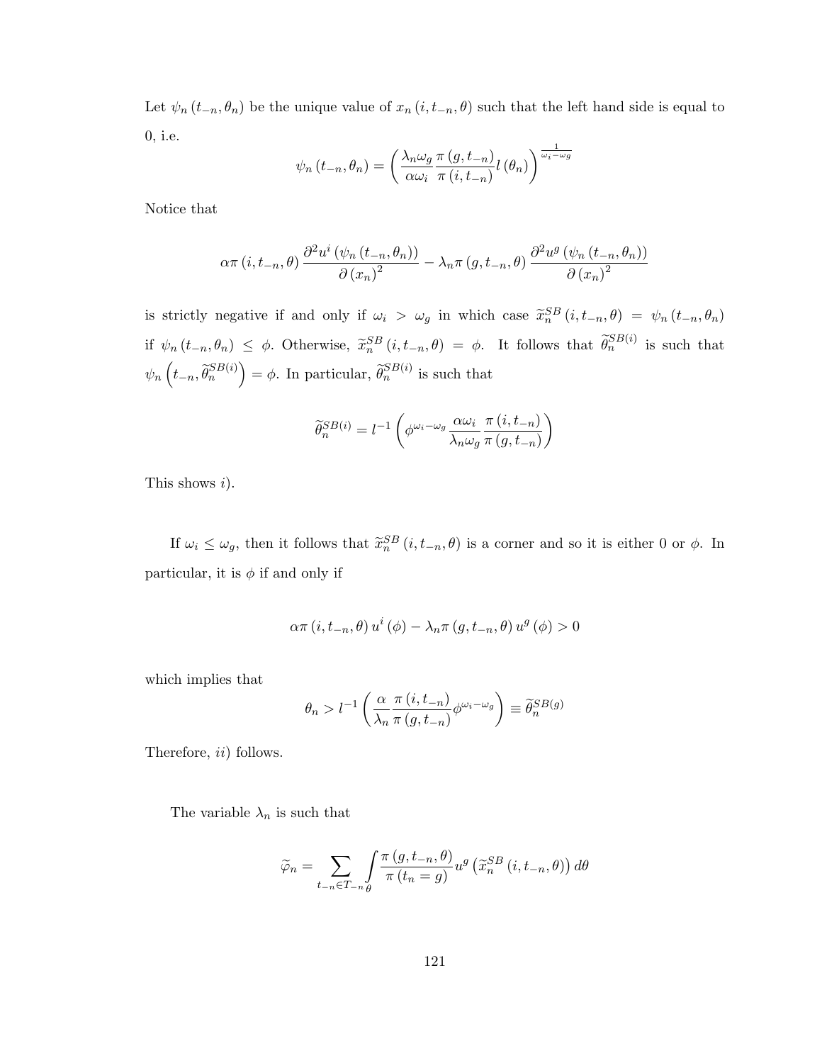Let $\psi_n(t_{-n}, \theta_n)$ be the unique value of $x_n(i, t_{-n}, \theta)$ such that the left hand side is equal to 0, i.e.

$$\psi_n(t_{-n}, \theta_n) = \left( \frac{\lambda_n \omega_g}{\alpha \omega_i} \frac{\pi(g, t_{-n})}{\pi(i, t_{-n})} l(\theta_n) \right)^{\frac{1}{\omega_i - \omega_g}}$$

Notice that

$$\alpha \pi(i, t_{-n}, \theta) \frac{\partial^2 u^i(\psi_n(t_{-n}, \theta_n))}{\partial (x_n)^2} - \lambda_n \pi(g, t_{-n}, \theta) \frac{\partial^2 u^g(\psi_n(t_{-n}, \theta_n))}{\partial (x_n)^2}$$

is strictly negative if and only if $\omega_i > \omega_g$ in which case $\widetilde{x}_n^{SB}(i, t_{-n}, \theta) = \psi_n(t_{-n}, \theta_n)$ if $\psi_n(t_{-n}, \theta_n) \leq \phi$. Otherwise, $\widetilde{x}_n^{SB}(i, t_{-n}, \theta) = \phi$. It follows that $\widetilde{\theta}_n^{SB(i)}$ is such that $\psi_n\left(t_{-n}, \widetilde{\theta}_n^{SB(i)}\right) = \phi$. In particular, $\widetilde{\theta}_n^{SB(i)}$ is such that

$$\widetilde{\theta}_n^{SB(i)} = l^{-1}\left( \phi^{\omega_i - \omega_g} \frac{\alpha \omega_i}{\lambda_n \omega_g} \frac{\pi(i, t_{-n})}{\pi(g, t_{-n})} \right)$$

This shows *i*).

If $\omega_i \leq \omega_g$, then it follows that $\widetilde{x}_n^{SB}(i, t_{-n}, \theta)$ is a corner and so it is either 0 or $\phi$. In particular, it is $\phi$ if and only if

$$\alpha \pi(i, t_{-n}, \theta) u^i(\phi) - \lambda_n \pi(g, t_{-n}, \theta) u^g(\phi) > 0$$

which implies that

$$\theta_n > l^{-1}\left( \frac{\alpha}{\lambda_n} \frac{\pi(i, t_{-n})}{\pi(g, t_{-n})} \phi^{\omega_i - \omega_g} \right) \equiv \widetilde{\theta}_n^{SB(g)}$$

Therefore, *ii*) follows.

The variable $\lambda_n$ is such that

$$\widetilde{\varphi}_n = \sum_{t_{-n} \in T_{-n}} \int_{\theta} \frac{\pi(g, t_{-n}, \theta)}{\pi(t_n = g)} u^g\left(\widetilde{x}_n^{SB}(i, t_{-n}, \theta)\right) d\theta$$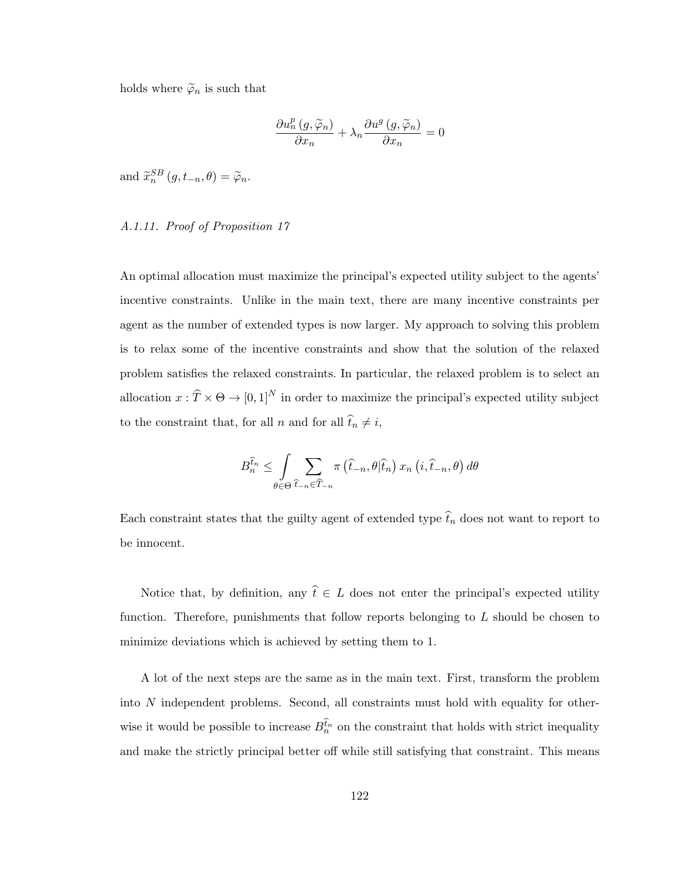holds where $\widetilde{\varphi}_n$ is such that

$$\frac{\partial u_n^p(g, \widetilde{\varphi}_n)}{\partial x_n} + \lambda_n \frac{\partial u^g(g, \widetilde{\varphi}_n)}{\partial x_n} = 0$$

and $\widetilde{x}_n^{SB}(g, t_{-n}, \theta) = \widetilde{\varphi}_n$.

*A.1.11. Proof of Proposition 17*

An optimal allocation must maximize the principal's expected utility subject to the agents' incentive constraints. Unlike in the main text, there are many incentive constraints per agent as the number of extended types is now larger. My approach to solving this problem is to relax some of the incentive constraints and show that the solution of the relaxed problem satisfies the relaxed constraints. In particular, the relaxed problem is to select an allocation $x : \widehat{T} \times \Theta \to [0,1]^N$ in order to maximize the principal's expected utility subject to the constraint that, for all $n$ and for all $\widehat{t}_n \neq i$,

$$B_n^{\widehat{t}_n} \leq \int_{\theta \in \Theta} \sum_{\widehat{t}_{-n} \in \widehat{T}_{-n}} \pi\left(\widehat{t}_{-n}, \theta | \widehat{t}_n\right) x_n\left(i, \widehat{t}_{-n}, \theta\right) d\theta$$

Each constraint states that the guilty agent of extended type $\widehat{t}_n$ does not want to report to be innocent.

Notice that, by definition, any $\widehat{t} \in L$ does not enter the principal's expected utility function. Therefore, punishments that follow reports belonging to $L$ should be chosen to minimize deviations which is achieved by setting them to 1.

A lot of the next steps are the same as in the main text. First, transform the problem into $N$ independent problems. Second, all constraints must hold with equality for otherwise it would be possible to increase $B_n^{\widehat{t}_n}$ on the constraint that holds with strict inequality and make the strictly principal better off while still satisfying that constraint. This means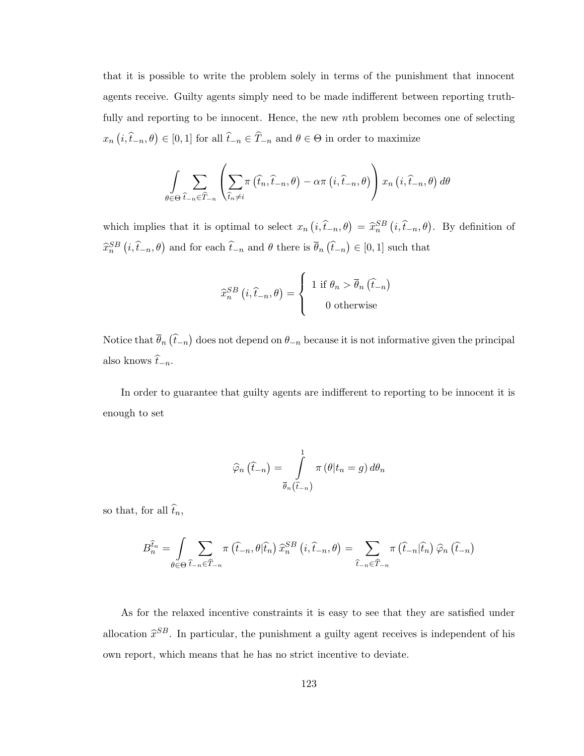that it is possible to write the problem solely in terms of the punishment that innocent agents receive. Guilty agents simply need to be made indifferent between reporting truthfully and reporting to be innocent. Hence, the new $n$th problem becomes one of selecting $x_n\left(i, \widehat{t}_{-n}, \theta\right) \in [0,1]$ for all $\widehat{t}_{-n} \in \widehat{T}_{-n}$ and $\theta \in \Theta$ in order to maximize

$$\int\limits_{\theta \in \Theta} \sum_{\widehat{t}_{-n} \in \widehat{T}_{-n}} \left( \sum_{\widehat{t}_n \neq i} \pi\left(\widehat{t}_n, \widehat{t}_{-n}, \theta\right) - \alpha \pi\left(i, \widehat{t}_{-n}, \theta\right) \right) x_n\left(i, \widehat{t}_{-n}, \theta\right) d\theta$$

which implies that it is optimal to select $x_n\left(i, \widehat{t}_{-n}, \theta\right) = \widehat{x}_n^{SB}\left(i, \widehat{t}_{-n}, \theta\right)$. By definition of $\widehat{x}_n^{SB}\left(i, \widehat{t}_{-n}, \theta\right)$ and for each $\widehat{t}_{-n}$ and $\theta$ there is $\overline{\theta}_n\left(\widehat{t}_{-n}\right) \in [0,1]$ such that

$$\widehat{x}_n^{SB}\left(i, \widehat{t}_{-n}, \theta\right) = \begin{cases} 1 \text{ if } \theta_n > \overline{\theta}_n\left(\widehat{t}_{-n}\right) \\ 0 \text{ otherwise} \end{cases}$$

Notice that $\overline{\theta}_n\left(\widehat{t}_{-n}\right)$ does not depend on $\theta_{-n}$ because it is not informative given the principal also knows $\widehat{t}_{-n}$.

In order to guarantee that guilty agents are indifferent to reporting to be innocent it is enough to set

$$\widehat{\varphi}_n\left(\widehat{t}_{-n}\right) = \int\limits_{\overline{\theta}_n\left(\widehat{t}_{-n}\right)}^{1} \pi\left(\theta | t_n = g\right) d\theta_n$$

so that, for all $\widehat{t}_n$,

$$B_n^{\widehat{t}_n} = \int\limits_{\theta \in \Theta} \sum_{\widehat{t}_{-n} \in \widehat{T}_{-n}} \pi\left(\widehat{t}_{-n}, \theta | \widehat{t}_n\right) \widehat{x}_n^{SB}\left(i, \widehat{t}_{-n}, \theta\right) = \sum_{\widehat{t}_{-n} \in \widehat{T}_{-n}} \pi\left(\widehat{t}_{-n} | \widehat{t}_n\right) \widehat{\varphi}_n\left(\widehat{t}_{-n}\right)$$

As for the relaxed incentive constraints it is easy to see that they are satisfied under allocation $\widehat{x}^{SB}$. In particular, the punishment a guilty agent receives is independent of his own report, which means that he has no strict incentive to deviate.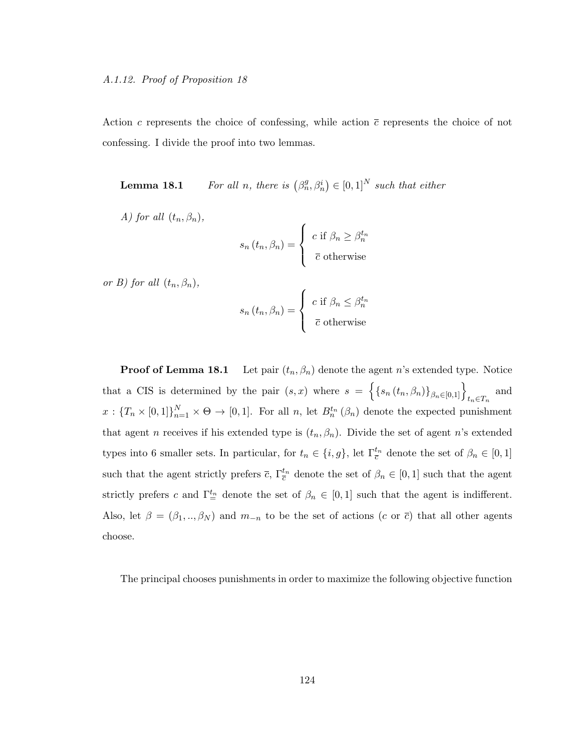*A.1.12. Proof of Proposition 18*

Action $c$ represents the choice of confessing, while action $\overline{c}$ represents the choice of not confessing. I divide the proof into two lemmas.

**Lemma 18.1** *For all $n$, there is $\left(\beta_n^g, \beta_n^i\right) \in [0,1]^N$ such that either*

*A) for all $(t_n, \beta_n)$,*

$$s_n\left(t_n, \beta_n\right) = \begin{cases} c \text{ if } \beta_n \geq \beta_n^{t_n} \\ \overline{c} \text{ otherwise} \end{cases}$$

*or B) for all $(t_n, \beta_n)$,*

$$s_n\left(t_n, \beta_n\right) = \begin{cases} c \text{ if } \beta_n \leq \beta_n^{t_n} \\ \overline{c} \text{ otherwise} \end{cases}$$

**Proof of Lemma 18.1** Let pair $(t_n, \beta_n)$ denote the agent $n$'s extended type. Notice that a CIS is determined by the pair $(s, x)$ where $s = \left\{\left\{s_n\left(t_n, \beta_n\right)\right\}_{\beta_n \in [0,1]}\right\}_{t_n \in T_n}$ and $x : \left\{T_n \times [0,1]\right\}_{n=1}^N \times \Theta \to [0,1]$. For all $n$, let $B_n^{t_n}\left(\beta_n\right)$ denote the expected punishment that agent $n$ receives if his extended type is $(t_n, \beta_n)$. Divide the set of agent $n$'s extended types into 6 smaller sets. In particular, for $t_n \in \{i, g\}$, let $\Gamma_{\overline{c}}^{t_n}$ denote the set of $\beta_n \in [0,1]$ such that the agent strictly prefers $\overline{c}$, $\Gamma_{\overline{c}}^{t_n}$ denote the set of $\beta_n \in [0,1]$ such that the agent strictly prefers $c$ and $\Gamma_{=}^{t_n}$ denote the set of $\beta_n \in [0,1]$ such that the agent is indifferent. Also, let $\beta = (\beta_1, .., \beta_N)$ and $m_{-n}$ to be the set of actions ($c$ or $\overline{c}$) that all other agents choose.

The principal chooses punishments in order to maximize the following objective function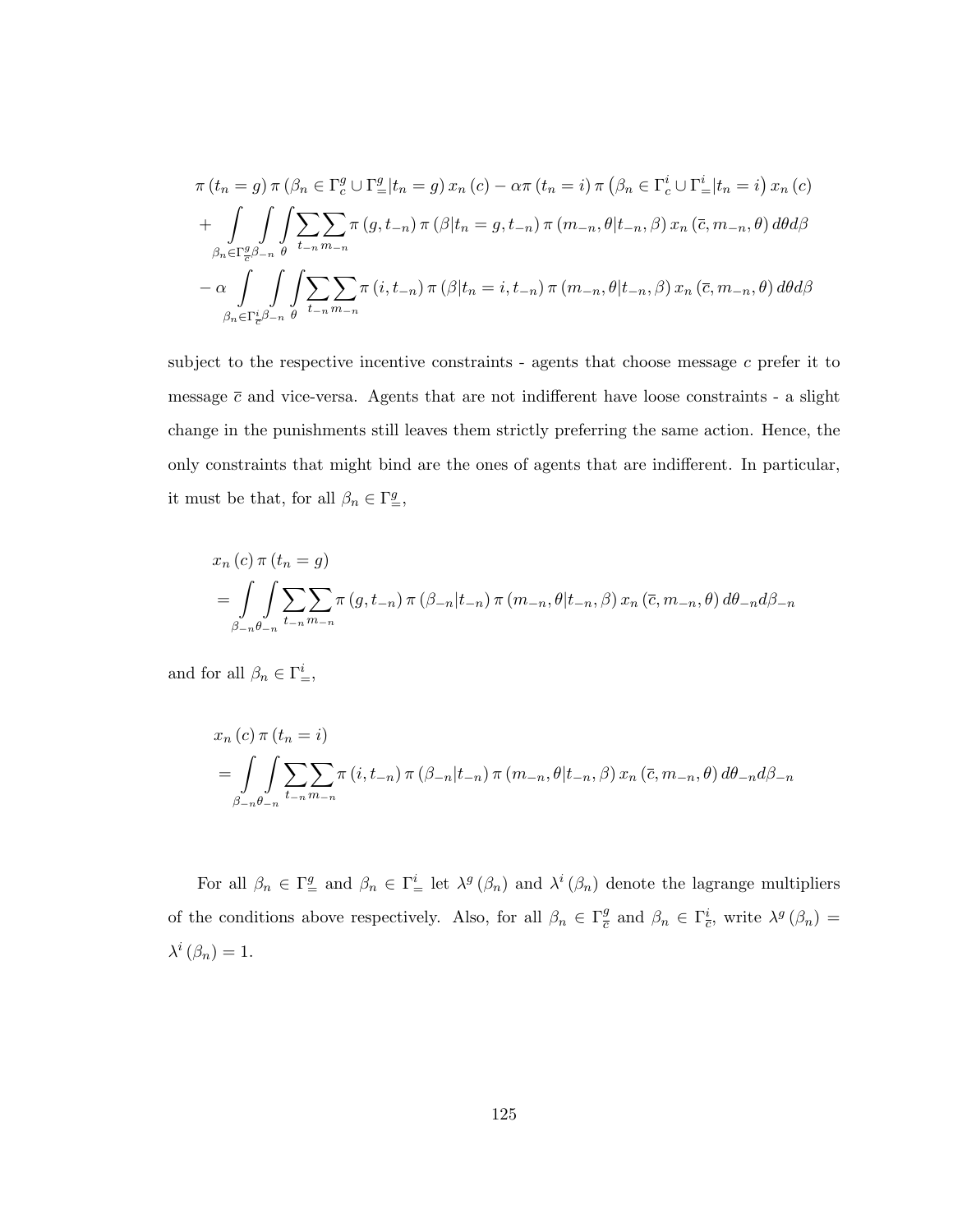$$
\begin{aligned}
&\pi\left(t_n = g\right)\pi\left(\beta_n \in \Gamma_c^g \cup \Gamma_=^g | t_n = g\right) x_n\left(c\right) - \alpha\pi\left(t_n = i\right)\pi\left(\beta_n \in \Gamma_c^i \cup \Gamma_=^i | t_n = i\right) x_n\left(c\right) \\
&+ \int\limits_{\beta_n \in \Gamma_{\bar{c}}^g} \int\limits_{\beta_{-n}} \int\limits_{\theta} \sum_{t_{-n}} \sum_{m_{-n}} \pi\left(g, t_{-n}\right)\pi\left(\beta | t_n = g, t_{-n}\right)\pi\left(m_{-n}, \theta | t_{-n}, \beta\right) x_n\left(\bar{c}, m_{-n}, \theta\right) d\theta d\beta \\
&- \alpha \int\limits_{\beta_n \in \Gamma_{\bar{c}}^i} \int\limits_{\beta_{-n}} \int\limits_{\theta} \sum_{t_{-n}} \sum_{m_{-n}} \pi\left(i, t_{-n}\right)\pi\left(\beta | t_n = i, t_{-n}\right)\pi\left(m_{-n}, \theta | t_{-n}, \beta\right) x_n\left(\bar{c}, m_{-n}, \theta\right) d\theta d\beta
\end{aligned}
$$

subject to the respective incentive constraints - agents that choose message $c$ prefer it to message $\bar{c}$ and vice-versa. Agents that are not indifferent have loose constraints - a slight change in the punishments still leaves them strictly preferring the same action. Hence, the only constraints that might bind are the ones of agents that are indifferent. In particular, it must be that, for all $\beta_n \in \Gamma_=^g$,

$$
\begin{aligned}
&x_n\left(c\right)\pi\left(t_n = g\right) \\
&= \int\limits_{\beta_{-n}} \int\limits_{\theta_{-n}} \sum_{t_{-n}} \sum_{m_{-n}} \pi\left(g, t_{-n}\right)\pi\left(\beta_{-n} | t_{-n}\right)\pi\left(m_{-n}, \theta | t_{-n}, \beta\right) x_n\left(\bar{c}, m_{-n}, \theta\right) d\theta_{-n} d\beta_{-n}
\end{aligned}
$$

and for all $\beta_n \in \Gamma_=^i$,

$$
\begin{aligned}
&x_n\left(c\right)\pi\left(t_n = i\right) \\
&= \int\limits_{\beta_{-n}} \int\limits_{\theta_{-n}} \sum_{t_{-n}} \sum_{m_{-n}} \pi\left(i, t_{-n}\right)\pi\left(\beta_{-n} | t_{-n}\right)\pi\left(m_{-n}, \theta | t_{-n}, \beta\right) x_n\left(\bar{c}, m_{-n}, \theta\right) d\theta_{-n} d\beta_{-n}
\end{aligned}
$$

For all $\beta_n \in \Gamma_=^g$ and $\beta_n \in \Gamma_=^i$ let $\lambda^g\left(\beta_n\right)$ and $\lambda^i\left(\beta_n\right)$ denote the lagrange multipliers of the conditions above respectively. Also, for all $\beta_n \in \Gamma_{\bar{c}}^g$ and $\beta_n \in \Gamma_{\bar{c}}^i$, write $\lambda^g\left(\beta_n\right) = \lambda^i\left(\beta_n\right) = 1$.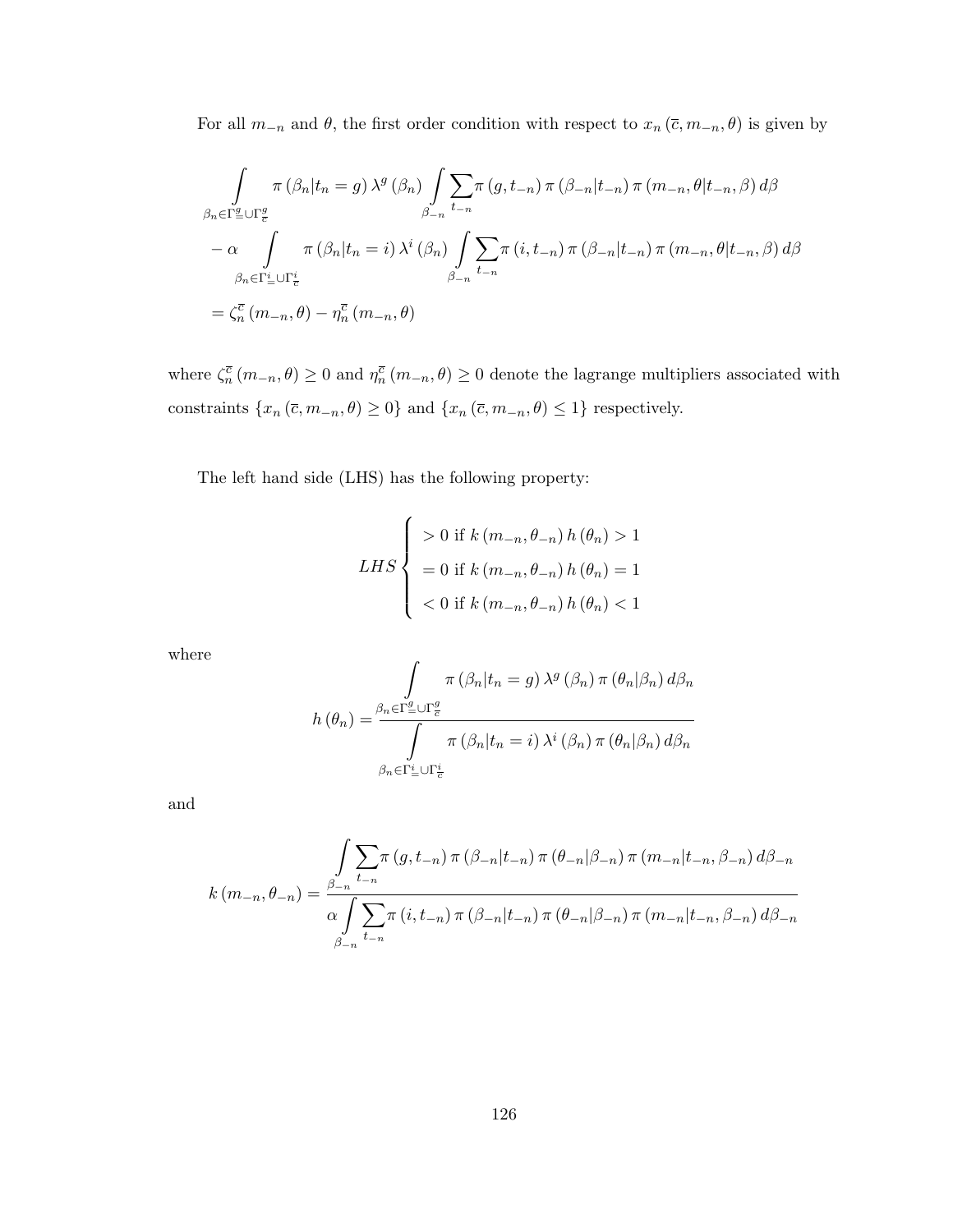For all $m_{-n}$ and $\theta$, the first order condition with respect to $x_n(\overline{c}, m_{-n}, \theta)$ is given by

$$
\begin{aligned}
&\int\limits_{\beta_n \in \Gamma_{=}^{g} \cup \Gamma_{\overline{c}}^{g}} \pi(\beta_n | t_n = g) \lambda^g(\beta_n) \int\limits_{\beta_{-n}} \sum_{t_{-n}} \pi(g, t_{-n}) \pi(\beta_{-n} | t_{-n}) \pi(m_{-n}, \theta | t_{-n}, \beta) \, d\beta \\
&- \alpha \int\limits_{\beta_n \in \Gamma_{=}^{i} \cup \Gamma_{\overline{c}}^{i}} \pi(\beta_n | t_n = i) \lambda^i(\beta_n) \int\limits_{\beta_{-n}} \sum_{t_{-n}} \pi(i, t_{-n}) \pi(\beta_{-n} | t_{-n}) \pi(m_{-n}, \theta | t_{-n}, \beta) \, d\beta \\
&= \zeta_n^{\overline{c}}(m_{-n}, \theta) - \eta_n^{\overline{c}}(m_{-n}, \theta)
\end{aligned}
$$

where $\zeta_n^{\overline{c}}(m_{-n}, \theta) \geq 0$ and $\eta_n^{\overline{c}}(m_{-n}, \theta) \geq 0$ denote the lagrange multipliers associated with constraints $\{x_n(\overline{c}, m_{-n}, \theta) \geq 0\}$ and $\{x_n(\overline{c}, m_{-n}, \theta) \leq 1\}$ respectively.

The left hand side (LHS) has the following property:

$$
LHS \begin{cases} > 0 \text{ if } k(m_{-n}, \theta_{-n}) h(\theta_n) > 1 \\ = 0 \text{ if } k(m_{-n}, \theta_{-n}) h(\theta_n) = 1 \\ < 0 \text{ if } k(m_{-n}, \theta_{-n}) h(\theta_n) < 1 \end{cases}
$$

where

$$
h(\theta_n) = \frac{\int\limits_{\beta_n \in \Gamma_{=}^{g} \cup \Gamma_{\overline{c}}^{g}} \pi(\beta_n | t_n = g) \lambda^g(\beta_n) \pi(\theta_n | \beta_n) \, d\beta_n}{\int\limits_{\beta_n \in \Gamma_{=}^{i} \cup \Gamma_{\overline{c}}^{i}} \pi(\beta_n | t_n = i) \lambda^i(\beta_n) \pi(\theta_n | \beta_n) \, d\beta_n}
$$

and

$$
k(m_{-n}, \theta_{-n}) = \frac{\int\limits_{\beta_{-n}} \sum_{t_{-n}} \pi(g, t_{-n}) \pi(\beta_{-n} | t_{-n}) \pi(\theta_{-n} | \beta_{-n}) \pi(m_{-n} | t_{-n}, \beta_{-n}) \, d\beta_{-n}}{\alpha \int\limits_{\beta_{-n}} \sum_{t_{-n}} \pi(i, t_{-n}) \pi(\beta_{-n} | t_{-n}) \pi(\theta_{-n} | \beta_{-n}) \pi(m_{-n} | t_{-n}, \beta_{-n}) \, d\beta_{-n}}
$$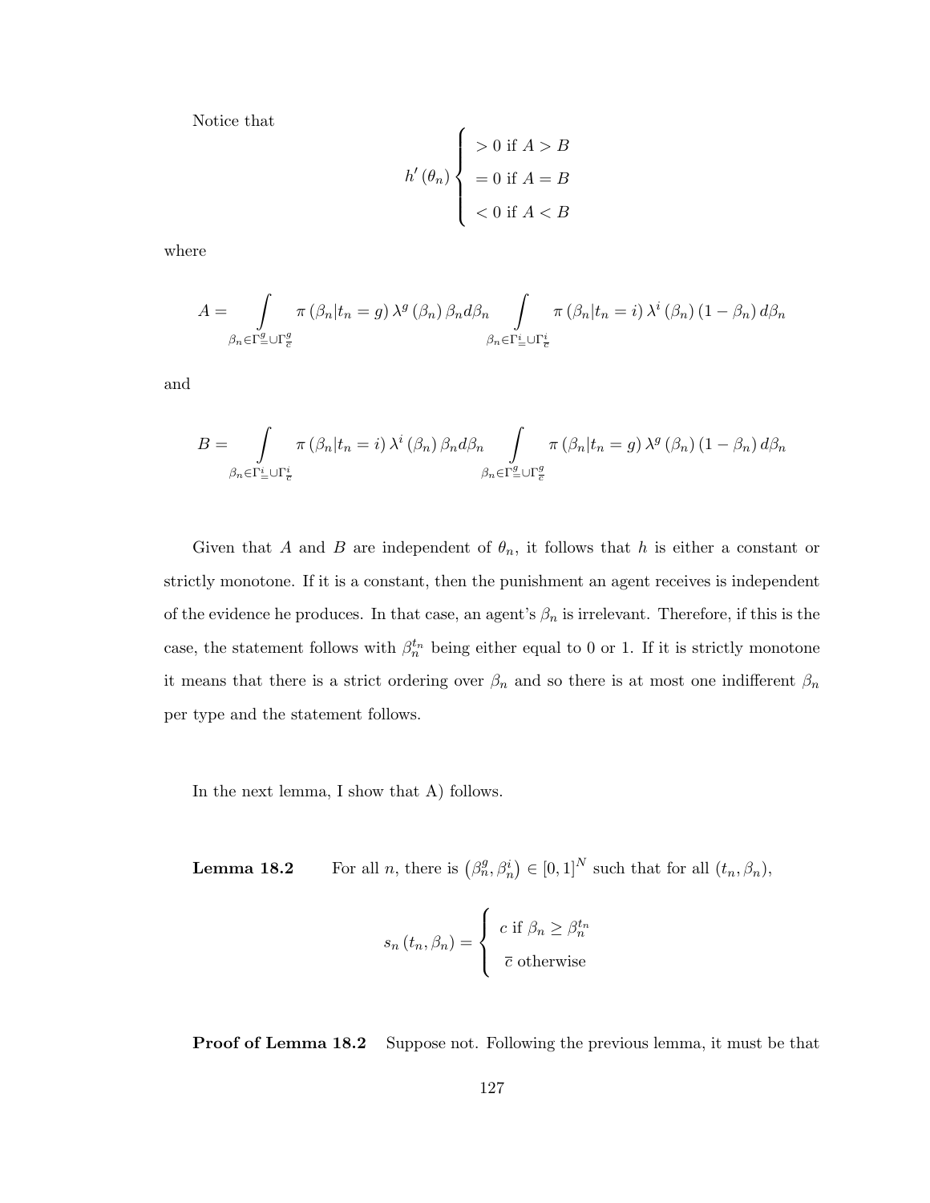Notice that

$$h'(\theta_n) \begin{cases} > 0 \text{ if } A > B \\ = 0 \text{ if } A = B \\ < 0 \text{ if } A < B \end{cases}$$

where

$$A = \int_{\beta_n \in \Gamma^g_= \cup \Gamma^g_{\overline{c}}} \pi(\beta_n | t_n = g) \lambda^g(\beta_n) \beta_n d\beta_n \int_{\beta_n \in \Gamma^i_= \cup \Gamma^i_{\overline{c}}} \pi(\beta_n | t_n = i) \lambda^i(\beta_n)(1 - \beta_n) d\beta_n$$

and

$$B = \int_{\beta_n \in \Gamma^i_= \cup \Gamma^i_{\overline{c}}} \pi(\beta_n | t_n = i) \lambda^i(\beta_n) \beta_n d\beta_n \int_{\beta_n \in \Gamma^g_= \cup \Gamma^g_{\overline{c}}} \pi(\beta_n | t_n = g) \lambda^g(\beta_n)(1 - \beta_n) d\beta_n$$

Given that $A$ and $B$ are independent of $\theta_n$, it follows that $h$ is either a constant or strictly monotone. If it is a constant, then the punishment an agent receives is independent of the evidence he produces. In that case, an agent's $\beta_n$ is irrelevant. Therefore, if this is the case, the statement follows with $\beta_n^{t_n}$ being either equal to 0 or 1. If it is strictly monotone it means that there is a strict ordering over $\beta_n$ and so there is at most one indifferent $\beta_n$ per type and the statement follows.

In the next lemma, I show that A) follows.

**Lemma 18.2** For all $n$, there is $(\beta_n^g, \beta_n^i) \in [0,1]^N$ such that for all $(t_n, \beta_n)$,

$$s_n(t_n, \beta_n) = \begin{cases} c \text{ if } \beta_n \geq \beta_n^{t_n} \\ \overline{c} \text{ otherwise} \end{cases}$$

**Proof of Lemma 18.2** Suppose not. Following the previous lemma, it must be that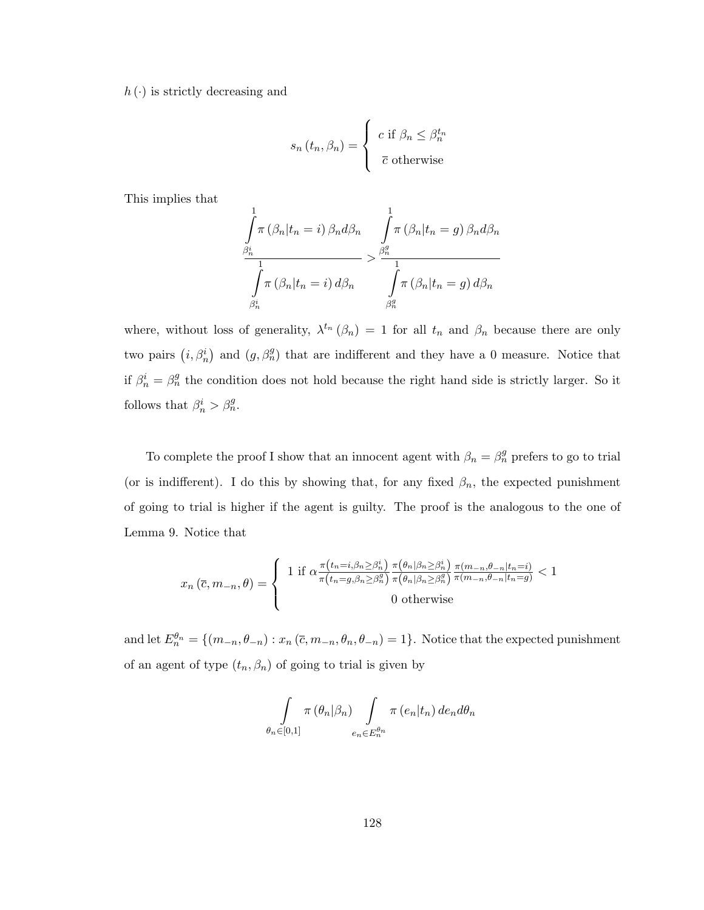$h(\cdot)$ is strictly decreasing and

$$s_n(t_n, \beta_n) = \begin{cases} c \text{ if } \beta_n \leq \beta_n^{t_n} \\ \overline{c} \text{ otherwise} \end{cases}$$

This implies that

$$\frac{\int_{\beta_n^i}^{1} \pi(\beta_n | t_n = i)\, \beta_n d\beta_n}{\int_{\beta_n^i}^{1} \pi(\beta_n | t_n = i)\, d\beta_n} > \frac{\int_{\beta_n^g}^{1} \pi(\beta_n | t_n = g)\, \beta_n d\beta_n}{\int_{\beta_n^g}^{1} \pi(\beta_n | t_n = g)\, d\beta_n}$$

where, without loss of generality, $\lambda^{t_n}(\beta_n) = 1$ for all $t_n$ and $\beta_n$ because there are only two pairs $(i, \beta_n^i)$ and $(g, \beta_n^g)$ that are indifferent and they have a 0 measure. Notice that if $\beta_n^i = \beta_n^g$ the condition does not hold because the right hand side is strictly larger. So it follows that $\beta_n^i > \beta_n^g$.

To complete the proof I show that an innocent agent with $\beta_n = \beta_n^g$ prefers to go to trial (or is indifferent). I do this by showing that, for any fixed $\beta_n$, the expected punishment of going to trial is higher if the agent is guilty. The proof is the analogous to the one of Lemma 9. Notice that

$$x_n(\overline{c}, m_{-n}, \theta) = \begin{cases} 1 \text{ if } \alpha \frac{\pi\left(t_n = i, \beta_n \geq \beta_n^i\right)}{\pi\left(t_n = g, \beta_n \geq \beta_n^g\right)} \frac{\pi\left(\theta_n | \beta_n \geq \beta_n^i\right)}{\pi\left(\theta_n | \beta_n \geq \beta_n^g\right)} \frac{\pi(m_{-n}, \theta_{-n} | t_n = i)}{\pi(m_{-n}, \theta_{-n} | t_n = g)} < 1 \\ 0 \text{ otherwise} \end{cases}$$

and let $E_n^{\theta_n} = \{(m_{-n}, \theta_{-n}) : x_n(\overline{c}, m_{-n}, \theta_n, \theta_{-n}) = 1\}$. Notice that the expected punishment of an agent of type $(t_n, \beta_n)$ of going to trial is given by

$$\int_{\theta_n \in [0,1]} \pi(\theta_n | \beta_n) \int_{e_n \in E_n^{\theta_n}} \pi(e_n | t_n)\, de_n d\theta_n$$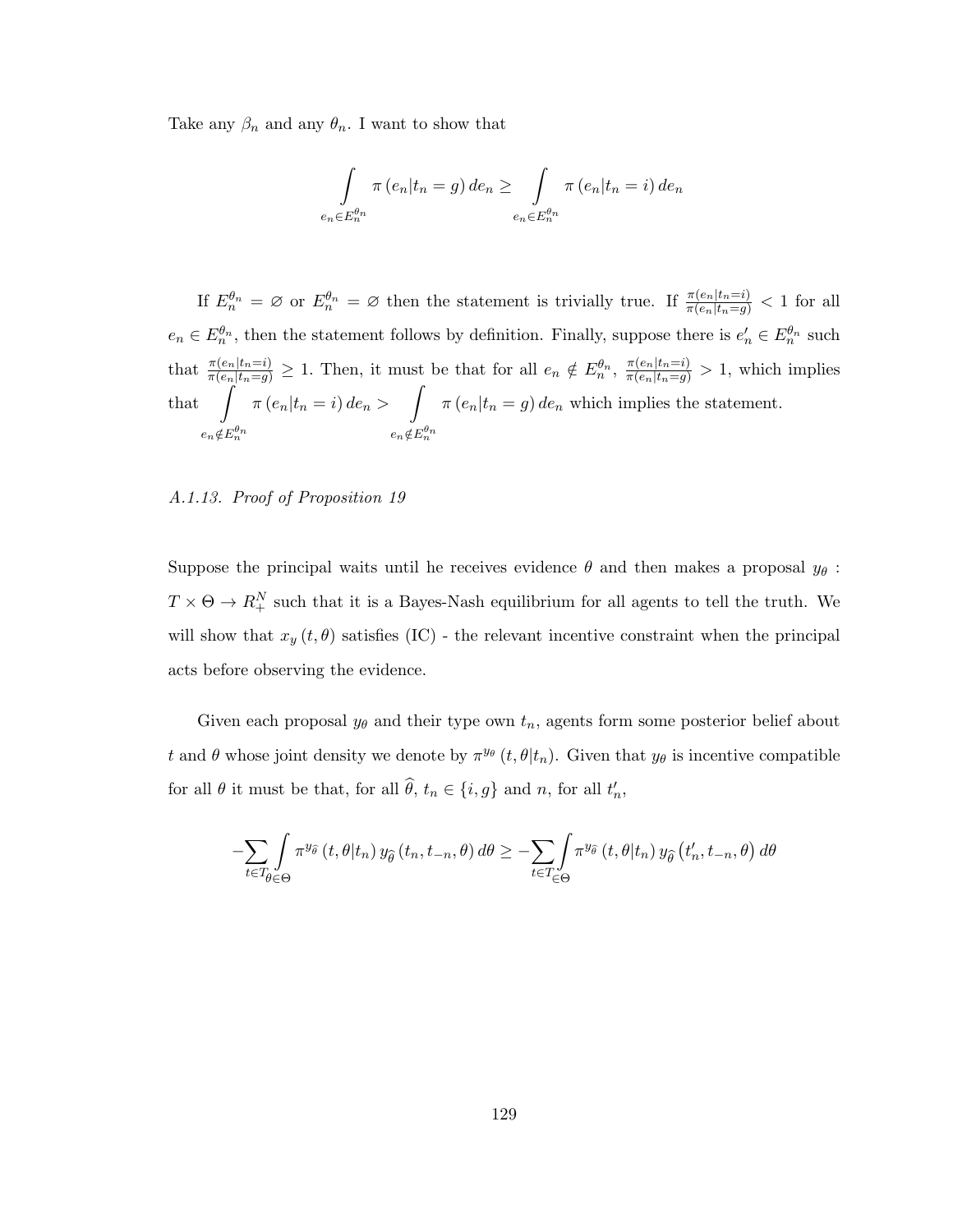Take any $\beta_n$ and any $\theta_n$. I want to show that

$$\int\limits_{e_n \in E_n^{\theta_n}} \pi\left(e_n | t_n = g\right) de_n \geq \int\limits_{e_n \in E_n^{\theta_n}} \pi\left(e_n | t_n = i\right) de_n$$

If $E_n^{\theta_n} = \varnothing$ or $E_n^{\theta_n} = \varnothing$ then the statement is trivially true. If $\frac{\pi(e_n|t_n=i)}{\pi(e_n|t_n=g)} < 1$ for all $e_n \in E_n^{\theta_n}$, then the statement follows by definition. Finally, suppose there is $e_n' \in E_n^{\theta_n}$ such that $\frac{\pi(e_n|t_n=i)}{\pi(e_n|t_n=g)} \geq 1$. Then, it must be that for all $e_n \notin E_n^{\theta_n}$, $\frac{\pi(e_n|t_n=i)}{\pi(e_n|t_n=g)} > 1$, which implies that $\int\limits_{e_n \notin E_n^{\theta_n}} \pi\left(e_n | t_n = i\right) de_n > \int\limits_{e_n \notin E_n^{\theta_n}} \pi\left(e_n | t_n = g\right) de_n$ which implies the statement.

*A.1.13. Proof of Proposition 19*

Suppose the principal waits until he receives evidence $\theta$ and then makes a proposal $y_\theta : T \times \Theta \to R_+^N$ such that it is a Bayes-Nash equilibrium for all agents to tell the truth. We will show that $x_y(t, \theta)$ satisfies (IC) - the relevant incentive constraint when the principal acts before observing the evidence.

Given each proposal $y_\theta$ and their type own $t_n$, agents form some posterior belief about $t$ and $\theta$ whose joint density we denote by $\pi^{y_\theta}(t, \theta | t_n)$. Given that $y_\theta$ is incentive compatible for all $\theta$ it must be that, for all $\widehat{\theta}$, $t_n \in \{i, g\}$ and $n$, for all $t_n'$,

$$-\sum_{t \in T} \int\limits_{\theta \in \Theta} \pi^{y_{\widehat{\theta}}}\left(t, \theta | t_n\right) y_{\widehat{\theta}}\left(t_n, t_{-n}, \theta\right) d\theta \geq -\sum_{t \in T} \int\limits_{\in \Theta} \pi^{y_{\widehat{\theta}}}\left(t, \theta | t_n\right) y_{\widehat{\theta}}\left(t_n', t_{-n}, \theta\right) d\theta$$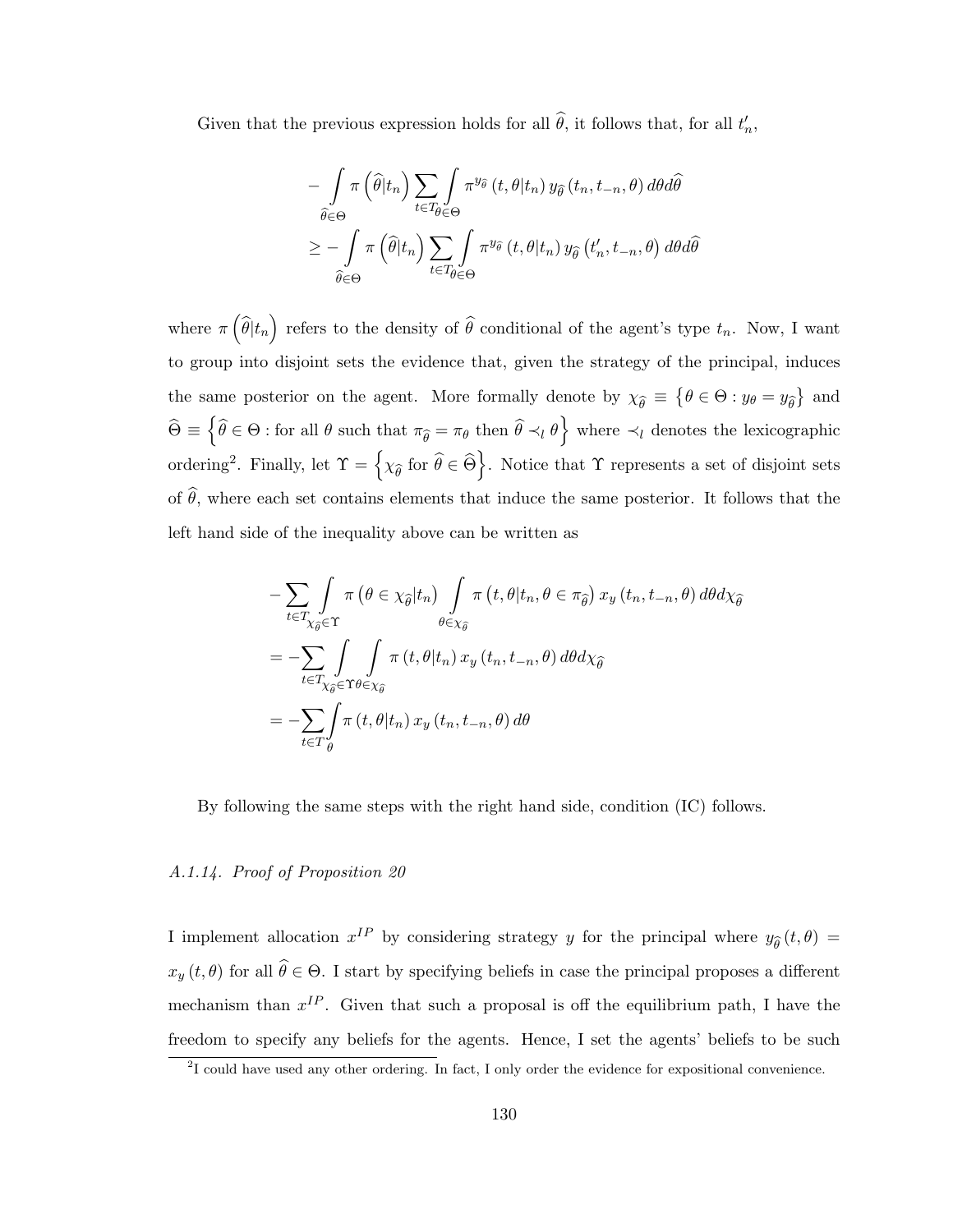Given that the previous expression holds for all $\widehat{\theta}$, it follows that, for all $t_n'$,

$$
\begin{aligned}
& -\int\limits_{\widehat{\theta}\in\Theta} \pi\left(\widehat{\theta}|t_n\right) \sum_{t\in T} \int\limits_{\theta\in\Theta} \pi^{y_{\widehat{\theta}}}\left(t,\theta|t_n\right) y_{\widehat{\theta}}\left(t_n, t_{-n}, \theta\right) d\theta d\widehat{\theta} \\
& \geq -\int\limits_{\widehat{\theta}\in\Theta} \pi\left(\widehat{\theta}|t_n\right) \sum_{t\in T} \int\limits_{\theta\in\Theta} \pi^{y_{\widehat{\theta}}}\left(t,\theta|t_n\right) y_{\widehat{\theta}}\left(t_n', t_{-n}, \theta\right) d\theta d\widehat{\theta}
\end{aligned}
$$

where $\pi\left(\widehat{\theta}|t_n\right)$ refers to the density of $\widehat{\theta}$ conditional of the agent's type $t_n$. Now, I want to group into disjoint sets the evidence that, given the strategy of the principal, induces the same posterior on the agent. More formally denote by $\chi_{\widehat{\theta}} \equiv \left\{\theta \in \Theta : y_\theta = y_{\widehat{\theta}}\right\}$ and $\widehat{\Theta} \equiv \left\{\widehat{\theta} \in \Theta : \text{for all } \theta \text{ such that } \pi_{\widehat{\theta}} = \pi_\theta \text{ then } \widehat{\theta} \prec_l \theta\right\}$ where $\prec_l$ denotes the lexicographic ordering[2]. Finally, let $\Upsilon = \left\{\chi_{\widehat{\theta}} \text{ for } \widehat{\theta} \in \widehat{\Theta}\right\}$. Notice that $\Upsilon$ represents a set of disjoint sets of $\widehat{\theta}$, where each set contains elements that induce the same posterior. It follows that the left hand side of the inequality above can be written as

$$
\begin{aligned}
& -\sum_{t\in T} \int\limits_{\chi_{\widehat{\theta}}\in\Upsilon} \pi\left(\theta \in \chi_{\widehat{\theta}}|t_n\right) \int\limits_{\theta\in\chi_{\widehat{\theta}}} \pi\left(t,\theta|t_n, \theta \in \pi_{\widehat{\theta}}\right) x_y\left(t_n, t_{-n}, \theta\right) d\theta d\chi_{\widehat{\theta}} \\
& = -\sum_{t\in T} \int\limits_{\chi_{\widehat{\theta}}\in\Upsilon} \int\limits_{\theta\in\chi_{\widehat{\theta}}} \pi\left(t,\theta|t_n\right) x_y\left(t_n, t_{-n}, \theta\right) d\theta d\chi_{\widehat{\theta}} \\
& = -\sum_{t\in T} \int\limits_{\theta} \pi\left(t,\theta|t_n\right) x_y\left(t_n, t_{-n}, \theta\right) d\theta
\end{aligned}
$$

By following the same steps with the right hand side, condition (IC) follows.

*A.1.14. Proof of Proposition 20*

I implement allocation $x^{IP}$ by considering strategy $y$ for the principal where $y_{\widehat{\theta}}(t,\theta) = x_y(t,\theta)$ for all $\widehat{\theta} \in \Theta$. I start by specifying beliefs in case the principal proposes a different mechanism than $x^{IP}$. Given that such a proposal is off the equilibrium path, I have the freedom to specify any beliefs for the agents. Hence, I set the agents' beliefs to be such

[2] I could have used any other ordering. In fact, I only order the evidence for expositional convenience.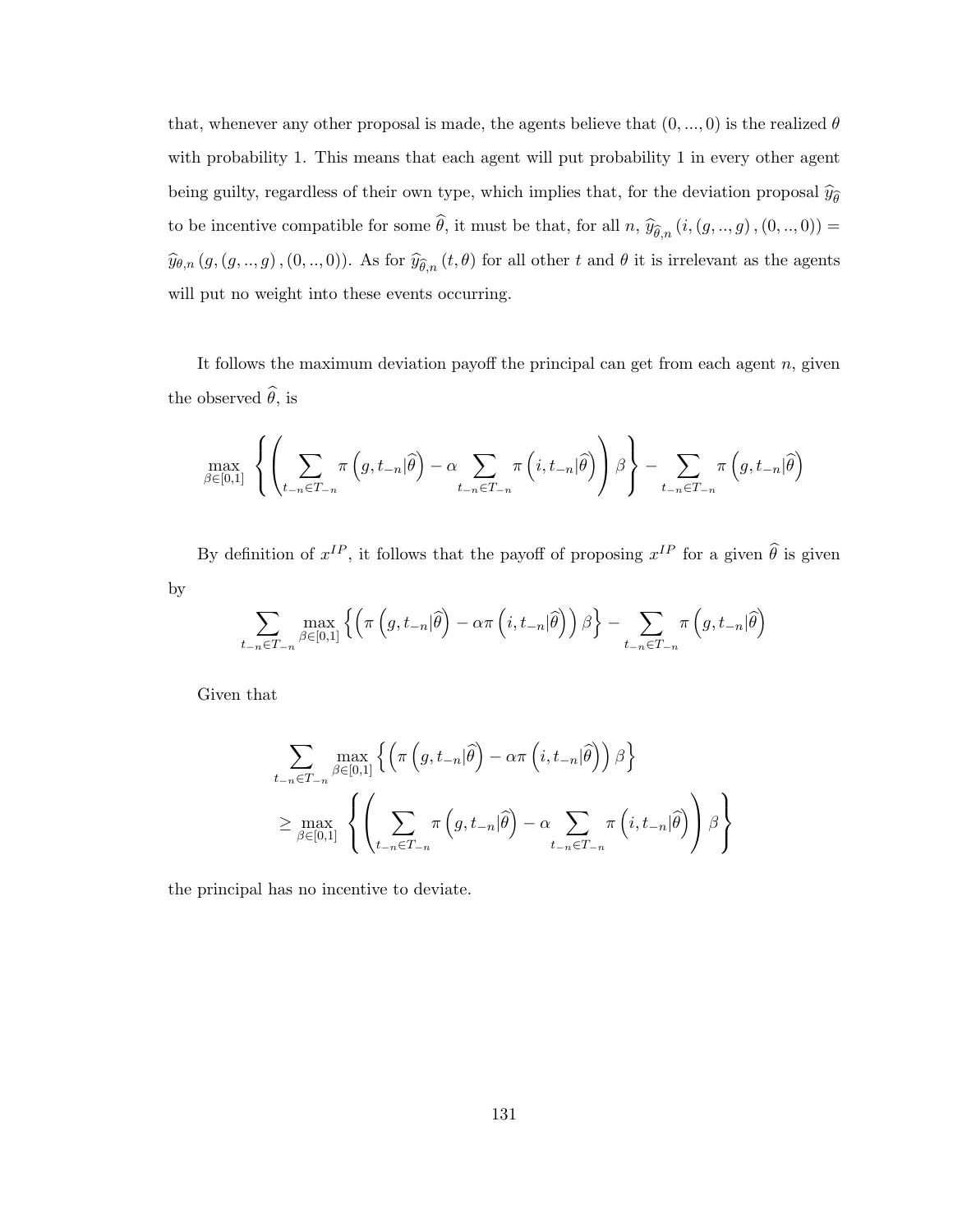that, whenever any other proposal is made, the agents believe that $(0,...,0)$ is the realized $\theta$ with probability 1. This means that each agent will put probability 1 in every other agent being guilty, regardless of their own type, which implies that, for the deviation proposal $\widehat{y}_{\widehat{\theta}}$ to be incentive compatible for some $\widehat{\theta}$, it must be that, for all $n$, $\widehat{y}_{\widehat{\theta},n}\left(i,(g,..,g),(0,..,0)\right) = \widehat{y}_{\theta,n}\left(g,(g,..,g),(0,..,0)\right)$. As for $\widehat{y}_{\widehat{\theta},n}\left(t,\theta\right)$ for all other $t$ and $\theta$ it is irrelevant as the agents will put no weight into these events occurring.

It follows the maximum deviation payoff the principal can get from each agent $n$, given the observed $\widehat{\theta}$, is

$$\max_{\beta\in[0,1]}\left\{\left(\sum_{t_{-n}\in T_{-n}}\pi\left(g,t_{-n}|\widehat{\theta}\right)-\alpha\sum_{t_{-n}\in T_{-n}}\pi\left(i,t_{-n}|\widehat{\theta}\right)\right)\beta\right\}-\sum_{t_{-n}\in T_{-n}}\pi\left(g,t_{-n}|\widehat{\theta}\right)$$

By definition of $x^{IP}$, it follows that the payoff of proposing $x^{IP}$ for a given $\widehat{\theta}$ is given by

$$\sum_{t_{-n}\in T_{-n}}\max_{\beta\in[0,1]}\left\{\left(\pi\left(g,t_{-n}|\widehat{\theta}\right)-\alpha\pi\left(i,t_{-n}|\widehat{\theta}\right)\right)\beta\right\}-\sum_{t_{-n}\in T_{-n}}\pi\left(g,t_{-n}|\widehat{\theta}\right)$$

Given that

$$\sum_{t_{-n}\in T_{-n}}\max_{\beta\in[0,1]}\left\{\left(\pi\left(g,t_{-n}|\widehat{\theta}\right)-\alpha\pi\left(i,t_{-n}|\widehat{\theta}\right)\right)\beta\right\}$$
$$\geq\max_{\beta\in[0,1]}\left\{\left(\sum_{t_{-n}\in T_{-n}}\pi\left(g,t_{-n}|\widehat{\theta}\right)-\alpha\sum_{t_{-n}\in T_{-n}}\pi\left(i,t_{-n}|\widehat{\theta}\right)\right)\beta\right\}$$

the principal has no incentive to deviate.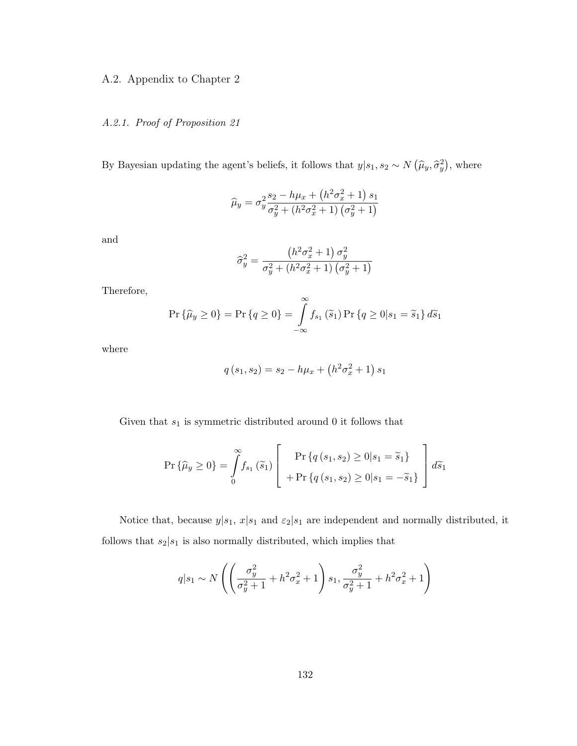## A.2. Appendix to Chapter 2

### *A.2.1. Proof of Proposition 21*

By Bayesian updating the agent's beliefs, it follows that $y|s_1, s_2 \sim N\left(\widehat{\mu}_y, \widehat{\sigma}_y^2\right)$, where

$$\widehat{\mu}_y = \sigma_y^2 \frac{s_2 - h\mu_x + \left(h^2\sigma_x^2 + 1\right)s_1}{\sigma_y^2 + \left(h^2\sigma_x^2 + 1\right)\left(\sigma_y^2 + 1\right)}$$

and

$$\widehat{\sigma}_y^2 = \frac{\left(h^2\sigma_x^2 + 1\right)\sigma_y^2}{\sigma_y^2 + \left(h^2\sigma_x^2 + 1\right)\left(\sigma_y^2 + 1\right)}$$

Therefore,

$$\Pr\left\{\widehat{\mu}_y \geq 0\right\} = \Pr\left\{q \geq 0\right\} = \int_{-\infty}^{\infty} f_{s_1}\left(\widetilde{s}_1\right)\Pr\left\{q \geq 0 | s_1 = \widetilde{s}_1\right\} d\widetilde{s}_1$$

where

$$q\left(s_1, s_2\right) = s_2 - h\mu_x + \left(h^2\sigma_x^2 + 1\right)s_1$$

Given that $s_1$ is symmetric distributed around 0 it follows that

$$\Pr\left\{\widehat{\mu}_y \geq 0\right\} = \int_{0}^{\infty} f_{s_1}\left(\widetilde{s}_1\right)\left[\begin{array}{c}\Pr\left\{q\left(s_1, s_2\right) \geq 0 | s_1 = \widetilde{s}_1\right\} \\ +\Pr\left\{q\left(s_1, s_2\right) \geq 0 | s_1 = -\widetilde{s}_1\right\}\end{array}\right] d\widetilde{s}_1$$

Notice that, because $y|s_1$, $x|s_1$ and $\varepsilon_2|s_1$ are independent and normally distributed, it follows that $s_2|s_1$ is also normally distributed, which implies that

$$q|s_1 \sim N\left(\left(\frac{\sigma_y^2}{\sigma_y^2 + 1} + h^2\sigma_x^2 + 1\right)s_1, \frac{\sigma_y^2}{\sigma_y^2 + 1} + h^2\sigma_x^2 + 1\right)$$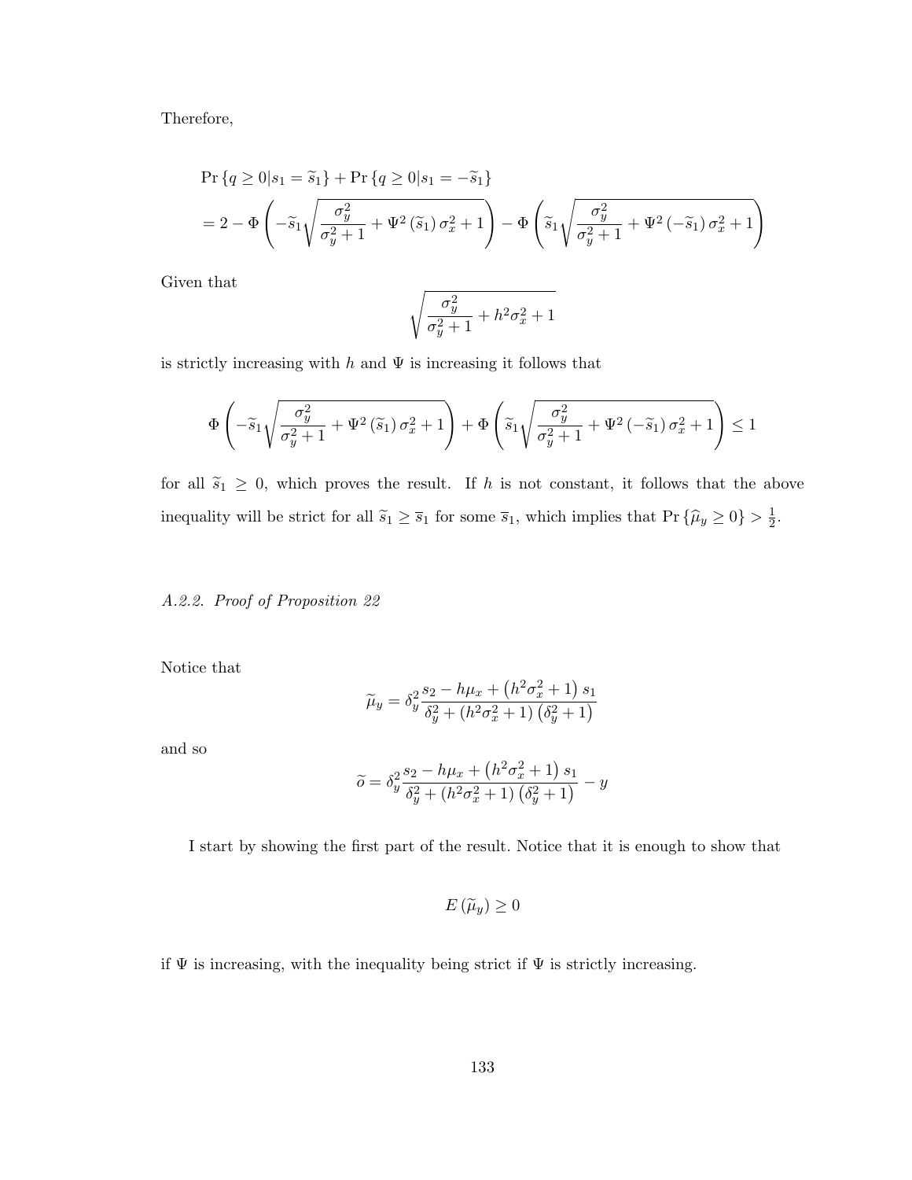Therefore,

$$
\begin{aligned}
&\Pr\{q \geq 0 | s_1 = \widetilde{s}_1\} + \Pr\{q \geq 0 | s_1 = -\widetilde{s}_1\} \\
&= 2 - \Phi\left(-\widetilde{s}_1\sqrt{\frac{\sigma_y^2}{\sigma_y^2+1} + \Psi^2(\widetilde{s}_1)\sigma_x^2 + 1}\right) - \Phi\left(\widetilde{s}_1\sqrt{\frac{\sigma_y^2}{\sigma_y^2+1} + \Psi^2(-\widetilde{s}_1)\sigma_x^2 + 1}\right)
\end{aligned}
$$

Given that

$$
\sqrt{\frac{\sigma_y^2}{\sigma_y^2+1} + h^2\sigma_x^2 + 1}
$$

is strictly increasing with $h$ and $\Psi$ is increasing it follows that

$$
\Phi\left(-\widetilde{s}_1\sqrt{\frac{\sigma_y^2}{\sigma_y^2+1} + \Psi^2(\widetilde{s}_1)\sigma_x^2 + 1}\right) + \Phi\left(\widetilde{s}_1\sqrt{\frac{\sigma_y^2}{\sigma_y^2+1} + \Psi^2(-\widetilde{s}_1)\sigma_x^2 + 1}\right) \leq 1
$$

for all $\widetilde{s}_1 \geq 0$, which proves the result. If $h$ is not constant, it follows that the above inequality will be strict for all $\widetilde{s}_1 \geq \overline{s}_1$ for some $\overline{s}_1$, which implies that $\Pr\{\widehat{\mu}_y \geq 0\} > \frac{1}{2}$.

*A.2.2. Proof of Proposition 22*

Notice that

$$
\widetilde{\mu}_y = \delta_y^2 \frac{s_2 - h\mu_x + (h^2\sigma_x^2 + 1)s_1}{\delta_y^2 + (h^2\sigma_x^2+1)(\delta_y^2+1)}
$$

and so

$$
\widetilde{o} = \delta_y^2 \frac{s_2 - h\mu_x + (h^2\sigma_x^2 + 1)s_1}{\delta_y^2 + (h^2\sigma_x^2+1)(\delta_y^2+1)} - y
$$

I start by showing the first part of the result. Notice that it is enough to show that

$$
E(\widetilde{\mu}_y) \geq 0
$$

if $\Psi$ is increasing, with the inequality being strict if $\Psi$ is strictly increasing.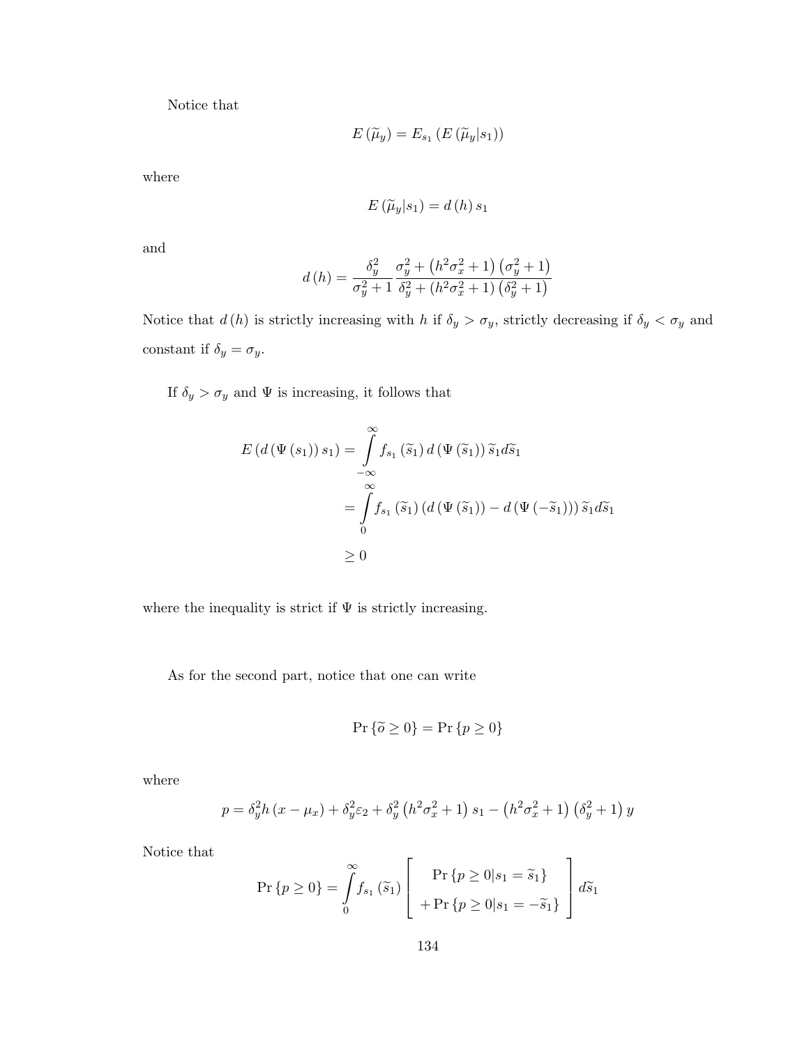Notice that

$$E\left(\widetilde{\mu}_y\right) = E_{s_1}\left(E\left(\widetilde{\mu}_y | s_1\right)\right)$$

where

$$E\left(\widetilde{\mu}_y | s_1\right) = d\left(h\right) s_1$$

and

$$d\left(h\right) = \frac{\delta_y^2}{\sigma_y^2 + 1} \frac{\sigma_y^2 + \left(h^2\sigma_x^2 + 1\right)\left(\sigma_y^2 + 1\right)}{\delta_y^2 + \left(h^2\sigma_x^2 + 1\right)\left(\delta_y^2 + 1\right)}$$

Notice that $d\left(h\right)$ is strictly increasing with $h$ if $\delta_y > \sigma_y$, strictly decreasing if $\delta_y < \sigma_y$ and constant if $\delta_y = \sigma_y$.

If $\delta_y > \sigma_y$ and $\Psi$ is increasing, it follows that

$$\begin{aligned}
E\left(d\left(\Psi\left(s_1\right)\right) s_1\right) &= \int_{-\infty}^{\infty} f_{s_1}\left(\widetilde{s}_1\right) d\left(\Psi\left(\widetilde{s}_1\right)\right) \widetilde{s}_1 d\widetilde{s}_1 \\
&= \int_{0}^{\infty} f_{s_1}\left(\widetilde{s}_1\right)\left(d\left(\Psi\left(\widetilde{s}_1\right)\right) - d\left(\Psi\left(-\widetilde{s}_1\right)\right)\right) \widetilde{s}_1 d\widetilde{s}_1 \\
&\geq 0
\end{aligned}$$

where the inequality is strict if $\Psi$ is strictly increasing.

As for the second part, notice that one can write

$$\Pr\left\{\widetilde{o} \geq 0\right\} = \Pr\left\{p \geq 0\right\}$$

where

$$p = \delta_y^2 h\left(x - \mu_x\right) + \delta_y^2 \varepsilon_2 + \delta_y^2\left(h^2\sigma_x^2 + 1\right) s_1 - \left(h^2\sigma_x^2 + 1\right)\left(\delta_y^2 + 1\right) y$$

Notice that

$$\Pr\left\{p \geq 0\right\} = \int_{0}^{\infty} f_{s_1}\left(\widetilde{s}_1\right)\left[\begin{array}{c} \Pr\left\{p \geq 0 | s_1 = \widetilde{s}_1\right\} \\ + \Pr\left\{p \geq 0 | s_1 = -\widetilde{s}_1\right\} \end{array}\right] d\widetilde{s}_1$$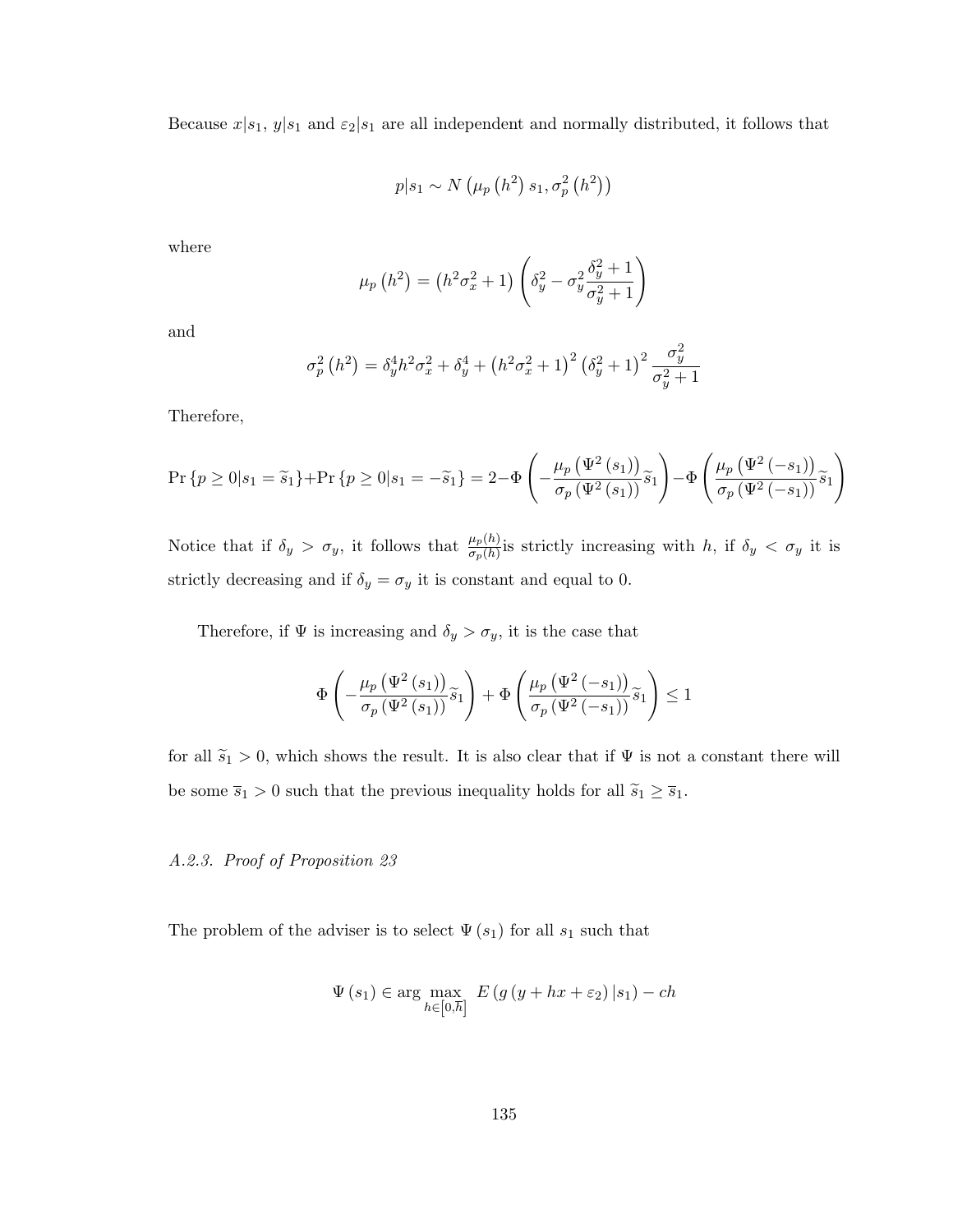Because $x|s_1$, $y|s_1$ and $\varepsilon_2|s_1$ are all independent and normally distributed, it follows that

$$p|s_1 \sim N\left(\mu_p\left(h^2\right)s_1, \sigma_p^2\left(h^2\right)\right)$$

where

$$\mu_p\left(h^2\right) = \left(h^2\sigma_x^2 + 1\right)\left(\delta_y^2 - \sigma_y^2\frac{\delta_y^2+1}{\sigma_y^2+1}\right)$$

and

$$\sigma_p^2\left(h^2\right) = \delta_y^4 h^2\sigma_x^2 + \delta_y^4 + \left(h^2\sigma_x^2+1\right)^2\left(\delta_y^2+1\right)^2\frac{\sigma_y^2}{\sigma_y^2+1}$$

Therefore,

$$\Pr\left\{p \geq 0|s_1 = \widetilde{s}_1\right\} + \Pr\left\{p \geq 0|s_1 = -\widetilde{s}_1\right\} = 2 - \Phi\left(-\frac{\mu_p\left(\Psi^2\left(s_1\right)\right)}{\sigma_p\left(\Psi^2\left(s_1\right)\right)}\widetilde{s}_1\right) - \Phi\left(\frac{\mu_p\left(\Psi^2\left(-s_1\right)\right)}{\sigma_p\left(\Psi^2\left(-s_1\right)\right)}\widetilde{s}_1\right)$$

Notice that if $\delta_y > \sigma_y$, it follows that $\frac{\mu_p(h)}{\sigma_p(h)}$is strictly increasing with $h$, if $\delta_y < \sigma_y$ it is strictly decreasing and if $\delta_y = \sigma_y$ it is constant and equal to 0.

Therefore, if $\Psi$ is increasing and $\delta_y > \sigma_y$, it is the case that

$$\Phi\left(-\frac{\mu_p\left(\Psi^2\left(s_1\right)\right)}{\sigma_p\left(\Psi^2\left(s_1\right)\right)}\widetilde{s}_1\right) + \Phi\left(\frac{\mu_p\left(\Psi^2\left(-s_1\right)\right)}{\sigma_p\left(\Psi^2\left(-s_1\right)\right)}\widetilde{s}_1\right) \leq 1$$

for all $\widetilde{s}_1 > 0$, which shows the result. It is also clear that if $\Psi$ is not a constant there will be some $\overline{s}_1 > 0$ such that the previous inequality holds for all $\widetilde{s}_1 \geq \overline{s}_1$.

*A.2.3. Proof of Proposition 23*

The problem of the adviser is to select $\Psi\left(s_1\right)$ for all $s_1$ such that

$$\Psi\left(s_1\right) \in \arg\max_{h\in\left[0,\overline{h}\right]} E\left(g\left(y + hx + \varepsilon_2\right)|s_1\right) - ch$$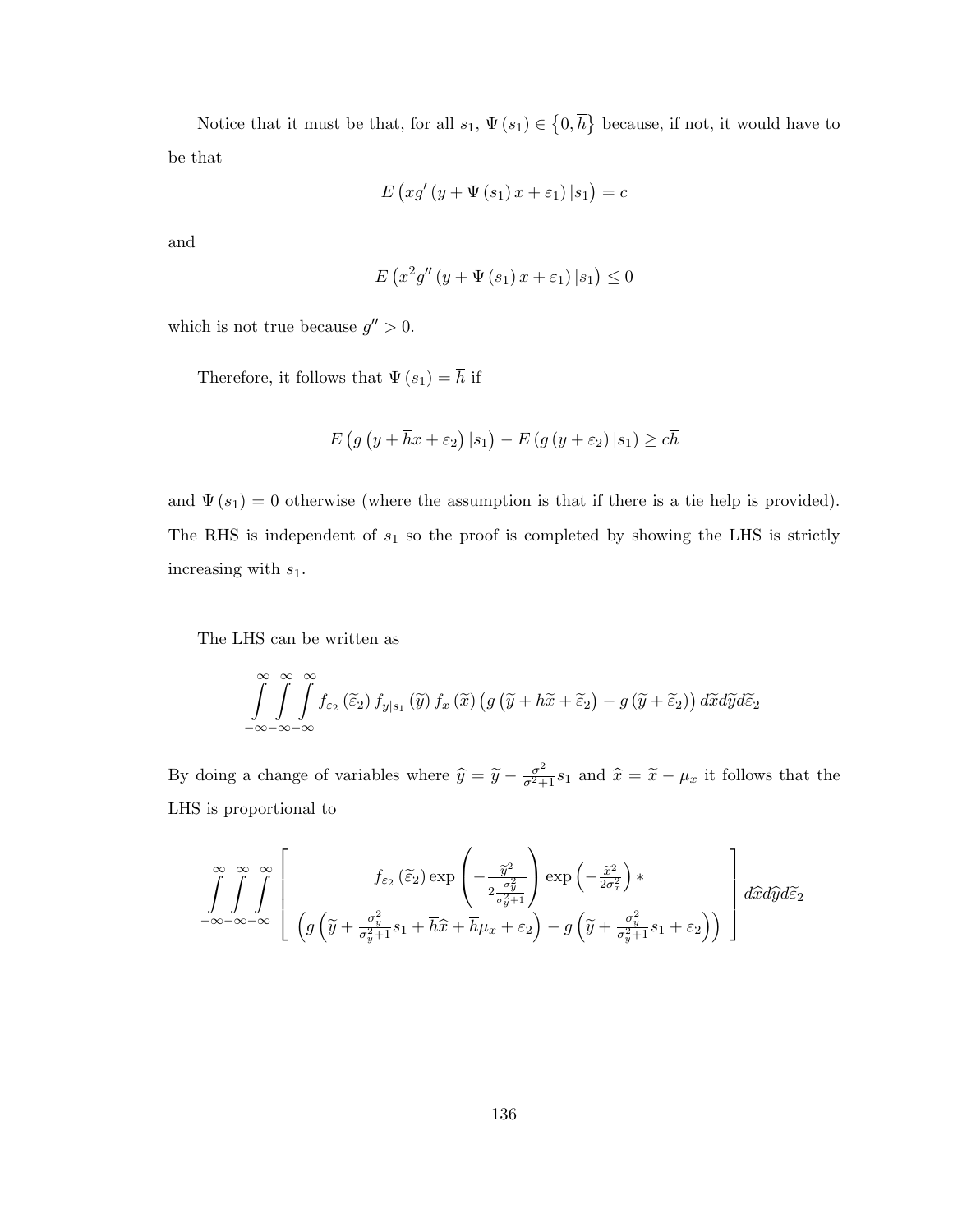Notice that it must be that, for all $s_1$, $\Psi(s_1) \in \{0, \overline{h}\}$ because, if not, it would have to be that

$$E\left(xg'\left(y + \Psi(s_1)x + \varepsilon_1\right)|s_1\right) = c$$

and

$$E\left(x^2 g''\left(y + \Psi(s_1)x + \varepsilon_1\right)|s_1\right) \leq 0$$

which is not true because $g'' > 0$.

Therefore, it follows that $\Psi(s_1) = \overline{h}$ if

$$E\left(g\left(y + \overline{h}x + \varepsilon_2\right)|s_1\right) - E\left(g\left(y + \varepsilon_2\right)|s_1\right) \geq c\overline{h}$$

and $\Psi(s_1) = 0$ otherwise (where the assumption is that if there is a tie help is provided). The RHS is independent of $s_1$ so the proof is completed by showing the LHS is strictly increasing with $s_1$.

The LHS can be written as

$$\int_{-\infty}^{\infty}\int_{-\infty}^{\infty}\int_{-\infty}^{\infty} f_{\varepsilon_2}(\widetilde{\varepsilon}_2) f_{y|s_1}(\widetilde{y}) f_x(\widetilde{x}) \left(g\left(\widetilde{y} + \overline{h}\widetilde{x} + \widetilde{\varepsilon}_2\right) - g\left(\widetilde{y} + \widetilde{\varepsilon}_2\right)\right) d\widetilde{x}\, d\widetilde{y}\, d\widetilde{\varepsilon}_2$$

By doing a change of variables where $\widehat{y} = \widetilde{y} - \frac{\sigma^2}{\sigma^2+1}s_1$ and $\widehat{x} = \widetilde{x} - \mu_x$ it follows that the LHS is proportional to

$$\int_{-\infty}^{\infty}\int_{-\infty}^{\infty}\int_{-\infty}^{\infty} \left[ \begin{array}{c} f_{\varepsilon_2}(\widetilde{\varepsilon}_2) \exp\left(-\frac{\widetilde{y}^2}{2\frac{\sigma_{\widetilde{y}}^2}{\sigma_{\widetilde{y}}^2+1}}\right) \exp\left(-\frac{\widetilde{x}^2}{2\sigma_{\widetilde{x}}^2}\right) * \\ \left(g\left(\widetilde{y} + \frac{\sigma_y^2}{\sigma_y^2+1}s_1 + \overline{h}\widehat{x} + \overline{h}\mu_x + \varepsilon_2\right) - g\left(\widetilde{y} + \frac{\sigma_y^2}{\sigma_y^2+1}s_1 + \varepsilon_2\right)\right) \end{array} \right] d\widehat{x}\, d\widehat{y}\, d\widetilde{\varepsilon}_2$$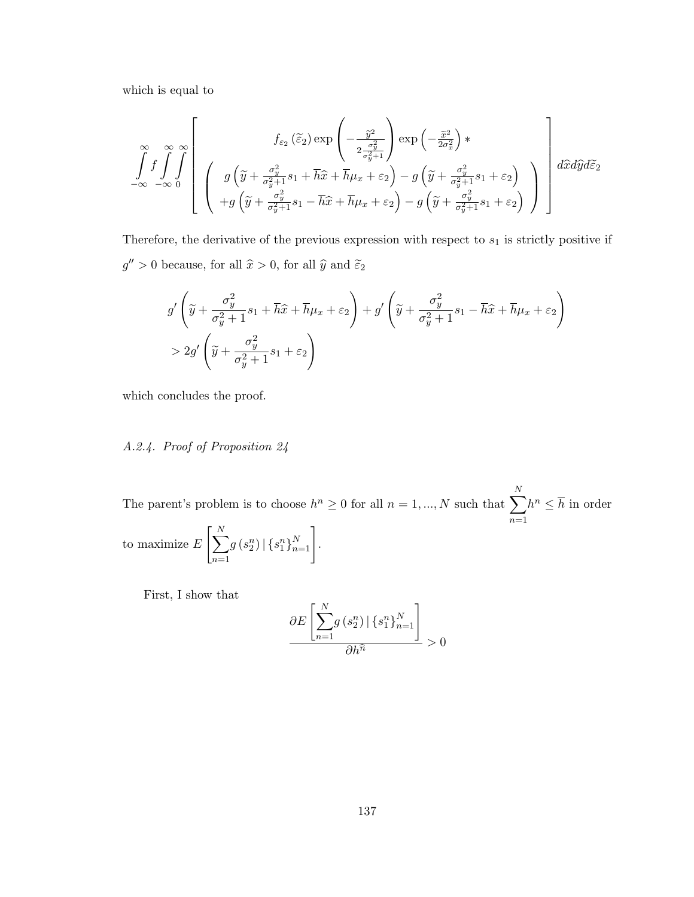which is equal to

$$\int_{-\infty}^{\infty} f \int_{-\infty}^{\infty} \int_{0}^{\infty} \left[ \begin{array}{c} f_{\varepsilon_2}(\widetilde{\varepsilon}_2) \exp\left( -\frac{\widetilde{y}^2}{2\frac{\sigma_y^2}{\sigma_y^2+1}} \right) \exp\left( -\frac{\widehat{x}^2}{2\sigma_x^2} \right) * \\ \left( \begin{array}{c} g\left( \widetilde{y} + \frac{\sigma_y^2}{\sigma_y^2+1} s_1 + \overline{h}\widehat{x} + \overline{h}\mu_x + \varepsilon_2 \right) - g\left( \widetilde{y} + \frac{\sigma_y^2}{\sigma_y^2+1} s_1 + \varepsilon_2 \right) \\ + g\left( \widetilde{y} + \frac{\sigma_y^2}{\sigma_y^2+1} s_1 - \overline{h}\widehat{x} + \overline{h}\mu_x + \varepsilon_2 \right) - g\left( \widetilde{y} + \frac{\sigma_y^2}{\sigma_y^2+1} s_1 + \varepsilon_2 \right) \end{array} \right) \end{array} \right] d\widehat{x} d\widehat{y} d\widetilde{\varepsilon}_2$$

Therefore, the derivative of the previous expression with respect to $s_1$ is strictly positive if $g'' > 0$ because, for all $\widehat{x} > 0$, for all $\widehat{y}$ and $\widetilde{\varepsilon}_2$

$$g'\left( \widetilde{y} + \frac{\sigma_y^2}{\sigma_y^2+1} s_1 + \overline{h}\widehat{x} + \overline{h}\mu_x + \varepsilon_2 \right) + g'\left( \widetilde{y} + \frac{\sigma_y^2}{\sigma_y^2+1} s_1 - \overline{h}\widehat{x} + \overline{h}\mu_x + \varepsilon_2 \right)$$
$$> 2g'\left( \widetilde{y} + \frac{\sigma_y^2}{\sigma_y^2+1} s_1 + \varepsilon_2 \right)$$

which concludes the proof.

### *A.2.4. Proof of Proposition 24*

The parent's problem is to choose $h^n \geq 0$ for all $n = 1, ..., N$ such that $\sum_{n=1}^{N} h^n \leq \overline{h}$ in order to maximize $E\left[ \sum_{n=1}^{N} g(s_2^n) \,|\, \{s_1^n\}_{n=1}^N \right]$.

First, I show that

$$\frac{\partial E\left[ \sum_{n=1}^{N} g(s_2^n) \,|\, \{s_1^n\}_{n=1}^N \right]}{\partial h^{\widehat{n}}} > 0$$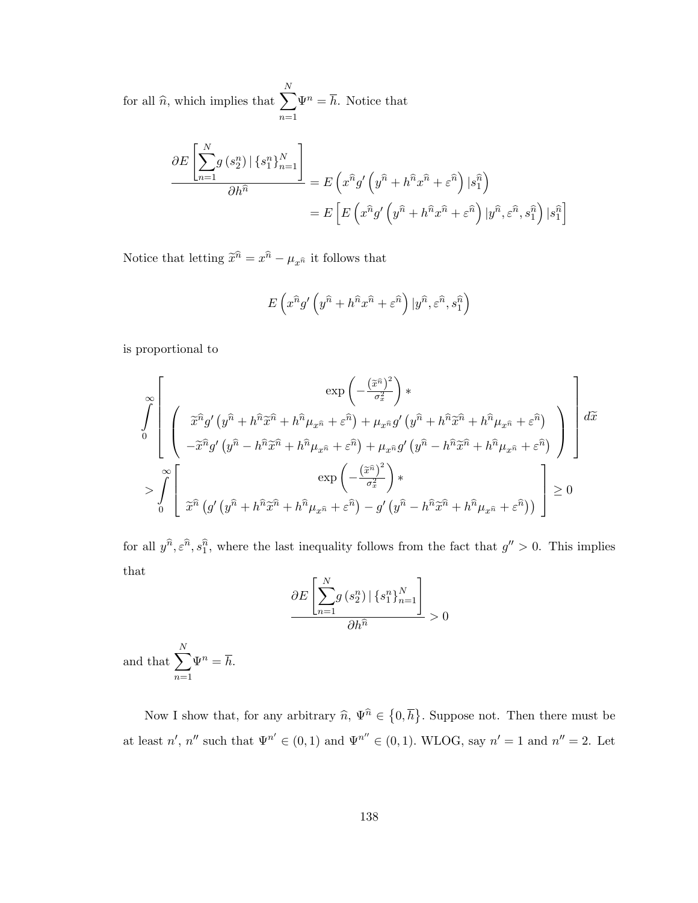for all $\widehat{n}$, which implies that $\sum_{n=1}^{N} \Psi^n = \overline{h}$. Notice that

$$
\begin{aligned}
\frac{\partial E\left[\sum_{n=1}^{N} g\left(s_2^n\right) \mid \{s_1^n\}_{n=1}^{N}\right]}{\partial h^{\widehat{n}}} &= E\left(x^{\widehat{n}} g'\left(y^{\widehat{n}} + h^{\widehat{n}} x^{\widehat{n}} + \varepsilon^{\widehat{n}}\right) | s_1^{\widehat{n}}\right) \\
&= E\left[E\left(x^{\widehat{n}} g'\left(y^{\widehat{n}} + h^{\widehat{n}} x^{\widehat{n}} + \varepsilon^{\widehat{n}}\right) | y^{\widehat{n}}, \varepsilon^{\widehat{n}}, s_1^{\widehat{n}}\right) | s_1^{\widehat{n}}\right]
\end{aligned}
$$

Notice that letting $\widetilde{x}^{\widehat{n}} = x^{\widehat{n}} - \mu_{x^{\widehat{n}}}$ it follows that

$$
E\left(x^{\widehat{n}} g'\left(y^{\widehat{n}} + h^{\widehat{n}} x^{\widehat{n}} + \varepsilon^{\widehat{n}}\right) | y^{\widehat{n}}, \varepsilon^{\widehat{n}}, s_1^{\widehat{n}}\right)
$$

is proportional to

$$
\begin{aligned}
&\int_0^\infty \left[ \begin{array}{c} \exp\left(-\frac{\left(\widetilde{x}^{\widehat{n}}\right)^2}{\sigma_x^2}\right) * \\ \left( \begin{array}{c} \widetilde{x}^{\widehat{n}} g'\left(y^{\widehat{n}} + h^{\widehat{n}} \widetilde{x}^{\widehat{n}} + h^{\widehat{n}} \mu_{x^{\widehat{n}}} + \varepsilon^{\widehat{n}}\right) + \mu_{x^{\widehat{n}}} g'\left(y^{\widehat{n}} + h^{\widehat{n}} \widetilde{x}^{\widehat{n}} + h^{\widehat{n}} \mu_{x^{\widehat{n}}} + \varepsilon^{\widehat{n}}\right) \\ -\widetilde{x}^{\widehat{n}} g'\left(y^{\widehat{n}} - h^{\widehat{n}} \widetilde{x}^{\widehat{n}} + h^{\widehat{n}} \mu_{x^{\widehat{n}}} + \varepsilon^{\widehat{n}}\right) + \mu_{x^{\widehat{n}}} g'\left(y^{\widehat{n}} - h^{\widehat{n}} \widetilde{x}^{\widehat{n}} + h^{\widehat{n}} \mu_{x^{\widehat{n}}} + \varepsilon^{\widehat{n}}\right) \end{array} \right) \end{array} \right] d\widetilde{x} \\
&> \int_0^\infty \left[ \begin{array}{c} \exp\left(-\frac{\left(\widetilde{x}^{\widehat{n}}\right)^2}{\sigma_x^2}\right) * \\ \widetilde{x}^{\widehat{n}} \left(g'\left(y^{\widehat{n}} + h^{\widehat{n}} \widetilde{x}^{\widehat{n}} + h^{\widehat{n}} \mu_{x^{\widehat{n}}} + \varepsilon^{\widehat{n}}\right) - g'\left(y^{\widehat{n}} - h^{\widehat{n}} \widetilde{x}^{\widehat{n}} + h^{\widehat{n}} \mu_{x^{\widehat{n}}} + \varepsilon^{\widehat{n}}\right)\right) \end{array} \right] \geq 0
\end{aligned}
$$

for all $y^{\widehat{n}}, \varepsilon^{\widehat{n}}, s_1^{\widehat{n}}$, where the last inequality follows from the fact that $g'' > 0$. This implies that

$$
\frac{\partial E\left[\sum_{n=1}^{N} g\left(s_2^n\right) \mid \{s_1^n\}_{n=1}^{N}\right]}{\partial h^{\widehat{n}}} > 0
$$

and that $\sum_{n=1}^{N} \Psi^n = \overline{h}$.

Now I show that, for any arbitrary $\widehat{n}$, $\Psi^{\widehat{n}} \in \left\{0, \overline{h}\right\}$. Suppose not. Then there must be at least $n'$, $n''$ such that $\Psi^{n'} \in (0,1)$ and $\Psi^{n''} \in (0,1)$. WLOG, say $n' = 1$ and $n'' = 2$. Let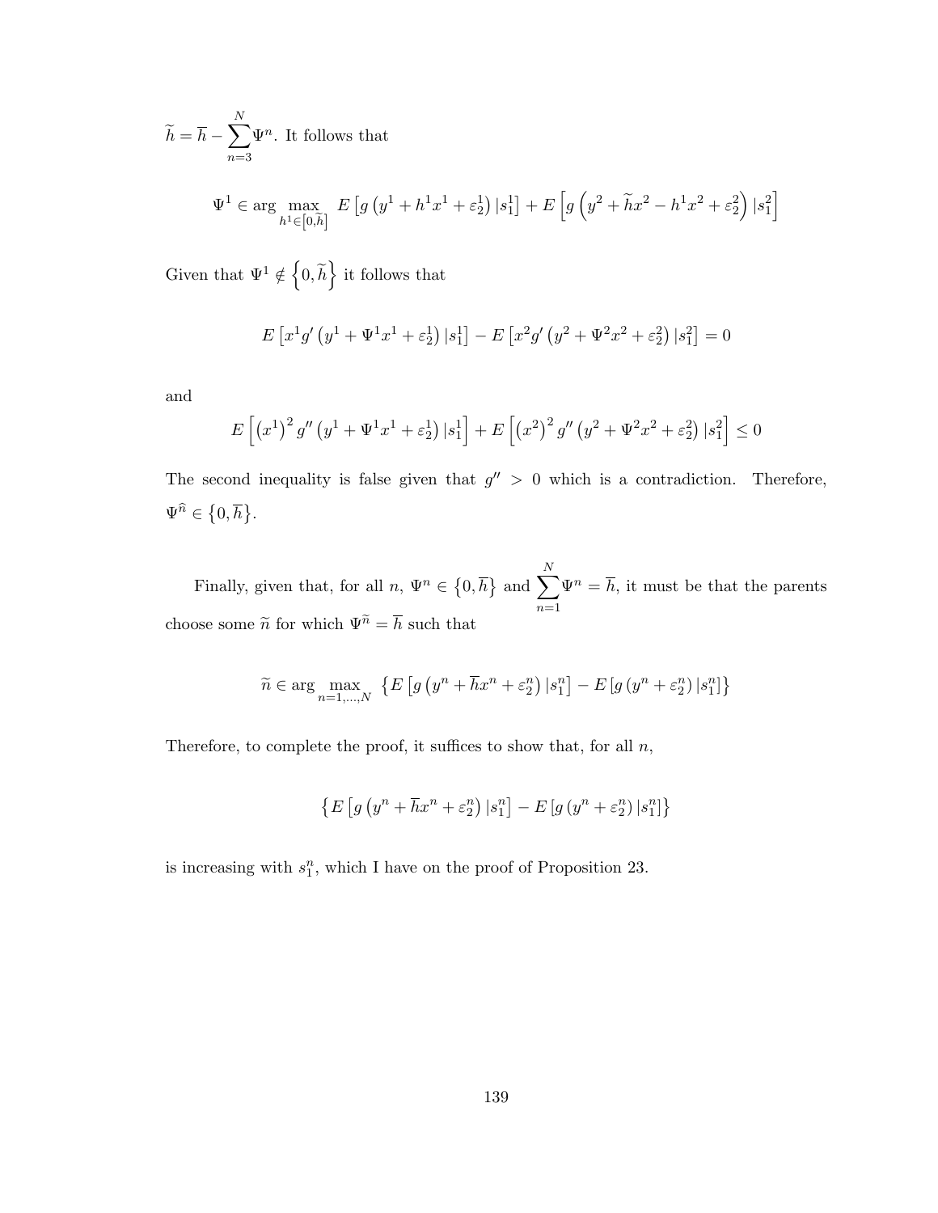$\widetilde{h} = \overline{h} - \sum_{n=3}^{N} \Psi^n$. It follows that

$$\Psi^1 \in \arg \max_{h^1 \in [0,\widetilde{h}]} \; E\left[g\left(y^1 + h^1 x^1 + \varepsilon_2^1\right)|s_1^1\right] + E\left[g\left(y^2 + \widetilde{h} x^2 - h^1 x^2 + \varepsilon_2^2\right)|s_1^2\right]$$

Given that $\Psi^1 \notin \left\{0, \widetilde{h}\right\}$ it follows that

$$E\left[x^1 g'\left(y^1 + \Psi^1 x^1 + \varepsilon_2^1\right)|s_1^1\right] - E\left[x^2 g'\left(y^2 + \Psi^2 x^2 + \varepsilon_2^2\right)|s_1^2\right] = 0$$

and

$$E\left[\left(x^1\right)^2 g''\left(y^1 + \Psi^1 x^1 + \varepsilon_2^1\right)|s_1^1\right] + E\left[\left(x^2\right)^2 g''\left(y^2 + \Psi^2 x^2 + \varepsilon_2^2\right)|s_1^2\right] \leq 0$$

The second inequality is false given that $g'' > 0$ which is a contradiction. Therefore, $\Psi^{\widehat{n}} \in \left\{0, \overline{h}\right\}$.

Finally, given that, for all $n$, $\Psi^n \in \left\{0, \overline{h}\right\}$ and $\sum_{n=1}^{N} \Psi^n = \overline{h}$, it must be that the parents choose some $\widetilde{n}$ for which $\Psi^{\widetilde{n}} = \overline{h}$ such that

$$\widetilde{n} \in \arg \max_{n=1,\ldots,N} \; \left\{E\left[g\left(y^n + \overline{h} x^n + \varepsilon_2^n\right)|s_1^n\right] - E\left[g\left(y^n + \varepsilon_2^n\right)|s_1^n\right]\right\}$$

Therefore, to complete the proof, it suffices to show that, for all $n$,

$$\left\{E\left[g\left(y^n + \overline{h} x^n + \varepsilon_2^n\right)|s_1^n\right] - E\left[g\left(y^n + \varepsilon_2^n\right)|s_1^n\right]\right\}$$

is increasing with $s_1^n$, which I have on the proof of Proposition 23.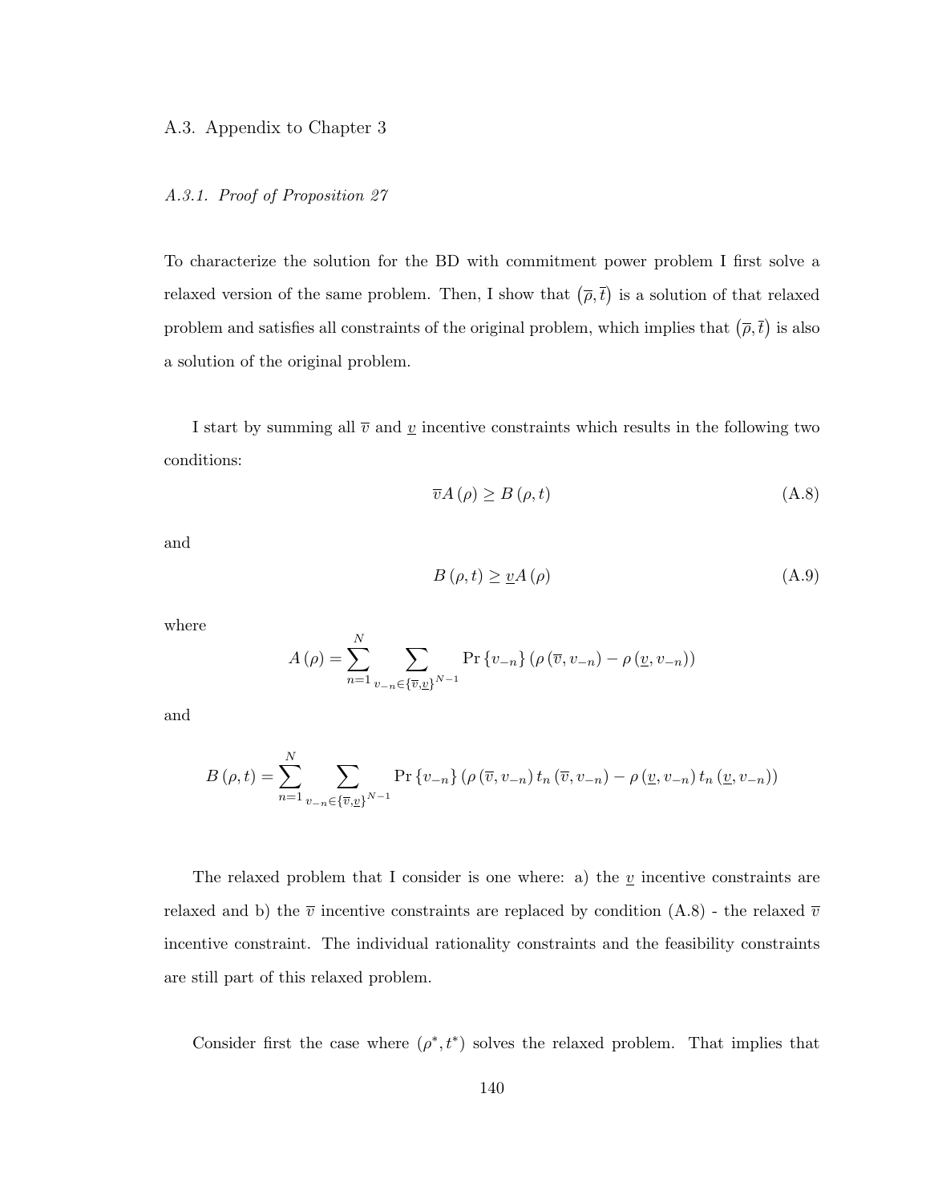## A.3. Appendix to Chapter 3

### *A.3.1. Proof of Proposition 27*

To characterize the solution for the BD with commitment power problem I first solve a relaxed version of the same problem. Then, I show that $(\overline{\rho}, \overline{t})$ is a solution of that relaxed problem and satisfies all constraints of the original problem, which implies that $(\overline{\rho}, \overline{t})$ is also a solution of the original problem.

I start by summing all $\overline{v}$ and $\underline{v}$ incentive constraints which results in the following two conditions:

$$\overline{v} A(\rho) \geq B(\rho, t) \tag{A.8}$$

and

$$B(\rho, t) \geq \underline{v} A(\rho) \tag{A.9}$$

where

$$A(\rho) = \sum_{n=1}^{N} \sum_{v_{-n} \in \{\overline{v}, \underline{v}\}^{N-1}} \Pr\{v_{-n}\} \left(\rho(\overline{v}, v_{-n}) - \rho(\underline{v}, v_{-n})\right)$$

and

$$B(\rho, t) = \sum_{n=1}^{N} \sum_{v_{-n} \in \{\overline{v}, \underline{v}\}^{N-1}} \Pr\{v_{-n}\} \left(\rho(\overline{v}, v_{-n}) t_n(\overline{v}, v_{-n}) - \rho(\underline{v}, v_{-n}) t_n(\underline{v}, v_{-n})\right)$$

The relaxed problem that I consider is one where: a) the $\underline{v}$ incentive constraints are relaxed and b) the $\overline{v}$ incentive constraints are replaced by condition (A.8) - the relaxed $\overline{v}$ incentive constraint. The individual rationality constraints and the feasibility constraints are still part of this relaxed problem.

Consider first the case where $(\rho^*, t^*)$ solves the relaxed problem. That implies that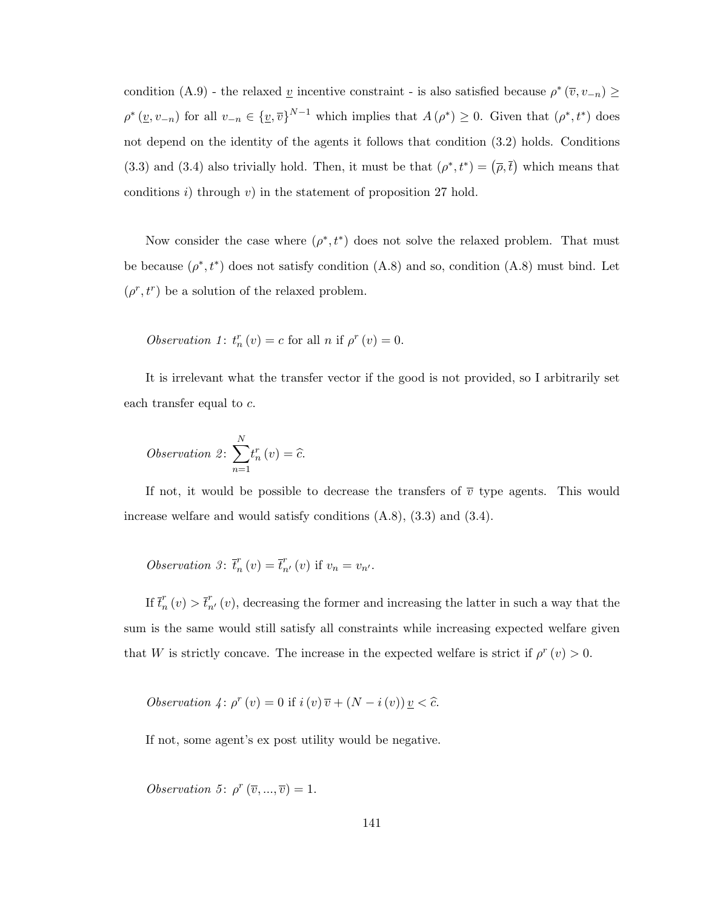condition (A.9) - the relaxed $\underline{v}$ incentive constraint - is also satisfied because $\rho^*(\overline{v}, v_{-n}) \geq \rho^*(\underline{v}, v_{-n})$ for all $v_{-n} \in \{\underline{v}, \overline{v}\}^{N-1}$ which implies that $A(\rho^*) \geq 0$. Given that $(\rho^*, t^*)$ does not depend on the identity of the agents it follows that condition (3.2) holds. Conditions (3.3) and (3.4) also trivially hold. Then, it must be that $(\rho^*, t^*) = (\overline{\rho}, \overline{t})$ which means that conditions $i)$ through $v)$ in the statement of proposition 27 hold.

Now consider the case where $(\rho^*, t^*)$ does not solve the relaxed problem. That must be because $(\rho^*, t^*)$ does not satisfy condition (A.8) and so, condition (A.8) must bind. Let $(\rho^r, t^r)$ be a solution of the relaxed problem.

*Observation 1*: $t_n^r(v) = c$ for all $n$ if $\rho^r(v) = 0$.

It is irrelevant what the transfer vector if the good is not provided, so I arbitrarily set each transfer equal to $c$.

*Observation 2*: $\sum_{n=1}^{N} t_n^r(v) = \widehat{c}$.

If not, it would be possible to decrease the transfers of $\overline{v}$ type agents. This would increase welfare and would satisfy conditions (A.8), (3.3) and (3.4).

*Observation 3*: $\overline{t}_n^r(v) = \overline{t}_{n'}^r(v)$ if $v_n = v_{n'}$.

If $\overline{t}_n^r(v) > \overline{t}_{n'}^r(v)$, decreasing the former and increasing the latter in such a way that the sum is the same would still satisfy all constraints while increasing expected welfare given that $W$ is strictly concave. The increase in the expected welfare is strict if $\rho^r(v) > 0$.

*Observation 4*: $\rho^r(v) = 0$ if $i(v)\overline{v} + (N - i(v))\underline{v} < \widehat{c}$.

If not, some agent's ex post utility would be negative.

*Observation 5*: $\rho^r(\overline{v}, ..., \overline{v}) = 1$.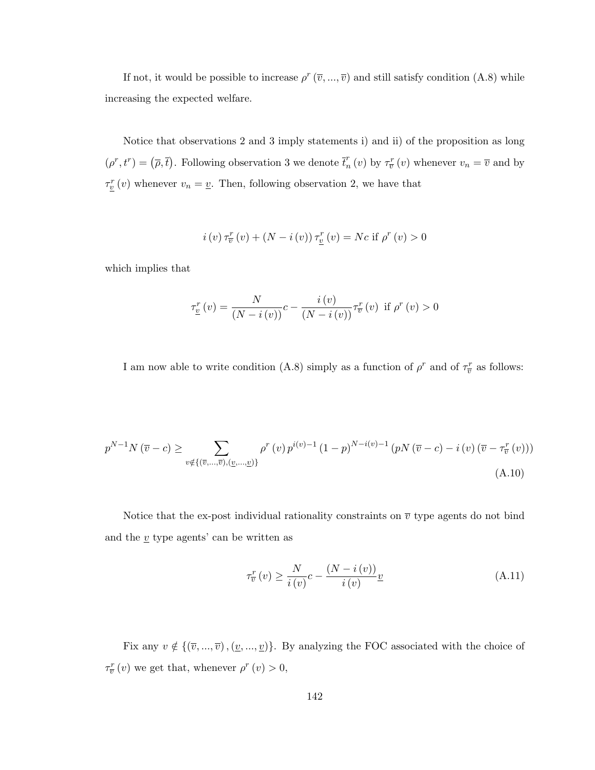If not, it would be possible to increase $\rho^r(\overline{v},...,\overline{v})$ and still satisfy condition (A.8) while increasing the expected welfare.

Notice that observations 2 and 3 imply statements i) and ii) of the proposition as long $(\rho^r, t^r) = (\overline{\rho}, \overline{t})$. Following observation 3 we denote $\overline{t}_n^r(v)$ by $\tau_{\overline{v}}^r(v)$ whenever $v_n = \overline{v}$ and by $\tau_{\underline{v}}^r(v)$ whenever $v_n = \underline{v}$. Then, following observation 2, we have that

$$i(v)\,\tau_{\overline{v}}^r(v) + (N - i(v))\,\tau_{\underline{v}}^r(v) = Nc \text{ if } \rho^r(v) > 0$$

which implies that

$$\tau_{\underline{v}}^r(v) = \frac{N}{(N - i(v))}c - \frac{i(v)}{(N - i(v))}\tau_{\overline{v}}^r(v) \text{ if } \rho^r(v) > 0$$

I am now able to write condition (A.8) simply as a function of $\rho^r$ and of $\tau_{\overline{v}}^r$ as follows:

$$p^{N-1}N(\overline{v} - c) \geq \sum_{v \notin \{(\overline{v},...,\overline{v}),(\underline{v},...,\underline{v})\}} \rho^r(v)\,p^{i(v)-1}(1-p)^{N-i(v)-1}\left(pN(\overline{v} - c) - i(v)(\overline{v} - \tau_{\overline{v}}^r(v))\right) \tag{A.10}$$

Notice that the ex-post individual rationality constraints on $\overline{v}$ type agents do not bind and the $\underline{v}$ type agents' can be written as

$$\tau_{\overline{v}}^r(v) \geq \frac{N}{i(v)}c - \frac{(N - i(v))}{i(v)}\underline{v} \tag{A.11}$$

Fix any $v \notin \{(\overline{v},...,\overline{v}),(\underline{v},...,\underline{v})\}$. By analyzing the FOC associated with the choice of $\tau_{\overline{v}}^r(v)$ we get that, whenever $\rho^r(v) > 0$,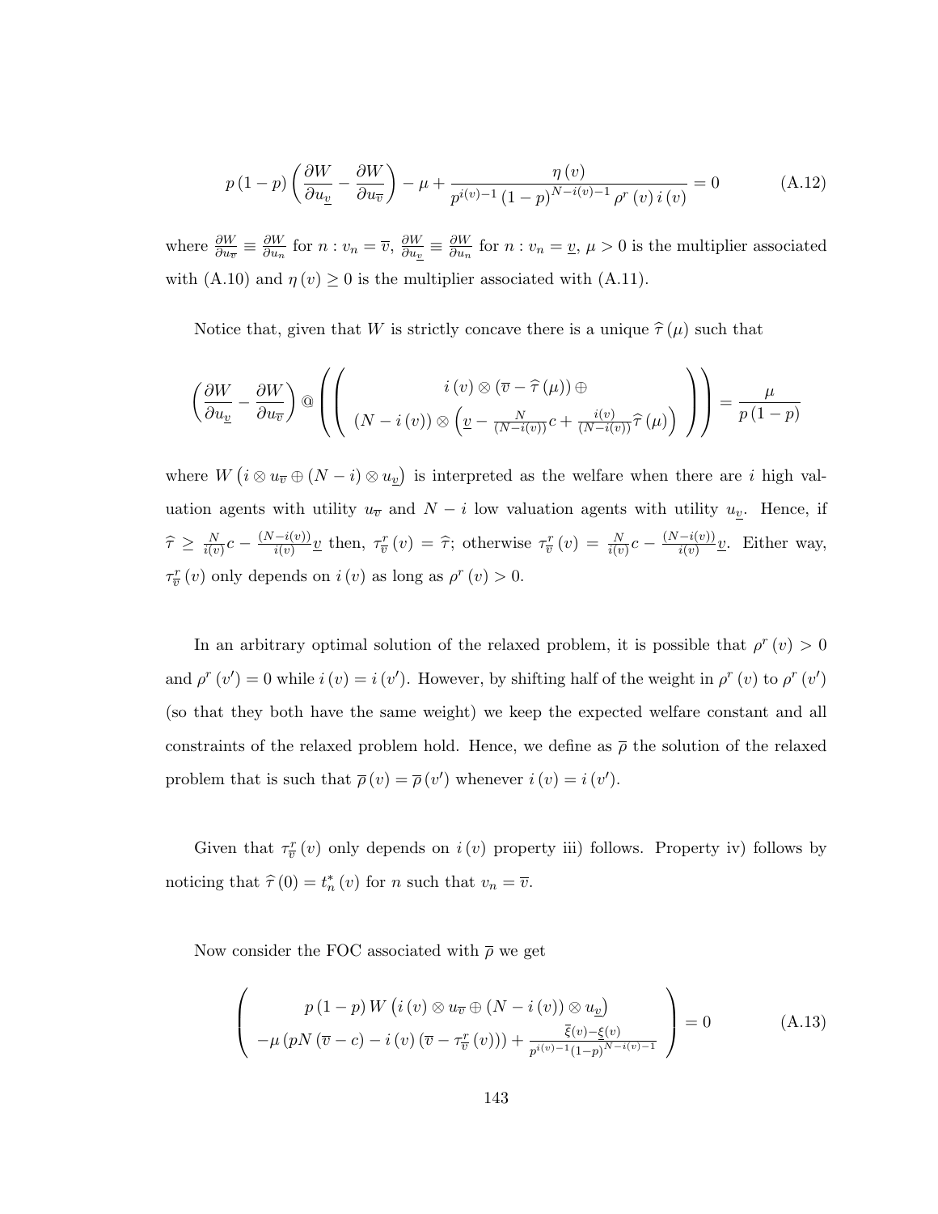$$p(1-p)\left(\frac{\partial W}{\partial u_{\underline{v}}} - \frac{\partial W}{\partial u_{\overline{v}}}\right) - \mu + \frac{\eta(v)}{p^{i(v)-1}(1-p)^{N-i(v)-1}\rho^r(v)\, i(v)} = 0 \tag{A.12}$$

where $\frac{\partial W}{\partial u_{\overline{v}}} \equiv \frac{\partial W}{\partial u_n}$ for $n : v_n = \overline{v}$, $\frac{\partial W}{\partial u_{\underline{v}}} \equiv \frac{\partial W}{\partial u_n}$ for $n : v_n = \underline{v}$, $\mu > 0$ is the multiplier associated with (A.10) and $\eta(v) \geq 0$ is the multiplier associated with (A.11).

Notice that, given that $W$ is strictly concave there is a unique $\widehat{\tau}(\mu)$ such that

$$\left(\frac{\partial W}{\partial u_{\underline{v}}} - \frac{\partial W}{\partial u_{\overline{v}}}\right) @ \left(\left(\begin{array}{c} i(v) \otimes (\overline{v} - \widehat{\tau}(\mu)) \oplus \\ (N - i(v)) \otimes \left(\underline{v} - \frac{N}{(N-i(v))}c + \frac{i(v)}{(N-i(v))}\widehat{\tau}(\mu)\right) \end{array}\right)\right) = \frac{\mu}{p(1-p)}$$

where $W\left(i \otimes u_{\overline{v}} \oplus (N-i) \otimes u_{\underline{v}}\right)$ is interpreted as the welfare when there are $i$ high valuation agents with utility $u_{\overline{v}}$ and $N-i$ low valuation agents with utility $u_{\underline{v}}$. Hence, if $\widehat{\tau} \geq \frac{N}{i(v)}c - \frac{(N-i(v))}{i(v)}\underline{v}$ then, $\tau^r_{\overline{v}}(v) = \widehat{\tau}$; otherwise $\tau^r_{\overline{v}}(v) = \frac{N}{i(v)}c - \frac{(N-i(v))}{i(v)}\underline{v}$. Either way, $\tau^r_{\overline{v}}(v)$ only depends on $i(v)$ as long as $\rho^r(v) > 0$.

In an arbitrary optimal solution of the relaxed problem, it is possible that $\rho^r(v) > 0$ and $\rho^r(v') = 0$ while $i(v) = i(v')$. However, by shifting half of the weight in $\rho^r(v)$ to $\rho^r(v')$ (so that they both have the same weight) we keep the expected welfare constant and all constraints of the relaxed problem hold. Hence, we define as $\overline{\rho}$ the solution of the relaxed problem that is such that $\overline{\rho}(v) = \overline{\rho}(v')$ whenever $i(v) = i(v')$.

Given that $\tau^r_{\overline{v}}(v)$ only depends on $i(v)$ property iii) follows. Property iv) follows by noticing that $\widehat{\tau}(0) = t^*_n(v)$ for $n$ such that $v_n = \overline{v}$.

Now consider the FOC associated with $\overline{\rho}$ we get

$$\left(\begin{array}{c} p(1-p)\, W\left(i(v) \otimes u_{\overline{v}} \oplus (N - i(v)) \otimes u_{\underline{v}}\right) \\ -\mu\left(pN(\overline{v} - c) - i(v)\left(\overline{v} - \tau^r_{\overline{v}}(v)\right)\right) + \frac{\overline{\xi}(v) - \underline{\xi}(v)}{p^{i(v)-1}(1-p)^{N-i(v)-1}} \end{array}\right) = 0 \tag{A.13}$$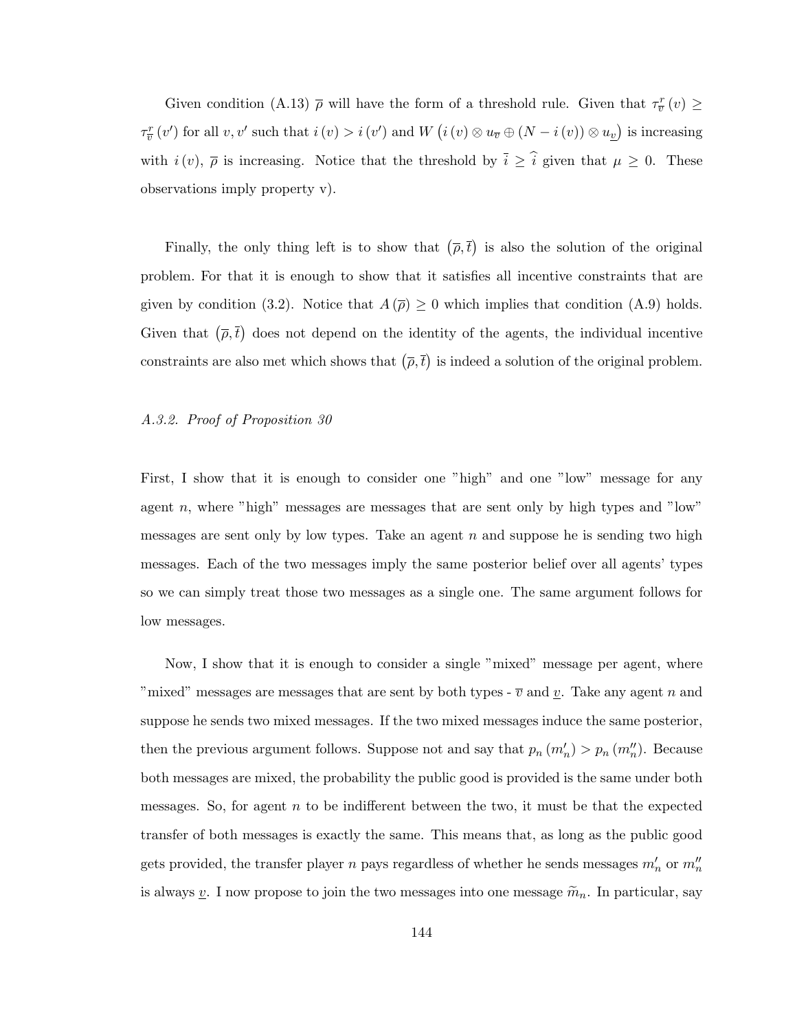Given condition (A.13) $\overline{\rho}$ will have the form of a threshold rule. Given that $\tau^r_{\overline{v}}(v) \geq \tau^r_{\overline{v}}(v')$ for all $v, v'$ such that $i(v) > i(v')$ and $W\left(i(v) \otimes u_{\overline{v}} \oplus (N - i(v)) \otimes u_{\underline{v}}\right)$ is increasing with $i(v)$, $\overline{\rho}$ is increasing. Notice that the threshold by $\overline{i} \geq \widehat{i}$ given that $\mu \geq 0$. These observations imply property v).

Finally, the only thing left is to show that $\left(\overline{\rho}, \overline{t}\right)$ is also the solution of the original problem. For that it is enough to show that it satisfies all incentive constraints that are given by condition (3.2). Notice that $A\left(\overline{\rho}\right) \geq 0$ which implies that condition (A.9) holds. Given that $\left(\overline{\rho}, \overline{t}\right)$ does not depend on the identity of the agents, the individual incentive constraints are also met which shows that $\left(\overline{\rho}, \overline{t}\right)$ is indeed a solution of the original problem.

### *A.3.2. Proof of Proposition 30*

First, I show that it is enough to consider one "high" and one "low" message for any agent $n$, where "high" messages are messages that are sent only by high types and "low" messages are sent only by low types. Take an agent $n$ and suppose he is sending two high messages. Each of the two messages imply the same posterior belief over all agents' types so we can simply treat those two messages as a single one. The same argument follows for low messages.

Now, I show that it is enough to consider a single "mixed" message per agent, where "mixed" messages are messages that are sent by both types - $\overline{v}$ and $\underline{v}$. Take any agent $n$ and suppose he sends two mixed messages. If the two mixed messages induce the same posterior, then the previous argument follows. Suppose not and say that $p_n(m'_n) > p_n(m''_n)$. Because both messages are mixed, the probability the public good is provided is the same under both messages. So, for agent $n$ to be indifferent between the two, it must be that the expected transfer of both messages is exactly the same. This means that, as long as the public good gets provided, the transfer player $n$ pays regardless of whether he sends messages $m'_n$ or $m''_n$ is always $\underline{v}$. I now propose to join the two messages into one message $\widetilde{m}_n$. In particular, say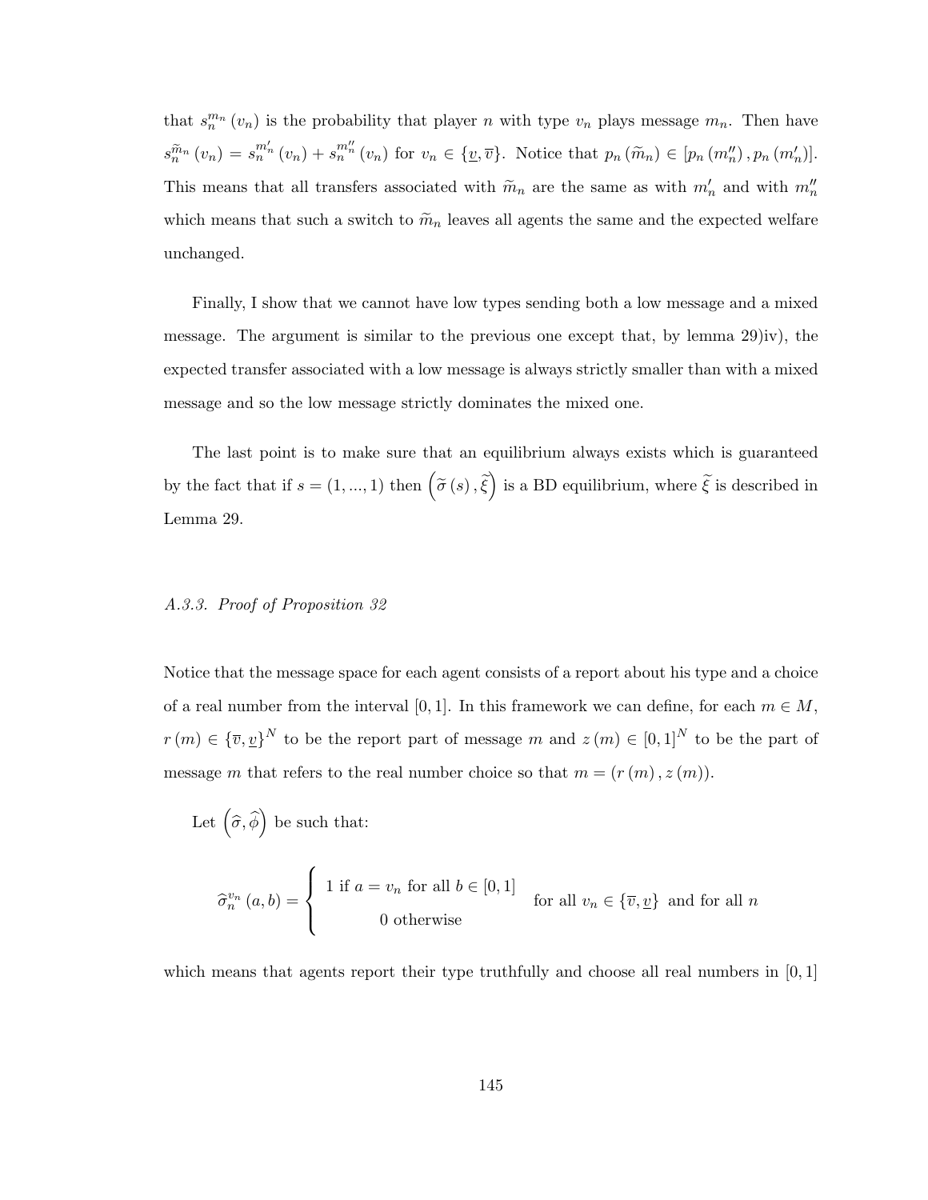that $s_n^{m_n}(v_n)$ is the probability that player $n$ with type $v_n$ plays message $m_n$. Then have $s_n^{\widetilde{m}_n}(v_n) = s_n^{m'_n}(v_n) + s_n^{m''_n}(v_n)$ for $v_n \in \{\underline{v}, \overline{v}\}$. Notice that $p_n(\widetilde{m}_n) \in [p_n(m''_n), p_n(m'_n)]$. This means that all transfers associated with $\widetilde{m}_n$ are the same as with $m'_n$ and with $m''_n$ which means that such a switch to $\widetilde{m}_n$ leaves all agents the same and the expected welfare unchanged.

Finally, I show that we cannot have low types sending both a low message and a mixed message. The argument is similar to the previous one except that, by lemma 29)iv), the expected transfer associated with a low message is always strictly smaller than with a mixed message and so the low message strictly dominates the mixed one.

The last point is to make sure that an equilibrium always exists which is guaranteed by the fact that if $s = (1, ..., 1)$ then $\left(\widetilde{\sigma}(s), \widetilde{\xi}\right)$ is a BD equilibrium, where $\widetilde{\xi}$ is described in Lemma 29.

*A.3.3. Proof of Proposition 32*

Notice that the message space for each agent consists of a report about his type and a choice of a real number from the interval $[0,1]$. In this framework we can define, for each $m \in M$, $r(m) \in \{\overline{v}, \underline{v}\}^N$ to be the report part of message $m$ and $z(m) \in [0,1]^N$ to be the part of message $m$ that refers to the real number choice so that $m = (r(m), z(m))$.

Let $\left(\widehat{\sigma}, \widehat{\phi}\right)$ be such that:

$$\widehat{\sigma}_n^{v_n}(a,b) = \begin{cases} 1 \text{ if } a = v_n \text{ for all } b \in [0,1] \\ 0 \text{ otherwise} \end{cases} \quad \text{for all } v_n \in \{\overline{v}, \underline{v}\} \text{ and for all } n$$

which means that agents report their type truthfully and choose all real numbers in $[0,1]$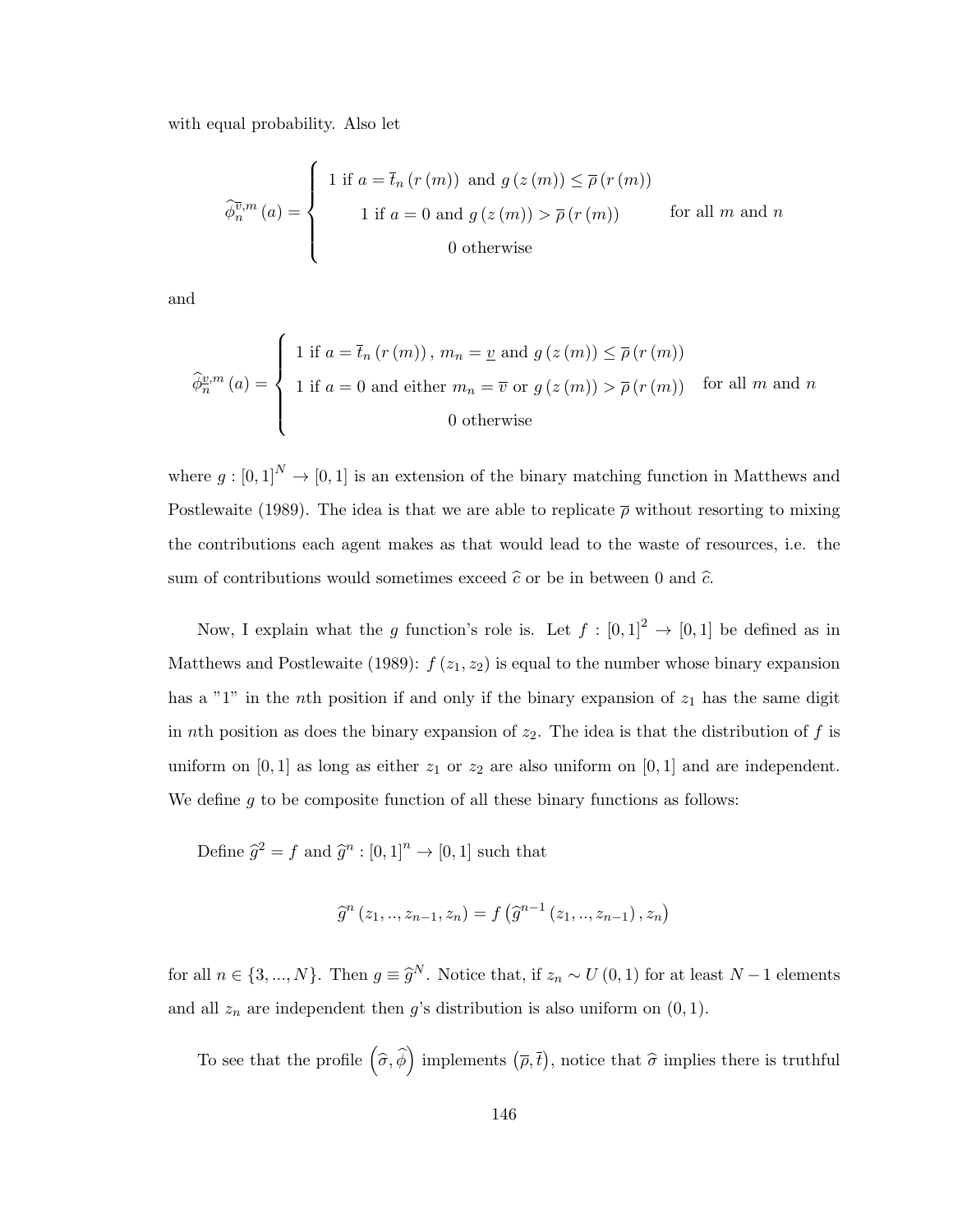with equal probability. Also let

$$\widehat{\phi}_n^{\overline{v},m}(a) = \begin{cases} 1 \text{ if } a = \overline{t}_n(r(m)) \text{ and } g(z(m)) \leq \overline{\rho}(r(m)) \\ 1 \text{ if } a = 0 \text{ and } g(z(m)) > \overline{\rho}(r(m)) \\ 0 \text{ otherwise} \end{cases} \quad \text{for all } m \text{ and } n$$

and

$$\widehat{\phi}_n^{\underline{v},m}(a) = \begin{cases} 1 \text{ if } a = \overline{t}_n(r(m)),\ m_n = \underline{v} \text{ and } g(z(m)) \leq \overline{\rho}(r(m)) \\ 1 \text{ if } a = 0 \text{ and either } m_n = \overline{v} \text{ or } g(z(m)) > \overline{\rho}(r(m)) \\ 0 \text{ otherwise} \end{cases} \quad \text{for all } m \text{ and } n$$

where $g : [0,1]^N \to [0,1]$ is an extension of the binary matching function in Matthews and Postlewaite (1989). The idea is that we are able to replicate $\overline{\rho}$ without resorting to mixing the contributions each agent makes as that would lead to the waste of resources, i.e. the sum of contributions would sometimes exceed $\widehat{c}$ or be in between 0 and $\widehat{c}$.

Now, I explain what the $g$ function's role is. Let $f : [0,1]^2 \to [0,1]$ be defined as in Matthews and Postlewaite (1989): $f(z_1, z_2)$ is equal to the number whose binary expansion has a "1" in the $n$th position if and only if the binary expansion of $z_1$ has the same digit in $n$th position as does the binary expansion of $z_2$. The idea is that the distribution of $f$ is uniform on $[0,1]$ as long as either $z_1$ or $z_2$ are also uniform on $[0,1]$ and are independent. We define $g$ to be composite function of all these binary functions as follows:

Define $\widehat{g}^2 = f$ and $\widehat{g}^n : [0,1]^n \to [0,1]$ such that

$$\widehat{g}^n(z_1, .., z_{n-1}, z_n) = f\left(\widehat{g}^{n-1}(z_1, .., z_{n-1}), z_n\right)$$

for all $n \in \{3, ..., N\}$. Then $g \equiv \widehat{g}^N$. Notice that, if $z_n \sim U(0,1)$ for at least $N-1$ elements and all $z_n$ are independent then $g$'s distribution is also uniform on $(0,1)$.

To see that the profile $\left(\widehat{\sigma}, \widehat{\phi}\right)$ implements $(\overline{\rho}, \overline{t})$, notice that $\widehat{\sigma}$ implies there is truthful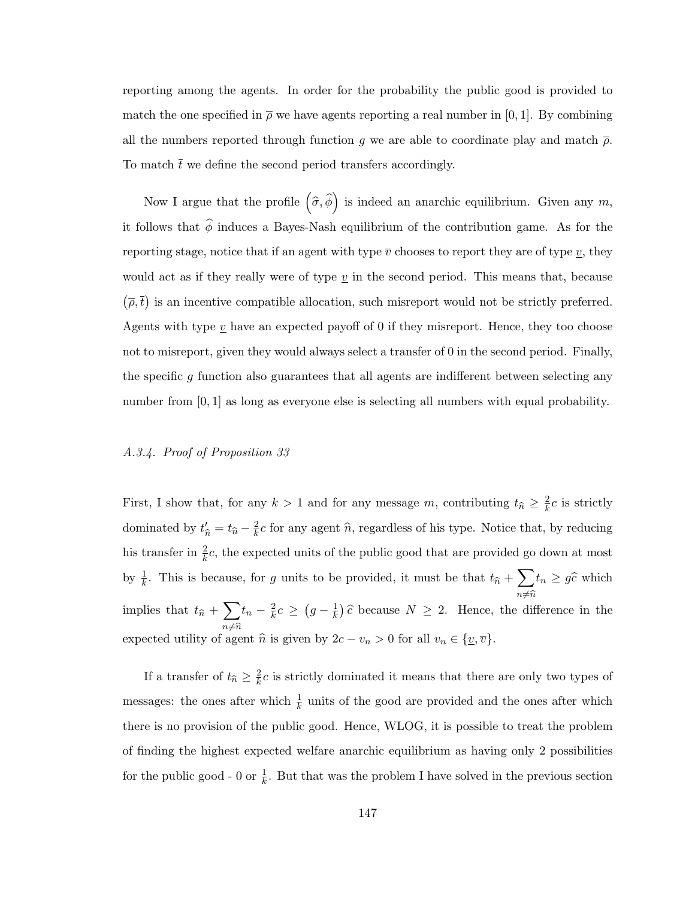reporting among the agents. In order for the probability the public good is provided to match the one specified in $\overline{\rho}$ we have agents reporting a real number in $[0,1]$. By combining all the numbers reported through function $g$ we are able to coordinate play and match $\overline{\rho}$. To match $\overline{t}$ we define the second period transfers accordingly.

Now I argue that the profile $\left(\widehat{\sigma}, \widehat{\phi}\right)$ is indeed an anarchic equilibrium. Given any $m$, it follows that $\widehat{\phi}$ induces a Bayes-Nash equilibrium of the contribution game. As for the reporting stage, notice that if an agent with type $\overline{v}$ chooses to report they are of type $\underline{v}$, they would act as if they really were of type $\underline{v}$ in the second period. This means that, because $\left(\overline{\rho}, \overline{t}\right)$ is an incentive compatible allocation, such misreport would not be strictly preferred. Agents with type $\underline{v}$ have an expected payoff of 0 if they misreport. Hence, they too choose not to misreport, given they would always select a transfer of 0 in the second period. Finally, the specific $g$ function also guarantees that all agents are indifferent between selecting any number from $[0,1]$ as long as everyone else is selecting all numbers with equal probability.

*A.3.4. Proof of Proposition 33*

First, I show that, for any $k > 1$ and for any message $m$, contributing $t_{\widehat{n}} \geq \frac{2}{k}c$ is strictly dominated by $t'_{\widehat{n}} = t_{\widehat{n}} - \frac{2}{k}c$ for any agent $\widehat{n}$, regardless of his type. Notice that, by reducing his transfer in $\frac{2}{k}c$, the expected units of the public good that are provided go down at most by $\frac{1}{k}$. This is because, for $g$ units to be provided, it must be that $t_{\widehat{n}} + \sum_{n \neq \widehat{n}} t_n \geq g\widehat{c}$ which implies that $t_{\widehat{n}} + \sum_{n \neq \widehat{n}} t_n - \frac{2}{k}c \geq \left(g - \frac{1}{k}\right)\widehat{c}$ because $N \geq 2$. Hence, the difference in the expected utility of agent $\widehat{n}$ is given by $2c - v_n > 0$ for all $v_n \in \{\underline{v}, \overline{v}\}$.

If a transfer of $t_{\widehat{n}} \geq \frac{2}{k}c$ is strictly dominated it means that there are only two types of messages: the ones after which $\frac{1}{k}$ units of the good are provided and the ones after which there is no provision of the public good. Hence, WLOG, it is possible to treat the problem of finding the highest expected welfare anarchic equilibrium as having only 2 possibilities for the public good - 0 or $\frac{1}{k}$. But that was the problem I have solved in the previous section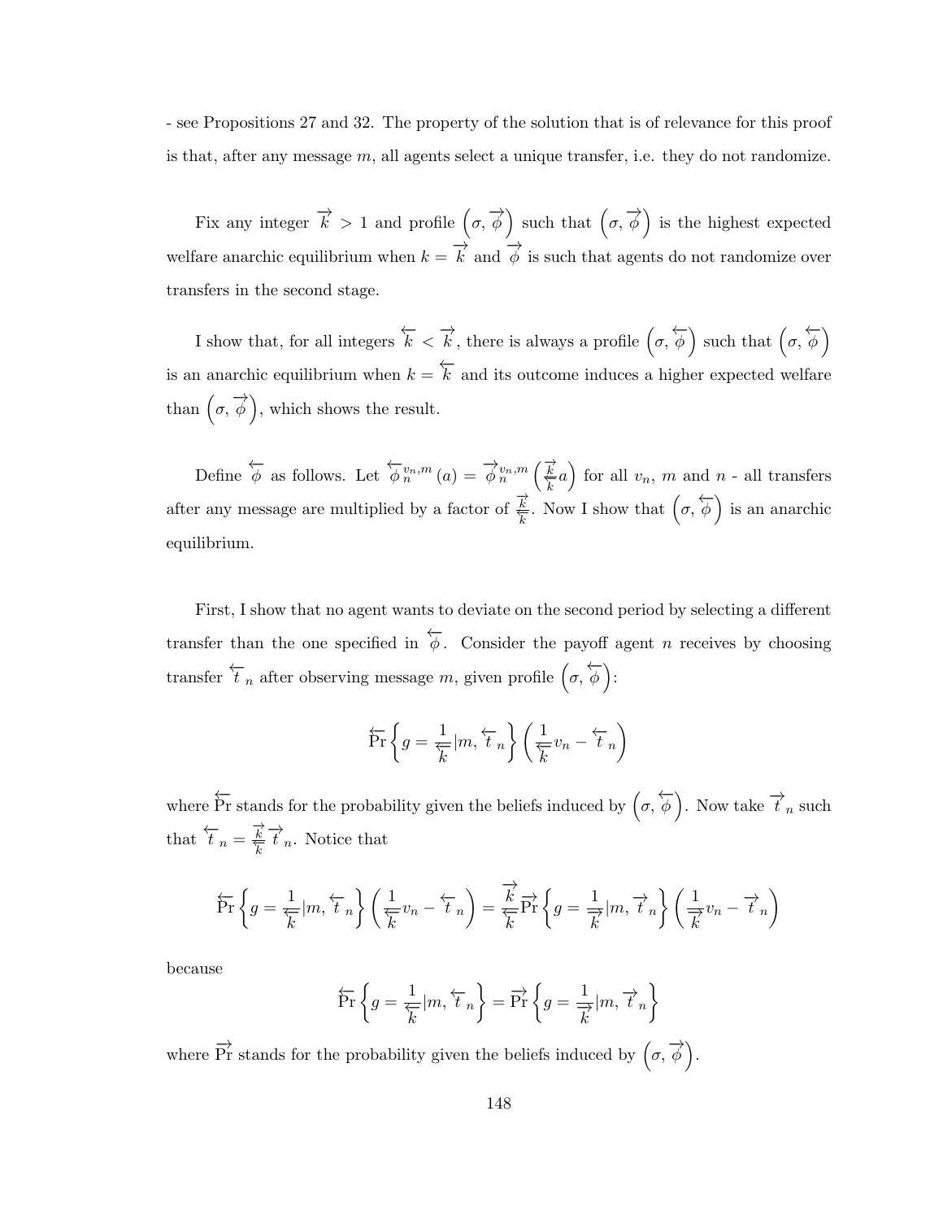- see Propositions 27 and 32. The property of the solution that is of relevance for this proof is that, after any message $m$, all agents select a unique transfer, i.e. they do not randomize.

Fix any integer $\overrightarrow{k} > 1$ and profile $\left(\sigma, \overrightarrow{\phi}\right)$ such that $\left(\sigma, \overrightarrow{\phi}\right)$ is the highest expected welfare anarchic equilibrium when $k = \overrightarrow{k}$ and $\overrightarrow{\phi}$ is such that agents do not randomize over transfers in the second stage.

I show that, for all integers $\overleftarrow{k} < \overrightarrow{k}$, there is always a profile $\left(\sigma, \overleftarrow{\phi}\right)$ such that $\left(\sigma, \overleftarrow{\phi}\right)$ is an anarchic equilibrium when $k = \overleftarrow{k}$ and its outcome induces a higher expected welfare than $\left(\sigma, \overrightarrow{\phi}\right)$, which shows the result.

Define $\overleftarrow{\phi}$ as follows. Let $\overleftarrow{\phi}_n^{v_n,m}(a) = \overrightarrow{\phi}_n^{v_n,m}\left(\frac{\overrightarrow{k}}{\overleftarrow{k}}a\right)$ for all $v_n$, $m$ and $n$ - all transfers after any message are multiplied by a factor of $\frac{\overrightarrow{k}}{\overleftarrow{k}}$. Now I show that $\left(\sigma, \overleftarrow{\phi}\right)$ is an anarchic equilibrium.

First, I show that no agent wants to deviate on the second period by selecting a different transfer than the one specified in $\overleftarrow{\phi}$. Consider the payoff agent $n$ receives by choosing transfer $\overleftarrow{t}_n$ after observing message $m$, given profile $\left(\sigma, \overleftarrow{\phi}\right)$:

$$\overleftarrow{\Pr}\left\{g = \frac{1}{\overleftarrow{k}}|m, \overleftarrow{t}_n\right\}\left(\frac{1}{\overleftarrow{k}}v_n - \overleftarrow{t}_n\right)$$

where $\overleftarrow{\Pr}$ stands for the probability given the beliefs induced by $\left(\sigma, \overleftarrow{\phi}\right)$. Now take $\overrightarrow{t}_n$ such that $\overleftarrow{t}_n = \frac{\overrightarrow{k}}{\overleftarrow{k}}\overrightarrow{t}_n$. Notice that

$$\overleftarrow{\Pr}\left\{g = \frac{1}{\overleftarrow{k}}|m, \overleftarrow{t}_n\right\}\left(\frac{1}{\overleftarrow{k}}v_n - \overleftarrow{t}_n\right) = \frac{\overrightarrow{k}}{\overleftarrow{k}}\overrightarrow{\Pr}\left\{g = \frac{1}{\overrightarrow{k}}|m, \overrightarrow{t}_n\right\}\left(\frac{1}{\overrightarrow{k}}v_n - \overrightarrow{t}_n\right)$$

because

$$\overleftarrow{\Pr}\left\{g = \frac{1}{\overleftarrow{k}}|m, \overleftarrow{t}_n\right\} = \overrightarrow{\Pr}\left\{g = \frac{1}{\overrightarrow{k}}|m, \overrightarrow{t}_n\right\}$$

where $\overrightarrow{\Pr}$ stands for the probability given the beliefs induced by $\left(\sigma, \overrightarrow{\phi}\right)$.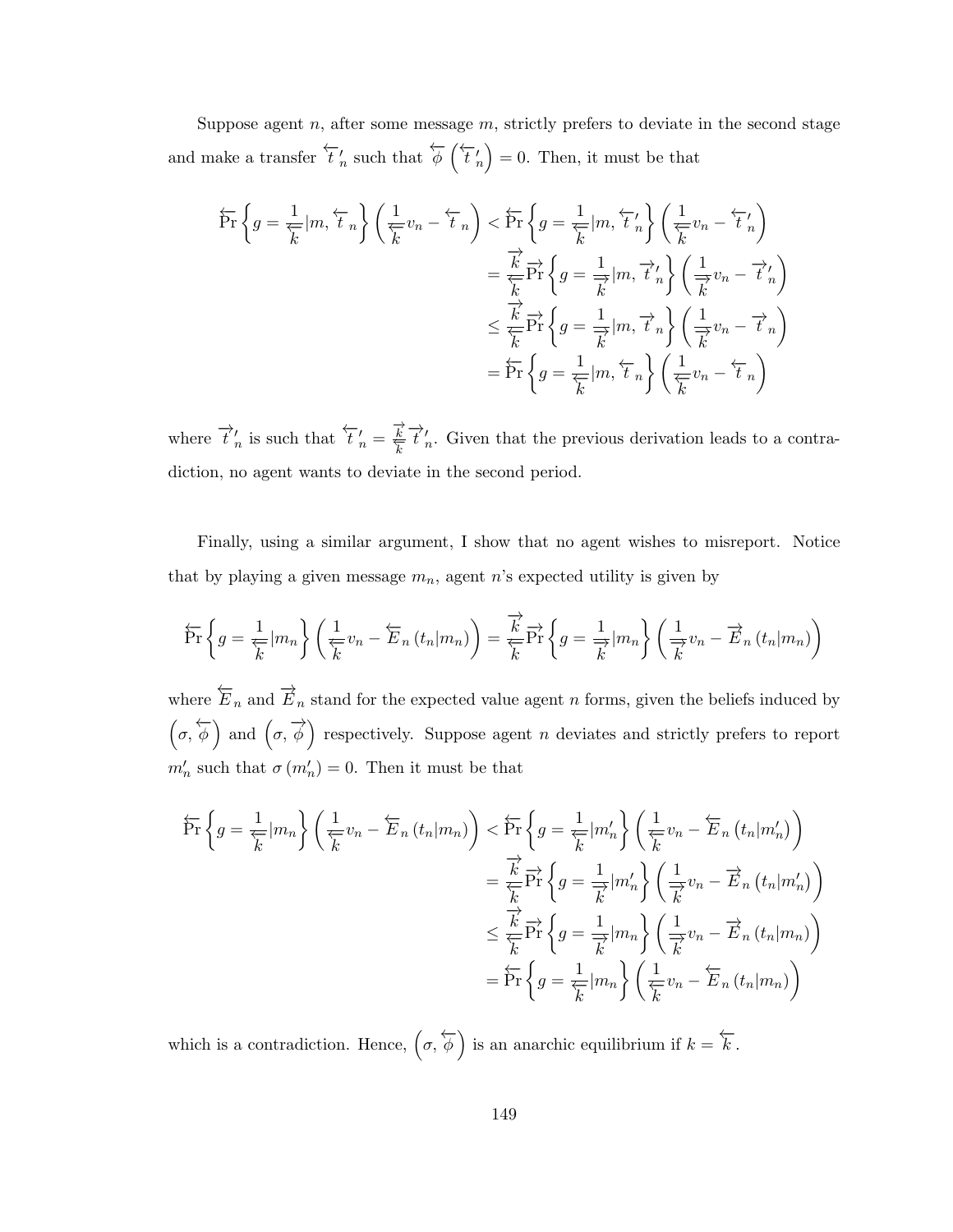Suppose agent $n$, after some message $m$, strictly prefers to deviate in the second stage and make a transfer $\overleftarrow{t}'_n$ such that $\overleftarrow{\phi}\left(\overleftarrow{t}'_n\right) = 0$. Then, it must be that

$$
\begin{aligned}
\overleftarrow{\Pr}\left\{g = \frac{1}{\overleftarrow{k}}|m, \overleftarrow{t}_n\right\}\left(\frac{1}{\overleftarrow{k}}v_n - \overleftarrow{t}_n\right) &< \overleftarrow{\Pr}\left\{g = \frac{1}{\overleftarrow{k}}|m, \overleftarrow{t}'_n\right\}\left(\frac{1}{\overleftarrow{k}}v_n - \overleftarrow{t}'_n\right) \\
&= \frac{\overrightarrow{k}}{\overleftarrow{k}}\overrightarrow{\Pr}\left\{g = \frac{1}{\overrightarrow{k}}|m, \overrightarrow{t}'_n\right\}\left(\frac{1}{\overrightarrow{k}}v_n - \overrightarrow{t}'_n\right) \\
&\leq \frac{\overrightarrow{k}}{\overleftarrow{k}}\overrightarrow{\Pr}\left\{g = \frac{1}{\overrightarrow{k}}|m, \overrightarrow{t}_n\right\}\left(\frac{1}{\overrightarrow{k}}v_n - \overrightarrow{t}_n\right) \\
&= \overleftarrow{\Pr}\left\{g = \frac{1}{\overleftarrow{k}}|m, \overleftarrow{t}_n\right\}\left(\frac{1}{\overleftarrow{k}}v_n - \overleftarrow{t}_n\right)
\end{aligned}
$$

where $\overrightarrow{t}'_n$ is such that $\overleftarrow{t}'_n = \frac{\overrightarrow{k}}{\overleftarrow{k}}\overrightarrow{t}'_n$. Given that the previous derivation leads to a contradiction, no agent wants to deviate in the second period.

Finally, using a similar argument, I show that no agent wishes to misreport. Notice that by playing a given message $m_n$, agent $n$'s expected utility is given by

$$
\overleftarrow{\Pr}\left\{g = \frac{1}{\overleftarrow{k}}|m_n\right\}\left(\frac{1}{\overleftarrow{k}}v_n - \overleftarrow{E}_n\left(t_n|m_n\right)\right) = \frac{\overrightarrow{k}}{\overleftarrow{k}}\overrightarrow{\Pr}\left\{g = \frac{1}{\overrightarrow{k}}|m_n\right\}\left(\frac{1}{\overrightarrow{k}}v_n - \overrightarrow{E}_n\left(t_n|m_n\right)\right)
$$

where $\overleftarrow{E}_n$ and $\overrightarrow{E}_n$ stand for the expected value agent $n$ forms, given the beliefs induced by $\left(\sigma, \overleftarrow{\phi}\right)$ and $\left(\sigma, \overrightarrow{\phi}\right)$ respectively. Suppose agent $n$ deviates and strictly prefers to report $m'_n$ such that $\sigma\left(m'_n\right) = 0$. Then it must be that

$$
\begin{aligned}
\overleftarrow{\Pr}\left\{g = \frac{1}{\overleftarrow{k}}|m_n\right\}\left(\frac{1}{\overleftarrow{k}}v_n - \overleftarrow{E}_n\left(t_n|m_n\right)\right) &< \overleftarrow{\Pr}\left\{g = \frac{1}{\overleftarrow{k}}|m'_n\right\}\left(\frac{1}{\overleftarrow{k}}v_n - \overleftarrow{E}_n\left(t_n|m'_n\right)\right) \\
&= \frac{\overrightarrow{k}}{\overleftarrow{k}}\overrightarrow{\Pr}\left\{g = \frac{1}{\overrightarrow{k}}|m'_n\right\}\left(\frac{1}{\overrightarrow{k}}v_n - \overrightarrow{E}_n\left(t_n|m'_n\right)\right) \\
&\leq \frac{\overrightarrow{k}}{\overleftarrow{k}}\overrightarrow{\Pr}\left\{g = \frac{1}{\overrightarrow{k}}|m_n\right\}\left(\frac{1}{\overrightarrow{k}}v_n - \overrightarrow{E}_n\left(t_n|m_n\right)\right) \\
&= \overleftarrow{\Pr}\left\{g = \frac{1}{\overleftarrow{k}}|m_n\right\}\left(\frac{1}{\overleftarrow{k}}v_n - \overleftarrow{E}_n\left(t_n|m_n\right)\right)
\end{aligned}
$$

which is a contradiction. Hence, $\left(\sigma, \overleftarrow{\phi}\right)$ is an anarchic equilibrium if $k = \overleftarrow{k}$.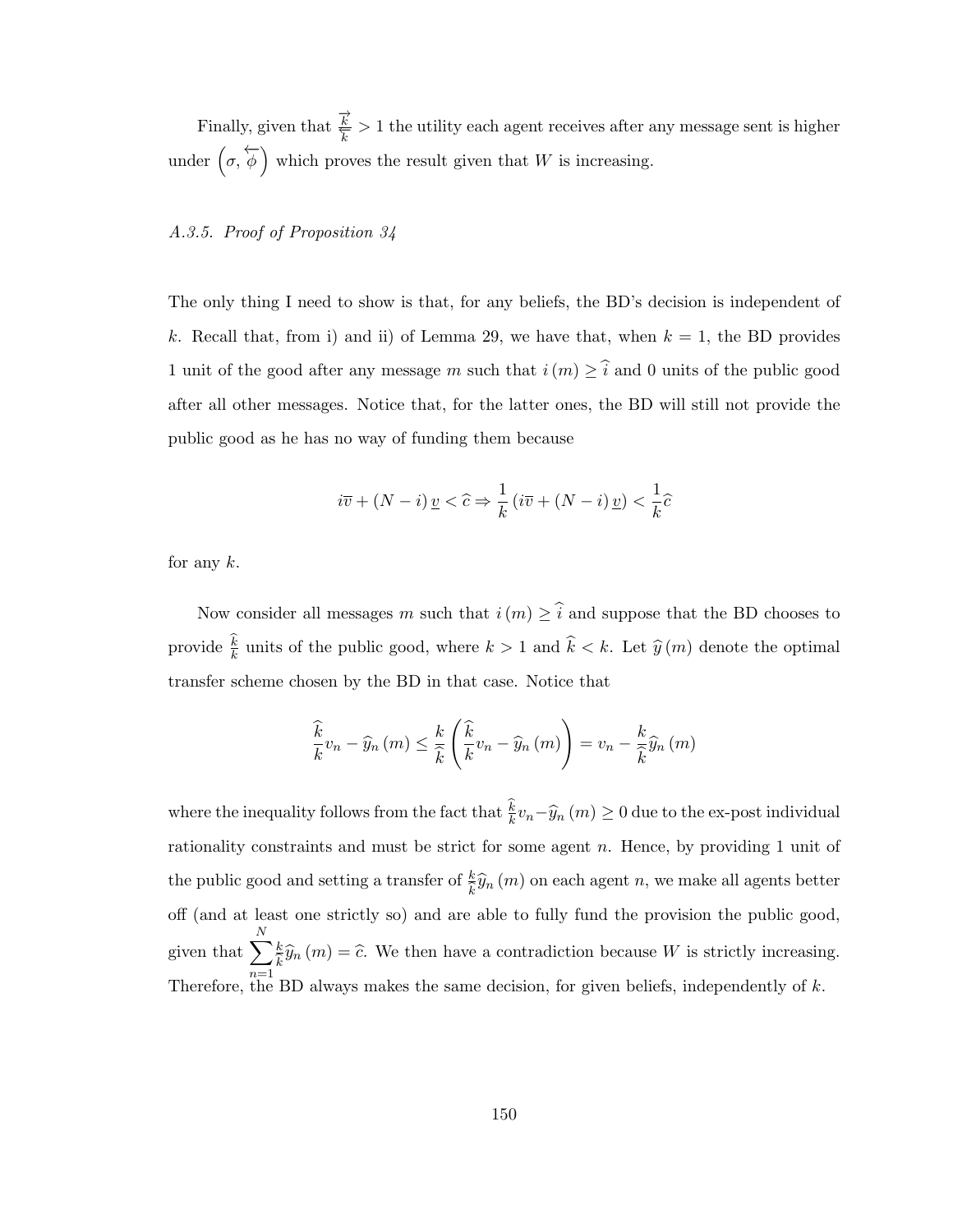Finally, given that $\frac{\overrightarrow{k}}{\overline{k}} > 1$ the utility each agent receives after any message sent is higher under $\left(\sigma, \overleftarrow{\phi}\right)$ which proves the result given that $W$ is increasing.

### *A.3.5. Proof of Proposition 34*

The only thing I need to show is that, for any beliefs, the BD's decision is independent of $k$. Recall that, from i) and ii) of Lemma 29, we have that, when $k = 1$, the BD provides 1 unit of the good after any message $m$ such that $i(m) \geq \widehat{i}$ and 0 units of the public good after all other messages. Notice that, for the latter ones, the BD will still not provide the public good as he has no way of funding them because

$$i\overline{v} + (N - i)\underline{v} < \widehat{c} \Rightarrow \frac{1}{k}\left(i\overline{v} + (N - i)\underline{v}\right) < \frac{1}{k}\widehat{c}$$

for any $k$.

Now consider all messages $m$ such that $i(m) \geq \widehat{i}$ and suppose that the BD chooses to provide $\frac{\widehat{k}}{k}$ units of the public good, where $k > 1$ and $\widehat{k} < k$. Let $\widehat{y}(m)$ denote the optimal transfer scheme chosen by the BD in that case. Notice that

$$\frac{\widehat{k}}{k}v_n - \widehat{y}_n(m) \leq \frac{k}{\widehat{k}}\left(\frac{\widehat{k}}{k}v_n - \widehat{y}_n(m)\right) = v_n - \frac{k}{\widehat{k}}\widehat{y}_n(m)$$

where the inequality follows from the fact that $\frac{\widehat{k}}{k}v_n - \widehat{y}_n(m) \geq 0$ due to the ex-post individual rationality constraints and must be strict for some agent $n$. Hence, by providing 1 unit of the public good and setting a transfer of $\frac{k}{\widehat{k}}\widehat{y}_n(m)$ on each agent $n$, we make all agents better off (and at least one strictly so) and are able to fully fund the provision the public good, given that $\sum_{n=1}^{N}\frac{k}{\widehat{k}}\widehat{y}_n(m) = \widehat{c}$. We then have a contradiction because $W$ is strictly increasing. Therefore, the BD always makes the same decision, for given beliefs, independently of $k$.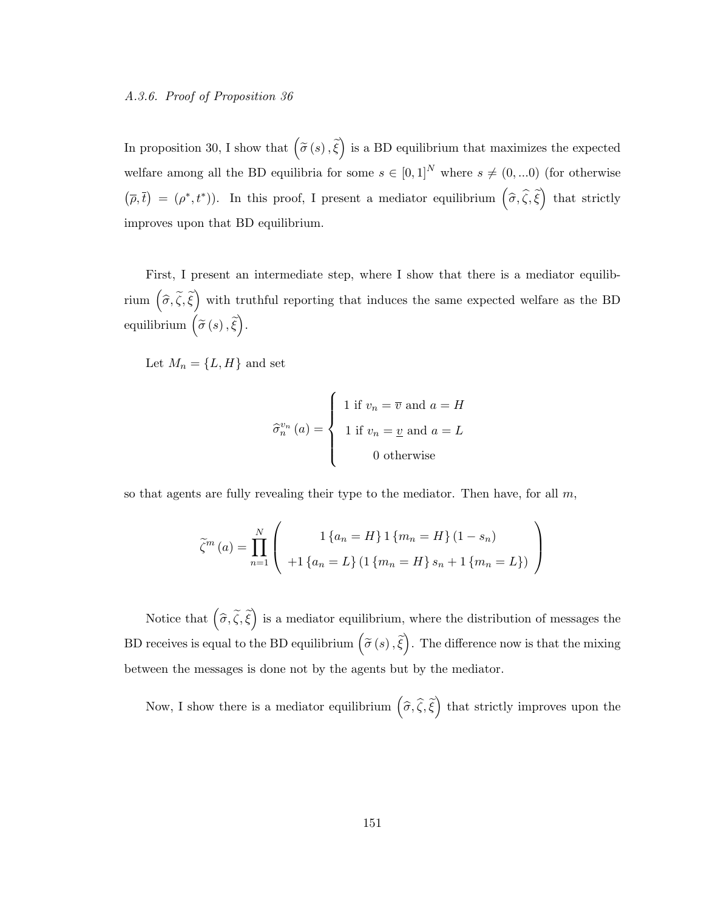*A.3.6. Proof of Proposition 36*

In proposition 30, I show that $\left(\widetilde{\sigma}\left(s\right),\widetilde{\xi}\right)$ is a BD equilibrium that maximizes the expected welfare among all the BD equilibria for some $s \in [0,1]^N$ where $s \neq (0,...0)$ (for otherwise $\left(\overline{\rho},\overline{t}\right) = (\rho^*, t^*)$). In this proof, I present a mediator equilibrium $\left(\widehat{\sigma},\widehat{\zeta},\widetilde{\xi}\right)$ that strictly improves upon that BD equilibrium.

First, I present an intermediate step, where I show that there is a mediator equilibrium $\left(\widehat{\sigma},\widetilde{\zeta},\widetilde{\xi}\right)$ with truthful reporting that induces the same expected welfare as the BD equilibrium $\left(\widetilde{\sigma}\left(s\right),\widetilde{\xi}\right)$.

Let $M_n = \{L, H\}$ and set

$$\widehat{\sigma}_n^{v_n}\left(a\right) = \begin{cases} 1 \text{ if } v_n = \overline{v} \text{ and } a = H \\ 1 \text{ if } v_n = \underline{v} \text{ and } a = L \\ 0 \text{ otherwise} \end{cases}$$

so that agents are fully revealing their type to the mediator. Then have, for all $m$,

$$\widetilde{\zeta}^m\left(a\right) = \prod_{n=1}^{N} \left( \begin{array}{c} 1\left\{a_n = H\right\} 1\left\{m_n = H\right\}\left(1 - s_n\right) \\ +1\left\{a_n = L\right\}\left(1\left\{m_n = H\right\} s_n + 1\left\{m_n = L\right\}\right) \end{array} \right)$$

Notice that $\left(\widehat{\sigma},\widetilde{\zeta},\widetilde{\xi}\right)$ is a mediator equilibrium, where the distribution of messages the BD receives is equal to the BD equilibrium $\left(\widetilde{\sigma}\left(s\right),\widetilde{\xi}\right)$. The difference now is that the mixing between the messages is done not by the agents but by the mediator.

Now, I show there is a mediator equilibrium $\left(\widehat{\sigma},\widehat{\zeta},\widetilde{\xi}\right)$ that strictly improves upon the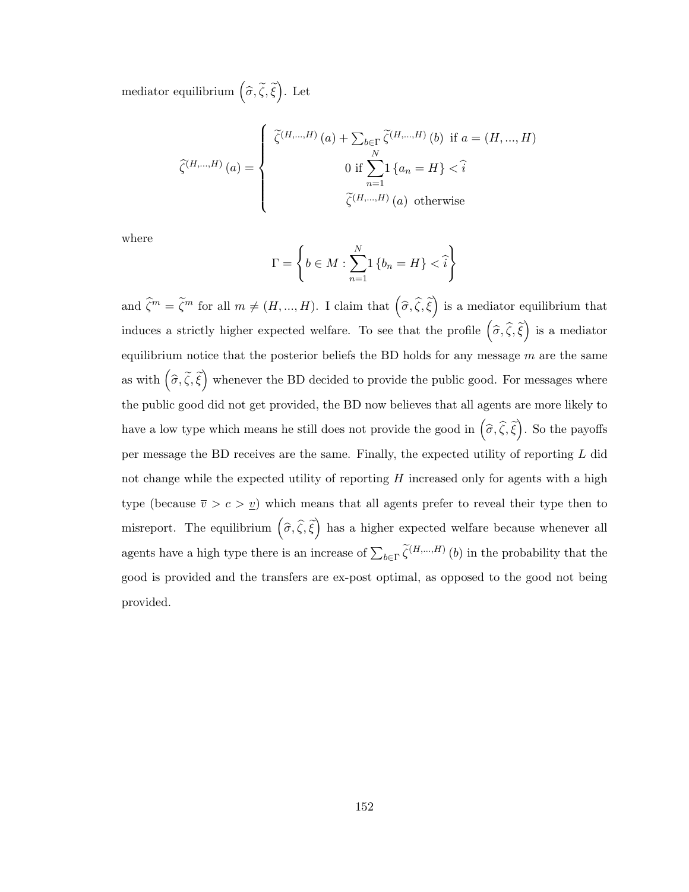mediator equilibrium $\left(\widehat{\sigma}, \widetilde{\zeta}, \widetilde{\xi}\right)$. Let

$$\widehat{\zeta}^{(H,...,H)}(a) = \begin{cases} \widetilde{\zeta}^{(H,...,H)}(a) + \sum_{b \in \Gamma} \widetilde{\zeta}^{(H,...,H)}(b) \text{ if } a = (H,...,H) \\ 0 \text{ if } \sum_{n=1}^{N} 1\{a_n = H\} < \widehat{i} \\ \widetilde{\zeta}^{(H,...,H)}(a) \text{ otherwise} \end{cases}$$

where

$$\Gamma = \left\{ b \in M : \sum_{n=1}^{N} 1\{b_n = H\} < \widehat{i} \right\}$$

and $\widehat{\zeta}^m = \widetilde{\zeta}^m$ for all $m \neq (H,...,H)$. I claim that $\left(\widehat{\sigma}, \widehat{\zeta}, \widetilde{\xi}\right)$ is a mediator equilibrium that induces a strictly higher expected welfare. To see that the profile $\left(\widehat{\sigma}, \widehat{\zeta}, \widetilde{\xi}\right)$ is a mediator equilibrium notice that the posterior beliefs the BD holds for any message $m$ are the same as with $\left(\widehat{\sigma}, \widetilde{\zeta}, \widetilde{\xi}\right)$ whenever the BD decided to provide the public good. For messages where the public good did not get provided, the BD now believes that all agents are more likely to have a low type which means he still does not provide the good in $\left(\widehat{\sigma}, \widehat{\zeta}, \widetilde{\xi}\right)$. So the payoffs per message the BD receives are the same. Finally, the expected utility of reporting $L$ did not change while the expected utility of reporting $H$ increased only for agents with a high type (because $\overline{v} > c > \underline{v}$) which means that all agents prefer to reveal their type then to misreport. The equilibrium $\left(\widehat{\sigma}, \widehat{\zeta}, \widetilde{\xi}\right)$ has a higher expected welfare because whenever all agents have a high type there is an increase of $\sum_{b \in \Gamma} \widetilde{\zeta}^{(H,...,H)}(b)$ in the probability that the good is provided and the transfers are ex-post optimal, as opposed to the good not being provided.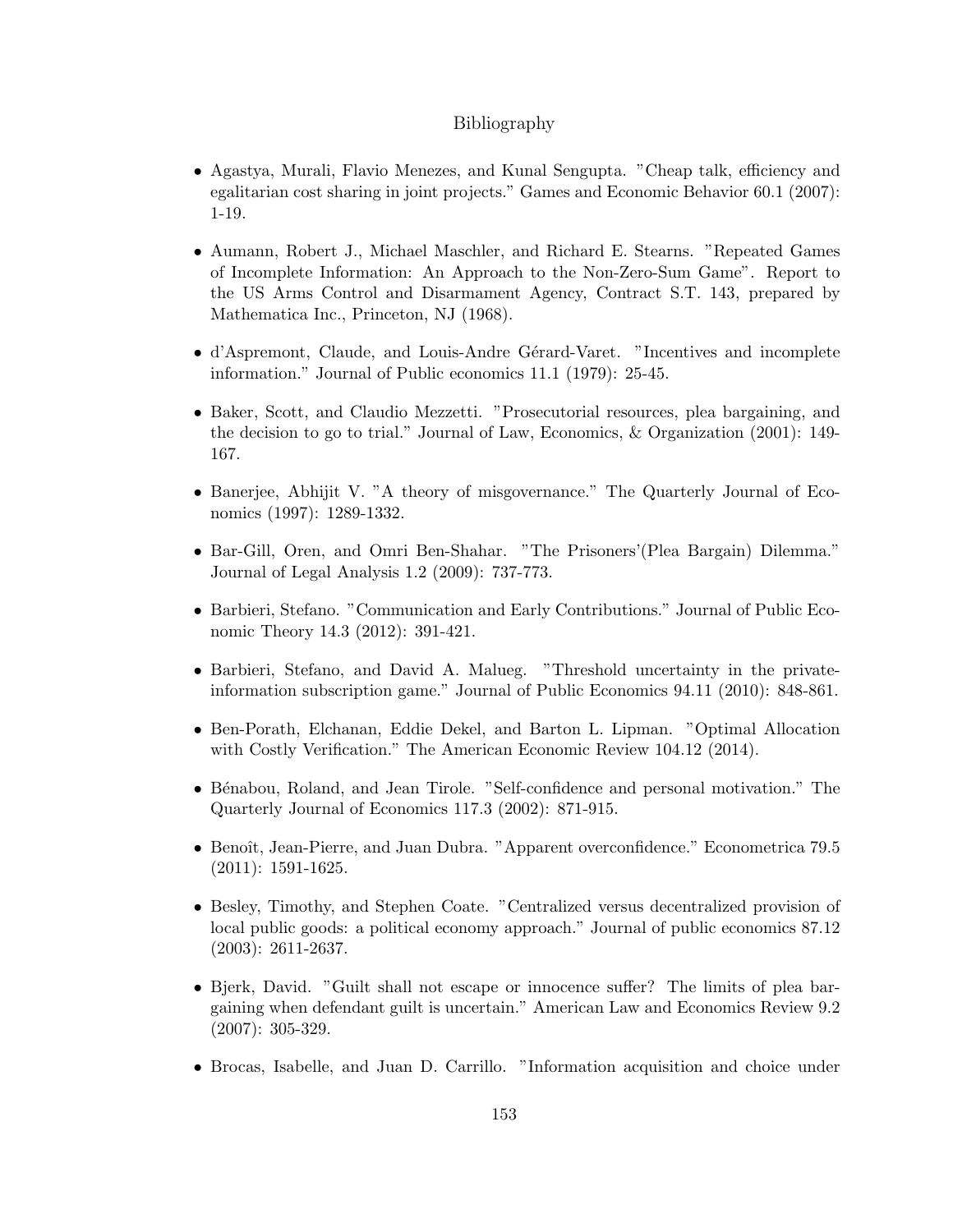# Bibliography

- Agastya, Murali, Flavio Menezes, and Kunal Sengupta. "Cheap talk, efficiency and egalitarian cost sharing in joint projects." Games and Economic Behavior 60.1 (2007): 1-19.
- Aumann, Robert J., Michael Maschler, and Richard E. Stearns. "Repeated Games of Incomplete Information: An Approach to the Non-Zero-Sum Game". Report to the US Arms Control and Disarmament Agency, Contract S.T. 143, prepared by Mathematica Inc., Princeton, NJ (1968).
- d'Aspremont, Claude, and Louis-Andre Gérard-Varet. "Incentives and incomplete information." Journal of Public economics 11.1 (1979): 25-45.
- Baker, Scott, and Claudio Mezzetti. "Prosecutorial resources, plea bargaining, and the decision to go to trial." Journal of Law, Economics, & Organization (2001): 149-167.
- Banerjee, Abhijit V. "A theory of misgovernance." The Quarterly Journal of Economics (1997): 1289-1332.
- Bar-Gill, Oren, and Omri Ben-Shahar. "The Prisoners'(Plea Bargain) Dilemma." Journal of Legal Analysis 1.2 (2009): 737-773.
- Barbieri, Stefano. "Communication and Early Contributions." Journal of Public Economic Theory 14.3 (2012): 391-421.
- Barbieri, Stefano, and David A. Malueg. "Threshold uncertainty in the private-information subscription game." Journal of Public Economics 94.11 (2010): 848-861.
- Ben-Porath, Elchanan, Eddie Dekel, and Barton L. Lipman. "Optimal Allocation with Costly Verification." The American Economic Review 104.12 (2014).
- Bénabou, Roland, and Jean Tirole. "Self-confidence and personal motivation." The Quarterly Journal of Economics 117.3 (2002): 871-915.
- Benoît, Jean-Pierre, and Juan Dubra. "Apparent overconfidence." Econometrica 79.5 (2011): 1591-1625.
- Besley, Timothy, and Stephen Coate. "Centralized versus decentralized provision of local public goods: a political economy approach." Journal of public economics 87.12 (2003): 2611-2637.
- Bjerk, David. "Guilt shall not escape or innocence suffer? The limits of plea bargaining when defendant guilt is uncertain." American Law and Economics Review 9.2 (2007): 305-329.
- Brocas, Isabelle, and Juan D. Carrillo. "Information acquisition and choice under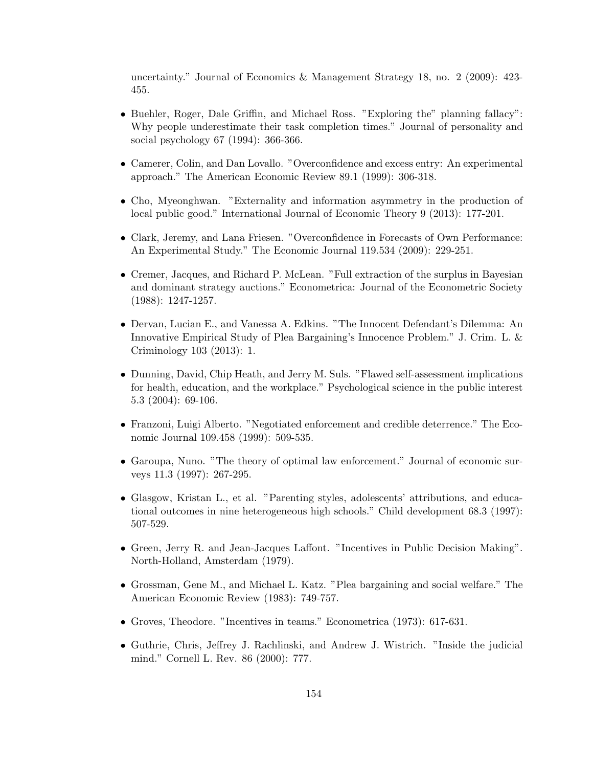uncertainty." Journal of Economics & Management Strategy 18, no. 2 (2009): 423-455.

- Buehler, Roger, Dale Griffin, and Michael Ross. "Exploring the" planning fallacy": Why people underestimate their task completion times." Journal of personality and social psychology 67 (1994): 366-366.
- Camerer, Colin, and Dan Lovallo. "Overconfidence and excess entry: An experimental approach." The American Economic Review 89.1 (1999): 306-318.
- Cho, Myeonghwan. "Externality and information asymmetry in the production of local public good." International Journal of Economic Theory 9 (2013): 177-201.
- Clark, Jeremy, and Lana Friesen. "Overconfidence in Forecasts of Own Performance: An Experimental Study." The Economic Journal 119.534 (2009): 229-251.
- Cremer, Jacques, and Richard P. McLean. "Full extraction of the surplus in Bayesian and dominant strategy auctions." Econometrica: Journal of the Econometric Society (1988): 1247-1257.
- Dervan, Lucian E., and Vanessa A. Edkins. "The Innocent Defendant's Dilemma: An Innovative Empirical Study of Plea Bargaining's Innocence Problem." J. Crim. L. & Criminology 103 (2013): 1.
- Dunning, David, Chip Heath, and Jerry M. Suls. "Flawed self-assessment implications for health, education, and the workplace." Psychological science in the public interest 5.3 (2004): 69-106.
- Franzoni, Luigi Alberto. "Negotiated enforcement and credible deterrence." The Economic Journal 109.458 (1999): 509-535.
- Garoupa, Nuno. "The theory of optimal law enforcement." Journal of economic surveys 11.3 (1997): 267-295.
- Glasgow, Kristan L., et al. "Parenting styles, adolescents' attributions, and educational outcomes in nine heterogeneous high schools." Child development 68.3 (1997): 507-529.
- Green, Jerry R. and Jean-Jacques Laffont. "Incentives in Public Decision Making". North-Holland, Amsterdam (1979).
- Grossman, Gene M., and Michael L. Katz. "Plea bargaining and social welfare." The American Economic Review (1983): 749-757.
- Groves, Theodore. "Incentives in teams." Econometrica (1973): 617-631.
- Guthrie, Chris, Jeffrey J. Rachlinski, and Andrew J. Wistrich. "Inside the judicial mind." Cornell L. Rev. 86 (2000): 777.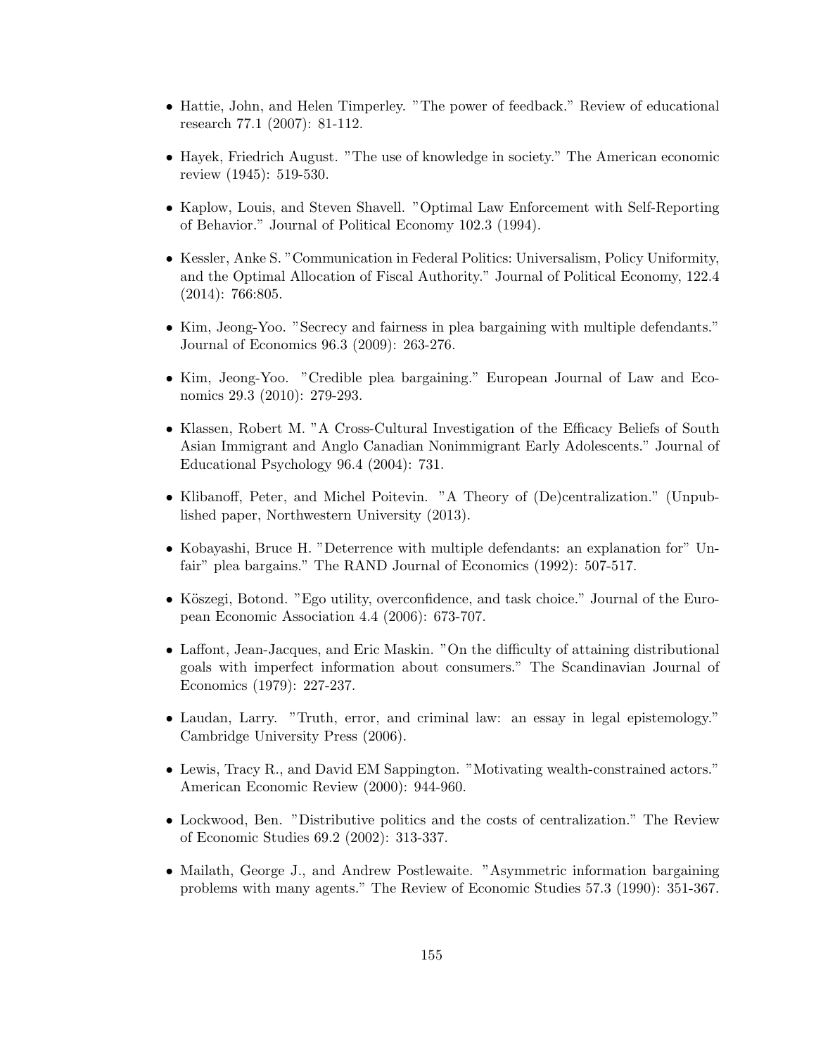- Hattie, John, and Helen Timperley. "The power of feedback." Review of educational research 77.1 (2007): 81-112.

- Hayek, Friedrich August. "The use of knowledge in society." The American economic review (1945): 519-530.

- Kaplow, Louis, and Steven Shavell. "Optimal Law Enforcement with Self-Reporting of Behavior." Journal of Political Economy 102.3 (1994).

- Kessler, Anke S. "Communication in Federal Politics: Universalism, Policy Uniformity, and the Optimal Allocation of Fiscal Authority." Journal of Political Economy, 122.4 (2014): 766:805.

- Kim, Jeong-Yoo. "Secrecy and fairness in plea bargaining with multiple defendants." Journal of Economics 96.3 (2009): 263-276.

- Kim, Jeong-Yoo. "Credible plea bargaining." European Journal of Law and Economics 29.3 (2010): 279-293.

- Klassen, Robert M. "A Cross-Cultural Investigation of the Efficacy Beliefs of South Asian Immigrant and Anglo Canadian Nonimmigrant Early Adolescents." Journal of Educational Psychology 96.4 (2004): 731.

- Klibanoff, Peter, and Michel Poitevin. "A Theory of (De)centralization." (Unpublished paper, Northwestern University (2013).

- Kobayashi, Bruce H. "Deterrence with multiple defendants: an explanation for" Unfair" plea bargains." The RAND Journal of Economics (1992): 507-517.

- Köszegi, Botond. "Ego utility, overconfidence, and task choice." Journal of the European Economic Association 4.4 (2006): 673-707.

- Laffont, Jean-Jacques, and Eric Maskin. "On the difficulty of attaining distributional goals with imperfect information about consumers." The Scandinavian Journal of Economics (1979): 227-237.

- Laudan, Larry. "Truth, error, and criminal law: an essay in legal epistemology." Cambridge University Press (2006).

- Lewis, Tracy R., and David EM Sappington. "Motivating wealth-constrained actors." American Economic Review (2000): 944-960.

- Lockwood, Ben. "Distributive politics and the costs of centralization." The Review of Economic Studies 69.2 (2002): 313-337.

- Mailath, George J., and Andrew Postlewaite. "Asymmetric information bargaining problems with many agents." The Review of Economic Studies 57.3 (1990): 351-367.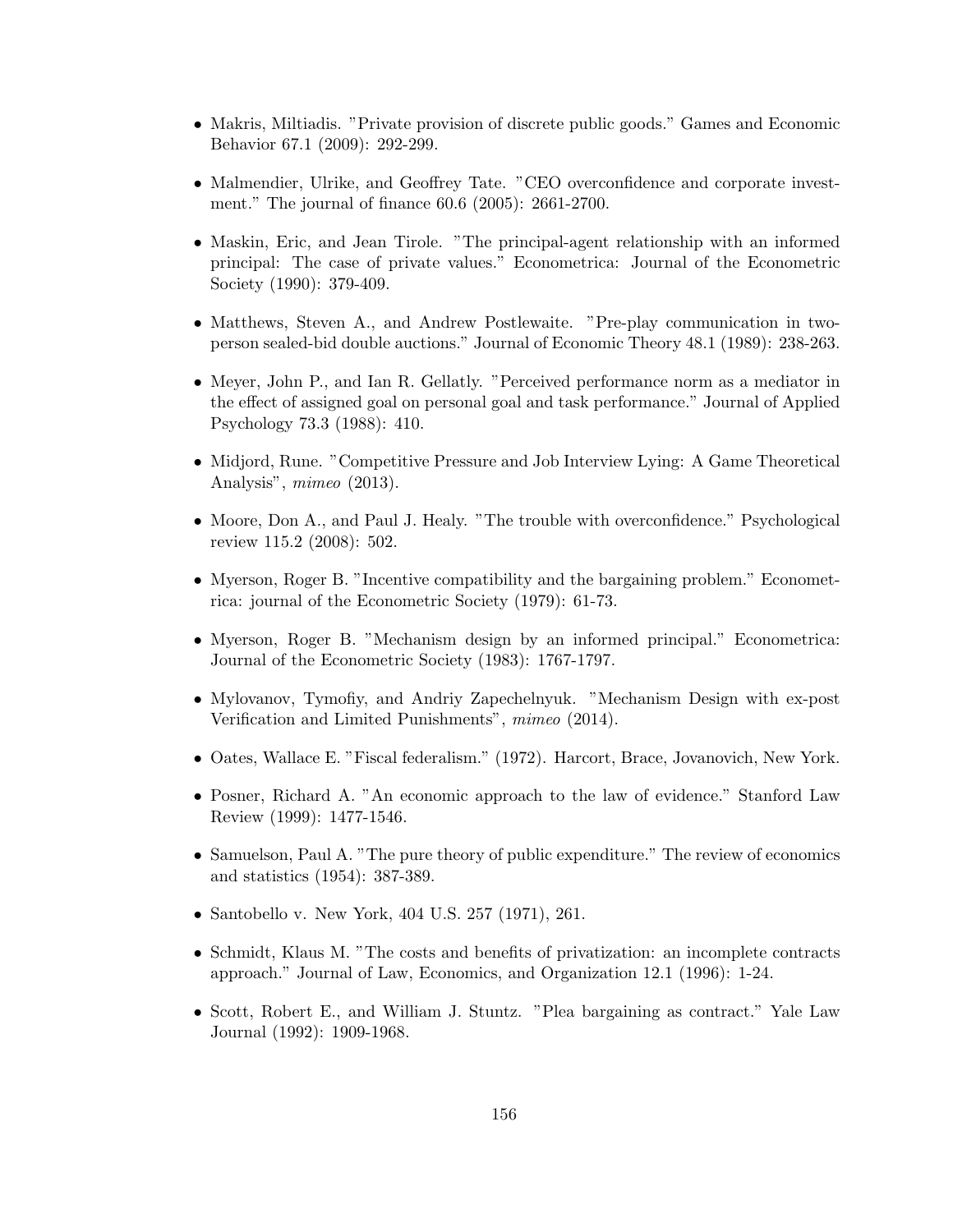- Makris, Miltiadis. "Private provision of discrete public goods." Games and Economic Behavior 67.1 (2009): 292-299.
- Malmendier, Ulrike, and Geoffrey Tate. "CEO overconfidence and corporate investment." The journal of finance 60.6 (2005): 2661-2700.
- Maskin, Eric, and Jean Tirole. "The principal-agent relationship with an informed principal: The case of private values." Econometrica: Journal of the Econometric Society (1990): 379-409.
- Matthews, Steven A., and Andrew Postlewaite. "Pre-play communication in two-person sealed-bid double auctions." Journal of Economic Theory 48.1 (1989): 238-263.
- Meyer, John P., and Ian R. Gellatly. "Perceived performance norm as a mediator in the effect of assigned goal on personal goal and task performance." Journal of Applied Psychology 73.3 (1988): 410.
- Midjord, Rune. "Competitive Pressure and Job Interview Lying: A Game Theoretical Analysis", *mimeo* (2013).
- Moore, Don A., and Paul J. Healy. "The trouble with overconfidence." Psychological review 115.2 (2008): 502.
- Myerson, Roger B. "Incentive compatibility and the bargaining problem." Econometrica: journal of the Econometric Society (1979): 61-73.
- Myerson, Roger B. "Mechanism design by an informed principal." Econometrica: Journal of the Econometric Society (1983): 1767-1797.
- Mylovanov, Tymofiy, and Andriy Zapechelnyuk. "Mechanism Design with ex-post Verification and Limited Punishments", *mimeo* (2014).
- Oates, Wallace E. "Fiscal federalism." (1972). Harcort, Brace, Jovanovich, New York.
- Posner, Richard A. "An economic approach to the law of evidence." Stanford Law Review (1999): 1477-1546.
- Samuelson, Paul A. "The pure theory of public expenditure." The review of economics and statistics (1954): 387-389.
- Santobello v. New York, 404 U.S. 257 (1971), 261.
- Schmidt, Klaus M. "The costs and benefits of privatization: an incomplete contracts approach." Journal of Law, Economics, and Organization 12.1 (1996): 1-24.
- Scott, Robert E., and William J. Stuntz. "Plea bargaining as contract." Yale Law Journal (1992): 1909-1968.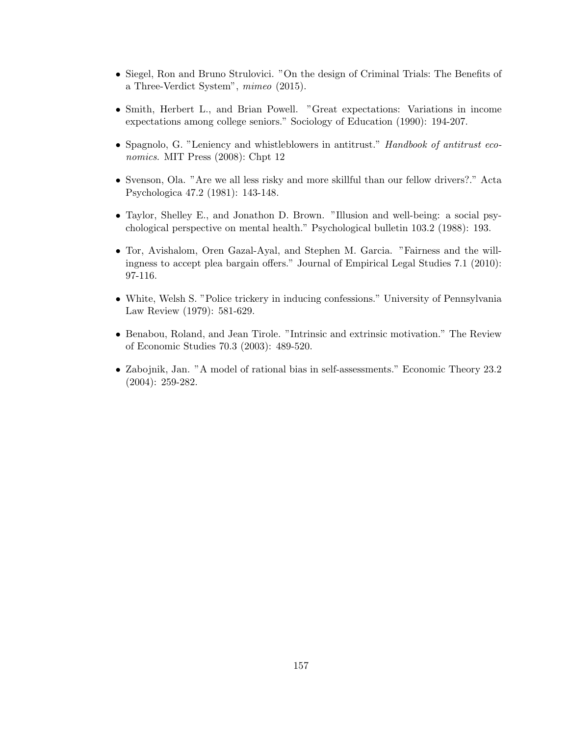- Siegel, Ron and Bruno Strulovici. "On the design of Criminal Trials: The Benefits of a Three-Verdict System", *mimeo* (2015).

- Smith, Herbert L., and Brian Powell. "Great expectations: Variations in income expectations among college seniors." Sociology of Education (1990): 194-207.

- Spagnolo, G. "Leniency and whistleblowers in antitrust." *Handbook of antitrust economics*. MIT Press (2008): Chpt 12

- Svenson, Ola. "Are we all less risky and more skillful than our fellow drivers?." Acta Psychologica 47.2 (1981): 143-148.

- Taylor, Shelley E., and Jonathon D. Brown. "Illusion and well-being: a social psychological perspective on mental health." Psychological bulletin 103.2 (1988): 193.

- Tor, Avishalom, Oren Gazal-Ayal, and Stephen M. Garcia. "Fairness and the willingness to accept plea bargain offers." Journal of Empirical Legal Studies 7.1 (2010): 97-116.

- White, Welsh S. "Police trickery in inducing confessions." University of Pennsylvania Law Review (1979): 581-629.

- Benabou, Roland, and Jean Tirole. "Intrinsic and extrinsic motivation." The Review of Economic Studies 70.3 (2003): 489-520.

- Zabojnik, Jan. "A model of rational bias in self-assessments." Economic Theory 23.2 (2004): 259-282.